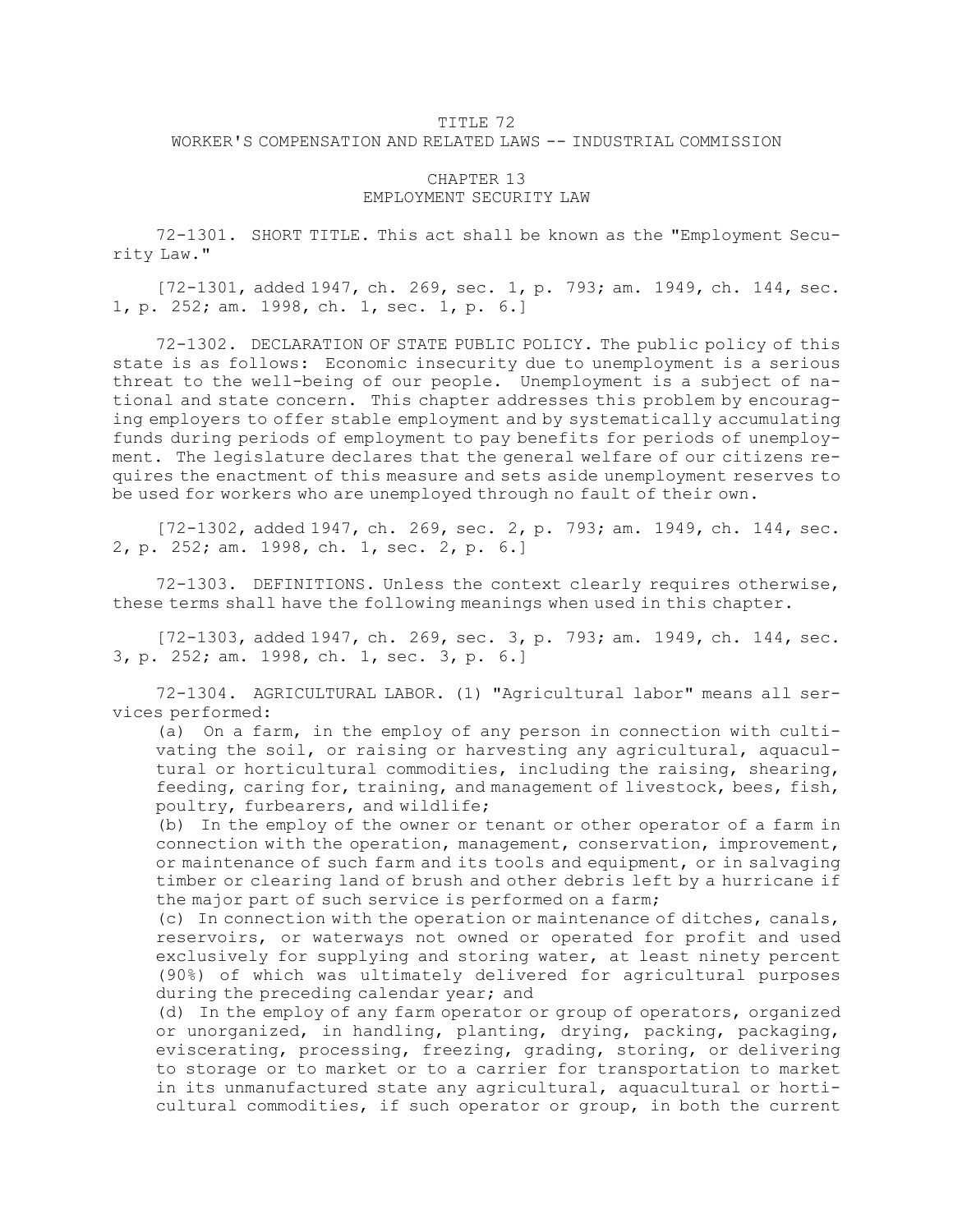# TITLE 72
## WORKER'S COMPENSATION AND RELATED LAWS -- INDUSTRIAL COMMISSION

### CHAPTER 13
### EMPLOYMENT SECURITY LAW

72-1301. SHORT TITLE. This act shall be known as the "Employment Security Law."

[72-1301, added 1947, ch. 269, sec. 1, p. 793; am. 1949, ch. 144, sec. 1, p. 252; am. 1998, ch. 1, sec. 1, p. 6.]

72-1302. DECLARATION OF STATE PUBLIC POLICY. The public policy of this state is as follows: Economic insecurity due to unemployment is a serious threat to the well-being of our people. Unemployment is a subject of national and state concern. This chapter addresses this problem by encouraging employers to offer stable employment and by systematically accumulating funds during periods of employment to pay benefits for periods of unemployment. The legislature declares that the general welfare of our citizens requires the enactment of this measure and sets aside unemployment reserves to be used for workers who are unemployed through no fault of their own.

[72-1302, added 1947, ch. 269, sec. 2, p. 793; am. 1949, ch. 144, sec. 2, p. 252; am. 1998, ch. 1, sec. 2, p. 6.]

72-1303. DEFINITIONS. Unless the context clearly requires otherwise, these terms shall have the following meanings when used in this chapter.

[72-1303, added 1947, ch. 269, sec. 3, p. 793; am. 1949, ch. 144, sec. 3, p. 252; am. 1998, ch. 1, sec. 3, p. 6.]

72-1304. AGRICULTURAL LABOR. (1) "Agricultural labor" means all services performed:

(a) On a farm, in the employ of any person in connection with cultivating the soil, or raising or harvesting any agricultural, aquacultural or horticultural commodities, including the raising, shearing, feeding, caring for, training, and management of livestock, bees, fish, poultry, furbearers, and wildlife;

(b) In the employ of the owner or tenant or other operator of a farm in connection with the operation, management, conservation, improvement, or maintenance of such farm and its tools and equipment, or in salvaging timber or clearing land of brush and other debris left by a hurricane if the major part of such service is performed on a farm;

(c) In connection with the operation or maintenance of ditches, canals, reservoirs, or waterways not owned or operated for profit and used exclusively for supplying and storing water, at least ninety percent (90%) of which was ultimately delivered for agricultural purposes during the preceding calendar year; and

(d) In the employ of any farm operator or group of operators, organized or unorganized, in handling, planting, drying, packing, packaging, eviscerating, processing, freezing, grading, storing, or delivering to storage or to market or to a carrier for transportation to market in its unmanufactured state any agricultural, aquacultural or horticultural commodities, if such operator or group, in both the current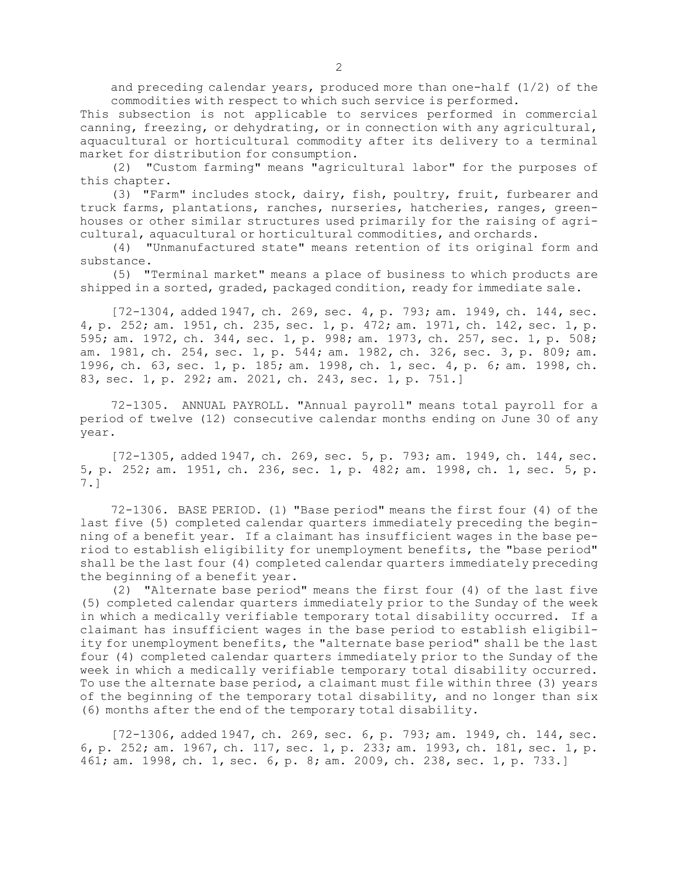and preceding calendar years, produced more than one-half (1/2) of the commodities with respect to which such service is performed.

This subsection is not applicable to services performed in commercial canning, freezing, or dehydrating, or in connection with any agricultural, aquacultural or horticultural commodity after its delivery to a terminal market for distribution for consumption.

(2) "Custom farming" means "agricultural labor" for the purposes of this chapter.

(3) "Farm" includes stock, dairy, fish, poultry, fruit, furbearer and truck farms, plantations, ranches, nurseries, hatcheries, ranges, greenhouses or other similar structures used primarily for the raising of agricultural, aquacultural or horticultural commodities, and orchards.

(4) "Unmanufactured state" means retention of its original form and substance.

(5) "Terminal market" means a place of business to which products are shipped in a sorted, graded, packaged condition, ready for immediate sale.

[72-1304, added 1947, ch. 269, sec. 4, p. 793; am. 1949, ch. 144, sec. 4, p. 252; am. 1951, ch. 235, sec. 1, p. 472; am. 1971, ch. 142, sec. 1, p. 595; am. 1972, ch. 344, sec. 1, p. 998; am. 1973, ch. 257, sec. 1, p. 508; am. 1981, ch. 254, sec. 1, p. 544; am. 1982, ch. 326, sec. 3, p. 809; am. 1996, ch. 63, sec. 1, p. 185; am. 1998, ch. 1, sec. 4, p. 6; am. 1998, ch. 83, sec. 1, p. 292; am. 2021, ch. 243, sec. 1, p. 751.]

72-1305. ANNUAL PAYROLL. "Annual payroll" means total payroll for a period of twelve (12) consecutive calendar months ending on June 30 of any year.

[72-1305, added 1947, ch. 269, sec. 5, p. 793; am. 1949, ch. 144, sec. 5, p. 252; am. 1951, ch. 236, sec. 1, p. 482; am. 1998, ch. 1, sec. 5, p. 7.]

72-1306. BASE PERIOD. (1) "Base period" means the first four (4) of the last five (5) completed calendar quarters immediately preceding the beginning of a benefit year. If a claimant has insufficient wages in the base period to establish eligibility for unemployment benefits, the "base period" shall be the last four (4) completed calendar quarters immediately preceding the beginning of a benefit year.

(2) "Alternate base period" means the first four (4) of the last five (5) completed calendar quarters immediately prior to the Sunday of the week in which a medically verifiable temporary total disability occurred. If a claimant has insufficient wages in the base period to establish eligibility for unemployment benefits, the "alternate base period" shall be the last four (4) completed calendar quarters immediately prior to the Sunday of the week in which a medically verifiable temporary total disability occurred. To use the alternate base period, a claimant must file within three (3) years of the beginning of the temporary total disability, and no longer than six (6) months after the end of the temporary total disability.

[72-1306, added 1947, ch. 269, sec. 6, p. 793; am. 1949, ch. 144, sec. 6, p. 252; am. 1967, ch. 117, sec. 1, p. 233; am. 1993, ch. 181, sec. 1, p. 461; am. 1998, ch. 1, sec. 6, p. 8; am. 2009, ch. 238, sec. 1, p. 733.]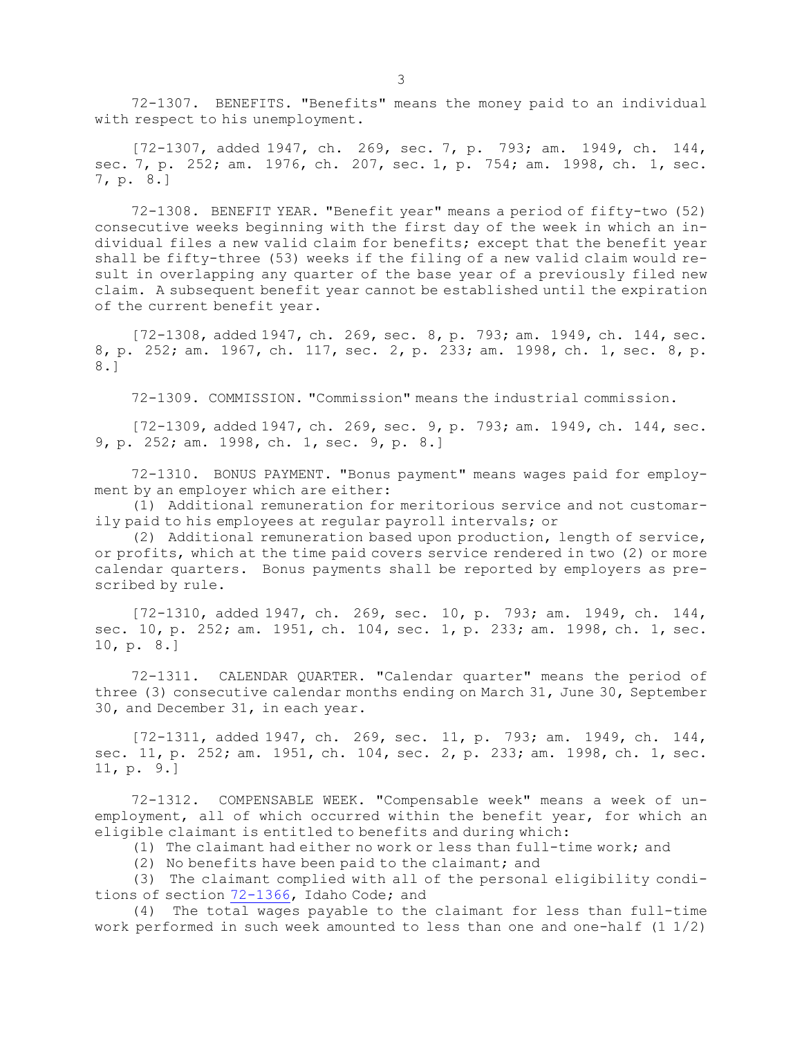72-1307. BENEFITS. "Benefits" means the money paid to an individual with respect to his unemployment.

[72-1307, added 1947, ch. 269, sec. 7, p. 793; am. 1949, ch. 144, sec. 7, p. 252; am. 1976, ch. 207, sec. 1, p. 754; am. 1998, ch. 1, sec. 7, p. 8.]

72-1308. BENEFIT YEAR. "Benefit year" means a period of fifty-two (52) consecutive weeks beginning with the first day of the week in which an individual files a new valid claim for benefits; except that the benefit year shall be fifty-three (53) weeks if the filing of a new valid claim would result in overlapping any quarter of the base year of a previously filed new claim. A subsequent benefit year cannot be established until the expiration of the current benefit year.

[72-1308, added 1947, ch. 269, sec. 8, p. 793; am. 1949, ch. 144, sec. 8, p. 252; am. 1967, ch. 117, sec. 2, p. 233; am. 1998, ch. 1, sec. 8, p. 8.]

72-1309. COMMISSION. "Commission" means the industrial commission.

[72-1309, added 1947, ch. 269, sec. 9, p. 793; am. 1949, ch. 144, sec. 9, p. 252; am. 1998, ch. 1, sec. 9, p. 8.]

72-1310. BONUS PAYMENT. "Bonus payment" means wages paid for employment by an employer which are either:

(1) Additional remuneration for meritorious service and not customarily paid to his employees at regular payroll intervals; or

(2) Additional remuneration based upon production, length of service, or profits, which at the time paid covers service rendered in two (2) or more calendar quarters. Bonus payments shall be reported by employers as prescribed by rule.

[72-1310, added 1947, ch. 269, sec. 10, p. 793; am. 1949, ch. 144, sec. 10, p. 252; am. 1951, ch. 104, sec. 1, p. 233; am. 1998, ch. 1, sec. 10, p. 8.]

72-1311. CALENDAR QUARTER. "Calendar quarter" means the period of three (3) consecutive calendar months ending on March 31, June 30, September 30, and December 31, in each year.

[72-1311, added 1947, ch. 269, sec. 11, p. 793; am. 1949, ch. 144, sec. 11, p. 252; am. 1951, ch. 104, sec. 2, p. 233; am. 1998, ch. 1, sec. 11, p. 9.]

72-1312. COMPENSABLE WEEK. "Compensable week" means a week of unemployment, all of which occurred within the benefit year, for which an eligible claimant is entitled to benefits and during which:

(1) The claimant had either no work or less than full-time work; and

(2) No benefits have been paid to the claimant; and

(3) The claimant complied with all of the personal eligibility conditions of section 72-1366, Idaho Code; and

(4) The total wages payable to the claimant for less than full-time work performed in such week amounted to less than one and one-half (1 1/2)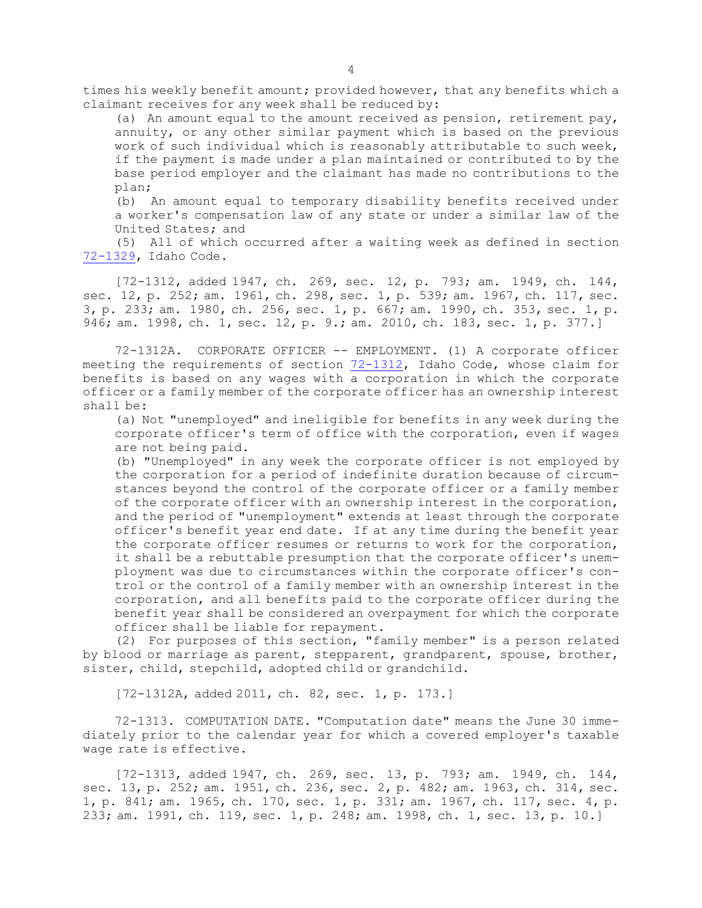times his weekly benefit amount; provided however, that any benefits which a claimant receives for any week shall be reduced by:

(a) An amount equal to the amount received as pension, retirement pay, annuity, or any other similar payment which is based on the previous work of such individual which is reasonably attributable to such week, if the payment is made under a plan maintained or contributed to by the base period employer and the claimant has made no contributions to the plan;

(b) An amount equal to temporary disability benefits received under a worker's compensation law of any state or under a similar law of the United States; and

(5) All of which occurred after a waiting week as defined in section 72-1329, Idaho Code.

[72-1312, added 1947, ch. 269, sec. 12, p. 793; am. 1949, ch. 144, sec. 12, p. 252; am. 1961, ch. 298, sec. 1, p. 539; am. 1967, ch. 117, sec. 3, p. 233; am. 1980, ch. 256, sec. 1, p. 667; am. 1990, ch. 353, sec. 1, p. 946; am. 1998, ch. 1, sec. 12, p. 9.; am. 2010, ch. 183, sec. 1, p. 377.]

72-1312A. CORPORATE OFFICER -- EMPLOYMENT. (1) A corporate officer meeting the requirements of section 72-1312, Idaho Code, whose claim for benefits is based on any wages with a corporation in which the corporate officer or a family member of the corporate officer has an ownership interest shall be:

(a) Not "unemployed" and ineligible for benefits in any week during the corporate officer's term of office with the corporation, even if wages are not being paid.

(b) "Unemployed" in any week the corporate officer is not employed by the corporation for a period of indefinite duration because of circumstances beyond the control of the corporate officer or a family member of the corporate officer with an ownership interest in the corporation, and the period of "unemployment" extends at least through the corporate officer's benefit year end date. If at any time during the benefit year the corporate officer resumes or returns to work for the corporation, it shall be a rebuttable presumption that the corporate officer's unemployment was due to circumstances within the corporate officer's control or the control of a family member with an ownership interest in the corporation, and all benefits paid to the corporate officer during the benefit year shall be considered an overpayment for which the corporate officer shall be liable for repayment.

(2) For purposes of this section, "family member" is a person related by blood or marriage as parent, stepparent, grandparent, spouse, brother, sister, child, stepchild, adopted child or grandchild.

[72-1312A, added 2011, ch. 82, sec. 1, p. 173.]

72-1313. COMPUTATION DATE. "Computation date" means the June 30 immediately prior to the calendar year for which a covered employer's taxable wage rate is effective.

[72-1313, added 1947, ch. 269, sec. 13, p. 793; am. 1949, ch. 144, sec. 13, p. 252; am. 1951, ch. 236, sec. 2, p. 482; am. 1963, ch. 314, sec. 1, p. 841; am. 1965, ch. 170, sec. 1, p. 331; am. 1967, ch. 117, sec. 4, p. 233; am. 1991, ch. 119, sec. 1, p. 248; am. 1998, ch. 1, sec. 13, p. 10.]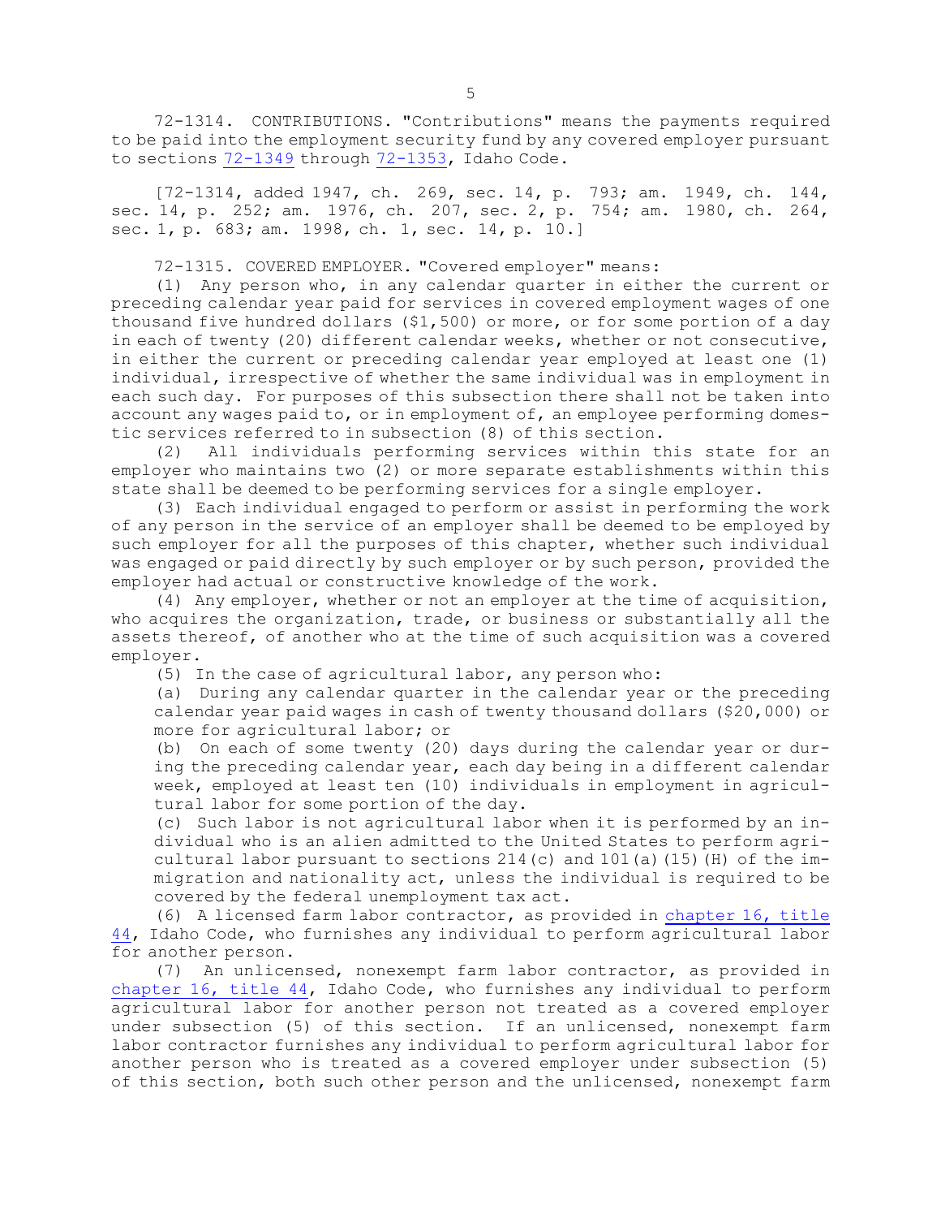72-1314. CONTRIBUTIONS. "Contributions" means the payments required to be paid into the employment security fund by any covered employer pursuant to sections 72-1349 through 72-1353, Idaho Code.

[72-1314, added 1947, ch. 269, sec. 14, p. 793; am. 1949, ch. 144, sec. 14, p. 252; am. 1976, ch. 207, sec. 2, p. 754; am. 1980, ch. 264, sec. 1, p. 683; am. 1998, ch. 1, sec. 14, p. 10.]

72-1315. COVERED EMPLOYER. "Covered employer" means:

(1) Any person who, in any calendar quarter in either the current or preceding calendar year paid for services in covered employment wages of one thousand five hundred dollars ($1,500) or more, or for some portion of a day in each of twenty (20) different calendar weeks, whether or not consecutive, in either the current or preceding calendar year employed at least one (1) individual, irrespective of whether the same individual was in employment in each such day. For purposes of this subsection there shall not be taken into account any wages paid to, or in employment of, an employee performing domestic services referred to in subsection (8) of this section.

(2) All individuals performing services within this state for an employer who maintains two (2) or more separate establishments within this state shall be deemed to be performing services for a single employer.

(3) Each individual engaged to perform or assist in performing the work of any person in the service of an employer shall be deemed to be employed by such employer for all the purposes of this chapter, whether such individual was engaged or paid directly by such employer or by such person, provided the employer had actual or constructive knowledge of the work.

(4) Any employer, whether or not an employer at the time of acquisition, who acquires the organization, trade, or business or substantially all the assets thereof, of another who at the time of such acquisition was a covered employer.

(5) In the case of agricultural labor, any person who:

(a) During any calendar quarter in the calendar year or the preceding calendar year paid wages in cash of twenty thousand dollars ($20,000) or more for agricultural labor; or

(b) On each of some twenty (20) days during the calendar year or during the preceding calendar year, each day being in a different calendar week, employed at least ten (10) individuals in employment in agricultural labor for some portion of the day.

(c) Such labor is not agricultural labor when it is performed by an individual who is an alien admitted to the United States to perform agricultural labor pursuant to sections 214(c) and 101(a)(15)(H) of the immigration and nationality act, unless the individual is required to be covered by the federal unemployment tax act.

(6) A licensed farm labor contractor, as provided in chapter 16, title 44, Idaho Code, who furnishes any individual to perform agricultural labor for another person.

(7) An unlicensed, nonexempt farm labor contractor, as provided in chapter 16, title 44, Idaho Code, who furnishes any individual to perform agricultural labor for another person not treated as a covered employer under subsection (5) of this section. If an unlicensed, nonexempt farm labor contractor furnishes any individual to perform agricultural labor for another person who is treated as a covered employer under subsection (5) of this section, both such other person and the unlicensed, nonexempt farm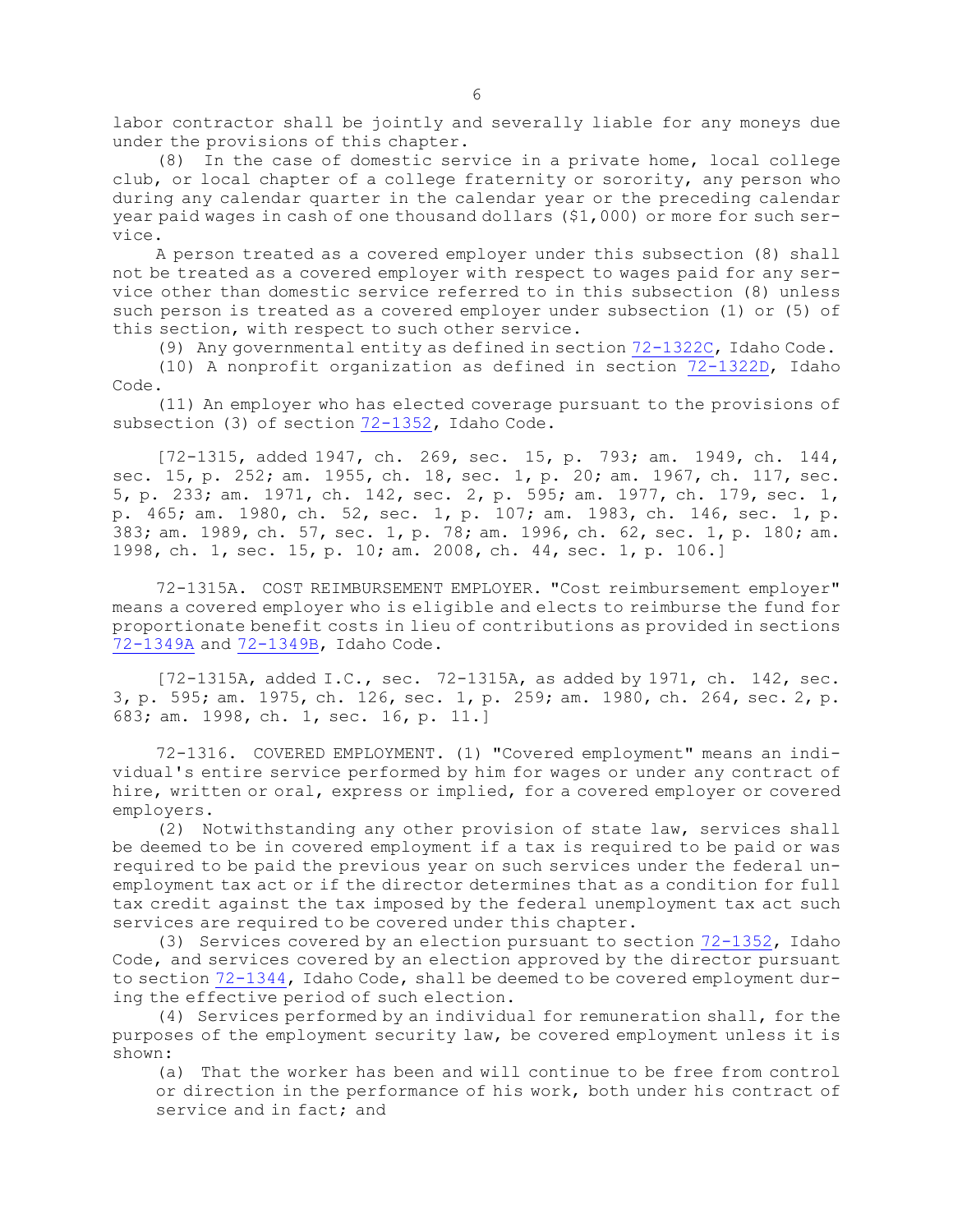labor contractor shall be jointly and severally liable for any moneys due under the provisions of this chapter.

(8) In the case of domestic service in a private home, local college club, or local chapter of a college fraternity or sorority, any person who during any calendar quarter in the calendar year or the preceding calendar year paid wages in cash of one thousand dollars ($1,000) or more for such service.

A person treated as a covered employer under this subsection (8) shall not be treated as a covered employer with respect to wages paid for any service other than domestic service referred to in this subsection (8) unless such person is treated as a covered employer under subsection (1) or (5) of this section, with respect to such other service.

(9) Any governmental entity as defined in section 72-1322C, Idaho Code.

(10) A nonprofit organization as defined in section 72-1322D, Idaho Code.

(11) An employer who has elected coverage pursuant to the provisions of subsection (3) of section 72-1352, Idaho Code.

[72-1315, added 1947, ch. 269, sec. 15, p. 793; am. 1949, ch. 144, sec. 15, p. 252; am. 1955, ch. 18, sec. 1, p. 20; am. 1967, ch. 117, sec. 5, p. 233; am. 1971, ch. 142, sec. 2, p. 595; am. 1977, ch. 179, sec. 1, p. 465; am. 1980, ch. 52, sec. 1, p. 107; am. 1983, ch. 146, sec. 1, p. 383; am. 1989, ch. 57, sec. 1, p. 78; am. 1996, ch. 62, sec. 1, p. 180; am. 1998, ch. 1, sec. 15, p. 10; am. 2008, ch. 44, sec. 1, p. 106.]

72-1315A. COST REIMBURSEMENT EMPLOYER. "Cost reimbursement employer" means a covered employer who is eligible and elects to reimburse the fund for proportionate benefit costs in lieu of contributions as provided in sections 72-1349A and 72-1349B, Idaho Code.

[72-1315A, added I.C., sec. 72-1315A, as added by 1971, ch. 142, sec. 3, p. 595; am. 1975, ch. 126, sec. 1, p. 259; am. 1980, ch. 264, sec. 2, p. 683; am. 1998, ch. 1, sec. 16, p. 11.]

72-1316. COVERED EMPLOYMENT. (1) "Covered employment" means an individual's entire service performed by him for wages or under any contract of hire, written or oral, express or implied, for a covered employer or covered employers.

(2) Notwithstanding any other provision of state law, services shall be deemed to be in covered employment if a tax is required to be paid or was required to be paid the previous year on such services under the federal unemployment tax act or if the director determines that as a condition for full tax credit against the tax imposed by the federal unemployment tax act such services are required to be covered under this chapter.

(3) Services covered by an election pursuant to section 72-1352, Idaho Code, and services covered by an election approved by the director pursuant to section 72-1344, Idaho Code, shall be deemed to be covered employment during the effective period of such election.

(4) Services performed by an individual for remuneration shall, for the purposes of the employment security law, be covered employment unless it is shown:

(a) That the worker has been and will continue to be free from control or direction in the performance of his work, both under his contract of service and in fact; and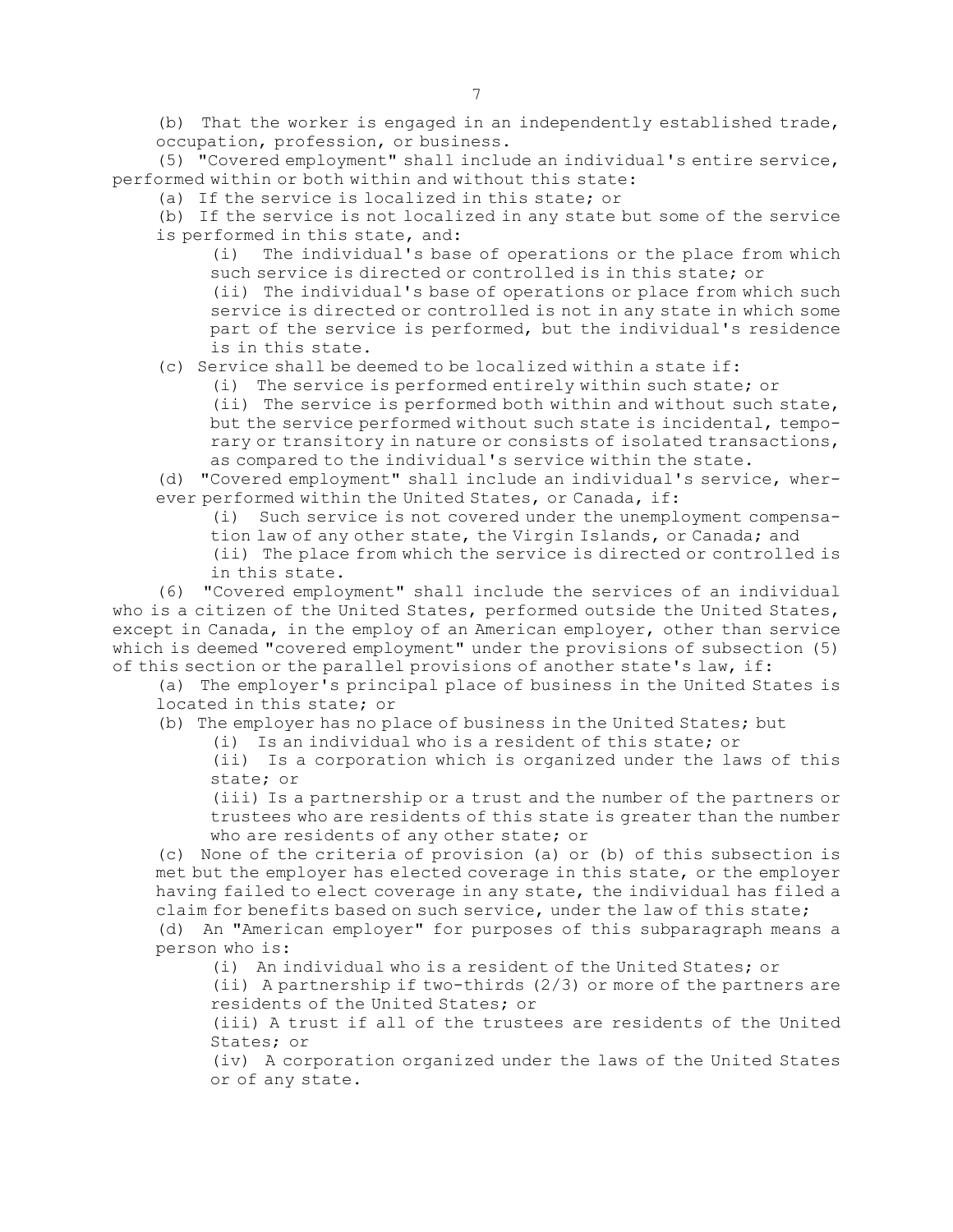(b) That the worker is engaged in an independently established trade, occupation, profession, or business.

(5) "Covered employment" shall include an individual's entire service, performed within or both within and without this state:

(a) If the service is localized in this state; or

(b) If the service is not localized in any state but some of the service is performed in this state, and:

(i) The individual's base of operations or the place from which such service is directed or controlled is in this state; or

(ii) The individual's base of operations or place from which such service is directed or controlled is not in any state in which some part of the service is performed, but the individual's residence is in this state.

(c) Service shall be deemed to be localized within a state if:

(i) The service is performed entirely within such state; or

(ii) The service is performed both within and without such state, but the service performed without such state is incidental, temporary or transitory in nature or consists of isolated transactions, as compared to the individual's service within the state.

(d) "Covered employment" shall include an individual's service, wherever performed within the United States, or Canada, if:

(i) Such service is not covered under the unemployment compensation law of any other state, the Virgin Islands, or Canada; and

(ii) The place from which the service is directed or controlled is in this state.

(6) "Covered employment" shall include the services of an individual who is a citizen of the United States, performed outside the United States, except in Canada, in the employ of an American employer, other than service which is deemed "covered employment" under the provisions of subsection (5) of this section or the parallel provisions of another state's law, if:

(a) The employer's principal place of business in the United States is located in this state; or

(b) The employer has no place of business in the United States; but

(i) Is an individual who is a resident of this state; or

(ii) Is a corporation which is organized under the laws of this state; or

(iii) Is a partnership or a trust and the number of the partners or trustees who are residents of this state is greater than the number who are residents of any other state; or

(c) None of the criteria of provision (a) or (b) of this subsection is met but the employer has elected coverage in this state, or the employer having failed to elect coverage in any state, the individual has filed a claim for benefits based on such service, under the law of this state;

(d) An "American employer" for purposes of this subparagraph means a person who is:

(i) An individual who is a resident of the United States; or

(ii) A partnership if two-thirds (2/3) or more of the partners are residents of the United States; or

(iii) A trust if all of the trustees are residents of the United States; or

(iv) A corporation organized under the laws of the United States or of any state.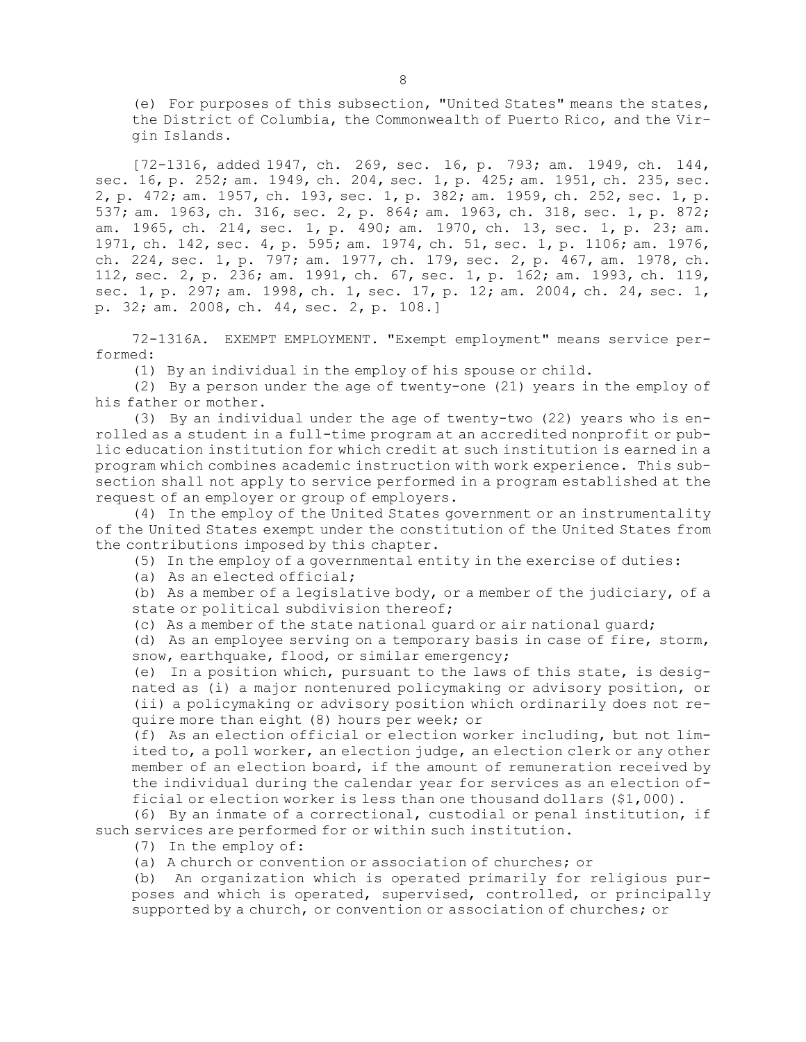(e) For purposes of this subsection, "United States" means the states, the District of Columbia, the Commonwealth of Puerto Rico, and the Virgin Islands.

[72-1316, added 1947, ch. 269, sec. 16, p. 793; am. 1949, ch. 144, sec. 16, p. 252; am. 1949, ch. 204, sec. 1, p. 425; am. 1951, ch. 235, sec. 2, p. 472; am. 1957, ch. 193, sec. 1, p. 382; am. 1959, ch. 252, sec. 1, p. 537; am. 1963, ch. 316, sec. 2, p. 864; am. 1963, ch. 318, sec. 1, p. 872; am. 1965, ch. 214, sec. 1, p. 490; am. 1970, ch. 13, sec. 1, p. 23; am. 1971, ch. 142, sec. 4, p. 595; am. 1974, ch. 51, sec. 1, p. 1106; am. 1976, ch. 224, sec. 1, p. 797; am. 1977, ch. 179, sec. 2, p. 467, am. 1978, ch. 112, sec. 2, p. 236; am. 1991, ch. 67, sec. 1, p. 162; am. 1993, ch. 119, sec. 1, p. 297; am. 1998, ch. 1, sec. 17, p. 12; am. 2004, ch. 24, sec. 1, p. 32; am. 2008, ch. 44, sec. 2, p. 108.]

72-1316A. EXEMPT EMPLOYMENT. "Exempt employment" means service performed:

(1) By an individual in the employ of his spouse or child.

(2) By a person under the age of twenty-one (21) years in the employ of his father or mother.

(3) By an individual under the age of twenty-two (22) years who is enrolled as a student in a full-time program at an accredited nonprofit or public education institution for which credit at such institution is earned in a program which combines academic instruction with work experience. This subsection shall not apply to service performed in a program established at the request of an employer or group of employers.

(4) In the employ of the United States government or an instrumentality of the United States exempt under the constitution of the United States from the contributions imposed by this chapter.

(5) In the employ of a governmental entity in the exercise of duties:

(a) As an elected official;

(b) As a member of a legislative body, or a member of the judiciary, of a state or political subdivision thereof;

(c) As a member of the state national guard or air national guard;

(d) As an employee serving on a temporary basis in case of fire, storm, snow, earthquake, flood, or similar emergency;

(e) In a position which, pursuant to the laws of this state, is designated as (i) a major nontenured policymaking or advisory position, or (ii) a policymaking or advisory position which ordinarily does not require more than eight (8) hours per week; or

(f) As an election official or election worker including, but not limited to, a poll worker, an election judge, an election clerk or any other member of an election board, if the amount of remuneration received by the individual during the calendar year for services as an election official or election worker is less than one thousand dollars ($1,000).

(6) By an inmate of a correctional, custodial or penal institution, if such services are performed for or within such institution.

(7) In the employ of:

(a) A church or convention or association of churches; or

(b) An organization which is operated primarily for religious purposes and which is operated, supervised, controlled, or principally supported by a church, or convention or association of churches; or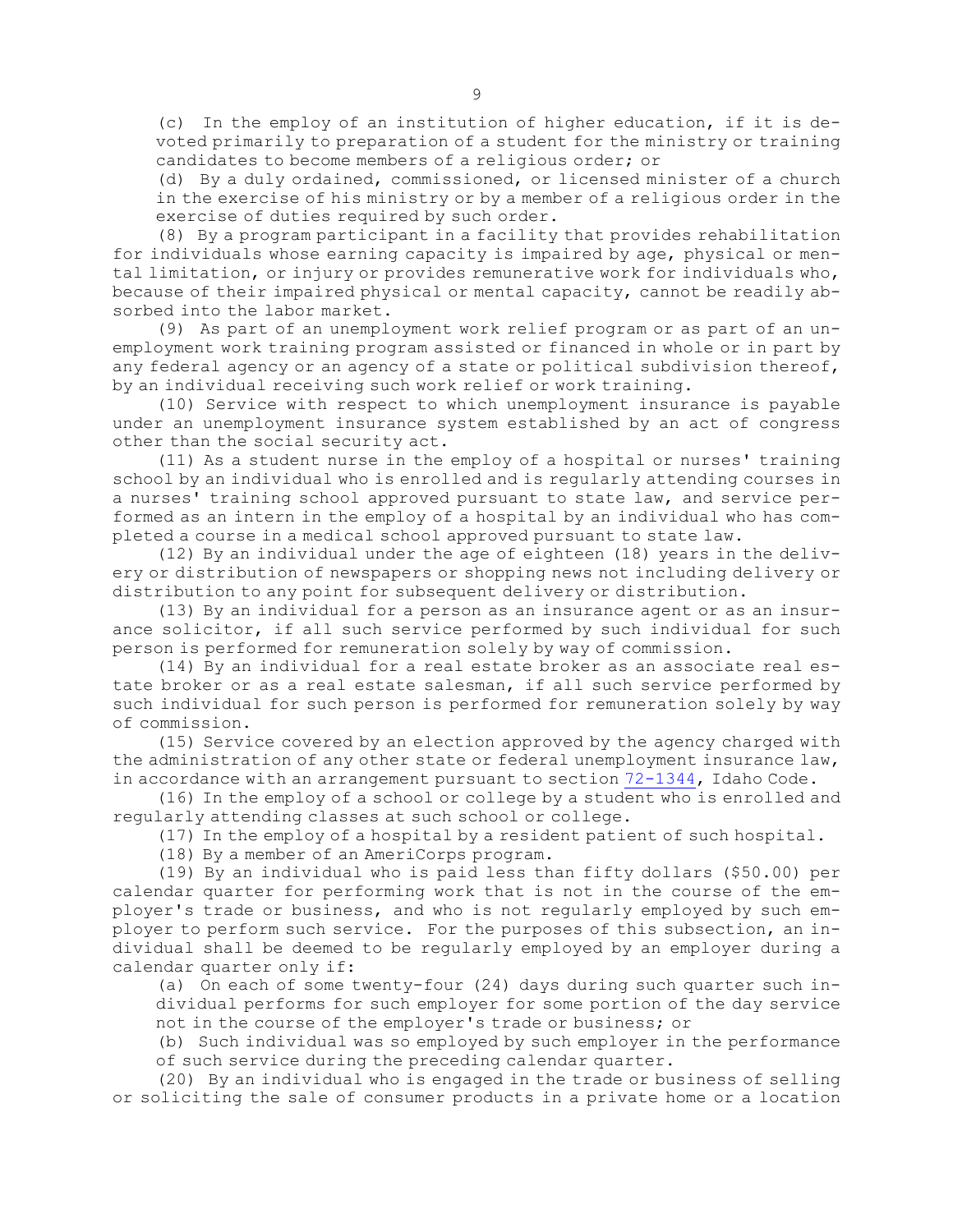(c) In the employ of an institution of higher education, if it is devoted primarily to preparation of a student for the ministry or training candidates to become members of a religious order; or

(d) By a duly ordained, commissioned, or licensed minister of a church in the exercise of his ministry or by a member of a religious order in the exercise of duties required by such order.

(8) By a program participant in a facility that provides rehabilitation for individuals whose earning capacity is impaired by age, physical or mental limitation, or injury or provides remunerative work for individuals who, because of their impaired physical or mental capacity, cannot be readily absorbed into the labor market.

(9) As part of an unemployment work relief program or as part of an unemployment work training program assisted or financed in whole or in part by any federal agency or an agency of a state or political subdivision thereof, by an individual receiving such work relief or work training.

(10) Service with respect to which unemployment insurance is payable under an unemployment insurance system established by an act of congress other than the social security act.

(11) As a student nurse in the employ of a hospital or nurses' training school by an individual who is enrolled and is regularly attending courses in a nurses' training school approved pursuant to state law, and service performed as an intern in the employ of a hospital by an individual who has completed a course in a medical school approved pursuant to state law.

(12) By an individual under the age of eighteen (18) years in the delivery or distribution of newspapers or shopping news not including delivery or distribution to any point for subsequent delivery or distribution.

(13) By an individual for a person as an insurance agent or as an insurance solicitor, if all such service performed by such individual for such person is performed for remuneration solely by way of commission.

(14) By an individual for a real estate broker as an associate real estate broker or as a real estate salesman, if all such service performed by such individual for such person is performed for remuneration solely by way of commission.

(15) Service covered by an election approved by the agency charged with the administration of any other state or federal unemployment insurance law, in accordance with an arrangement pursuant to section 72-1344, Idaho Code.

(16) In the employ of a school or college by a student who is enrolled and regularly attending classes at such school or college.

(17) In the employ of a hospital by a resident patient of such hospital.

(18) By a member of an AmeriCorps program.

(19) By an individual who is paid less than fifty dollars ($50.00) per calendar quarter for performing work that is not in the course of the employer's trade or business, and who is not regularly employed by such employer to perform such service. For the purposes of this subsection, an individual shall be deemed to be regularly employed by an employer during a calendar quarter only if:

(a) On each of some twenty-four (24) days during such quarter such individual performs for such employer for some portion of the day service not in the course of the employer's trade or business; or

(b) Such individual was so employed by such employer in the performance of such service during the preceding calendar quarter.

(20) By an individual who is engaged in the trade or business of selling or soliciting the sale of consumer products in a private home or a location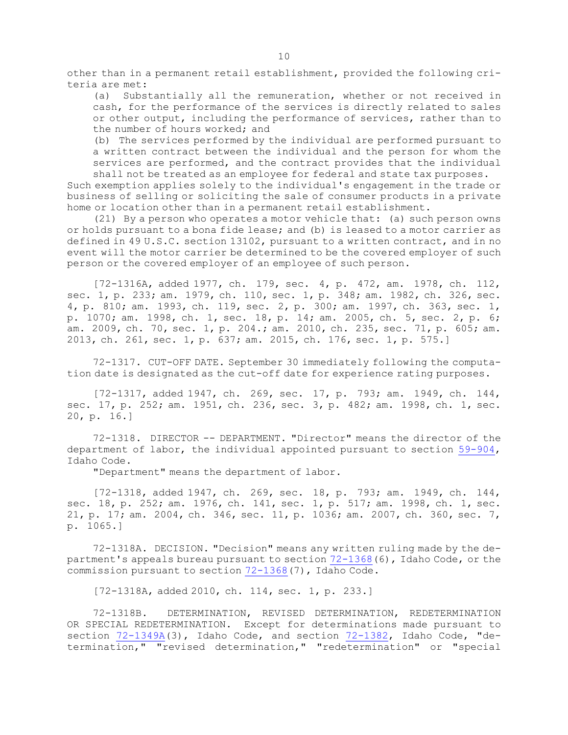other than in a permanent retail establishment, provided the following criteria are met:

(a) Substantially all the remuneration, whether or not received in cash, for the performance of the services is directly related to sales or other output, including the performance of services, rather than to the number of hours worked; and

(b) The services performed by the individual are performed pursuant to a written contract between the individual and the person for whom the services are performed, and the contract provides that the individual shall not be treated as an employee for federal and state tax purposes.

Such exemption applies solely to the individual's engagement in the trade or business of selling or soliciting the sale of consumer products in a private home or location other than in a permanent retail establishment.

(21) By a person who operates a motor vehicle that: (a) such person owns or holds pursuant to a bona fide lease; and (b) is leased to a motor carrier as defined in 49 U.S.C. section 13102, pursuant to a written contract, and in no event will the motor carrier be determined to be the covered employer of such person or the covered employer of an employee of such person.

[72-1316A, added 1977, ch. 179, sec. 4, p. 472, am. 1978, ch. 112, sec. 1, p. 233; am. 1979, ch. 110, sec. 1, p. 348; am. 1982, ch. 326, sec. 4, p. 810; am. 1993, ch. 119, sec. 2, p. 300; am. 1997, ch. 363, sec. 1, p. 1070; am. 1998, ch. 1, sec. 18, p. 14; am. 2005, ch. 5, sec. 2, p. 6; am. 2009, ch. 70, sec. 1, p. 204.; am. 2010, ch. 235, sec. 71, p. 605; am. 2013, ch. 261, sec. 1, p. 637; am. 2015, ch. 176, sec. 1, p. 575.]

72-1317. CUT-OFF DATE. September 30 immediately following the computation date is designated as the cut-off date for experience rating purposes.

[72-1317, added 1947, ch. 269, sec. 17, p. 793; am. 1949, ch. 144, sec. 17, p. 252; am. 1951, ch. 236, sec. 3, p. 482; am. 1998, ch. 1, sec. 20, p. 16.]

72-1318. DIRECTOR -- DEPARTMENT. "Director" means the director of the department of labor, the individual appointed pursuant to section 59-904, Idaho Code.

"Department" means the department of labor.

[72-1318, added 1947, ch. 269, sec. 18, p. 793; am. 1949, ch. 144, sec. 18, p. 252; am. 1976, ch. 141, sec. 1, p. 517; am. 1998, ch. 1, sec. 21, p. 17; am. 2004, ch. 346, sec. 11, p. 1036; am. 2007, ch. 360, sec. 7, p. 1065.]

72-1318A. DECISION. "Decision" means any written ruling made by the department's appeals bureau pursuant to section 72-1368(6), Idaho Code, or the commission pursuant to section 72-1368(7), Idaho Code.

[72-1318A, added 2010, ch. 114, sec. 1, p. 233.]

72-1318B. DETERMINATION, REVISED DETERMINATION, REDETERMINATION OR SPECIAL REDETERMINATION. Except for determinations made pursuant to section 72-1349A(3), Idaho Code, and section 72-1382, Idaho Code, "determination," "revised determination," "redetermination" or "special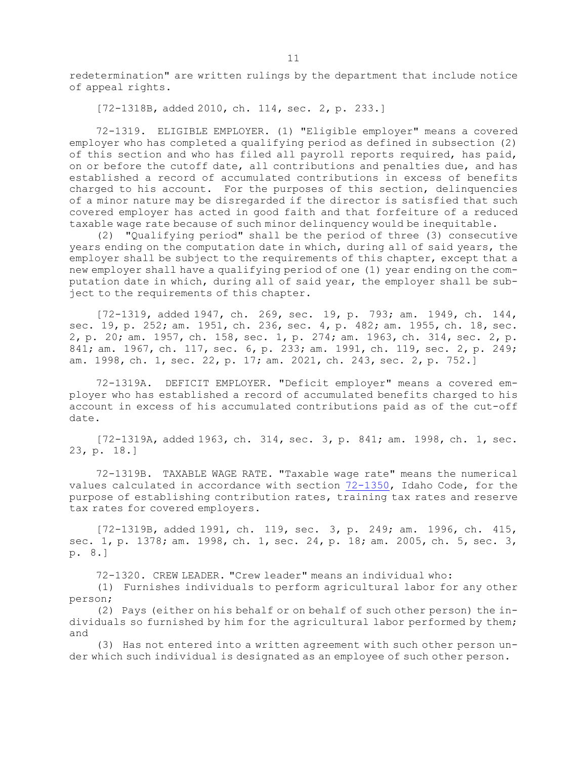redetermination" are written rulings by the department that include notice of appeal rights.

[72-1318B, added 2010, ch. 114, sec. 2, p. 233.]

72-1319. ELIGIBLE EMPLOYER. (1) "Eligible employer" means a covered employer who has completed a qualifying period as defined in subsection (2) of this section and who has filed all payroll reports required, has paid, on or before the cutoff date, all contributions and penalties due, and has established a record of accumulated contributions in excess of benefits charged to his account. For the purposes of this section, delinquencies of a minor nature may be disregarded if the director is satisfied that such covered employer has acted in good faith and that forfeiture of a reduced taxable wage rate because of such minor delinquency would be inequitable.

(2) "Qualifying period" shall be the period of three (3) consecutive years ending on the computation date in which, during all of said years, the employer shall be subject to the requirements of this chapter, except that a new employer shall have a qualifying period of one (1) year ending on the computation date in which, during all of said year, the employer shall be subject to the requirements of this chapter.

[72-1319, added 1947, ch. 269, sec. 19, p. 793; am. 1949, ch. 144, sec. 19, p. 252; am. 1951, ch. 236, sec. 4, p. 482; am. 1955, ch. 18, sec. 2, p. 20; am. 1957, ch. 158, sec. 1, p. 274; am. 1963, ch. 314, sec. 2, p. 841; am. 1967, ch. 117, sec. 6, p. 233; am. 1991, ch. 119, sec. 2, p. 249; am. 1998, ch. 1, sec. 22, p. 17; am. 2021, ch. 243, sec. 2, p. 752.]

72-1319A. DEFICIT EMPLOYER. "Deficit employer" means a covered employer who has established a record of accumulated benefits charged to his account in excess of his accumulated contributions paid as of the cut-off date.

[72-1319A, added 1963, ch. 314, sec. 3, p. 841; am. 1998, ch. 1, sec. 23, p. 18.]

72-1319B. TAXABLE WAGE RATE. "Taxable wage rate" means the numerical values calculated in accordance with section 72-1350, Idaho Code, for the purpose of establishing contribution rates, training tax rates and reserve tax rates for covered employers.

[72-1319B, added 1991, ch. 119, sec. 3, p. 249; am. 1996, ch. 415, sec. 1, p. 1378; am. 1998, ch. 1, sec. 24, p. 18; am. 2005, ch. 5, sec. 3, p. 8.]

72-1320. CREW LEADER. "Crew leader" means an individual who:

(1) Furnishes individuals to perform agricultural labor for any other person;

(2) Pays (either on his behalf or on behalf of such other person) the individuals so furnished by him for the agricultural labor performed by them; and

(3) Has not entered into a written agreement with such other person under which such individual is designated as an employee of such other person.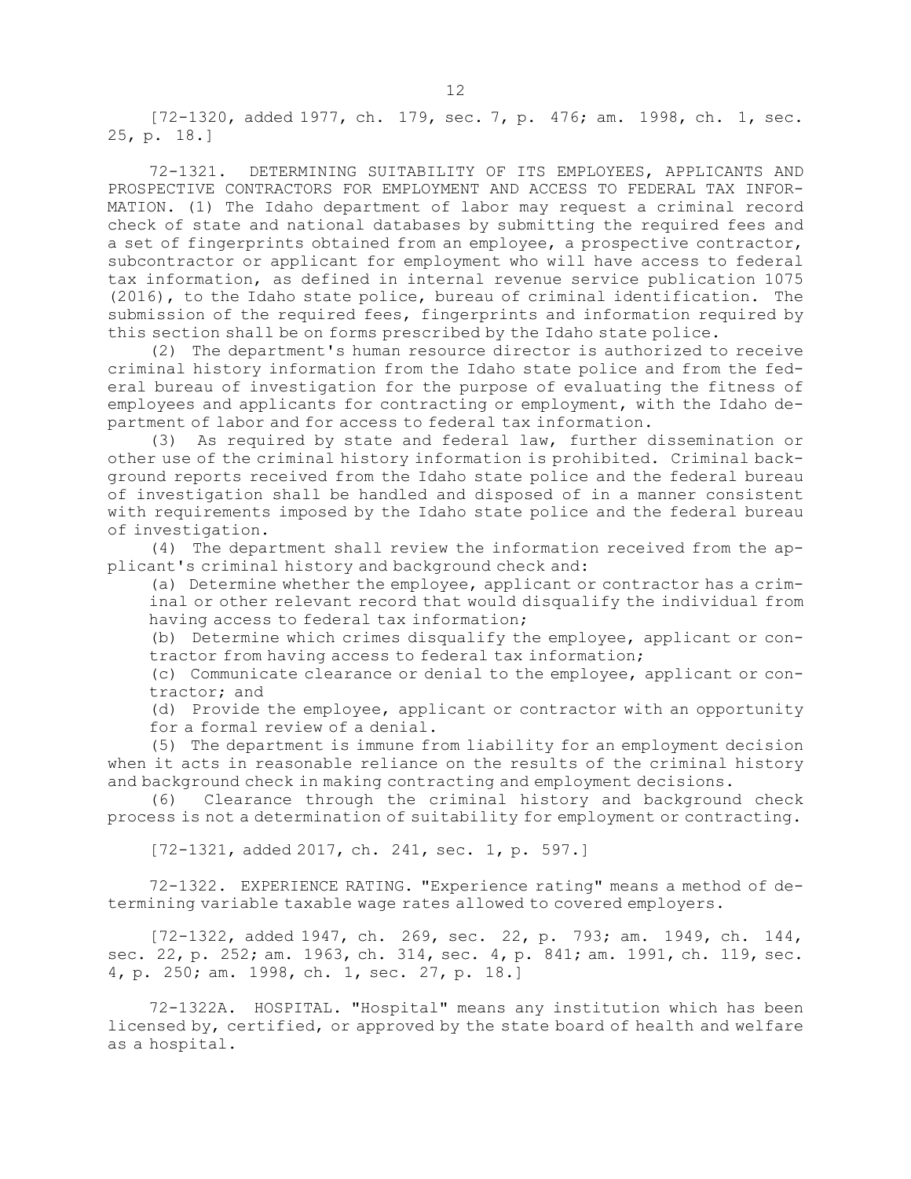[72-1320, added 1977, ch. 179, sec. 7, p. 476; am. 1998, ch. 1, sec. 25, p. 18.]

72-1321. DETERMINING SUITABILITY OF ITS EMPLOYEES, APPLICANTS AND PROSPECTIVE CONTRACTORS FOR EMPLOYMENT AND ACCESS TO FEDERAL TAX INFORMATION. (1) The Idaho department of labor may request a criminal record check of state and national databases by submitting the required fees and a set of fingerprints obtained from an employee, a prospective contractor, subcontractor or applicant for employment who will have access to federal tax information, as defined in internal revenue service publication 1075 (2016), to the Idaho state police, bureau of criminal identification. The submission of the required fees, fingerprints and information required by this section shall be on forms prescribed by the Idaho state police.

(2) The department's human resource director is authorized to receive criminal history information from the Idaho state police and from the federal bureau of investigation for the purpose of evaluating the fitness of employees and applicants for contracting or employment, with the Idaho department of labor and for access to federal tax information.

(3) As required by state and federal law, further dissemination or other use of the criminal history information is prohibited. Criminal background reports received from the Idaho state police and the federal bureau of investigation shall be handled and disposed of in a manner consistent with requirements imposed by the Idaho state police and the federal bureau of investigation.

(4) The department shall review the information received from the applicant's criminal history and background check and:

(a) Determine whether the employee, applicant or contractor has a criminal or other relevant record that would disqualify the individual from having access to federal tax information;

(b) Determine which crimes disqualify the employee, applicant or contractor from having access to federal tax information;

(c) Communicate clearance or denial to the employee, applicant or contractor; and

(d) Provide the employee, applicant or contractor with an opportunity for a formal review of a denial.

(5) The department is immune from liability for an employment decision when it acts in reasonable reliance on the results of the criminal history and background check in making contracting and employment decisions.

(6) Clearance through the criminal history and background check process is not a determination of suitability for employment or contracting.

[72-1321, added 2017, ch. 241, sec. 1, p. 597.]

72-1322. EXPERIENCE RATING. "Experience rating" means a method of determining variable taxable wage rates allowed to covered employers.

[72-1322, added 1947, ch. 269, sec. 22, p. 793; am. 1949, ch. 144, sec. 22, p. 252; am. 1963, ch. 314, sec. 4, p. 841; am. 1991, ch. 119, sec. 4, p. 250; am. 1998, ch. 1, sec. 27, p. 18.]

72-1322A. HOSPITAL. "Hospital" means any institution which has been licensed by, certified, or approved by the state board of health and welfare as a hospital.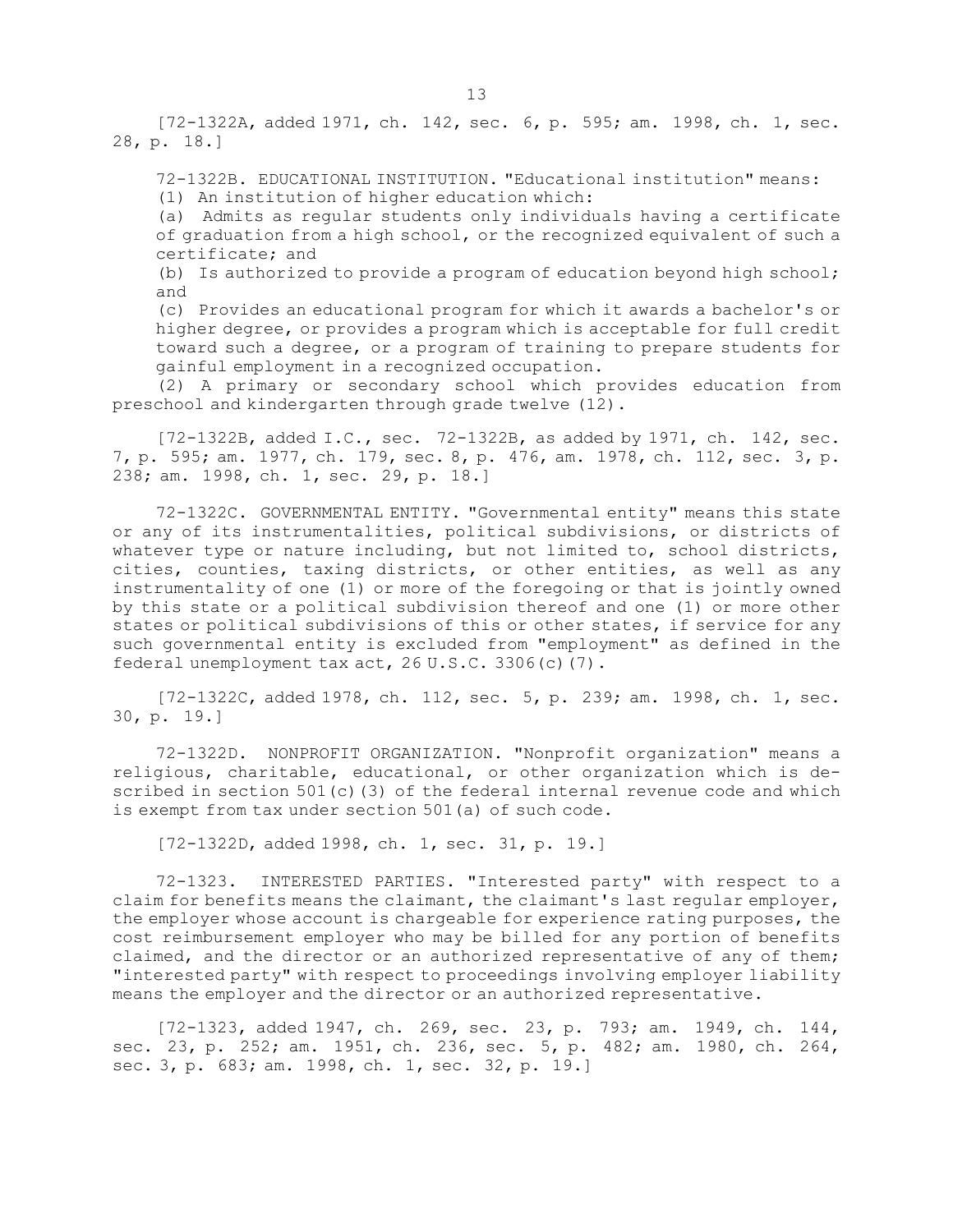[72-1322A, added 1971, ch. 142, sec. 6, p. 595; am. 1998, ch. 1, sec. 28, p. 18.]

72-1322B. EDUCATIONAL INSTITUTION. "Educational institution" means:

(1) An institution of higher education which:

(a) Admits as regular students only individuals having a certificate of graduation from a high school, or the recognized equivalent of such a certificate; and

(b) Is authorized to provide a program of education beyond high school; and

(c) Provides an educational program for which it awards a bachelor's or higher degree, or provides a program which is acceptable for full credit toward such a degree, or a program of training to prepare students for gainful employment in a recognized occupation.

(2) A primary or secondary school which provides education from preschool and kindergarten through grade twelve (12).

[72-1322B, added I.C., sec. 72-1322B, as added by 1971, ch. 142, sec. 7, p. 595; am. 1977, ch. 179, sec. 8, p. 476, am. 1978, ch. 112, sec. 3, p. 238; am. 1998, ch. 1, sec. 29, p. 18.]

72-1322C. GOVERNMENTAL ENTITY. "Governmental entity" means this state or any of its instrumentalities, political subdivisions, or districts of whatever type or nature including, but not limited to, school districts, cities, counties, taxing districts, or other entities, as well as any instrumentality of one (1) or more of the foregoing or that is jointly owned by this state or a political subdivision thereof and one (1) or more other states or political subdivisions of this or other states, if service for any such governmental entity is excluded from "employment" as defined in the federal unemployment tax act, 26 U.S.C. 3306(c)(7).

[72-1322C, added 1978, ch. 112, sec. 5, p. 239; am. 1998, ch. 1, sec. 30, p. 19.]

72-1322D. NONPROFIT ORGANIZATION. "Nonprofit organization" means a religious, charitable, educational, or other organization which is described in section 501(c)(3) of the federal internal revenue code and which is exempt from tax under section 501(a) of such code.

[72-1322D, added 1998, ch. 1, sec. 31, p. 19.]

72-1323. INTERESTED PARTIES. "Interested party" with respect to a claim for benefits means the claimant, the claimant's last regular employer, the employer whose account is chargeable for experience rating purposes, the cost reimbursement employer who may be billed for any portion of benefits claimed, and the director or an authorized representative of any of them; "interested party" with respect to proceedings involving employer liability means the employer and the director or an authorized representative.

[72-1323, added 1947, ch. 269, sec. 23, p. 793; am. 1949, ch. 144, sec. 23, p. 252; am. 1951, ch. 236, sec. 5, p. 482; am. 1980, ch. 264, sec. 3, p. 683; am. 1998, ch. 1, sec. 32, p. 19.]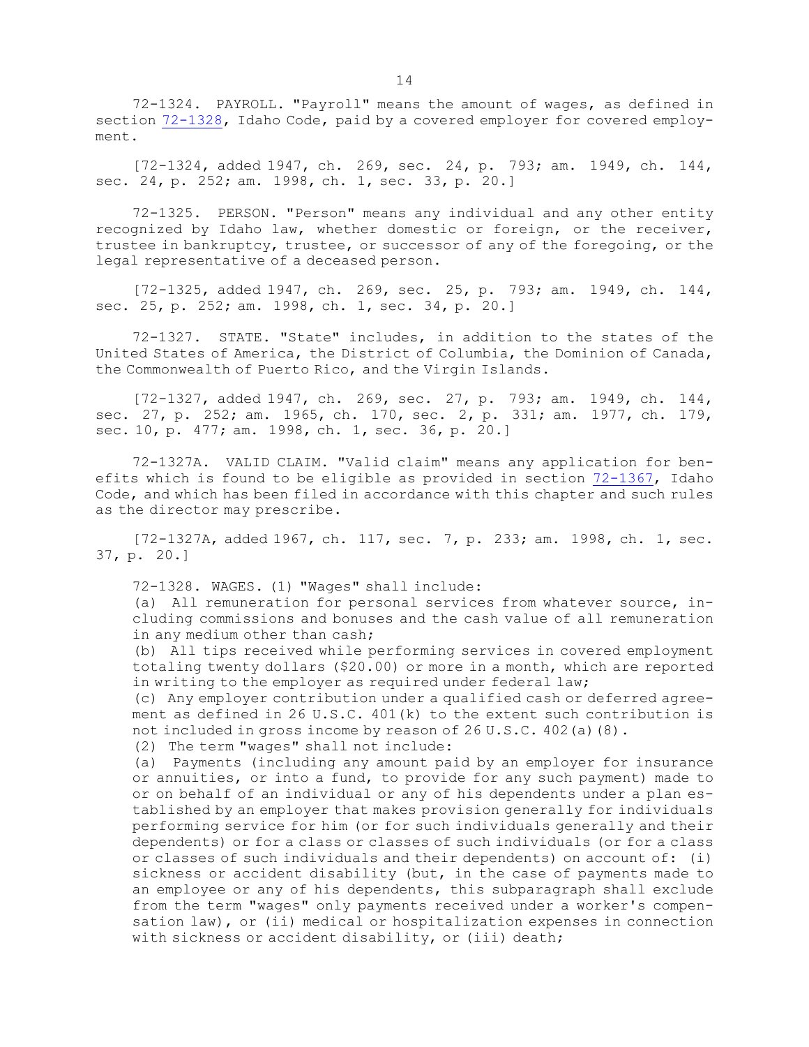72-1324. PAYROLL. "Payroll" means the amount of wages, as defined in section 72-1328, Idaho Code, paid by a covered employer for covered employment.

[72-1324, added 1947, ch. 269, sec. 24, p. 793; am. 1949, ch. 144, sec. 24, p. 252; am. 1998, ch. 1, sec. 33, p. 20.]

72-1325. PERSON. "Person" means any individual and any other entity recognized by Idaho law, whether domestic or foreign, or the receiver, trustee in bankruptcy, trustee, or successor of any of the foregoing, or the legal representative of a deceased person.

[72-1325, added 1947, ch. 269, sec. 25, p. 793; am. 1949, ch. 144, sec. 25, p. 252; am. 1998, ch. 1, sec. 34, p. 20.]

72-1327. STATE. "State" includes, in addition to the states of the United States of America, the District of Columbia, the Dominion of Canada, the Commonwealth of Puerto Rico, and the Virgin Islands.

[72-1327, added 1947, ch. 269, sec. 27, p. 793; am. 1949, ch. 144, sec. 27, p. 252; am. 1965, ch. 170, sec. 2, p. 331; am. 1977, ch. 179, sec. 10, p. 477; am. 1998, ch. 1, sec. 36, p. 20.]

72-1327A. VALID CLAIM. "Valid claim" means any application for benefits which is found to be eligible as provided in section 72-1367, Idaho Code, and which has been filed in accordance with this chapter and such rules as the director may prescribe.

[72-1327A, added 1967, ch. 117, sec. 7, p. 233; am. 1998, ch. 1, sec. 37, p. 20.]

72-1328. WAGES. (1) "Wages" shall include:

(a) All remuneration for personal services from whatever source, including commissions and bonuses and the cash value of all remuneration in any medium other than cash;

(b) All tips received while performing services in covered employment totaling twenty dollars ($20.00) or more in a month, which are reported in writing to the employer as required under federal law;

(c) Any employer contribution under a qualified cash or deferred agreement as defined in 26 U.S.C. 401(k) to the extent such contribution is not included in gross income by reason of 26 U.S.C. 402(a)(8).

(2) The term "wages" shall not include:

(a) Payments (including any amount paid by an employer for insurance or annuities, or into a fund, to provide for any such payment) made to or on behalf of an individual or any of his dependents under a plan established by an employer that makes provision generally for individuals performing service for him (or for such individuals generally and their dependents) or for a class or classes of such individuals (or for a class or classes of such individuals and their dependents) on account of: (i) sickness or accident disability (but, in the case of payments made to an employee or any of his dependents, this subparagraph shall exclude from the term "wages" only payments received under a worker's compensation law), or (ii) medical or hospitalization expenses in connection with sickness or accident disability, or (iii) death;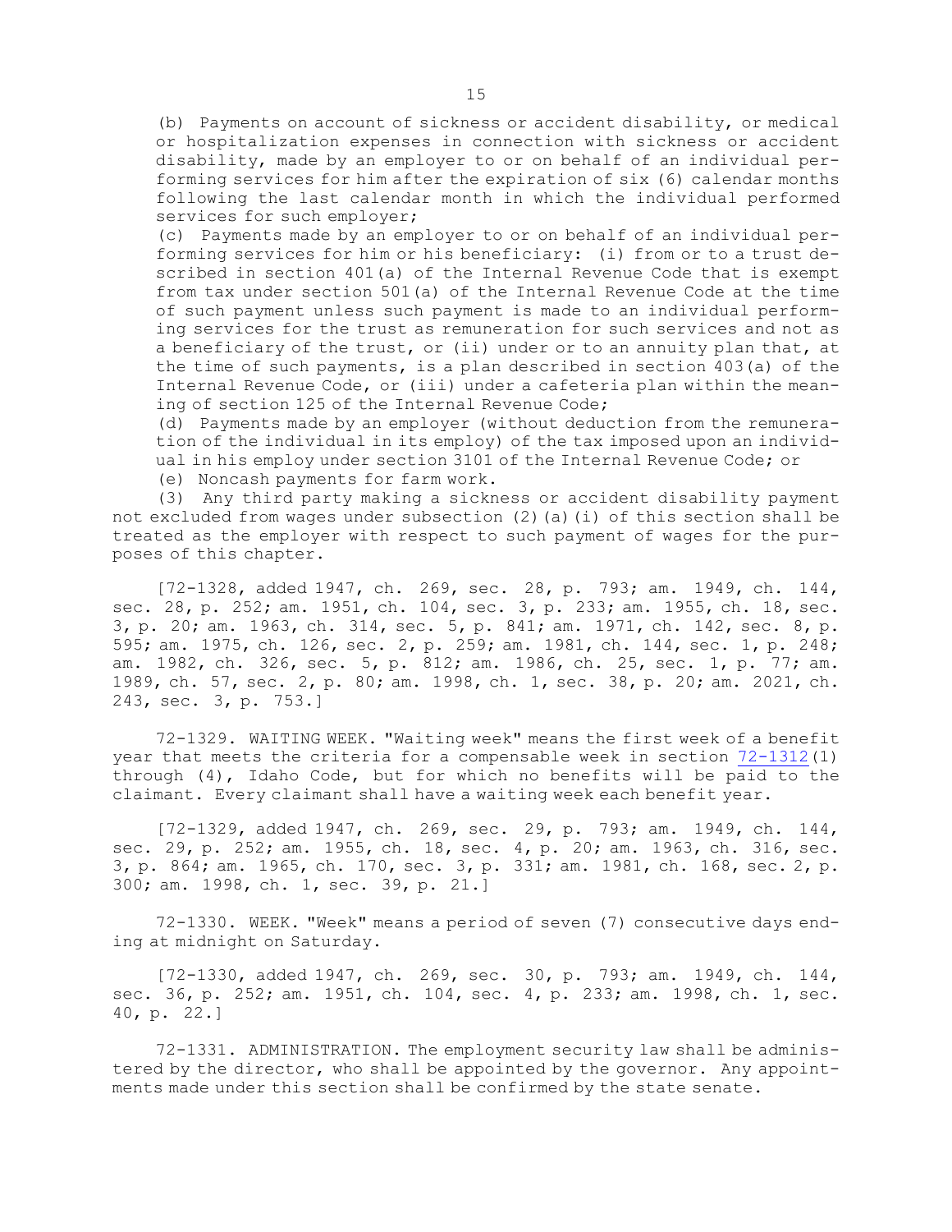(b) Payments on account of sickness or accident disability, or medical or hospitalization expenses in connection with sickness or accident disability, made by an employer to or on behalf of an individual performing services for him after the expiration of six (6) calendar months following the last calendar month in which the individual performed services for such employer;

(c) Payments made by an employer to or on behalf of an individual performing services for him or his beneficiary: (i) from or to a trust described in section 401(a) of the Internal Revenue Code that is exempt from tax under section 501(a) of the Internal Revenue Code at the time of such payment unless such payment is made to an individual performing services for the trust as remuneration for such services and not as a beneficiary of the trust, or (ii) under or to an annuity plan that, at the time of such payments, is a plan described in section 403(a) of the Internal Revenue Code, or (iii) under a cafeteria plan within the meaning of section 125 of the Internal Revenue Code;

(d) Payments made by an employer (without deduction from the remuneration of the individual in its employ) of the tax imposed upon an individual in his employ under section 3101 of the Internal Revenue Code; or

(e) Noncash payments for farm work.

(3) Any third party making a sickness or accident disability payment not excluded from wages under subsection (2)(a)(i) of this section shall be treated as the employer with respect to such payment of wages for the purposes of this chapter.

[72-1328, added 1947, ch. 269, sec. 28, p. 793; am. 1949, ch. 144, sec. 28, p. 252; am. 1951, ch. 104, sec. 3, p. 233; am. 1955, ch. 18, sec. 3, p. 20; am. 1963, ch. 314, sec. 5, p. 841; am. 1971, ch. 142, sec. 8, p. 595; am. 1975, ch. 126, sec. 2, p. 259; am. 1981, ch. 144, sec. 1, p. 248; am. 1982, ch. 326, sec. 5, p. 812; am. 1986, ch. 25, sec. 1, p. 77; am. 1989, ch. 57, sec. 2, p. 80; am. 1998, ch. 1, sec. 38, p. 20; am. 2021, ch. 243, sec. 3, p. 753.]

72-1329. WAITING WEEK. "Waiting week" means the first week of a benefit year that meets the criteria for a compensable week in section 72-1312(1) through (4), Idaho Code, but for which no benefits will be paid to the claimant. Every claimant shall have a waiting week each benefit year.

[72-1329, added 1947, ch. 269, sec. 29, p. 793; am. 1949, ch. 144, sec. 29, p. 252; am. 1955, ch. 18, sec. 4, p. 20; am. 1963, ch. 316, sec. 3, p. 864; am. 1965, ch. 170, sec. 3, p. 331; am. 1981, ch. 168, sec. 2, p. 300; am. 1998, ch. 1, sec. 39, p. 21.]

72-1330. WEEK. "Week" means a period of seven (7) consecutive days ending at midnight on Saturday.

[72-1330, added 1947, ch. 269, sec. 30, p. 793; am. 1949, ch. 144, sec. 36, p. 252; am. 1951, ch. 104, sec. 4, p. 233; am. 1998, ch. 1, sec. 40, p. 22.]

72-1331. ADMINISTRATION. The employment security law shall be administered by the director, who shall be appointed by the governor. Any appointments made under this section shall be confirmed by the state senate.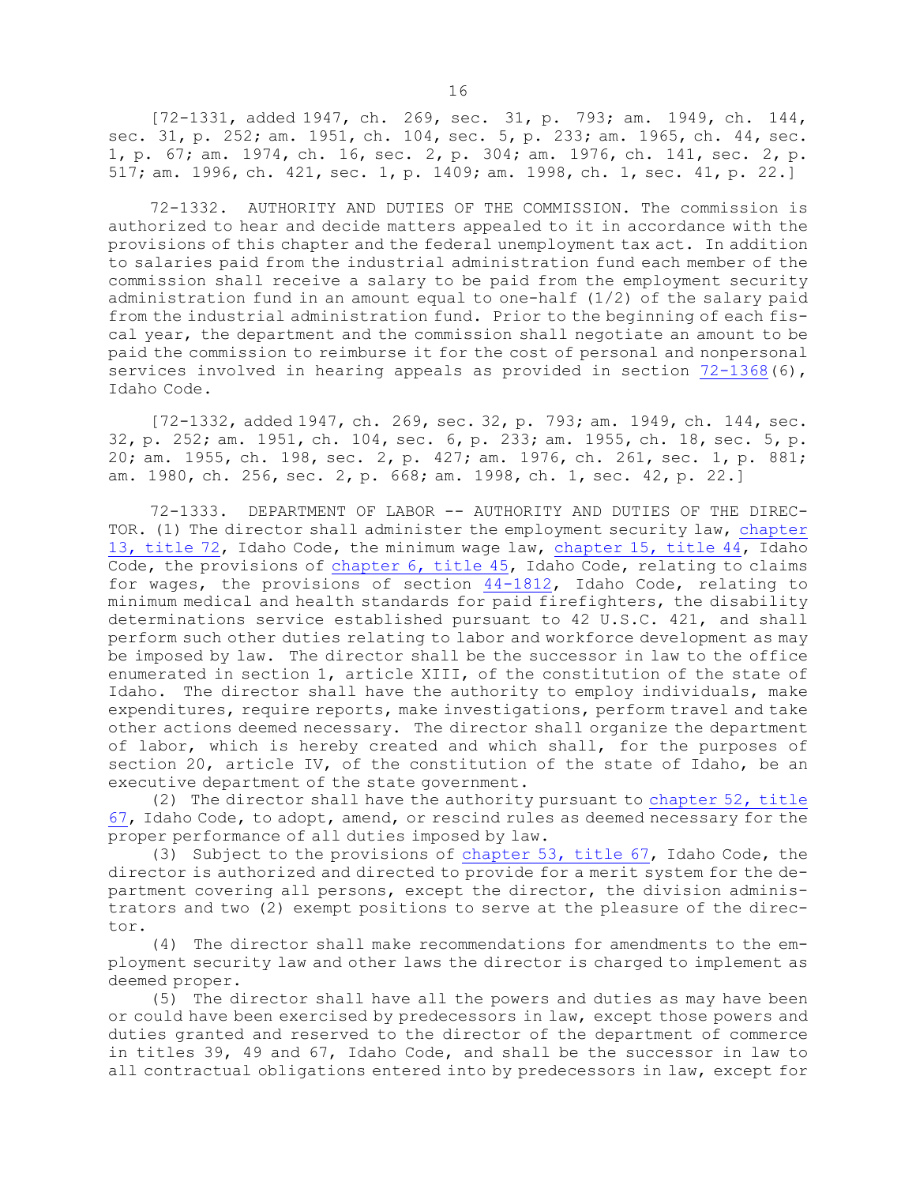[72-1331, added 1947, ch. 269, sec. 31, p. 793; am. 1949, ch. 144, sec. 31, p. 252; am. 1951, ch. 104, sec. 5, p. 233; am. 1965, ch. 44, sec. 1, p. 67; am. 1974, ch. 16, sec. 2, p. 304; am. 1976, ch. 141, sec. 2, p. 517; am. 1996, ch. 421, sec. 1, p. 1409; am. 1998, ch. 1, sec. 41, p. 22.]

72-1332. AUTHORITY AND DUTIES OF THE COMMISSION. The commission is authorized to hear and decide matters appealed to it in accordance with the provisions of this chapter and the federal unemployment tax act. In addition to salaries paid from the industrial administration fund each member of the commission shall receive a salary to be paid from the employment security administration fund in an amount equal to one-half (1/2) of the salary paid from the industrial administration fund. Prior to the beginning of each fiscal year, the department and the commission shall negotiate an amount to be paid the commission to reimburse it for the cost of personal and nonpersonal services involved in hearing appeals as provided in section 72-1368(6), Idaho Code.

[72-1332, added 1947, ch. 269, sec. 32, p. 793; am. 1949, ch. 144, sec. 32, p. 252; am. 1951, ch. 104, sec. 6, p. 233; am. 1955, ch. 18, sec. 5, p. 20; am. 1955, ch. 198, sec. 2, p. 427; am. 1976, ch. 261, sec. 1, p. 881; am. 1980, ch. 256, sec. 2, p. 668; am. 1998, ch. 1, sec. 42, p. 22.]

72-1333. DEPARTMENT OF LABOR -- AUTHORITY AND DUTIES OF THE DIRECTOR. (1) The director shall administer the employment security law, chapter 13, title 72, Idaho Code, the minimum wage law, chapter 15, title 44, Idaho Code, the provisions of chapter 6, title 45, Idaho Code, relating to claims for wages, the provisions of section 44-1812, Idaho Code, relating to minimum medical and health standards for paid firefighters, the disability determinations service established pursuant to 42 U.S.C. 421, and shall perform such other duties relating to labor and workforce development as may be imposed by law. The director shall be the successor in law to the office enumerated in section 1, article XIII, of the constitution of the state of Idaho. The director shall have the authority to employ individuals, make expenditures, require reports, make investigations, perform travel and take other actions deemed necessary. The director shall organize the department of labor, which is hereby created and which shall, for the purposes of section 20, article IV, of the constitution of the state of Idaho, be an executive department of the state government.

(2) The director shall have the authority pursuant to chapter 52, title 67, Idaho Code, to adopt, amend, or rescind rules as deemed necessary for the proper performance of all duties imposed by law.

(3) Subject to the provisions of chapter 53, title 67, Idaho Code, the director is authorized and directed to provide for a merit system for the department covering all persons, except the director, the division administrators and two (2) exempt positions to serve at the pleasure of the director.

(4) The director shall make recommendations for amendments to the employment security law and other laws the director is charged to implement as deemed proper.

(5) The director shall have all the powers and duties as may have been or could have been exercised by predecessors in law, except those powers and duties granted and reserved to the director of the department of commerce in titles 39, 49 and 67, Idaho Code, and shall be the successor in law to all contractual obligations entered into by predecessors in law, except for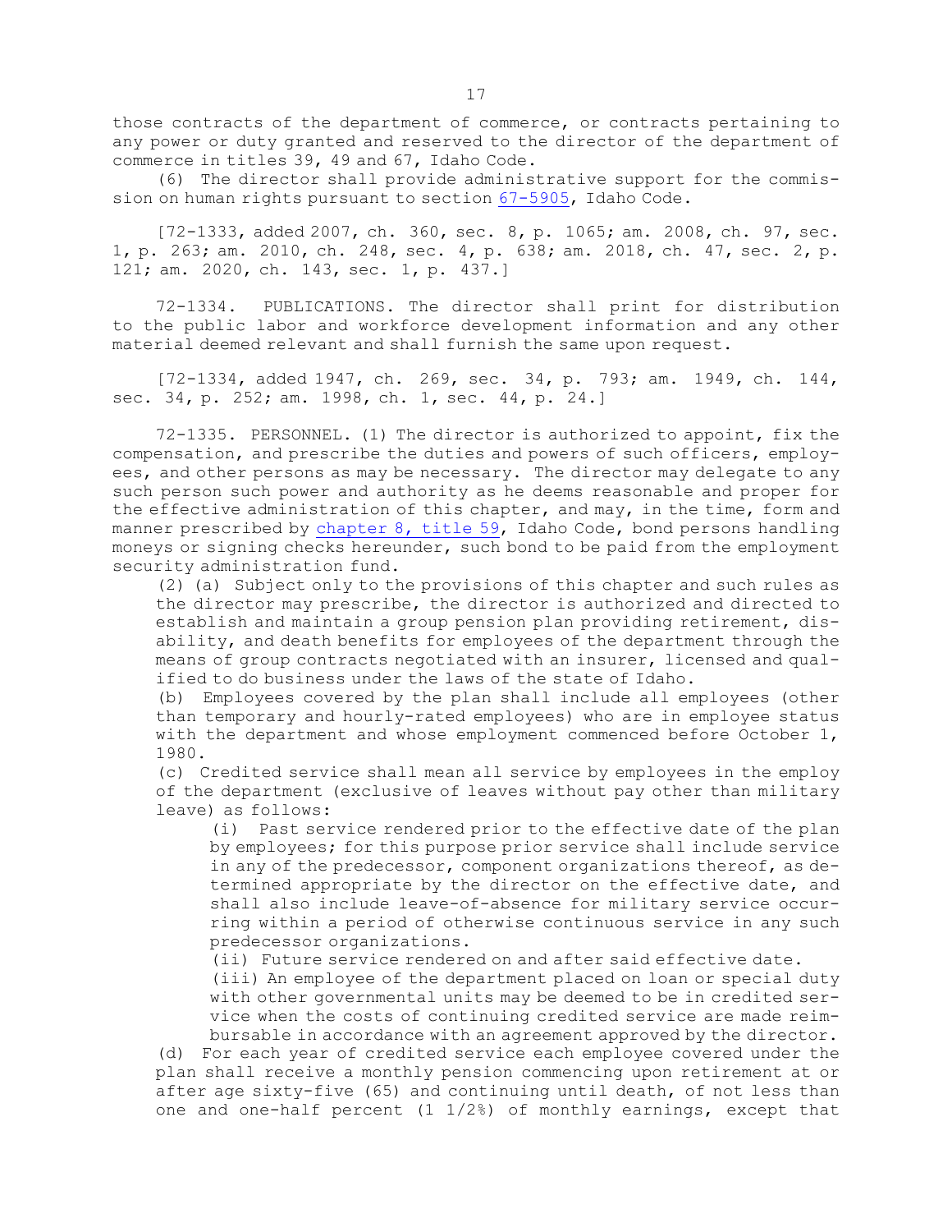those contracts of the department of commerce, or contracts pertaining to any power or duty granted and reserved to the director of the department of commerce in titles 39, 49 and 67, Idaho Code.

(6) The director shall provide administrative support for the commission on human rights pursuant to section 67-5905, Idaho Code.

[72-1333, added 2007, ch. 360, sec. 8, p. 1065; am. 2008, ch. 97, sec. 1, p. 263; am. 2010, ch. 248, sec. 4, p. 638; am. 2018, ch. 47, sec. 2, p. 121; am. 2020, ch. 143, sec. 1, p. 437.]

72-1334. PUBLICATIONS. The director shall print for distribution to the public labor and workforce development information and any other material deemed relevant and shall furnish the same upon request.

[72-1334, added 1947, ch. 269, sec. 34, p. 793; am. 1949, ch. 144, sec. 34, p. 252; am. 1998, ch. 1, sec. 44, p. 24.]

72-1335. PERSONNEL. (1) The director is authorized to appoint, fix the compensation, and prescribe the duties and powers of such officers, employees, and other persons as may be necessary. The director may delegate to any such person such power and authority as he deems reasonable and proper for the effective administration of this chapter, and may, in the time, form and manner prescribed by chapter 8, title 59, Idaho Code, bond persons handling moneys or signing checks hereunder, such bond to be paid from the employment security administration fund.

(2) (a) Subject only to the provisions of this chapter and such rules as the director may prescribe, the director is authorized and directed to establish and maintain a group pension plan providing retirement, disability, and death benefits for employees of the department through the means of group contracts negotiated with an insurer, licensed and qualified to do business under the laws of the state of Idaho.

(b) Employees covered by the plan shall include all employees (other than temporary and hourly-rated employees) who are in employee status with the department and whose employment commenced before October 1, 1980.

(c) Credited service shall mean all service by employees in the employ of the department (exclusive of leaves without pay other than military leave) as follows:

(i) Past service rendered prior to the effective date of the plan by employees; for this purpose prior service shall include service in any of the predecessor, component organizations thereof, as determined appropriate by the director on the effective date, and shall also include leave-of-absence for military service occurring within a period of otherwise continuous service in any such predecessor organizations.

(ii) Future service rendered on and after said effective date.

(iii) An employee of the department placed on loan or special duty with other governmental units may be deemed to be in credited service when the costs of continuing credited service are made reimbursable in accordance with an agreement approved by the director.

(d) For each year of credited service each employee covered under the plan shall receive a monthly pension commencing upon retirement at or after age sixty-five (65) and continuing until death, of not less than one and one-half percent (1 1/2%) of monthly earnings, except that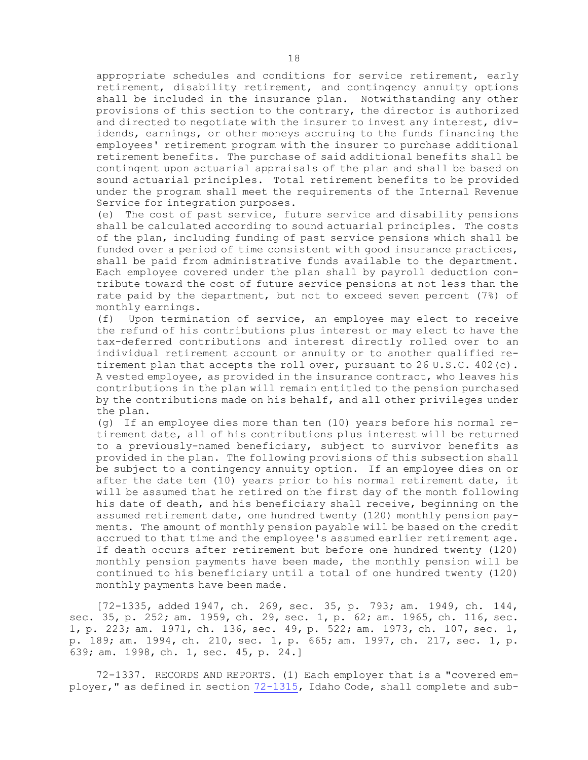appropriate schedules and conditions for service retirement, early retirement, disability retirement, and contingency annuity options shall be included in the insurance plan. Notwithstanding any other provisions of this section to the contrary, the director is authorized and directed to negotiate with the insurer to invest any interest, dividends, earnings, or other moneys accruing to the funds financing the employees' retirement program with the insurer to purchase additional retirement benefits. The purchase of said additional benefits shall be contingent upon actuarial appraisals of the plan and shall be based on sound actuarial principles. Total retirement benefits to be provided under the program shall meet the requirements of the Internal Revenue Service for integration purposes.

(e) The cost of past service, future service and disability pensions shall be calculated according to sound actuarial principles. The costs of the plan, including funding of past service pensions which shall be funded over a period of time consistent with good insurance practices, shall be paid from administrative funds available to the department. Each employee covered under the plan shall by payroll deduction contribute toward the cost of future service pensions at not less than the rate paid by the department, but not to exceed seven percent (7%) of monthly earnings.

(f) Upon termination of service, an employee may elect to receive the refund of his contributions plus interest or may elect to have the tax-deferred contributions and interest directly rolled over to an individual retirement account or annuity or to another qualified retirement plan that accepts the roll over, pursuant to 26 U.S.C. 402(c). A vested employee, as provided in the insurance contract, who leaves his contributions in the plan will remain entitled to the pension purchased by the contributions made on his behalf, and all other privileges under the plan.

(g) If an employee dies more than ten (10) years before his normal retirement date, all of his contributions plus interest will be returned to a previously-named beneficiary, subject to survivor benefits as provided in the plan. The following provisions of this subsection shall be subject to a contingency annuity option. If an employee dies on or after the date ten (10) years prior to his normal retirement date, it will be assumed that he retired on the first day of the month following his date of death, and his beneficiary shall receive, beginning on the assumed retirement date, one hundred twenty (120) monthly pension payments. The amount of monthly pension payable will be based on the credit accrued to that time and the employee's assumed earlier retirement age. If death occurs after retirement but before one hundred twenty (120) monthly pension payments have been made, the monthly pension will be continued to his beneficiary until a total of one hundred twenty (120) monthly payments have been made.

[72-1335, added 1947, ch. 269, sec. 35, p. 793; am. 1949, ch. 144, sec. 35, p. 252; am. 1959, ch. 29, sec. 1, p. 62; am. 1965, ch. 116, sec. 1, p. 223; am. 1971, ch. 136, sec. 49, p. 522; am. 1973, ch. 107, sec. 1, p. 189; am. 1994, ch. 210, sec. 1, p. 665; am. 1997, ch. 217, sec. 1, p. 639; am. 1998, ch. 1, sec. 45, p. 24.]

72-1337. RECORDS AND REPORTS. (1) Each employer that is a "covered employer," as defined in section 72-1315, Idaho Code, shall complete and sub-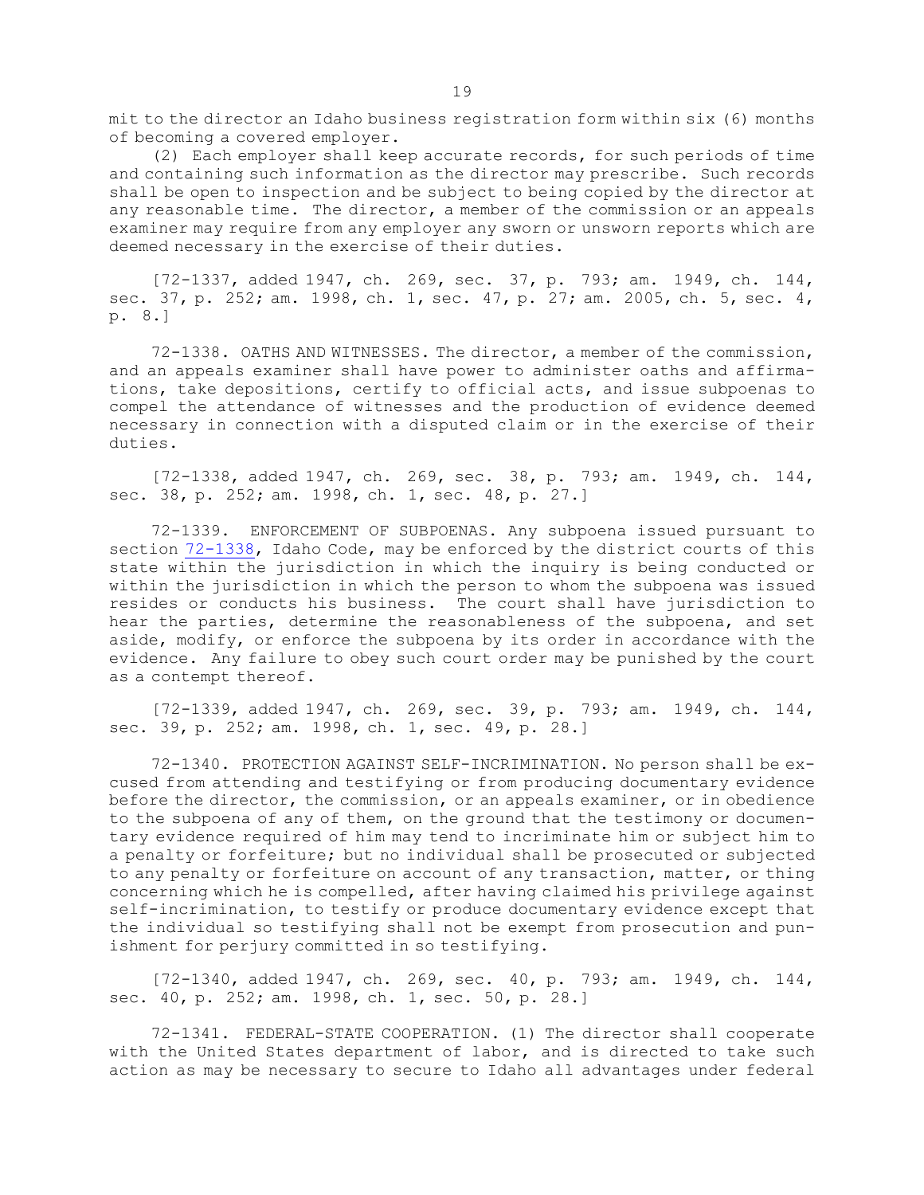mit to the director an Idaho business registration form within six (6) months of becoming a covered employer.

(2) Each employer shall keep accurate records, for such periods of time and containing such information as the director may prescribe. Such records shall be open to inspection and be subject to being copied by the director at any reasonable time. The director, a member of the commission or an appeals examiner may require from any employer any sworn or unsworn reports which are deemed necessary in the exercise of their duties.

[72-1337, added 1947, ch. 269, sec. 37, p. 793; am. 1949, ch. 144, sec. 37, p. 252; am. 1998, ch. 1, sec. 47, p. 27; am. 2005, ch. 5, sec. 4, p. 8.]

72-1338. OATHS AND WITNESSES. The director, a member of the commission, and an appeals examiner shall have power to administer oaths and affirmations, take depositions, certify to official acts, and issue subpoenas to compel the attendance of witnesses and the production of evidence deemed necessary in connection with a disputed claim or in the exercise of their duties.

[72-1338, added 1947, ch. 269, sec. 38, p. 793; am. 1949, ch. 144, sec. 38, p. 252; am. 1998, ch. 1, sec. 48, p. 27.]

72-1339. ENFORCEMENT OF SUBPOENAS. Any subpoena issued pursuant to section 72-1338, Idaho Code, may be enforced by the district courts of this state within the jurisdiction in which the inquiry is being conducted or within the jurisdiction in which the person to whom the subpoena was issued resides or conducts his business. The court shall have jurisdiction to hear the parties, determine the reasonableness of the subpoena, and set aside, modify, or enforce the subpoena by its order in accordance with the evidence. Any failure to obey such court order may be punished by the court as a contempt thereof.

[72-1339, added 1947, ch. 269, sec. 39, p. 793; am. 1949, ch. 144, sec. 39, p. 252; am. 1998, ch. 1, sec. 49, p. 28.]

72-1340. PROTECTION AGAINST SELF-INCRIMINATION. No person shall be excused from attending and testifying or from producing documentary evidence before the director, the commission, or an appeals examiner, or in obedience to the subpoena of any of them, on the ground that the testimony or documentary evidence required of him may tend to incriminate him or subject him to a penalty or forfeiture; but no individual shall be prosecuted or subjected to any penalty or forfeiture on account of any transaction, matter, or thing concerning which he is compelled, after having claimed his privilege against self-incrimination, to testify or produce documentary evidence except that the individual so testifying shall not be exempt from prosecution and punishment for perjury committed in so testifying.

[72-1340, added 1947, ch. 269, sec. 40, p. 793; am. 1949, ch. 144, sec. 40, p. 252; am. 1998, ch. 1, sec. 50, p. 28.]

72-1341. FEDERAL-STATE COOPERATION. (1) The director shall cooperate with the United States department of labor, and is directed to take such action as may be necessary to secure to Idaho all advantages under federal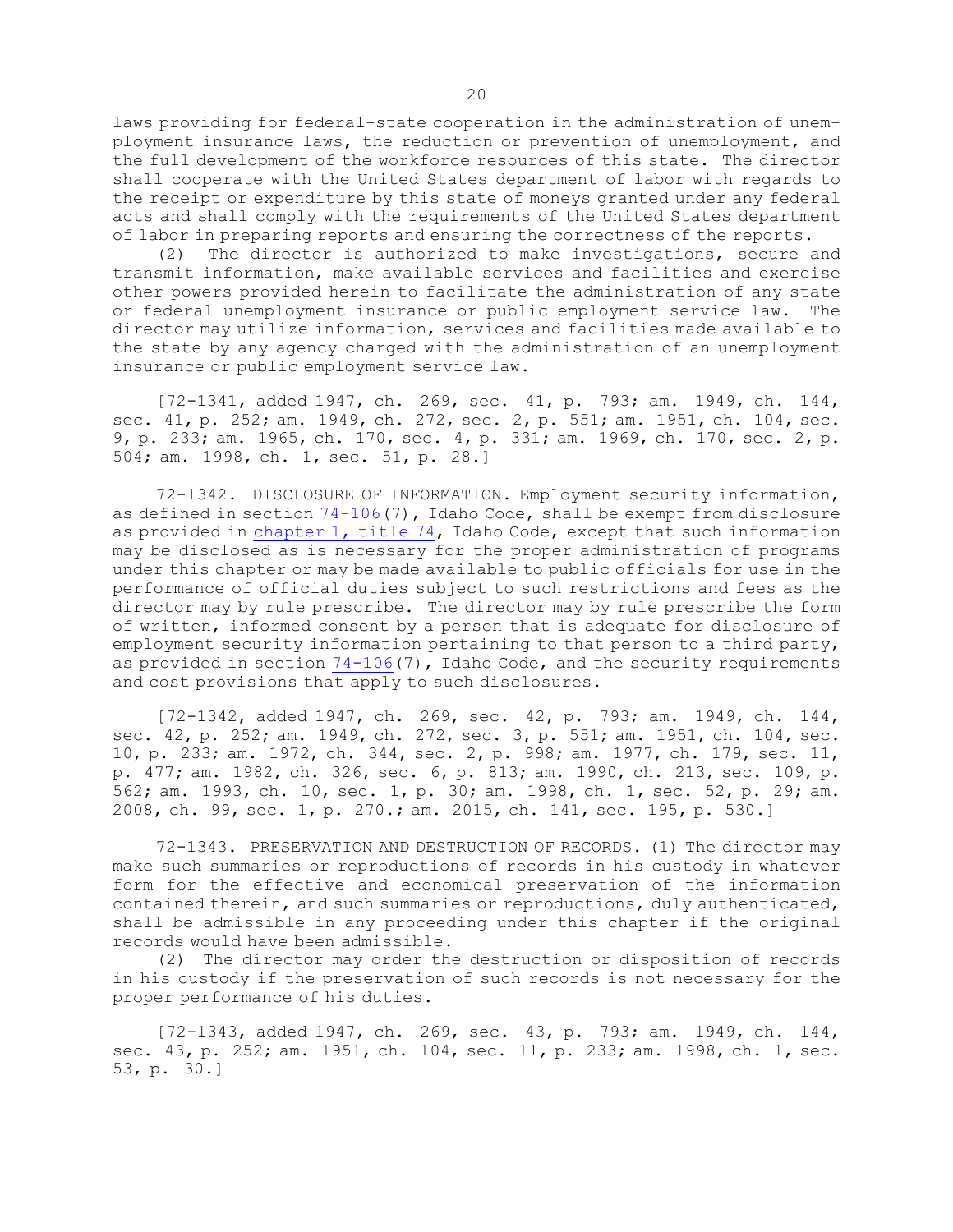laws providing for federal-state cooperation in the administration of unemployment insurance laws, the reduction or prevention of unemployment, and the full development of the workforce resources of this state. The director shall cooperate with the United States department of labor with regards to the receipt or expenditure by this state of moneys granted under any federal acts and shall comply with the requirements of the United States department of labor in preparing reports and ensuring the correctness of the reports.

(2) The director is authorized to make investigations, secure and transmit information, make available services and facilities and exercise other powers provided herein to facilitate the administration of any state or federal unemployment insurance or public employment service law. The director may utilize information, services and facilities made available to the state by any agency charged with the administration of an unemployment insurance or public employment service law.

[72-1341, added 1947, ch. 269, sec. 41, p. 793; am. 1949, ch. 144, sec. 41, p. 252; am. 1949, ch. 272, sec. 2, p. 551; am. 1951, ch. 104, sec. 9, p. 233; am. 1965, ch. 170, sec. 4, p. 331; am. 1969, ch. 170, sec. 2, p. 504; am. 1998, ch. 1, sec. 51, p. 28.]

72-1342. DISCLOSURE OF INFORMATION. Employment security information, as defined in section 74-106(7), Idaho Code, shall be exempt from disclosure as provided in chapter 1, title 74, Idaho Code, except that such information may be disclosed as is necessary for the proper administration of programs under this chapter or may be made available to public officials for use in the performance of official duties subject to such restrictions and fees as the director may by rule prescribe. The director may by rule prescribe the form of written, informed consent by a person that is adequate for disclosure of employment security information pertaining to that person to a third party, as provided in section 74-106(7), Idaho Code, and the security requirements and cost provisions that apply to such disclosures.

[72-1342, added 1947, ch. 269, sec. 42, p. 793; am. 1949, ch. 144, sec. 42, p. 252; am. 1949, ch. 272, sec. 3, p. 551; am. 1951, ch. 104, sec. 10, p. 233; am. 1972, ch. 344, sec. 2, p. 998; am. 1977, ch. 179, sec. 11, p. 477; am. 1982, ch. 326, sec. 6, p. 813; am. 1990, ch. 213, sec. 109, p. 562; am. 1993, ch. 10, sec. 1, p. 30; am. 1998, ch. 1, sec. 52, p. 29; am. 2008, ch. 99, sec. 1, p. 270.; am. 2015, ch. 141, sec. 195, p. 530.]

72-1343. PRESERVATION AND DESTRUCTION OF RECORDS. (1) The director may make such summaries or reproductions of records in his custody in whatever form for the effective and economical preservation of the information contained therein, and such summaries or reproductions, duly authenticated, shall be admissible in any proceeding under this chapter if the original records would have been admissible.

(2) The director may order the destruction or disposition of records in his custody if the preservation of such records is not necessary for the proper performance of his duties.

[72-1343, added 1947, ch. 269, sec. 43, p. 793; am. 1949, ch. 144, sec. 43, p. 252; am. 1951, ch. 104, sec. 11, p. 233; am. 1998, ch. 1, sec. 53, p. 30.]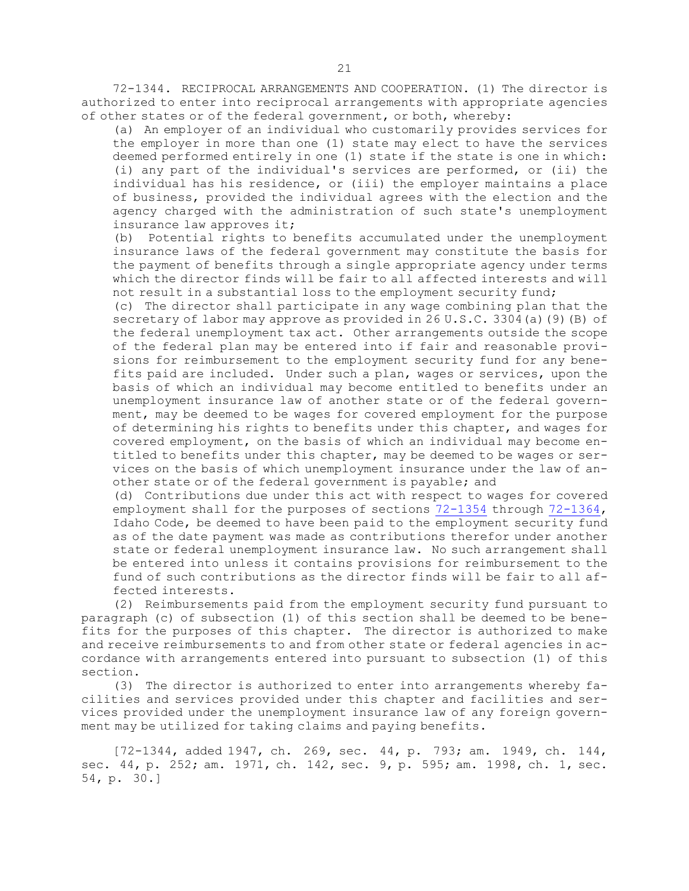72-1344. RECIPROCAL ARRANGEMENTS AND COOPERATION. (1) The director is authorized to enter into reciprocal arrangements with appropriate agencies of other states or of the federal government, or both, whereby:

(a) An employer of an individual who customarily provides services for the employer in more than one (1) state may elect to have the services deemed performed entirely in one (1) state if the state is one in which: (i) any part of the individual's services are performed, or (ii) the individual has his residence, or (iii) the employer maintains a place of business, provided the individual agrees with the election and the agency charged with the administration of such state's unemployment insurance law approves it;

(b) Potential rights to benefits accumulated under the unemployment insurance laws of the federal government may constitute the basis for the payment of benefits through a single appropriate agency under terms which the director finds will be fair to all affected interests and will not result in a substantial loss to the employment security fund;

(c) The director shall participate in any wage combining plan that the secretary of labor may approve as provided in 26 U.S.C. 3304(a)(9)(B) of the federal unemployment tax act. Other arrangements outside the scope of the federal plan may be entered into if fair and reasonable provisions for reimbursement to the employment security fund for any benefits paid are included. Under such a plan, wages or services, upon the basis of which an individual may become entitled to benefits under an unemployment insurance law of another state or of the federal government, may be deemed to be wages for covered employment for the purpose of determining his rights to benefits under this chapter, and wages for covered employment, on the basis of which an individual may become entitled to benefits under this chapter, may be deemed to be wages or services on the basis of which unemployment insurance under the law of another state or of the federal government is payable; and

(d) Contributions due under this act with respect to wages for covered employment shall for the purposes of sections 72-1354 through 72-1364, Idaho Code, be deemed to have been paid to the employment security fund as of the date payment was made as contributions therefor under another state or federal unemployment insurance law. No such arrangement shall be entered into unless it contains provisions for reimbursement to the fund of such contributions as the director finds will be fair to all affected interests.

(2) Reimbursements paid from the employment security fund pursuant to paragraph (c) of subsection (1) of this section shall be deemed to be benefits for the purposes of this chapter. The director is authorized to make and receive reimbursements to and from other state or federal agencies in accordance with arrangements entered into pursuant to subsection (1) of this section.

(3) The director is authorized to enter into arrangements whereby facilities and services provided under this chapter and facilities and services provided under the unemployment insurance law of any foreign government may be utilized for taking claims and paying benefits.

[72-1344, added 1947, ch. 269, sec. 44, p. 793; am. 1949, ch. 144, sec. 44, p. 252; am. 1971, ch. 142, sec. 9, p. 595; am. 1998, ch. 1, sec. 54, p. 30.]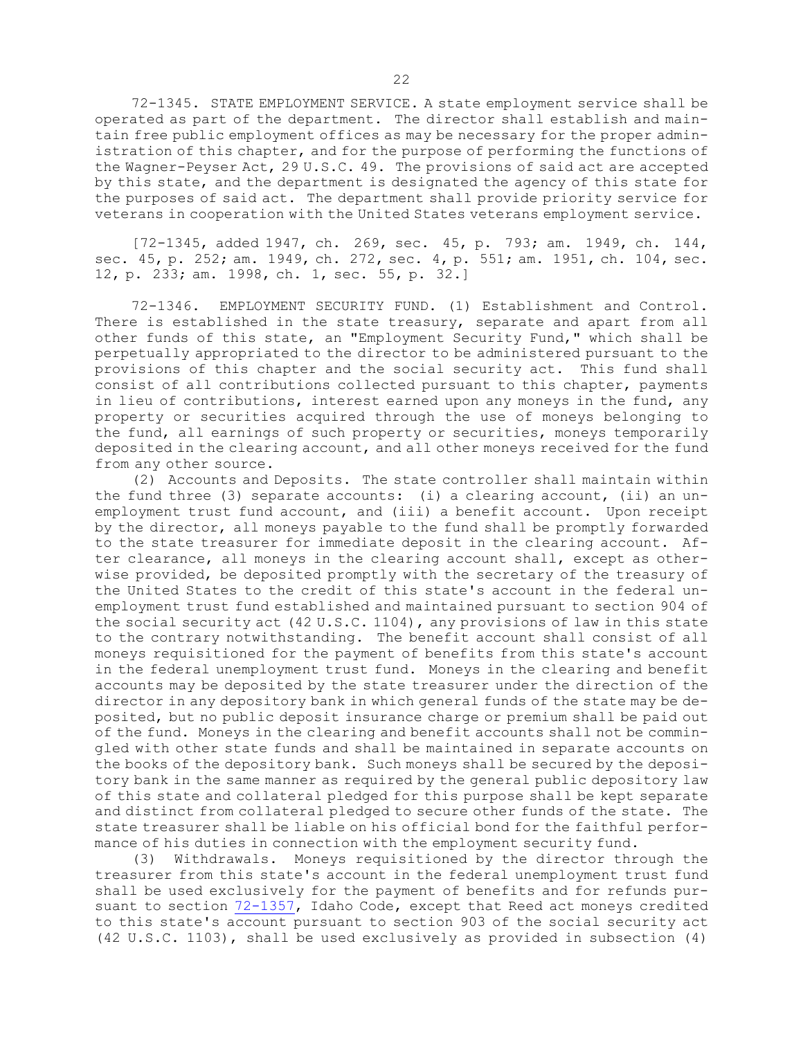72-1345. STATE EMPLOYMENT SERVICE. A state employment service shall be operated as part of the department. The director shall establish and maintain free public employment offices as may be necessary for the proper administration of this chapter, and for the purpose of performing the functions of the Wagner-Peyser Act, 29 U.S.C. 49. The provisions of said act are accepted by this state, and the department is designated the agency of this state for the purposes of said act. The department shall provide priority service for veterans in cooperation with the United States veterans employment service.

[72-1345, added 1947, ch. 269, sec. 45, p. 793; am. 1949, ch. 144, sec. 45, p. 252; am. 1949, ch. 272, sec. 4, p. 551; am. 1951, ch. 104, sec. 12, p. 233; am. 1998, ch. 1, sec. 55, p. 32.]

72-1346. EMPLOYMENT SECURITY FUND. (1) Establishment and Control. There is established in the state treasury, separate and apart from all other funds of this state, an "Employment Security Fund," which shall be perpetually appropriated to the director to be administered pursuant to the provisions of this chapter and the social security act. This fund shall consist of all contributions collected pursuant to this chapter, payments in lieu of contributions, interest earned upon any moneys in the fund, any property or securities acquired through the use of moneys belonging to the fund, all earnings of such property or securities, moneys temporarily deposited in the clearing account, and all other moneys received for the fund from any other source.

(2) Accounts and Deposits. The state controller shall maintain within the fund three (3) separate accounts: (i) a clearing account, (ii) an unemployment trust fund account, and (iii) a benefit account. Upon receipt by the director, all moneys payable to the fund shall be promptly forwarded to the state treasurer for immediate deposit in the clearing account. After clearance, all moneys in the clearing account shall, except as otherwise provided, be deposited promptly with the secretary of the treasury of the United States to the credit of this state's account in the federal unemployment trust fund established and maintained pursuant to section 904 of the social security act (42 U.S.C. 1104), any provisions of law in this state to the contrary notwithstanding. The benefit account shall consist of all moneys requisitioned for the payment of benefits from this state's account in the federal unemployment trust fund. Moneys in the clearing and benefit accounts may be deposited by the state treasurer under the direction of the director in any depository bank in which general funds of the state may be deposited, but no public deposit insurance charge or premium shall be paid out of the fund. Moneys in the clearing and benefit accounts shall not be commingled with other state funds and shall be maintained in separate accounts on the books of the depository bank. Such moneys shall be secured by the depository bank in the same manner as required by the general public depository law of this state and collateral pledged for this purpose shall be kept separate and distinct from collateral pledged to secure other funds of the state. The state treasurer shall be liable on his official bond for the faithful performance of his duties in connection with the employment security fund.

(3) Withdrawals. Moneys requisitioned by the director through the treasurer from this state's account in the federal unemployment trust fund shall be used exclusively for the payment of benefits and for refunds pursuant to section 72-1357, Idaho Code, except that Reed act moneys credited to this state's account pursuant to section 903 of the social security act (42 U.S.C. 1103), shall be used exclusively as provided in subsection (4)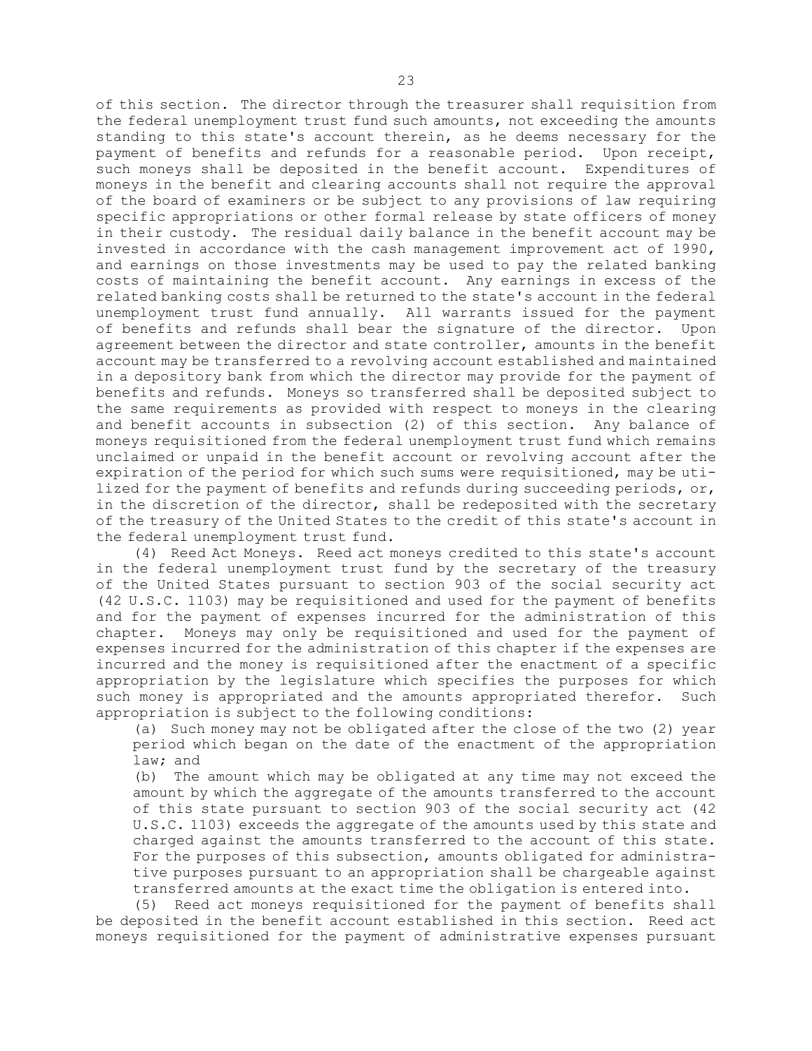of this section. The director through the treasurer shall requisition from the federal unemployment trust fund such amounts, not exceeding the amounts standing to this state's account therein, as he deems necessary for the payment of benefits and refunds for a reasonable period. Upon receipt, such moneys shall be deposited in the benefit account. Expenditures of moneys in the benefit and clearing accounts shall not require the approval of the board of examiners or be subject to any provisions of law requiring specific appropriations or other formal release by state officers of money in their custody. The residual daily balance in the benefit account may be invested in accordance with the cash management improvement act of 1990, and earnings on those investments may be used to pay the related banking costs of maintaining the benefit account. Any earnings in excess of the related banking costs shall be returned to the state's account in the federal unemployment trust fund annually. All warrants issued for the payment of benefits and refunds shall bear the signature of the director. Upon agreement between the director and state controller, amounts in the benefit account may be transferred to a revolving account established and maintained in a depository bank from which the director may provide for the payment of benefits and refunds. Moneys so transferred shall be deposited subject to the same requirements as provided with respect to moneys in the clearing and benefit accounts in subsection (2) of this section. Any balance of moneys requisitioned from the federal unemployment trust fund which remains unclaimed or unpaid in the benefit account or revolving account after the expiration of the period for which such sums were requisitioned, may be utilized for the payment of benefits and refunds during succeeding periods, or, in the discretion of the director, shall be redeposited with the secretary of the treasury of the United States to the credit of this state's account in the federal unemployment trust fund.

(4) Reed Act Moneys. Reed act moneys credited to this state's account in the federal unemployment trust fund by the secretary of the treasury of the United States pursuant to section 903 of the social security act (42 U.S.C. 1103) may be requisitioned and used for the payment of benefits and for the payment of expenses incurred for the administration of this chapter. Moneys may only be requisitioned and used for the payment of expenses incurred for the administration of this chapter if the expenses are incurred and the money is requisitioned after the enactment of a specific appropriation by the legislature which specifies the purposes for which such money is appropriated and the amounts appropriated therefor. Such appropriation is subject to the following conditions:

(a) Such money may not be obligated after the close of the two (2) year period which began on the date of the enactment of the appropriation law; and

(b) The amount which may be obligated at any time may not exceed the amount by which the aggregate of the amounts transferred to the account of this state pursuant to section 903 of the social security act (42 U.S.C. 1103) exceeds the aggregate of the amounts used by this state and charged against the amounts transferred to the account of this state. For the purposes of this subsection, amounts obligated for administrative purposes pursuant to an appropriation shall be chargeable against transferred amounts at the exact time the obligation is entered into.

(5) Reed act moneys requisitioned for the payment of benefits shall be deposited in the benefit account established in this section. Reed act moneys requisitioned for the payment of administrative expenses pursuant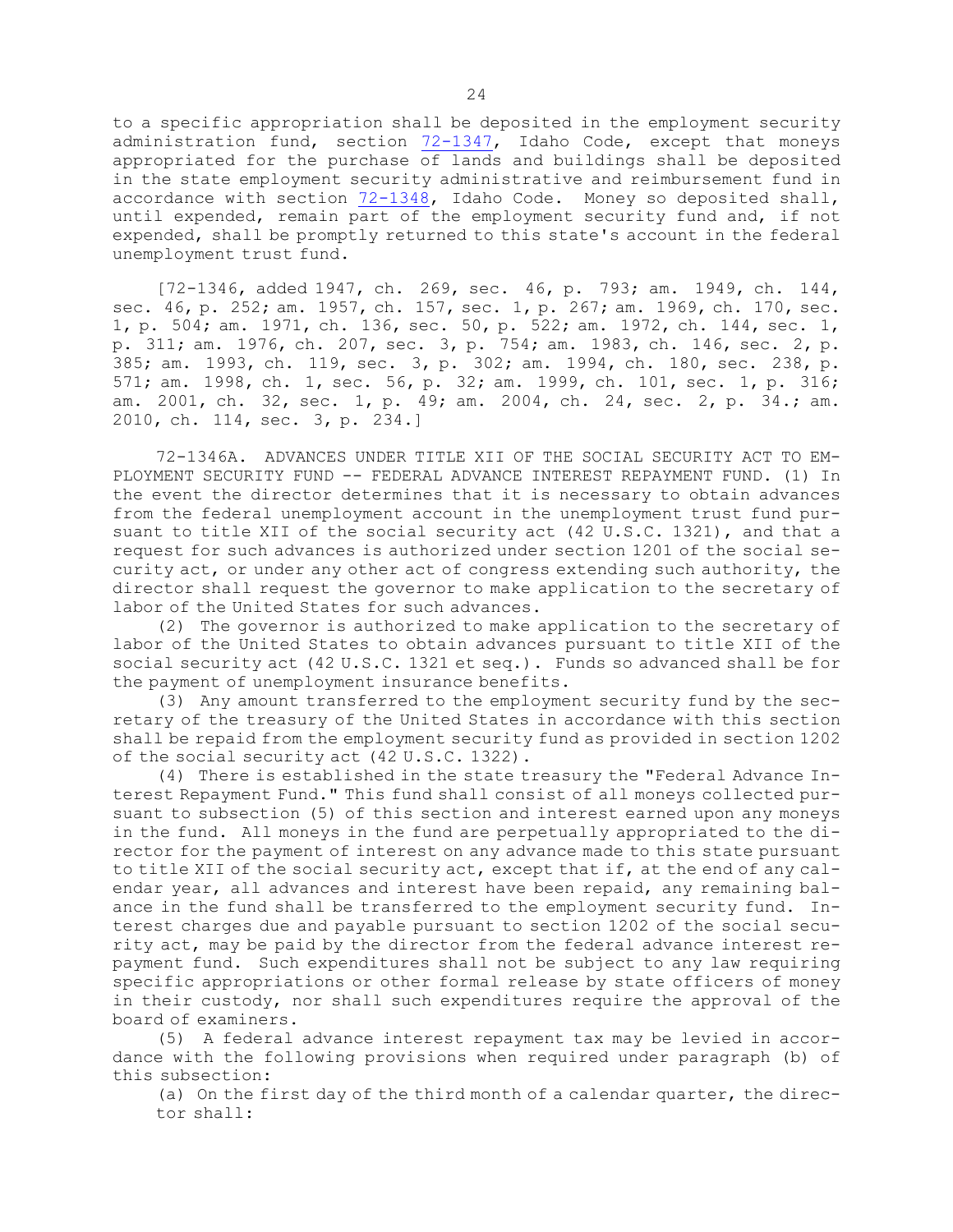to a specific appropriation shall be deposited in the employment security administration fund, section 72-1347, Idaho Code, except that moneys appropriated for the purchase of lands and buildings shall be deposited in the state employment security administrative and reimbursement fund in accordance with section 72-1348, Idaho Code. Money so deposited shall, until expended, remain part of the employment security fund and, if not expended, shall be promptly returned to this state's account in the federal unemployment trust fund.

[72-1346, added 1947, ch. 269, sec. 46, p. 793; am. 1949, ch. 144, sec. 46, p. 252; am. 1957, ch. 157, sec. 1, p. 267; am. 1969, ch. 170, sec. 1, p. 504; am. 1971, ch. 136, sec. 50, p. 522; am. 1972, ch. 144, sec. 1, p. 311; am. 1976, ch. 207, sec. 3, p. 754; am. 1983, ch. 146, sec. 2, p. 385; am. 1993, ch. 119, sec. 3, p. 302; am. 1994, ch. 180, sec. 238, p. 571; am. 1998, ch. 1, sec. 56, p. 32; am. 1999, ch. 101, sec. 1, p. 316; am. 2001, ch. 32, sec. 1, p. 49; am. 2004, ch. 24, sec. 2, p. 34.; am. 2010, ch. 114, sec. 3, p. 234.]

72-1346A. ADVANCES UNDER TITLE XII OF THE SOCIAL SECURITY ACT TO EMPLOYMENT SECURITY FUND -- FEDERAL ADVANCE INTEREST REPAYMENT FUND. (1) In the event the director determines that it is necessary to obtain advances from the federal unemployment account in the unemployment trust fund pursuant to title XII of the social security act (42 U.S.C. 1321), and that a request for such advances is authorized under section 1201 of the social security act, or under any other act of congress extending such authority, the director shall request the governor to make application to the secretary of labor of the United States for such advances.

(2) The governor is authorized to make application to the secretary of labor of the United States to obtain advances pursuant to title XII of the social security act (42 U.S.C. 1321 et seq.). Funds so advanced shall be for the payment of unemployment insurance benefits.

(3) Any amount transferred to the employment security fund by the secretary of the treasury of the United States in accordance with this section shall be repaid from the employment security fund as provided in section 1202 of the social security act (42 U.S.C. 1322).

(4) There is established in the state treasury the "Federal Advance Interest Repayment Fund." This fund shall consist of all moneys collected pursuant to subsection (5) of this section and interest earned upon any moneys in the fund. All moneys in the fund are perpetually appropriated to the director for the payment of interest on any advance made to this state pursuant to title XII of the social security act, except that if, at the end of any calendar year, all advances and interest have been repaid, any remaining balance in the fund shall be transferred to the employment security fund. Interest charges due and payable pursuant to section 1202 of the social security act, may be paid by the director from the federal advance interest repayment fund. Such expenditures shall not be subject to any law requiring specific appropriations or other formal release by state officers of money in their custody, nor shall such expenditures require the approval of the board of examiners.

(5) A federal advance interest repayment tax may be levied in accordance with the following provisions when required under paragraph (b) of this subsection:

(a) On the first day of the third month of a calendar quarter, the director shall: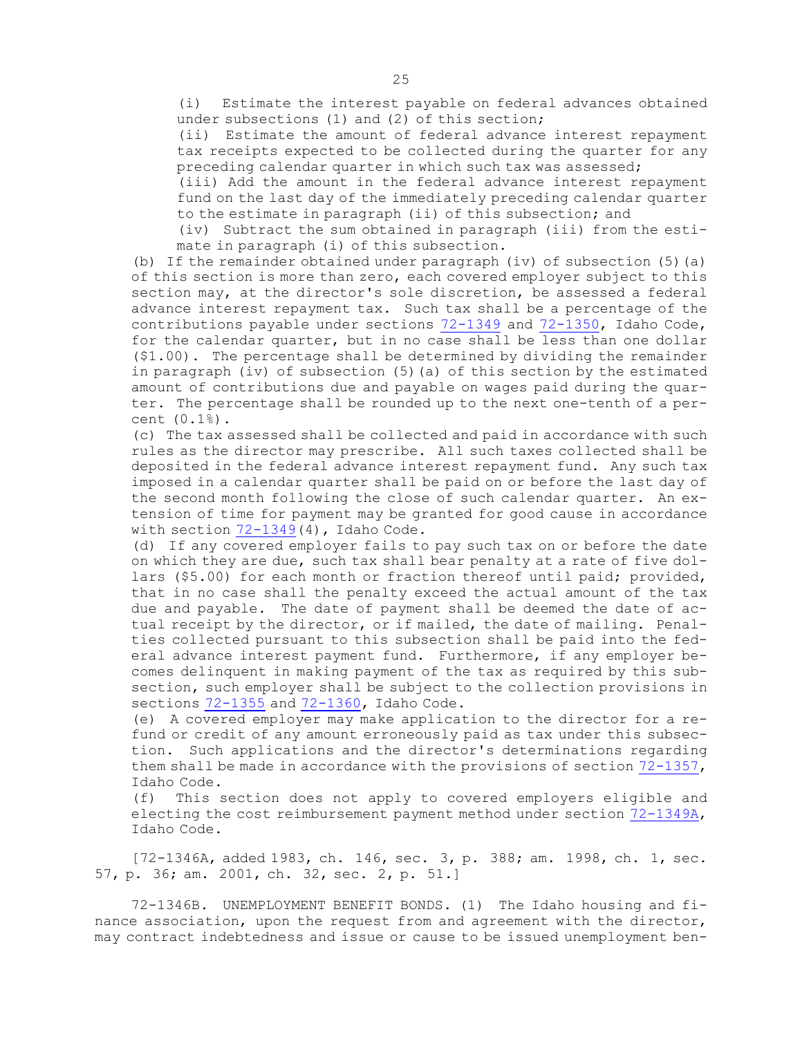(i) Estimate the interest payable on federal advances obtained under subsections (1) and (2) of this section;

(ii) Estimate the amount of federal advance interest repayment tax receipts expected to be collected during the quarter for any preceding calendar quarter in which such tax was assessed;

(iii) Add the amount in the federal advance interest repayment fund on the last day of the immediately preceding calendar quarter to the estimate in paragraph (ii) of this subsection; and

(iv) Subtract the sum obtained in paragraph (iii) from the estimate in paragraph (i) of this subsection.

(b) If the remainder obtained under paragraph (iv) of subsection (5)(a) of this section is more than zero, each covered employer subject to this section may, at the director's sole discretion, be assessed a federal advance interest repayment tax. Such tax shall be a percentage of the contributions payable under sections 72-1349 and 72-1350, Idaho Code, for the calendar quarter, but in no case shall be less than one dollar ($1.00). The percentage shall be determined by dividing the remainder in paragraph (iv) of subsection (5)(a) of this section by the estimated amount of contributions due and payable on wages paid during the quarter. The percentage shall be rounded up to the next one-tenth of a percent (0.1%).

(c) The tax assessed shall be collected and paid in accordance with such rules as the director may prescribe. All such taxes collected shall be deposited in the federal advance interest repayment fund. Any such tax imposed in a calendar quarter shall be paid on or before the last day of the second month following the close of such calendar quarter. An extension of time for payment may be granted for good cause in accordance with section 72-1349(4), Idaho Code.

(d) If any covered employer fails to pay such tax on or before the date on which they are due, such tax shall bear penalty at a rate of five dollars ($5.00) for each month or fraction thereof until paid; provided, that in no case shall the penalty exceed the actual amount of the tax due and payable. The date of payment shall be deemed the date of actual receipt by the director, or if mailed, the date of mailing. Penalties collected pursuant to this subsection shall be paid into the federal advance interest payment fund. Furthermore, if any employer becomes delinquent in making payment of the tax as required by this subsection, such employer shall be subject to the collection provisions in sections 72-1355 and 72-1360, Idaho Code.

(e) A covered employer may make application to the director for a refund or credit of any amount erroneously paid as tax under this subsection. Such applications and the director's determinations regarding them shall be made in accordance with the provisions of section 72-1357, Idaho Code.

(f) This section does not apply to covered employers eligible and electing the cost reimbursement payment method under section 72-1349A, Idaho Code.

[72-1346A, added 1983, ch. 146, sec. 3, p. 388; am. 1998, ch. 1, sec. 57, p. 36; am. 2001, ch. 32, sec. 2, p. 51.]

72-1346B. UNEMPLOYMENT BENEFIT BONDS. (1) The Idaho housing and finance association, upon the request from and agreement with the director, may contract indebtedness and issue or cause to be issued unemployment ben-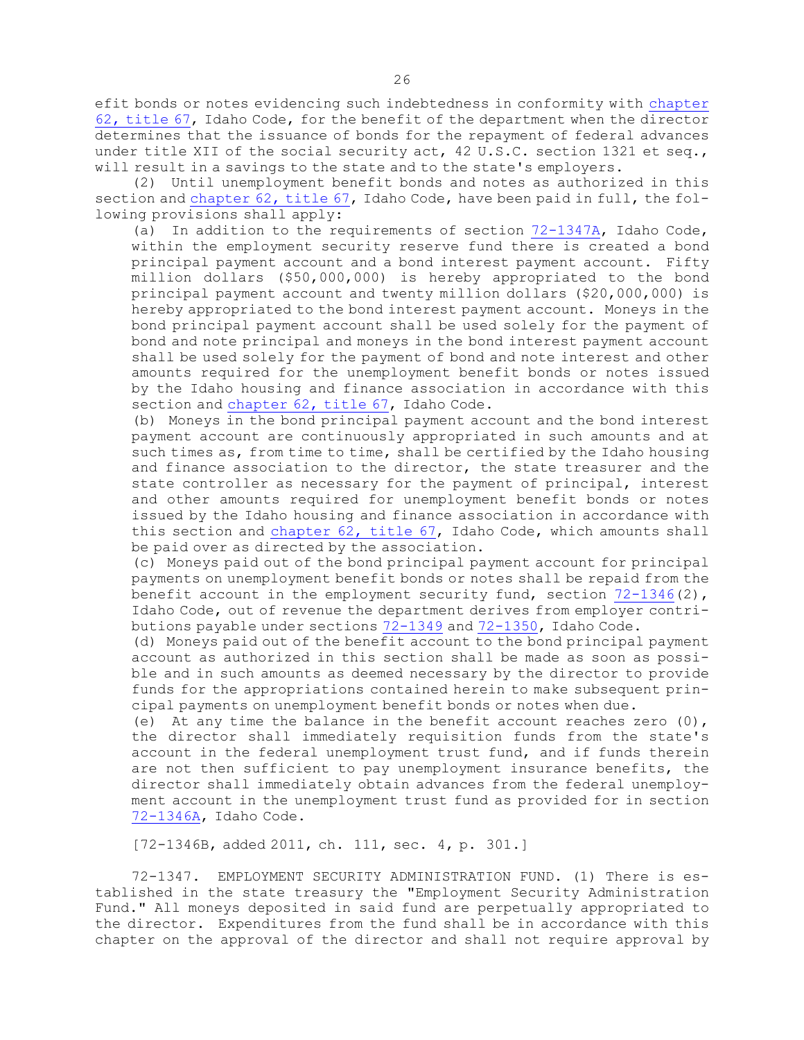efit bonds or notes evidencing such indebtedness in conformity with chapter 62, title 67, Idaho Code, for the benefit of the department when the director determines that the issuance of bonds for the repayment of federal advances under title XII of the social security act, 42 U.S.C. section 1321 et seq., will result in a savings to the state and to the state's employers.

(2) Until unemployment benefit bonds and notes as authorized in this section and chapter 62, title 67, Idaho Code, have been paid in full, the following provisions shall apply:

(a) In addition to the requirements of section 72-1347A, Idaho Code, within the employment security reserve fund there is created a bond principal payment account and a bond interest payment account. Fifty million dollars ($50,000,000) is hereby appropriated to the bond principal payment account and twenty million dollars ($20,000,000) is hereby appropriated to the bond interest payment account. Moneys in the bond principal payment account shall be used solely for the payment of bond and note principal and moneys in the bond interest payment account shall be used solely for the payment of bond and note interest and other amounts required for the unemployment benefit bonds or notes issued by the Idaho housing and finance association in accordance with this section and chapter 62, title 67, Idaho Code.

(b) Moneys in the bond principal payment account and the bond interest payment account are continuously appropriated in such amounts and at such times as, from time to time, shall be certified by the Idaho housing and finance association to the director, the state treasurer and the state controller as necessary for the payment of principal, interest and other amounts required for unemployment benefit bonds or notes issued by the Idaho housing and finance association in accordance with this section and chapter 62, title 67, Idaho Code, which amounts shall be paid over as directed by the association.

(c) Moneys paid out of the bond principal payment account for principal payments on unemployment benefit bonds or notes shall be repaid from the benefit account in the employment security fund, section 72-1346(2), Idaho Code, out of revenue the department derives from employer contributions payable under sections 72-1349 and 72-1350, Idaho Code.

(d) Moneys paid out of the benefit account to the bond principal payment account as authorized in this section shall be made as soon as possible and in such amounts as deemed necessary by the director to provide funds for the appropriations contained herein to make subsequent principal payments on unemployment benefit bonds or notes when due.

(e) At any time the balance in the benefit account reaches zero (0), the director shall immediately requisition funds from the state's account in the federal unemployment trust fund, and if funds therein are not then sufficient to pay unemployment insurance benefits, the director shall immediately obtain advances from the federal unemployment account in the unemployment trust fund as provided for in section 72-1346A, Idaho Code.

[72-1346B, added 2011, ch. 111, sec. 4, p. 301.]

72-1347. EMPLOYMENT SECURITY ADMINISTRATION FUND. (1) There is established in the state treasury the "Employment Security Administration Fund." All moneys deposited in said fund are perpetually appropriated to the director. Expenditures from the fund shall be in accordance with this chapter on the approval of the director and shall not require approval by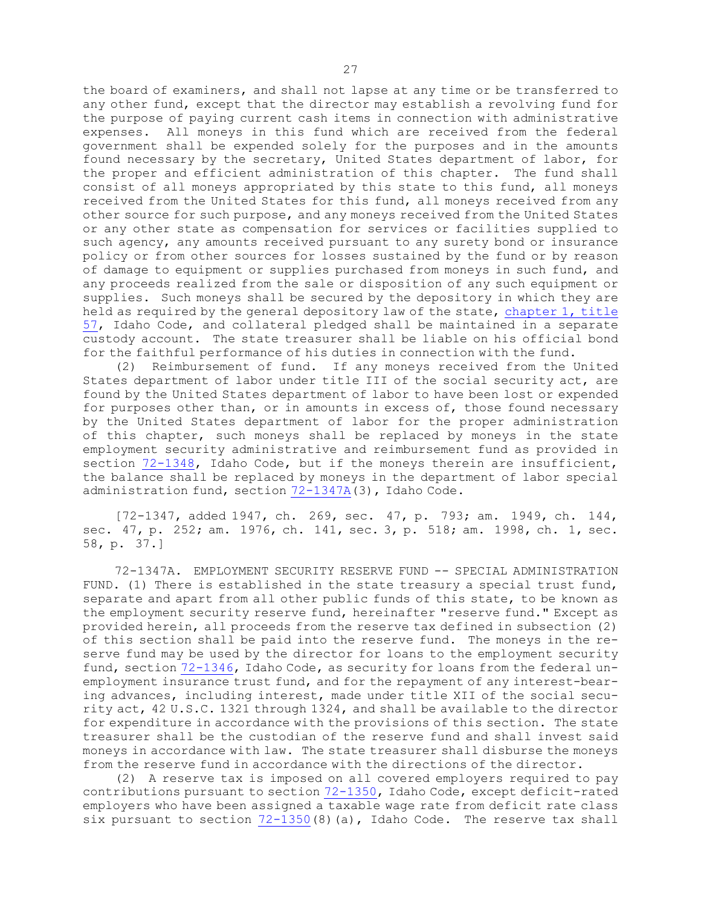the board of examiners, and shall not lapse at any time or be transferred to any other fund, except that the director may establish a revolving fund for the purpose of paying current cash items in connection with administrative expenses. All moneys in this fund which are received from the federal government shall be expended solely for the purposes and in the amounts found necessary by the secretary, United States department of labor, for the proper and efficient administration of this chapter. The fund shall consist of all moneys appropriated by this state to this fund, all moneys received from the United States for this fund, all moneys received from any other source for such purpose, and any moneys received from the United States or any other state as compensation for services or facilities supplied to such agency, any amounts received pursuant to any surety bond or insurance policy or from other sources for losses sustained by the fund or by reason of damage to equipment or supplies purchased from moneys in such fund, and any proceeds realized from the sale or disposition of any such equipment or supplies. Such moneys shall be secured by the depository in which they are held as required by the general depository law of the state, chapter 1, title 57, Idaho Code, and collateral pledged shall be maintained in a separate custody account. The state treasurer shall be liable on his official bond for the faithful performance of his duties in connection with the fund.

(2) Reimbursement of fund. If any moneys received from the United States department of labor under title III of the social security act, are found by the United States department of labor to have been lost or expended for purposes other than, or in amounts in excess of, those found necessary by the United States department of labor for the proper administration of this chapter, such moneys shall be replaced by moneys in the state employment security administrative and reimbursement fund as provided in section 72-1348, Idaho Code, but if the moneys therein are insufficient, the balance shall be replaced by moneys in the department of labor special administration fund, section 72-1347A(3), Idaho Code.

[72-1347, added 1947, ch. 269, sec. 47, p. 793; am. 1949, ch. 144, sec. 47, p. 252; am. 1976, ch. 141, sec. 3, p. 518; am. 1998, ch. 1, sec. 58, p. 37.]

72-1347A. EMPLOYMENT SECURITY RESERVE FUND -- SPECIAL ADMINISTRATION FUND. (1) There is established in the state treasury a special trust fund, separate and apart from all other public funds of this state, to be known as the employment security reserve fund, hereinafter "reserve fund." Except as provided herein, all proceeds from the reserve tax defined in subsection (2) of this section shall be paid into the reserve fund. The moneys in the reserve fund may be used by the director for loans to the employment security fund, section 72-1346, Idaho Code, as security for loans from the federal unemployment insurance trust fund, and for the repayment of any interest-bearing advances, including interest, made under title XII of the social security act, 42 U.S.C. 1321 through 1324, and shall be available to the director for expenditure in accordance with the provisions of this section. The state treasurer shall be the custodian of the reserve fund and shall invest said moneys in accordance with law. The state treasurer shall disburse the moneys from the reserve fund in accordance with the directions of the director.

(2) A reserve tax is imposed on all covered employers required to pay contributions pursuant to section 72-1350, Idaho Code, except deficit-rated employers who have been assigned a taxable wage rate from deficit rate class six pursuant to section 72-1350(8)(a), Idaho Code. The reserve tax shall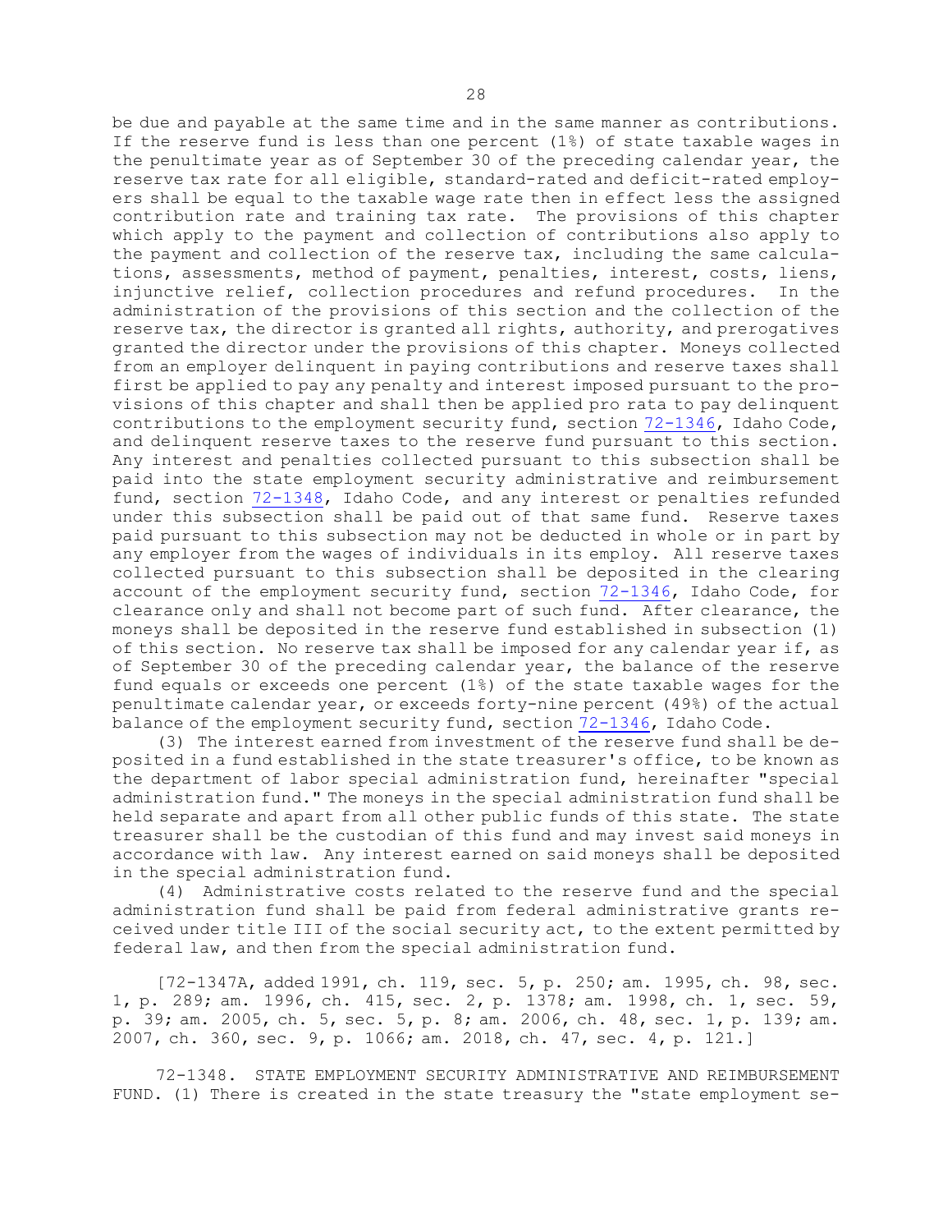be due and payable at the same time and in the same manner as contributions. If the reserve fund is less than one percent (1%) of state taxable wages in the penultimate year as of September 30 of the preceding calendar year, the reserve tax rate for all eligible, standard-rated and deficit-rated employers shall be equal to the taxable wage rate then in effect less the assigned contribution rate and training tax rate. The provisions of this chapter which apply to the payment and collection of contributions also apply to the payment and collection of the reserve tax, including the same calculations, assessments, method of payment, penalties, interest, costs, liens, injunctive relief, collection procedures and refund procedures. In the administration of the provisions of this section and the collection of the reserve tax, the director is granted all rights, authority, and prerogatives granted the director under the provisions of this chapter. Moneys collected from an employer delinquent in paying contributions and reserve taxes shall first be applied to pay any penalty and interest imposed pursuant to the provisions of this chapter and shall then be applied pro rata to pay delinquent contributions to the employment security fund, section 72-1346, Idaho Code, and delinquent reserve taxes to the reserve fund pursuant to this section. Any interest and penalties collected pursuant to this subsection shall be paid into the state employment security administrative and reimbursement fund, section 72-1348, Idaho Code, and any interest or penalties refunded under this subsection shall be paid out of that same fund. Reserve taxes paid pursuant to this subsection may not be deducted in whole or in part by any employer from the wages of individuals in its employ. All reserve taxes collected pursuant to this subsection shall be deposited in the clearing account of the employment security fund, section 72-1346, Idaho Code, for clearance only and shall not become part of such fund. After clearance, the moneys shall be deposited in the reserve fund established in subsection (1) of this section. No reserve tax shall be imposed for any calendar year if, as of September 30 of the preceding calendar year, the balance of the reserve fund equals or exceeds one percent (1%) of the state taxable wages for the penultimate calendar year, or exceeds forty-nine percent (49%) of the actual balance of the employment security fund, section 72-1346, Idaho Code.

(3) The interest earned from investment of the reserve fund shall be deposited in a fund established in the state treasurer's office, to be known as the department of labor special administration fund, hereinafter "special administration fund." The moneys in the special administration fund shall be held separate and apart from all other public funds of this state. The state treasurer shall be the custodian of this fund and may invest said moneys in accordance with law. Any interest earned on said moneys shall be deposited in the special administration fund.

(4) Administrative costs related to the reserve fund and the special administration fund shall be paid from federal administrative grants received under title III of the social security act, to the extent permitted by federal law, and then from the special administration fund.

[72-1347A, added 1991, ch. 119, sec. 5, p. 250; am. 1995, ch. 98, sec. 1, p. 289; am. 1996, ch. 415, sec. 2, p. 1378; am. 1998, ch. 1, sec. 59, p. 39; am. 2005, ch. 5, sec. 5, p. 8; am. 2006, ch. 48, sec. 1, p. 139; am. 2007, ch. 360, sec. 9, p. 1066; am. 2018, ch. 47, sec. 4, p. 121.]

72-1348. STATE EMPLOYMENT SECURITY ADMINISTRATIVE AND REIMBURSEMENT FUND. (1) There is created in the state treasury the "state employment se-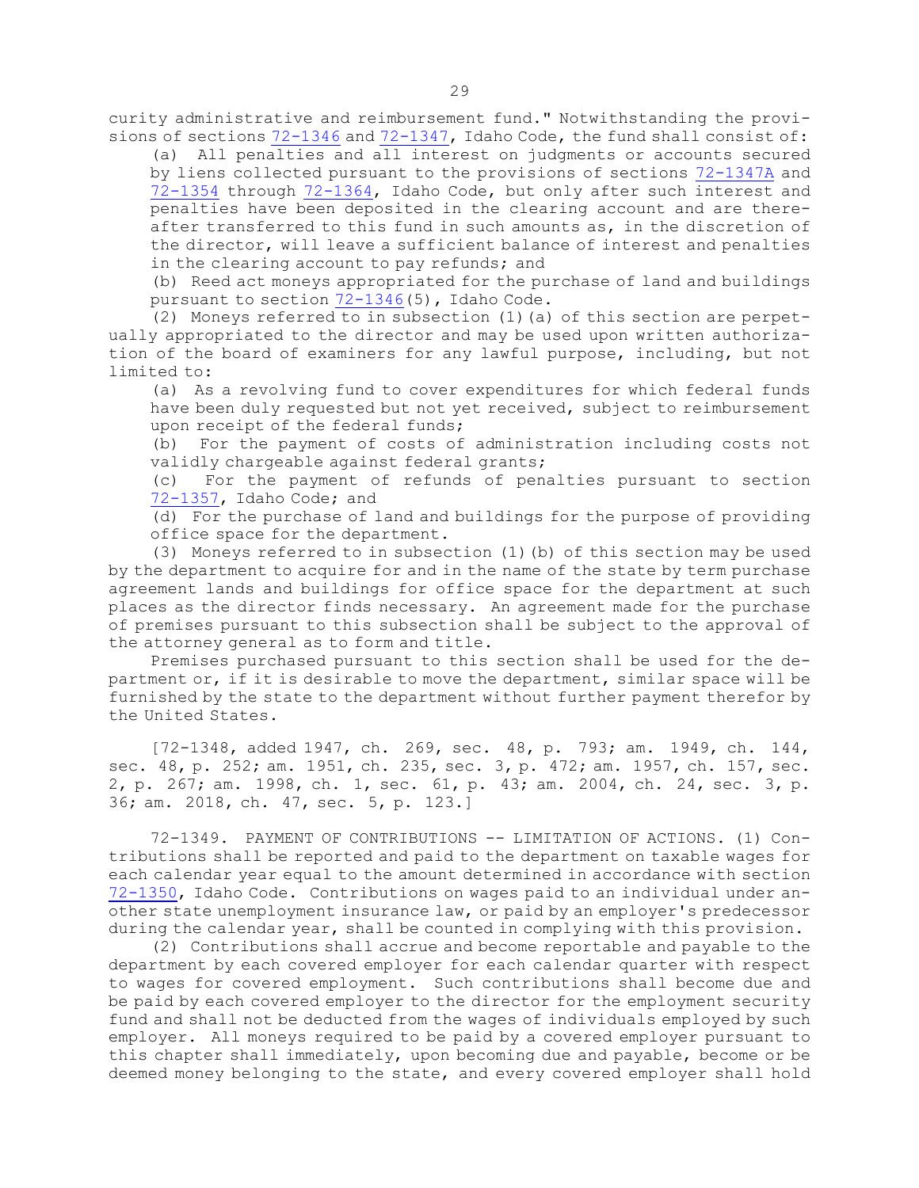curity administrative and reimbursement fund." Notwithstanding the provisions of sections 72-1346 and 72-1347, Idaho Code, the fund shall consist of:

(a) All penalties and all interest on judgments or accounts secured by liens collected pursuant to the provisions of sections 72-1347A and 72-1354 through 72-1364, Idaho Code, but only after such interest and penalties have been deposited in the clearing account and are thereafter transferred to this fund in such amounts as, in the discretion of the director, will leave a sufficient balance of interest and penalties in the clearing account to pay refunds; and

(b) Reed act moneys appropriated for the purchase of land and buildings pursuant to section 72-1346(5), Idaho Code.

(2) Moneys referred to in subsection (1)(a) of this section are perpetually appropriated to the director and may be used upon written authorization of the board of examiners for any lawful purpose, including, but not limited to:

(a) As a revolving fund to cover expenditures for which federal funds have been duly requested but not yet received, subject to reimbursement upon receipt of the federal funds;

(b) For the payment of costs of administration including costs not validly chargeable against federal grants;

(c) For the payment of refunds of penalties pursuant to section 72-1357, Idaho Code; and

(d) For the purchase of land and buildings for the purpose of providing office space for the department.

(3) Moneys referred to in subsection (1)(b) of this section may be used by the department to acquire for and in the name of the state by term purchase agreement lands and buildings for office space for the department at such places as the director finds necessary. An agreement made for the purchase of premises pursuant to this subsection shall be subject to the approval of the attorney general as to form and title.

Premises purchased pursuant to this section shall be used for the department or, if it is desirable to move the department, similar space will be furnished by the state to the department without further payment therefor by the United States.

[72-1348, added 1947, ch. 269, sec. 48, p. 793; am. 1949, ch. 144, sec. 48, p. 252; am. 1951, ch. 235, sec. 3, p. 472; am. 1957, ch. 157, sec. 2, p. 267; am. 1998, ch. 1, sec. 61, p. 43; am. 2004, ch. 24, sec. 3, p. 36; am. 2018, ch. 47, sec. 5, p. 123.]

72-1349. PAYMENT OF CONTRIBUTIONS -- LIMITATION OF ACTIONS. (1) Contributions shall be reported and paid to the department on taxable wages for each calendar year equal to the amount determined in accordance with section 72-1350, Idaho Code. Contributions on wages paid to an individual under another state unemployment insurance law, or paid by an employer's predecessor during the calendar year, shall be counted in complying with this provision.

(2) Contributions shall accrue and become reportable and payable to the department by each covered employer for each calendar quarter with respect to wages for covered employment. Such contributions shall become due and be paid by each covered employer to the director for the employment security fund and shall not be deducted from the wages of individuals employed by such employer. All moneys required to be paid by a covered employer pursuant to this chapter shall immediately, upon becoming due and payable, become or be deemed money belonging to the state, and every covered employer shall hold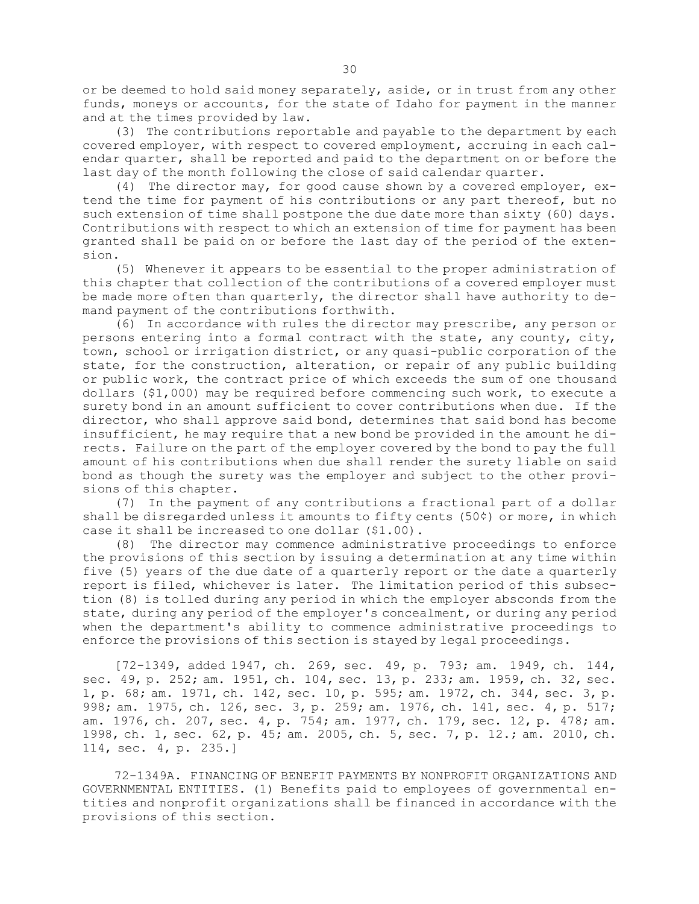or be deemed to hold said money separately, aside, or in trust from any other funds, moneys or accounts, for the state of Idaho for payment in the manner and at the times provided by law.

(3) The contributions reportable and payable to the department by each covered employer, with respect to covered employment, accruing in each calendar quarter, shall be reported and paid to the department on or before the last day of the month following the close of said calendar quarter.

(4) The director may, for good cause shown by a covered employer, extend the time for payment of his contributions or any part thereof, but no such extension of time shall postpone the due date more than sixty (60) days. Contributions with respect to which an extension of time for payment has been granted shall be paid on or before the last day of the period of the extension.

(5) Whenever it appears to be essential to the proper administration of this chapter that collection of the contributions of a covered employer must be made more often than quarterly, the director shall have authority to demand payment of the contributions forthwith.

(6) In accordance with rules the director may prescribe, any person or persons entering into a formal contract with the state, any county, city, town, school or irrigation district, or any quasi-public corporation of the state, for the construction, alteration, or repair of any public building or public work, the contract price of which exceeds the sum of one thousand dollars ($1,000) may be required before commencing such work, to execute a surety bond in an amount sufficient to cover contributions when due. If the director, who shall approve said bond, determines that said bond has become insufficient, he may require that a new bond be provided in the amount he directs. Failure on the part of the employer covered by the bond to pay the full amount of his contributions when due shall render the surety liable on said bond as though the surety was the employer and subject to the other provisions of this chapter.

(7) In the payment of any contributions a fractional part of a dollar shall be disregarded unless it amounts to fifty cents (50¢) or more, in which case it shall be increased to one dollar ($1.00).

(8) The director may commence administrative proceedings to enforce the provisions of this section by issuing a determination at any time within five (5) years of the due date of a quarterly report or the date a quarterly report is filed, whichever is later. The limitation period of this subsection (8) is tolled during any period in which the employer absconds from the state, during any period of the employer's concealment, or during any period when the department's ability to commence administrative proceedings to enforce the provisions of this section is stayed by legal proceedings.

[72-1349, added 1947, ch. 269, sec. 49, p. 793; am. 1949, ch. 144, sec. 49, p. 252; am. 1951, ch. 104, sec. 13, p. 233; am. 1959, ch. 32, sec. 1, p. 68; am. 1971, ch. 142, sec. 10, p. 595; am. 1972, ch. 344, sec. 3, p. 998; am. 1975, ch. 126, sec. 3, p. 259; am. 1976, ch. 141, sec. 4, p. 517; am. 1976, ch. 207, sec. 4, p. 754; am. 1977, ch. 179, sec. 12, p. 478; am. 1998, ch. 1, sec. 62, p. 45; am. 2005, ch. 5, sec. 7, p. 12.; am. 2010, ch. 114, sec. 4, p. 235.]

72-1349A. FINANCING OF BENEFIT PAYMENTS BY NONPROFIT ORGANIZATIONS AND GOVERNMENTAL ENTITIES. (1) Benefits paid to employees of governmental entities and nonprofit organizations shall be financed in accordance with the provisions of this section.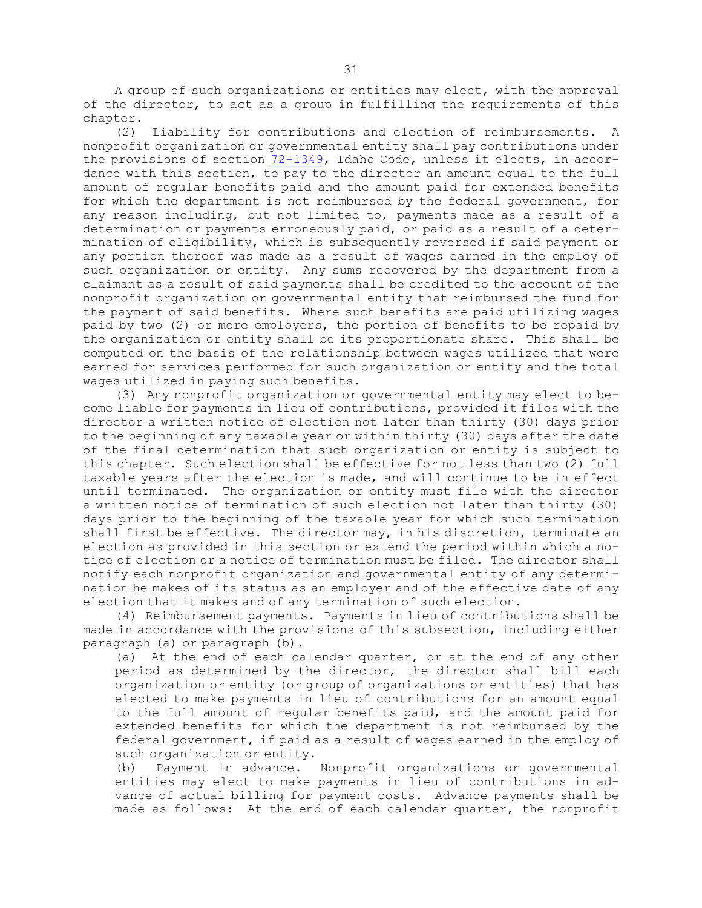A group of such organizations or entities may elect, with the approval of the director, to act as a group in fulfilling the requirements of this chapter.

(2) Liability for contributions and election of reimbursements. A nonprofit organization or governmental entity shall pay contributions under the provisions of section 72-1349, Idaho Code, unless it elects, in accordance with this section, to pay to the director an amount equal to the full amount of regular benefits paid and the amount paid for extended benefits for which the department is not reimbursed by the federal government, for any reason including, but not limited to, payments made as a result of a determination or payments erroneously paid, or paid as a result of a determination of eligibility, which is subsequently reversed if said payment or any portion thereof was made as a result of wages earned in the employ of such organization or entity. Any sums recovered by the department from a claimant as a result of said payments shall be credited to the account of the nonprofit organization or governmental entity that reimbursed the fund for the payment of said benefits. Where such benefits are paid utilizing wages paid by two (2) or more employers, the portion of benefits to be repaid by the organization or entity shall be its proportionate share. This shall be computed on the basis of the relationship between wages utilized that were earned for services performed for such organization or entity and the total wages utilized in paying such benefits.

(3) Any nonprofit organization or governmental entity may elect to become liable for payments in lieu of contributions, provided it files with the director a written notice of election not later than thirty (30) days prior to the beginning of any taxable year or within thirty (30) days after the date of the final determination that such organization or entity is subject to this chapter. Such election shall be effective for not less than two (2) full taxable years after the election is made, and will continue to be in effect until terminated. The organization or entity must file with the director a written notice of termination of such election not later than thirty (30) days prior to the beginning of the taxable year for which such termination shall first be effective. The director may, in his discretion, terminate an election as provided in this section or extend the period within which a notice of election or a notice of termination must be filed. The director shall notify each nonprofit organization and governmental entity of any determination he makes of its status as an employer and of the effective date of any election that it makes and of any termination of such election.

(4) Reimbursement payments. Payments in lieu of contributions shall be made in accordance with the provisions of this subsection, including either paragraph (a) or paragraph (b).

(a) At the end of each calendar quarter, or at the end of any other period as determined by the director, the director shall bill each organization or entity (or group of organizations or entities) that has elected to make payments in lieu of contributions for an amount equal to the full amount of regular benefits paid, and the amount paid for extended benefits for which the department is not reimbursed by the federal government, if paid as a result of wages earned in the employ of such organization or entity.

(b) Payment in advance. Nonprofit organizations or governmental entities may elect to make payments in lieu of contributions in advance of actual billing for payment costs. Advance payments shall be made as follows: At the end of each calendar quarter, the nonprofit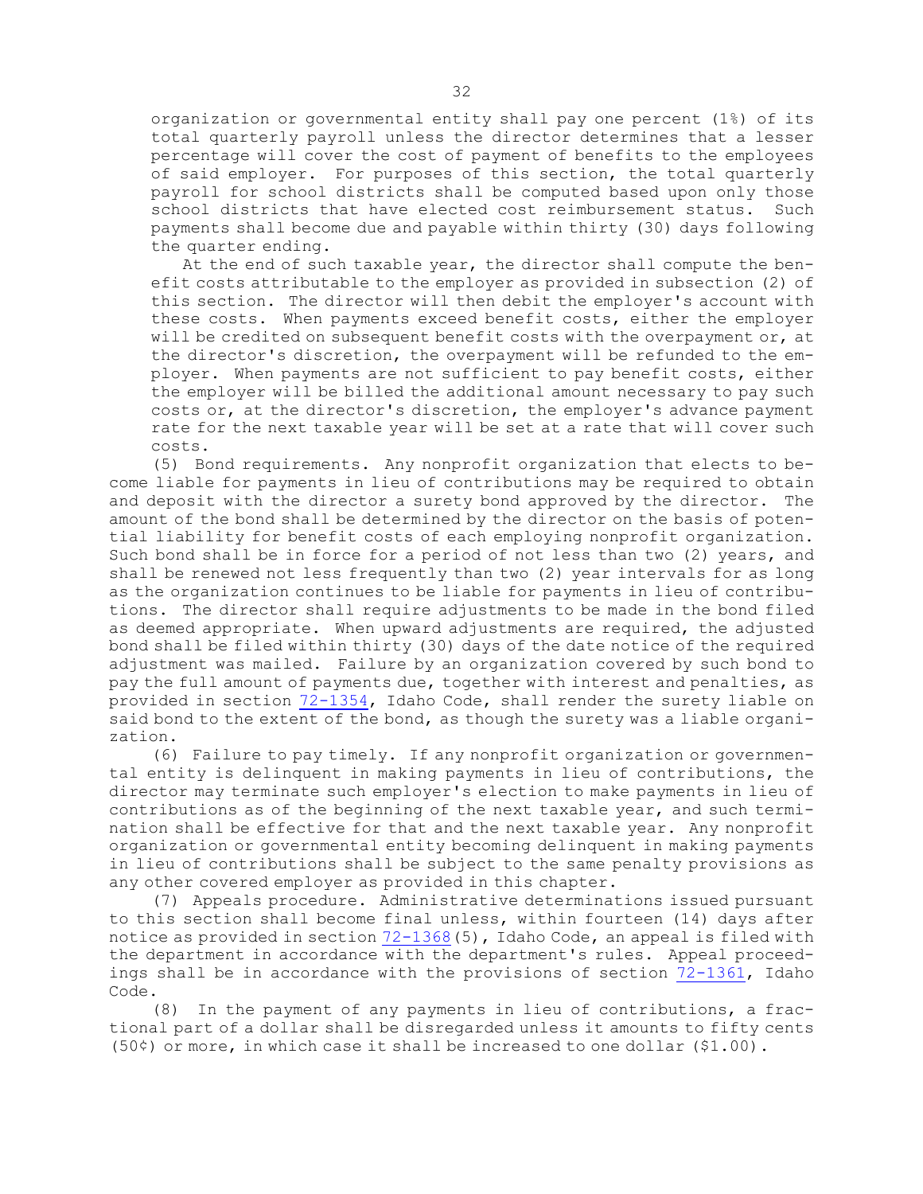organization or governmental entity shall pay one percent (1%) of its total quarterly payroll unless the director determines that a lesser percentage will cover the cost of payment of benefits to the employees of said employer. For purposes of this section, the total quarterly payroll for school districts shall be computed based upon only those school districts that have elected cost reimbursement status. Such payments shall become due and payable within thirty (30) days following the quarter ending.

At the end of such taxable year, the director shall compute the benefit costs attributable to the employer as provided in subsection (2) of this section. The director will then debit the employer's account with these costs. When payments exceed benefit costs, either the employer will be credited on subsequent benefit costs with the overpayment or, at the director's discretion, the overpayment will be refunded to the employer. When payments are not sufficient to pay benefit costs, either the employer will be billed the additional amount necessary to pay such costs or, at the director's discretion, the employer's advance payment rate for the next taxable year will be set at a rate that will cover such costs.

(5) Bond requirements. Any nonprofit organization that elects to become liable for payments in lieu of contributions may be required to obtain and deposit with the director a surety bond approved by the director. The amount of the bond shall be determined by the director on the basis of potential liability for benefit costs of each employing nonprofit organization. Such bond shall be in force for a period of not less than two (2) years, and shall be renewed not less frequently than two (2) year intervals for as long as the organization continues to be liable for payments in lieu of contributions. The director shall require adjustments to be made in the bond filed as deemed appropriate. When upward adjustments are required, the adjusted bond shall be filed within thirty (30) days of the date notice of the required adjustment was mailed. Failure by an organization covered by such bond to pay the full amount of payments due, together with interest and penalties, as provided in section 72-1354, Idaho Code, shall render the surety liable on said bond to the extent of the bond, as though the surety was a liable organization.

(6) Failure to pay timely. If any nonprofit organization or governmental entity is delinquent in making payments in lieu of contributions, the director may terminate such employer's election to make payments in lieu of contributions as of the beginning of the next taxable year, and such termination shall be effective for that and the next taxable year. Any nonprofit organization or governmental entity becoming delinquent in making payments in lieu of contributions shall be subject to the same penalty provisions as any other covered employer as provided in this chapter.

(7) Appeals procedure. Administrative determinations issued pursuant to this section shall become final unless, within fourteen (14) days after notice as provided in section 72-1368(5), Idaho Code, an appeal is filed with the department in accordance with the department's rules. Appeal proceedings shall be in accordance with the provisions of section 72-1361, Idaho Code.

(8) In the payment of any payments in lieu of contributions, a fractional part of a dollar shall be disregarded unless it amounts to fifty cents (50¢) or more, in which case it shall be increased to one dollar ($1.00).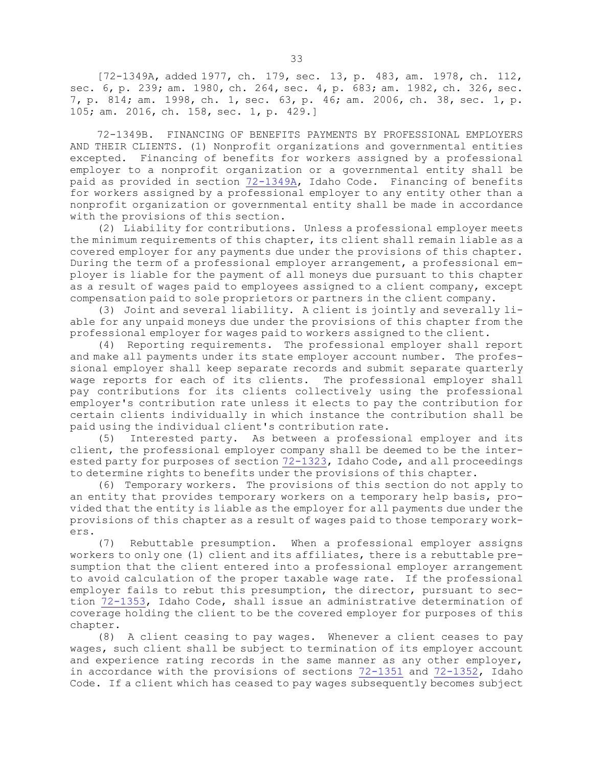[72-1349A, added 1977, ch. 179, sec. 13, p. 483, am. 1978, ch. 112, sec. 6, p. 239; am. 1980, ch. 264, sec. 4, p. 683; am. 1982, ch. 326, sec. 7, p. 814; am. 1998, ch. 1, sec. 63, p. 46; am. 2006, ch. 38, sec. 1, p. 105; am. 2016, ch. 158, sec. 1, p. 429.]

72-1349B. FINANCING OF BENEFITS PAYMENTS BY PROFESSIONAL EMPLOYERS AND THEIR CLIENTS. (1) Nonprofit organizations and governmental entities excepted. Financing of benefits for workers assigned by a professional employer to a nonprofit organization or a governmental entity shall be paid as provided in section 72-1349A, Idaho Code. Financing of benefits for workers assigned by a professional employer to any entity other than a nonprofit organization or governmental entity shall be made in accordance with the provisions of this section.

(2) Liability for contributions. Unless a professional employer meets the minimum requirements of this chapter, its client shall remain liable as a covered employer for any payments due under the provisions of this chapter. During the term of a professional employer arrangement, a professional employer is liable for the payment of all moneys due pursuant to this chapter as a result of wages paid to employees assigned to a client company, except compensation paid to sole proprietors or partners in the client company.

(3) Joint and several liability. A client is jointly and severally liable for any unpaid moneys due under the provisions of this chapter from the professional employer for wages paid to workers assigned to the client.

(4) Reporting requirements. The professional employer shall report and make all payments under its state employer account number. The professional employer shall keep separate records and submit separate quarterly wage reports for each of its clients. The professional employer shall pay contributions for its clients collectively using the professional employer's contribution rate unless it elects to pay the contribution for certain clients individually in which instance the contribution shall be paid using the individual client's contribution rate.

(5) Interested party. As between a professional employer and its client, the professional employer company shall be deemed to be the interested party for purposes of section 72-1323, Idaho Code, and all proceedings to determine rights to benefits under the provisions of this chapter.

(6) Temporary workers. The provisions of this section do not apply to an entity that provides temporary workers on a temporary help basis, provided that the entity is liable as the employer for all payments due under the provisions of this chapter as a result of wages paid to those temporary workers.

(7) Rebuttable presumption. When a professional employer assigns workers to only one (1) client and its affiliates, there is a rebuttable presumption that the client entered into a professional employer arrangement to avoid calculation of the proper taxable wage rate. If the professional employer fails to rebut this presumption, the director, pursuant to section 72-1353, Idaho Code, shall issue an administrative determination of coverage holding the client to be the covered employer for purposes of this chapter.

(8) A client ceasing to pay wages. Whenever a client ceases to pay wages, such client shall be subject to termination of its employer account and experience rating records in the same manner as any other employer, in accordance with the provisions of sections 72-1351 and 72-1352, Idaho Code. If a client which has ceased to pay wages subsequently becomes subject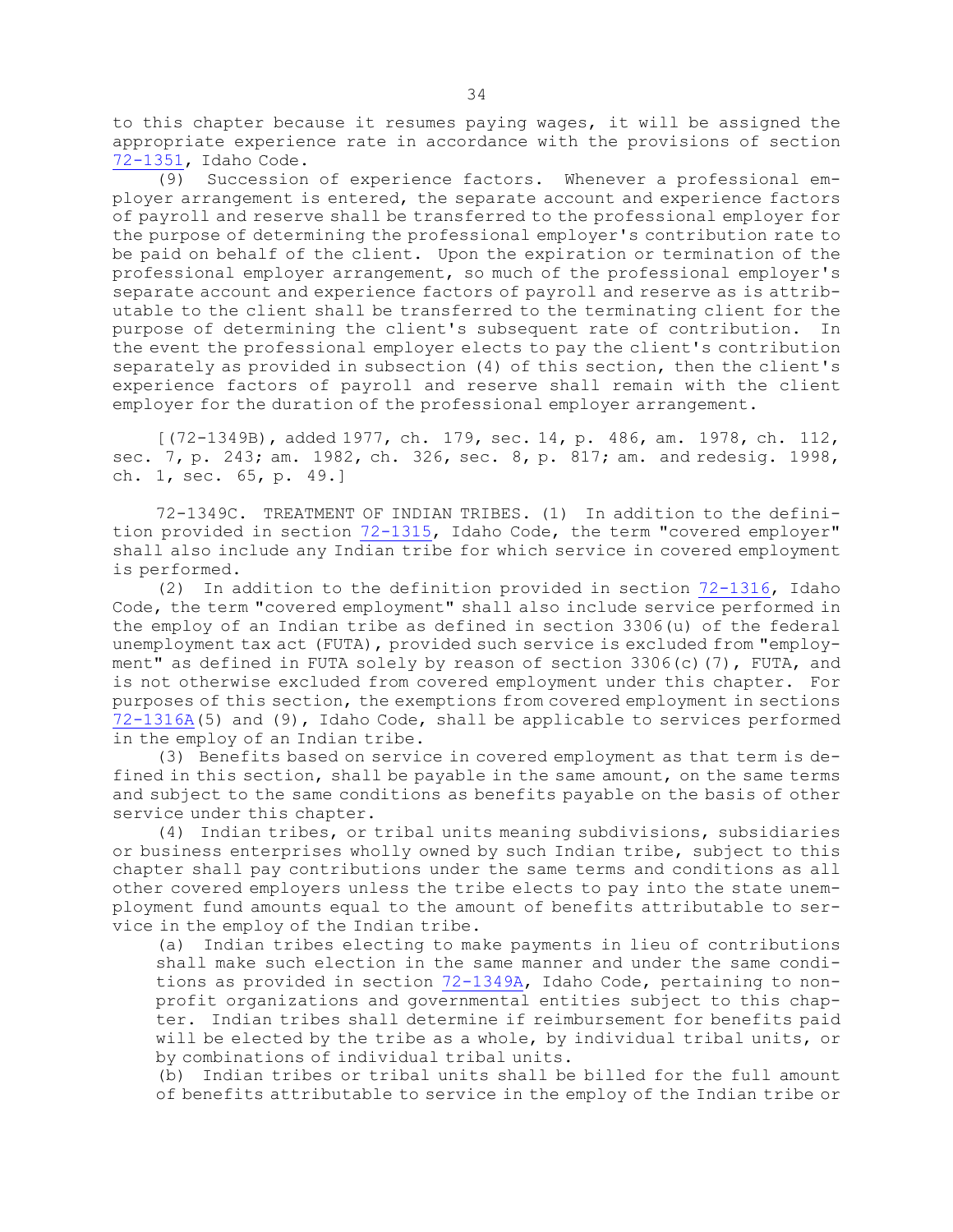to this chapter because it resumes paying wages, it will be assigned the appropriate experience rate in accordance with the provisions of section 72-1351, Idaho Code.

(9) Succession of experience factors. Whenever a professional employer arrangement is entered, the separate account and experience factors of payroll and reserve shall be transferred to the professional employer for the purpose of determining the professional employer's contribution rate to be paid on behalf of the client. Upon the expiration or termination of the professional employer arrangement, so much of the professional employer's separate account and experience factors of payroll and reserve as is attributable to the client shall be transferred to the terminating client for the purpose of determining the client's subsequent rate of contribution. In the event the professional employer elects to pay the client's contribution separately as provided in subsection (4) of this section, then the client's experience factors of payroll and reserve shall remain with the client employer for the duration of the professional employer arrangement.

[(72-1349B), added 1977, ch. 179, sec. 14, p. 486, am. 1978, ch. 112, sec. 7, p. 243; am. 1982, ch. 326, sec. 8, p. 817; am. and redesig. 1998, ch. 1, sec. 65, p. 49.]

72-1349C. TREATMENT OF INDIAN TRIBES. (1) In addition to the definition provided in section 72-1315, Idaho Code, the term "covered employer" shall also include any Indian tribe for which service in covered employment is performed.

(2) In addition to the definition provided in section 72-1316, Idaho Code, the term "covered employment" shall also include service performed in the employ of an Indian tribe as defined in section 3306(u) of the federal unemployment tax act (FUTA), provided such service is excluded from "employment" as defined in FUTA solely by reason of section 3306(c)(7), FUTA, and is not otherwise excluded from covered employment under this chapter. For purposes of this section, the exemptions from covered employment in sections 72-1316A(5) and (9), Idaho Code, shall be applicable to services performed in the employ of an Indian tribe.

(3) Benefits based on service in covered employment as that term is defined in this section, shall be payable in the same amount, on the same terms and subject to the same conditions as benefits payable on the basis of other service under this chapter.

(4) Indian tribes, or tribal units meaning subdivisions, subsidiaries or business enterprises wholly owned by such Indian tribe, subject to this chapter shall pay contributions under the same terms and conditions as all other covered employers unless the tribe elects to pay into the state unemployment fund amounts equal to the amount of benefits attributable to service in the employ of the Indian tribe.

(a) Indian tribes electing to make payments in lieu of contributions shall make such election in the same manner and under the same conditions as provided in section 72-1349A, Idaho Code, pertaining to non-profit organizations and governmental entities subject to this chapter. Indian tribes shall determine if reimbursement for benefits paid will be elected by the tribe as a whole, by individual tribal units, or by combinations of individual tribal units.

(b) Indian tribes or tribal units shall be billed for the full amount of benefits attributable to service in the employ of the Indian tribe or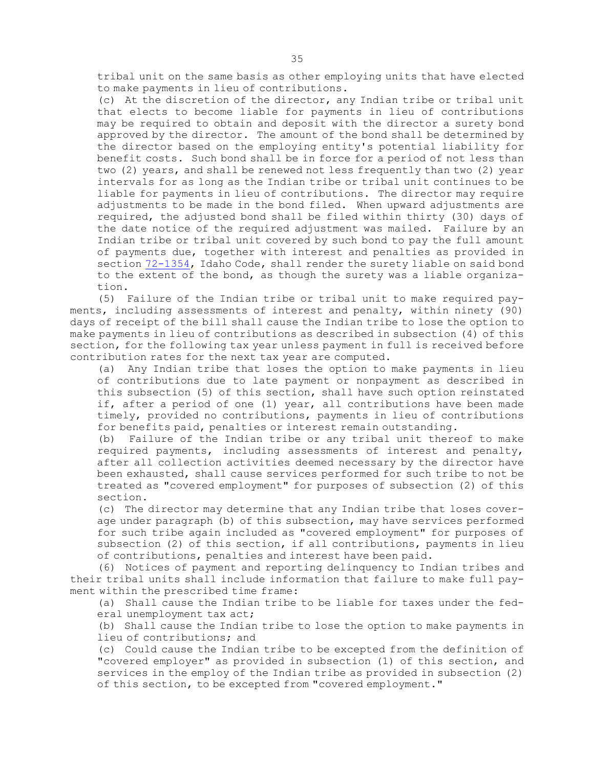tribal unit on the same basis as other employing units that have elected to make payments in lieu of contributions.

(c) At the discretion of the director, any Indian tribe or tribal unit that elects to become liable for payments in lieu of contributions may be required to obtain and deposit with the director a surety bond approved by the director. The amount of the bond shall be determined by the director based on the employing entity's potential liability for benefit costs. Such bond shall be in force for a period of not less than two (2) years, and shall be renewed not less frequently than two (2) year intervals for as long as the Indian tribe or tribal unit continues to be liable for payments in lieu of contributions. The director may require adjustments to be made in the bond filed. When upward adjustments are required, the adjusted bond shall be filed within thirty (30) days of the date notice of the required adjustment was mailed. Failure by an Indian tribe or tribal unit covered by such bond to pay the full amount of payments due, together with interest and penalties as provided in section 72-1354, Idaho Code, shall render the surety liable on said bond to the extent of the bond, as though the surety was a liable organization.

(5) Failure of the Indian tribe or tribal unit to make required payments, including assessments of interest and penalty, within ninety (90) days of receipt of the bill shall cause the Indian tribe to lose the option to make payments in lieu of contributions as described in subsection (4) of this section, for the following tax year unless payment in full is received before contribution rates for the next tax year are computed.

(a) Any Indian tribe that loses the option to make payments in lieu of contributions due to late payment or nonpayment as described in this subsection (5) of this section, shall have such option reinstated if, after a period of one (1) year, all contributions have been made timely, provided no contributions, payments in lieu of contributions for benefits paid, penalties or interest remain outstanding.

(b) Failure of the Indian tribe or any tribal unit thereof to make required payments, including assessments of interest and penalty, after all collection activities deemed necessary by the director have been exhausted, shall cause services performed for such tribe to not be treated as "covered employment" for purposes of subsection (2) of this section.

(c) The director may determine that any Indian tribe that loses coverage under paragraph (b) of this subsection, may have services performed for such tribe again included as "covered employment" for purposes of subsection (2) of this section, if all contributions, payments in lieu of contributions, penalties and interest have been paid.

(6) Notices of payment and reporting delinquency to Indian tribes and their tribal units shall include information that failure to make full payment within the prescribed time frame:

(a) Shall cause the Indian tribe to be liable for taxes under the federal unemployment tax act;

(b) Shall cause the Indian tribe to lose the option to make payments in lieu of contributions; and

(c) Could cause the Indian tribe to be excepted from the definition of "covered employer" as provided in subsection (1) of this section, and services in the employ of the Indian tribe as provided in subsection (2) of this section, to be excepted from "covered employment."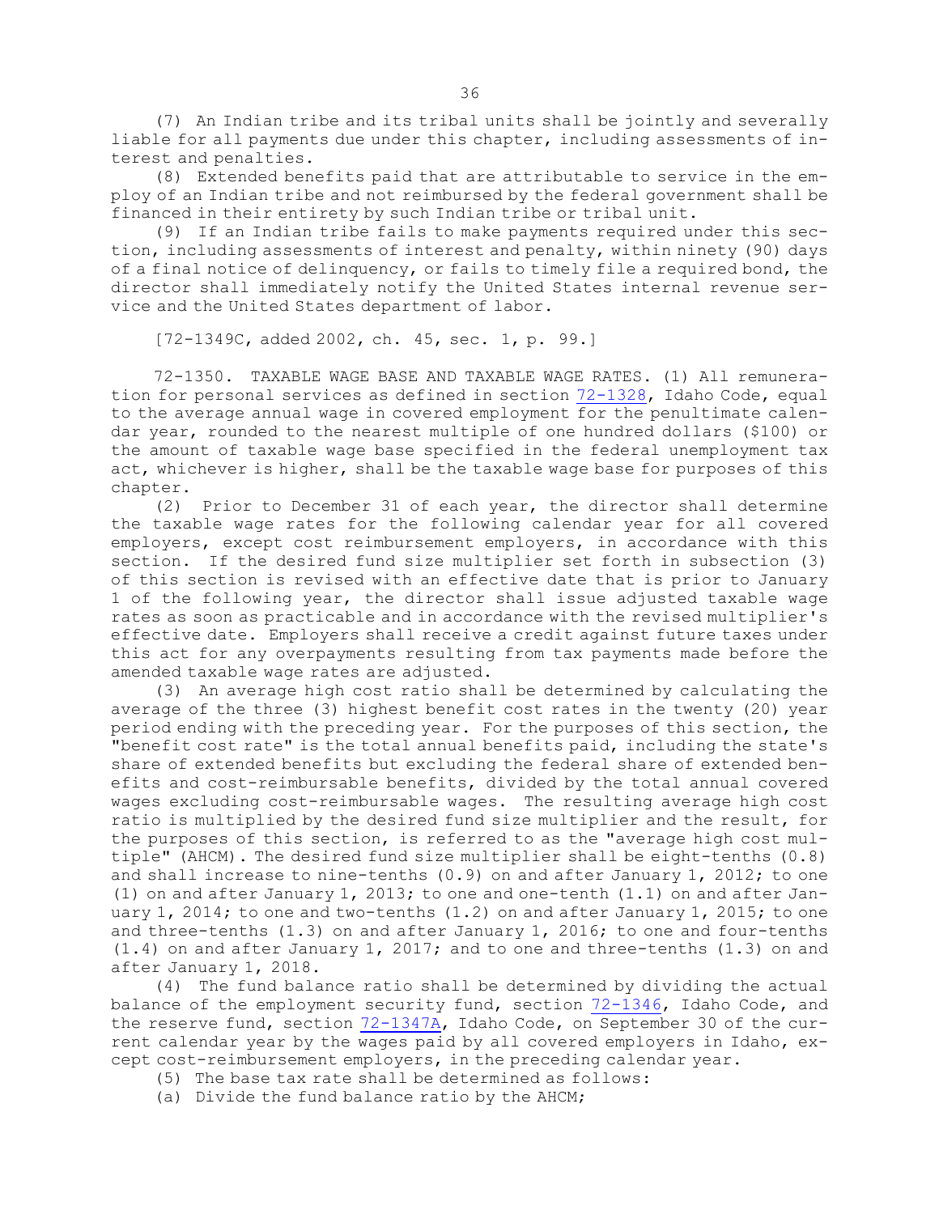(7) An Indian tribe and its tribal units shall be jointly and severally liable for all payments due under this chapter, including assessments of interest and penalties.

(8) Extended benefits paid that are attributable to service in the employ of an Indian tribe and not reimbursed by the federal government shall be financed in their entirety by such Indian tribe or tribal unit.

(9) If an Indian tribe fails to make payments required under this section, including assessments of interest and penalty, within ninety (90) days of a final notice of delinquency, or fails to timely file a required bond, the director shall immediately notify the United States internal revenue service and the United States department of labor.

[72-1349C, added 2002, ch. 45, sec. 1, p. 99.]

72-1350. TAXABLE WAGE BASE AND TAXABLE WAGE RATES. (1) All remuneration for personal services as defined in section 72-1328, Idaho Code, equal to the average annual wage in covered employment for the penultimate calendar year, rounded to the nearest multiple of one hundred dollars ($100) or the amount of taxable wage base specified in the federal unemployment tax act, whichever is higher, shall be the taxable wage base for purposes of this chapter.

(2) Prior to December 31 of each year, the director shall determine the taxable wage rates for the following calendar year for all covered employers, except cost reimbursement employers, in accordance with this section. If the desired fund size multiplier set forth in subsection (3) of this section is revised with an effective date that is prior to January 1 of the following year, the director shall issue adjusted taxable wage rates as soon as practicable and in accordance with the revised multiplier's effective date. Employers shall receive a credit against future taxes under this act for any overpayments resulting from tax payments made before the amended taxable wage rates are adjusted.

(3) An average high cost ratio shall be determined by calculating the average of the three (3) highest benefit cost rates in the twenty (20) year period ending with the preceding year. For the purposes of this section, the "benefit cost rate" is the total annual benefits paid, including the state's share of extended benefits but excluding the federal share of extended benefits and cost-reimbursable benefits, divided by the total annual covered wages excluding cost-reimbursable wages. The resulting average high cost ratio is multiplied by the desired fund size multiplier and the result, for the purposes of this section, is referred to as the "average high cost multiple" (AHCM). The desired fund size multiplier shall be eight-tenths (0.8) and shall increase to nine-tenths (0.9) on and after January 1, 2012; to one (1) on and after January 1, 2013; to one and one-tenth (1.1) on and after January 1, 2014; to one and two-tenths (1.2) on and after January 1, 2015; to one and three-tenths (1.3) on and after January 1, 2016; to one and four-tenths (1.4) on and after January 1, 2017; and to one and three-tenths (1.3) on and after January 1, 2018.

(4) The fund balance ratio shall be determined by dividing the actual balance of the employment security fund, section 72-1346, Idaho Code, and the reserve fund, section 72-1347A, Idaho Code, on September 30 of the current calendar year by the wages paid by all covered employers in Idaho, except cost-reimbursement employers, in the preceding calendar year.

(5) The base tax rate shall be determined as follows:

(a) Divide the fund balance ratio by the AHCM;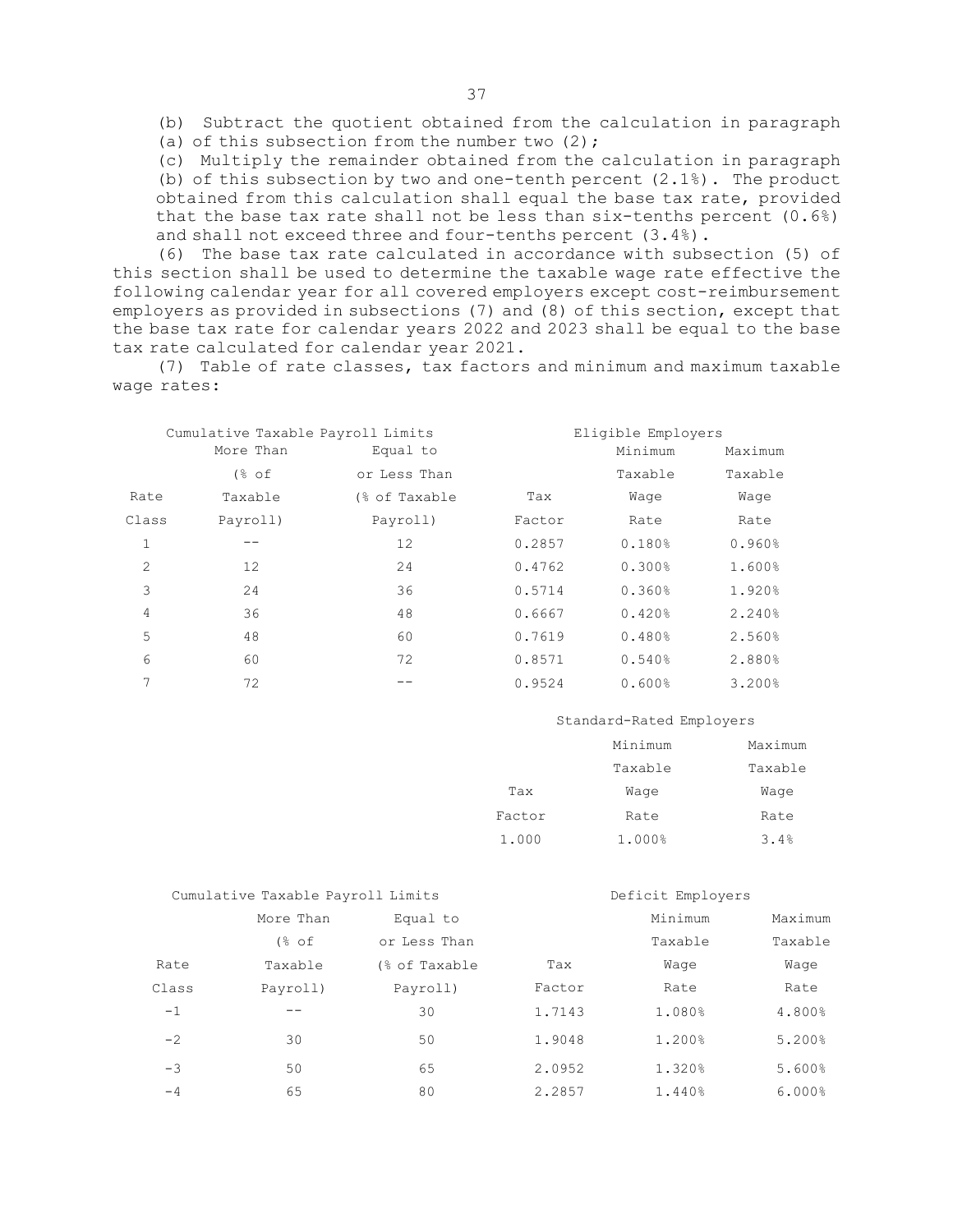(b) Subtract the quotient obtained from the calculation in paragraph (a) of this subsection from the number two (2);

(c) Multiply the remainder obtained from the calculation in paragraph (b) of this subsection by two and one-tenth percent (2.1%). The product obtained from this calculation shall equal the base tax rate, provided that the base tax rate shall not be less than six-tenths percent (0.6%) and shall not exceed three and four-tenths percent (3.4%).

(6) The base tax rate calculated in accordance with subsection (5) of this section shall be used to determine the taxable wage rate effective the following calendar year for all covered employers except cost-reimbursement employers as provided in subsections (7) and (8) of this section, except that the base tax rate for calendar years 2022 and 2023 shall be equal to the base tax rate calculated for calendar year 2021.

(7) Table of rate classes, tax factors and minimum and maximum taxable wage rates:

| | Cumulative Taxable Payroll Limits | | Eligible Employers | | |
|---|---|---|---|---|---|
| Rate Class | More Than (% of Taxable Payroll) | Equal to or Less Than (% of Taxable Payroll) | Tax Factor | Minimum Taxable Wage Rate | Maximum Taxable Wage Rate |
| 1 | -- | 12 | 0.2857 | 0.180% | 0.960% |
| 2 | 12 | 24 | 0.4762 | 0.300% | 1.600% |
| 3 | 24 | 36 | 0.5714 | 0.360% | 1.920% |
| 4 | 36 | 48 | 0.6667 | 0.420% | 2.240% |
| 5 | 48 | 60 | 0.7619 | 0.480% | 2.560% |
| 6 | 60 | 72 | 0.8571 | 0.540% | 2.880% |
| 7 | 72 | -- | 0.9524 | 0.600% | 3.200% |

| Standard-Rated Employers | | |
|---|---|---|
| Tax Factor | Minimum Taxable Wage Rate | Maximum Taxable Wage Rate |
| 1.000 | 1.000% | 3.4% |

| | Cumulative Taxable Payroll Limits | | Deficit Employers | | |
|---|---|---|---|---|---|
| Rate Class | More Than (% of Taxable Payroll) | Equal to or Less Than (% of Taxable Payroll) | Tax Factor | Minimum Taxable Wage Rate | Maximum Taxable Wage Rate |
| -1 | -- | 30 | 1.7143 | 1.080% | 4.800% |
| -2 | 30 | 50 | 1.9048 | 1.200% | 5.200% |
| -3 | 50 | 65 | 2.0952 | 1.320% | 5.600% |
| -4 | 65 | 80 | 2.2857 | 1.440% | 6.000% |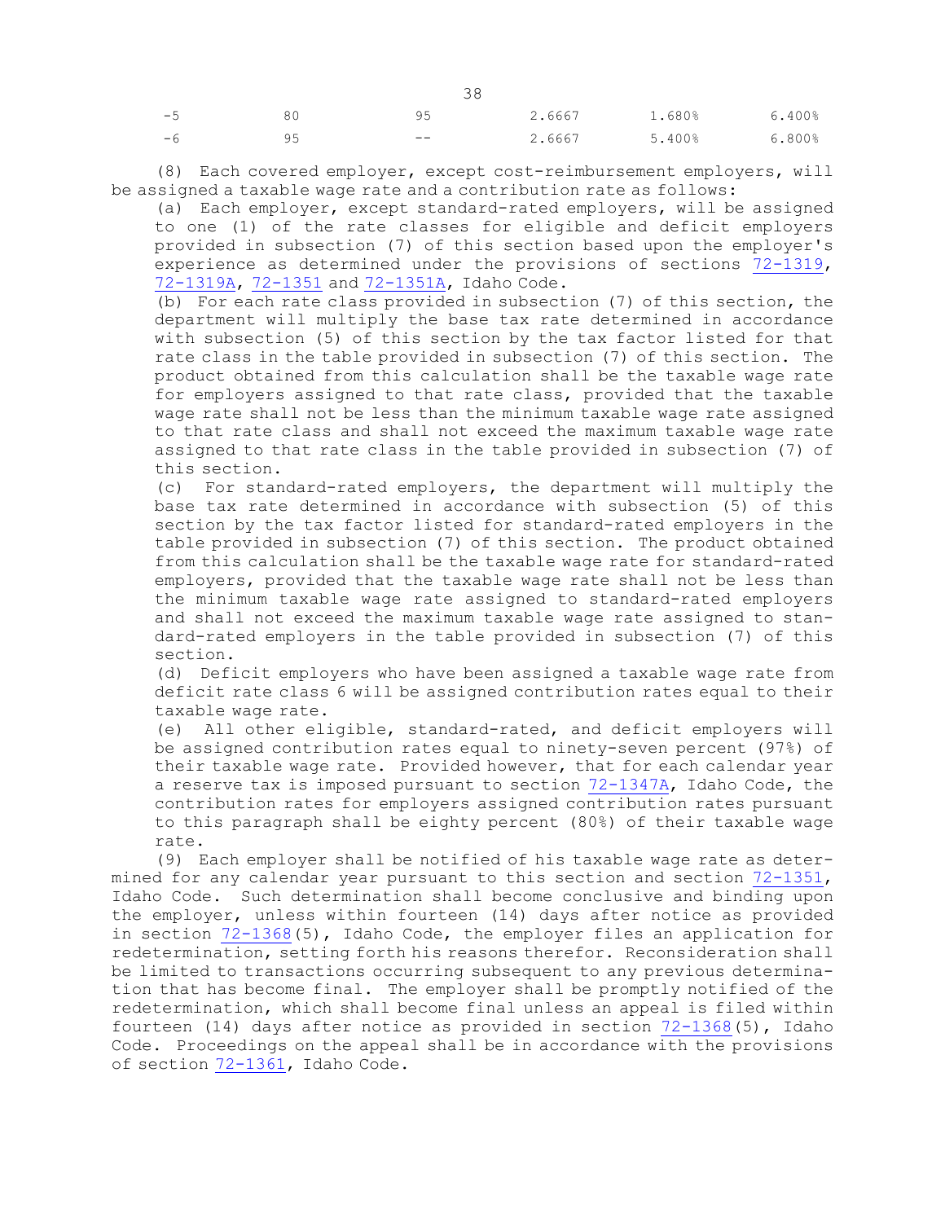| | | | | | |
|---|---|---|---|---|---|
| -5 | 80 | 95 | 2.6667 | 1.680% | 6.400% |
| -6 | 95 | -- | 2.6667 | 5.400% | 6.800% |

(8) Each covered employer, except cost-reimbursement employers, will be assigned a taxable wage rate and a contribution rate as follows:

(a) Each employer, except standard-rated employers, will be assigned to one (1) of the rate classes for eligible and deficit employers provided in subsection (7) of this section based upon the employer's experience as determined under the provisions of sections 72-1319, 72-1319A, 72-1351 and 72-1351A, Idaho Code.

(b) For each rate class provided in subsection (7) of this section, the department will multiply the base tax rate determined in accordance with subsection (5) of this section by the tax factor listed for that rate class in the table provided in subsection (7) of this section. The product obtained from this calculation shall be the taxable wage rate for employers assigned to that rate class, provided that the taxable wage rate shall not be less than the minimum taxable wage rate assigned to that rate class and shall not exceed the maximum taxable wage rate assigned to that rate class in the table provided in subsection (7) of this section.

(c) For standard-rated employers, the department will multiply the base tax rate determined in accordance with subsection (5) of this section by the tax factor listed for standard-rated employers in the table provided in subsection (7) of this section. The product obtained from this calculation shall be the taxable wage rate for standard-rated employers, provided that the taxable wage rate shall not be less than the minimum taxable wage rate assigned to standard-rated employers and shall not exceed the maximum taxable wage rate assigned to standard-rated employers in the table provided in subsection (7) of this section.

(d) Deficit employers who have been assigned a taxable wage rate from deficit rate class 6 will be assigned contribution rates equal to their taxable wage rate.

(e) All other eligible, standard-rated, and deficit employers will be assigned contribution rates equal to ninety-seven percent (97%) of their taxable wage rate. Provided however, that for each calendar year a reserve tax is imposed pursuant to section 72-1347A, Idaho Code, the contribution rates for employers assigned contribution rates pursuant to this paragraph shall be eighty percent (80%) of their taxable wage rate.

(9) Each employer shall be notified of his taxable wage rate as determined for any calendar year pursuant to this section and section 72-1351, Idaho Code. Such determination shall become conclusive and binding upon the employer, unless within fourteen (14) days after notice as provided in section 72-1368(5), Idaho Code, the employer files an application for redetermination, setting forth his reasons therefor. Reconsideration shall be limited to transactions occurring subsequent to any previous determination that has become final. The employer shall be promptly notified of the redetermination, which shall become final unless an appeal is filed within fourteen (14) days after notice as provided in section 72-1368(5), Idaho Code. Proceedings on the appeal shall be in accordance with the provisions of section 72-1361, Idaho Code.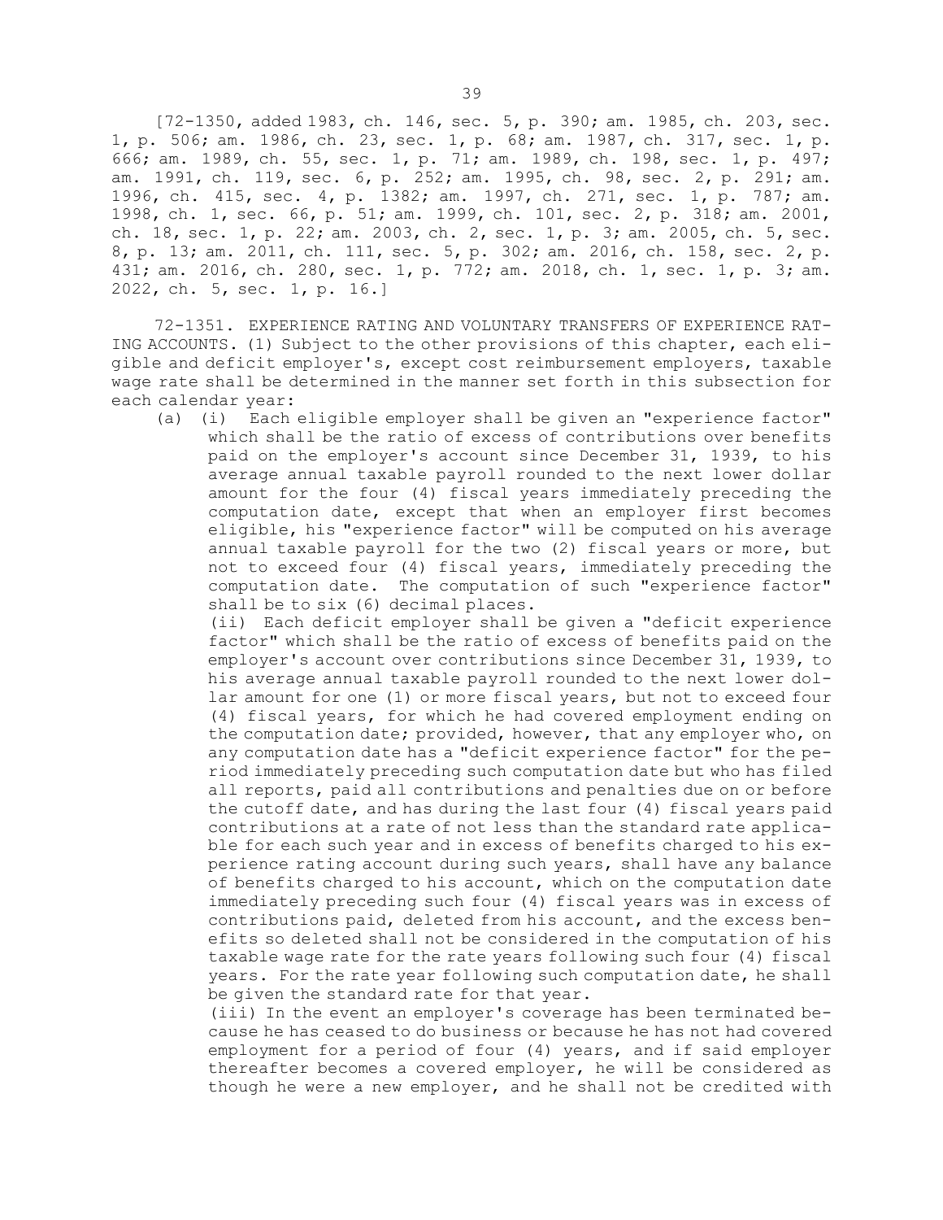[72-1350, added 1983, ch. 146, sec. 5, p. 390; am. 1985, ch. 203, sec. 1, p. 506; am. 1986, ch. 23, sec. 1, p. 68; am. 1987, ch. 317, sec. 1, p. 666; am. 1989, ch. 55, sec. 1, p. 71; am. 1989, ch. 198, sec. 1, p. 497; am. 1991, ch. 119, sec. 6, p. 252; am. 1995, ch. 98, sec. 2, p. 291; am. 1996, ch. 415, sec. 4, p. 1382; am. 1997, ch. 271, sec. 1, p. 787; am. 1998, ch. 1, sec. 66, p. 51; am. 1999, ch. 101, sec. 2, p. 318; am. 2001, ch. 18, sec. 1, p. 22; am. 2003, ch. 2, sec. 1, p. 3; am. 2005, ch. 5, sec. 8, p. 13; am. 2011, ch. 111, sec. 5, p. 302; am. 2016, ch. 158, sec. 2, p. 431; am. 2016, ch. 280, sec. 1, p. 772; am. 2018, ch. 1, sec. 1, p. 3; am. 2022, ch. 5, sec. 1, p. 16.]

72-1351. EXPERIENCE RATING AND VOLUNTARY TRANSFERS OF EXPERIENCE RATING ACCOUNTS. (1) Subject to the other provisions of this chapter, each eligible and deficit employer's, except cost reimbursement employers, taxable wage rate shall be determined in the manner set forth in this subsection for each calendar year:

(a) (i) Each eligible employer shall be given an "experience factor" which shall be the ratio of excess of contributions over benefits paid on the employer's account since December 31, 1939, to his average annual taxable payroll rounded to the next lower dollar amount for the four (4) fiscal years immediately preceding the computation date, except that when an employer first becomes eligible, his "experience factor" will be computed on his average annual taxable payroll for the two (2) fiscal years or more, but not to exceed four (4) fiscal years, immediately preceding the computation date. The computation of such "experience factor" shall be to six (6) decimal places.

(ii) Each deficit employer shall be given a "deficit experience factor" which shall be the ratio of excess of benefits paid on the employer's account over contributions since December 31, 1939, to his average annual taxable payroll rounded to the next lower dollar amount for one (1) or more fiscal years, but not to exceed four (4) fiscal years, for which he had covered employment ending on the computation date; provided, however, that any employer who, on any computation date has a "deficit experience factor" for the period immediately preceding such computation date but who has filed all reports, paid all contributions and penalties due on or before the cutoff date, and has during the last four (4) fiscal years paid contributions at a rate of not less than the standard rate applicable for each such year and in excess of benefits charged to his experience rating account during such years, shall have any balance of benefits charged to his account, which on the computation date immediately preceding such four (4) fiscal years was in excess of contributions paid, deleted from his account, and the excess benefits so deleted shall not be considered in the computation of his taxable wage rate for the rate years following such four (4) fiscal years. For the rate year following such computation date, he shall be given the standard rate for that year.

(iii) In the event an employer's coverage has been terminated because he has ceased to do business or because he has not had covered employment for a period of four (4) years, and if said employer thereafter becomes a covered employer, he will be considered as though he were a new employer, and he shall not be credited with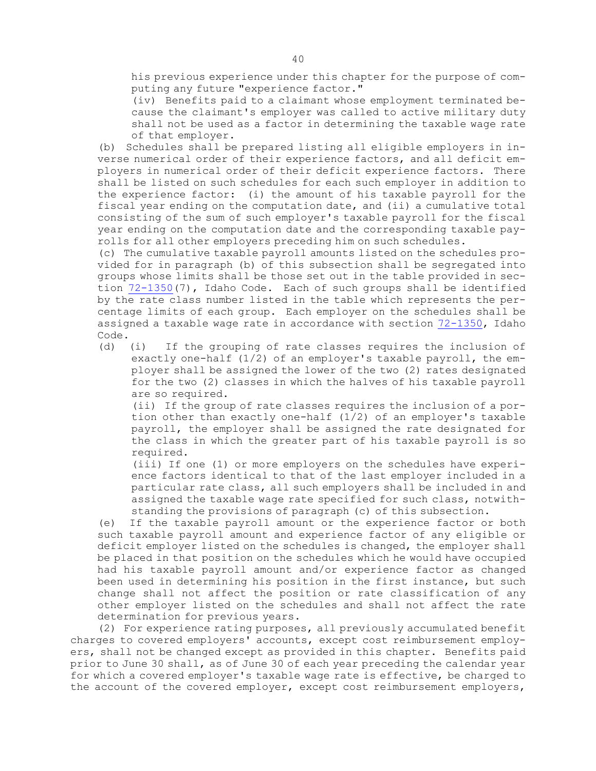his previous experience under this chapter for the purpose of computing any future "experience factor."

(iv) Benefits paid to a claimant whose employment terminated because the claimant's employer was called to active military duty shall not be used as a factor in determining the taxable wage rate of that employer.

(b) Schedules shall be prepared listing all eligible employers in inverse numerical order of their experience factors, and all deficit employers in numerical order of their deficit experience factors. There shall be listed on such schedules for each such employer in addition to the experience factor: (i) the amount of his taxable payroll for the fiscal year ending on the computation date, and (ii) a cumulative total consisting of the sum of such employer's taxable payroll for the fiscal year ending on the computation date and the corresponding taxable payrolls for all other employers preceding him on such schedules.

(c) The cumulative taxable payroll amounts listed on the schedules provided for in paragraph (b) of this subsection shall be segregated into groups whose limits shall be those set out in the table provided in section 72-1350(7), Idaho Code. Each of such groups shall be identified by the rate class number listed in the table which represents the percentage limits of each group. Each employer on the schedules shall be assigned a taxable wage rate in accordance with section 72-1350, Idaho Code.

(d) (i) If the grouping of rate classes requires the inclusion of exactly one-half (1/2) of an employer's taxable payroll, the employer shall be assigned the lower of the two (2) rates designated for the two (2) classes in which the halves of his taxable payroll are so required.

(ii) If the group of rate classes requires the inclusion of a portion other than exactly one-half (1/2) of an employer's taxable payroll, the employer shall be assigned the rate designated for the class in which the greater part of his taxable payroll is so required.

(iii) If one (1) or more employers on the schedules have experience factors identical to that of the last employer included in a particular rate class, all such employers shall be included in and assigned the taxable wage rate specified for such class, notwithstanding the provisions of paragraph (c) of this subsection.

(e) If the taxable payroll amount or the experience factor or both such taxable payroll amount and experience factor of any eligible or deficit employer listed on the schedules is changed, the employer shall be placed in that position on the schedules which he would have occupied had his taxable payroll amount and/or experience factor as changed been used in determining his position in the first instance, but such change shall not affect the position or rate classification of any other employer listed on the schedules and shall not affect the rate determination for previous years.

(2) For experience rating purposes, all previously accumulated benefit charges to covered employers' accounts, except cost reimbursement employers, shall not be changed except as provided in this chapter. Benefits paid prior to June 30 shall, as of June 30 of each year preceding the calendar year for which a covered employer's taxable wage rate is effective, be charged to the account of the covered employer, except cost reimbursement employers,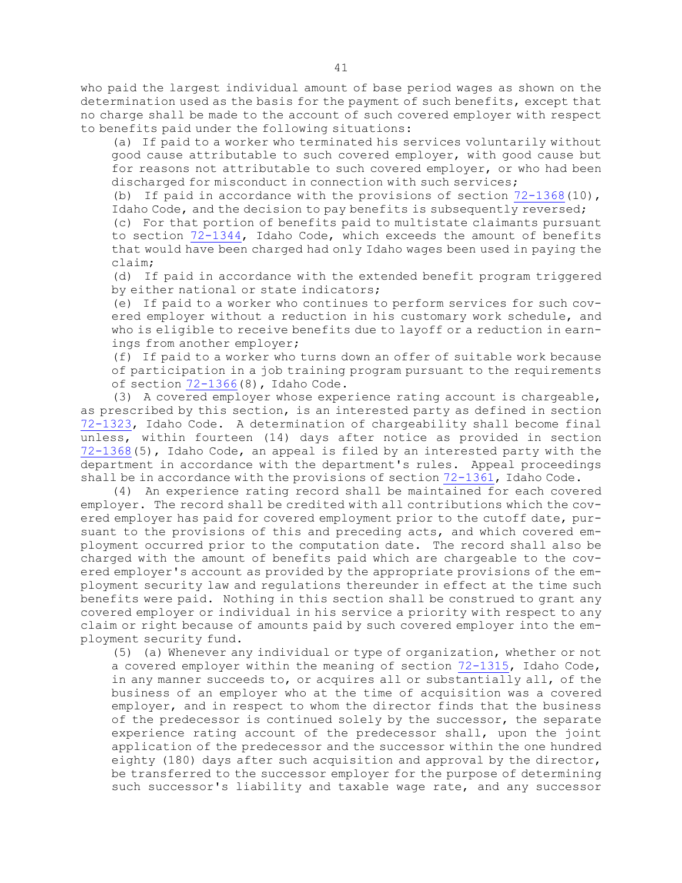who paid the largest individual amount of base period wages as shown on the determination used as the basis for the payment of such benefits, except that no charge shall be made to the account of such covered employer with respect to benefits paid under the following situations:

(a) If paid to a worker who terminated his services voluntarily without good cause attributable to such covered employer, with good cause but for reasons not attributable to such covered employer, or who had been discharged for misconduct in connection with such services;

(b) If paid in accordance with the provisions of section 72-1368(10), Idaho Code, and the decision to pay benefits is subsequently reversed;

(c) For that portion of benefits paid to multistate claimants pursuant to section 72-1344, Idaho Code, which exceeds the amount of benefits that would have been charged had only Idaho wages been used in paying the claim;

(d) If paid in accordance with the extended benefit program triggered by either national or state indicators;

(e) If paid to a worker who continues to perform services for such covered employer without a reduction in his customary work schedule, and who is eligible to receive benefits due to layoff or a reduction in earnings from another employer;

(f) If paid to a worker who turns down an offer of suitable work because of participation in a job training program pursuant to the requirements of section 72-1366(8), Idaho Code.

(3) A covered employer whose experience rating account is chargeable, as prescribed by this section, is an interested party as defined in section 72-1323, Idaho Code. A determination of chargeability shall become final unless, within fourteen (14) days after notice as provided in section 72-1368(5), Idaho Code, an appeal is filed by an interested party with the department in accordance with the department's rules. Appeal proceedings shall be in accordance with the provisions of section 72-1361, Idaho Code.

(4) An experience rating record shall be maintained for each covered employer. The record shall be credited with all contributions which the covered employer has paid for covered employment prior to the cutoff date, pursuant to the provisions of this and preceding acts, and which covered employment occurred prior to the computation date. The record shall also be charged with the amount of benefits paid which are chargeable to the covered employer's account as provided by the appropriate provisions of the employment security law and regulations thereunder in effect at the time such benefits were paid. Nothing in this section shall be construed to grant any covered employer or individual in his service a priority with respect to any claim or right because of amounts paid by such covered employer into the employment security fund.

(5) (a) Whenever any individual or type of organization, whether or not a covered employer within the meaning of section 72-1315, Idaho Code, in any manner succeeds to, or acquires all or substantially all, of the business of an employer who at the time of acquisition was a covered employer, and in respect to whom the director finds that the business of the predecessor is continued solely by the successor, the separate experience rating account of the predecessor shall, upon the joint application of the predecessor and the successor within the one hundred eighty (180) days after such acquisition and approval by the director, be transferred to the successor employer for the purpose of determining such successor's liability and taxable wage rate, and any successor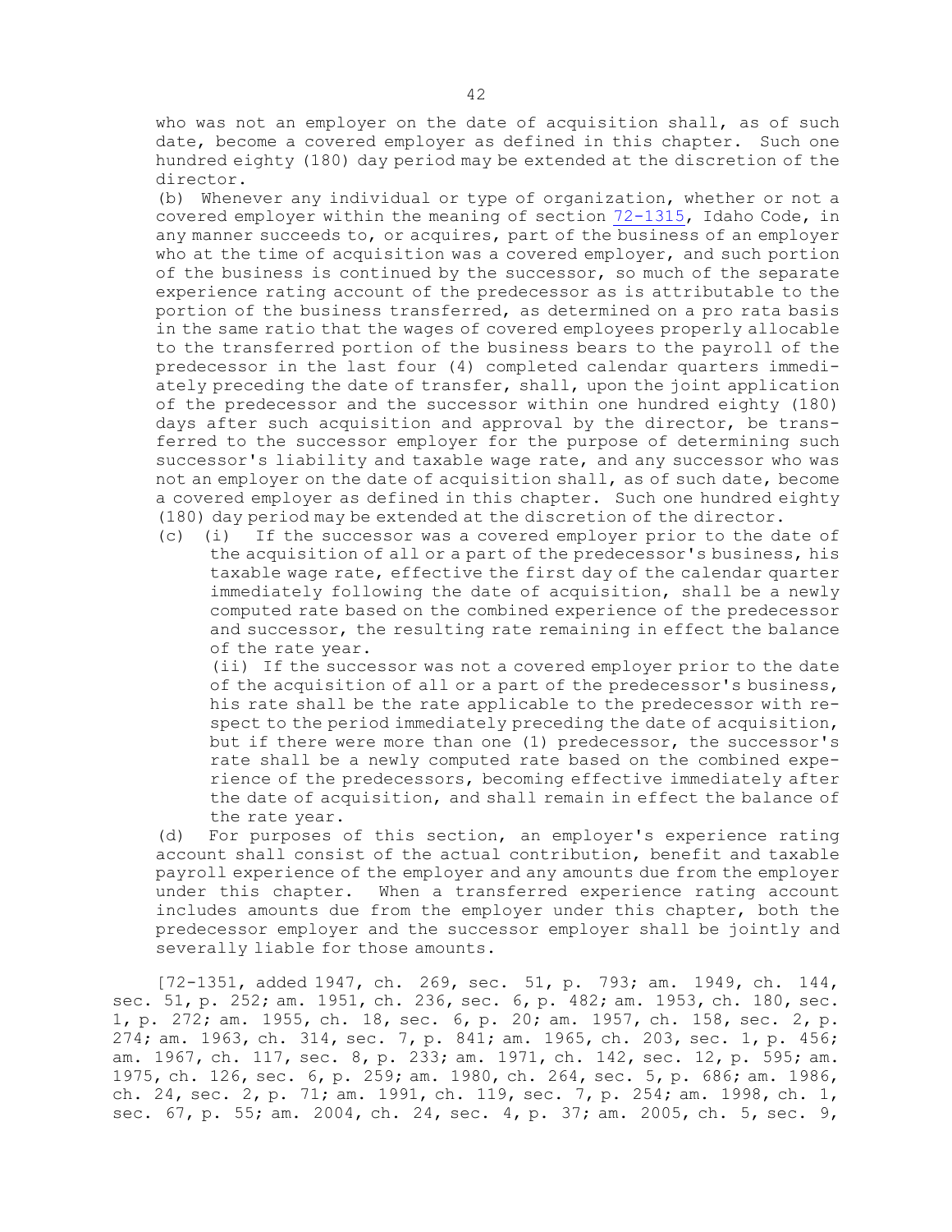who was not an employer on the date of acquisition shall, as of such date, become a covered employer as defined in this chapter. Such one hundred eighty (180) day period may be extended at the discretion of the director.

(b) Whenever any individual or type of organization, whether or not a covered employer within the meaning of section 72-1315, Idaho Code, in any manner succeeds to, or acquires, part of the business of an employer who at the time of acquisition was a covered employer, and such portion of the business is continued by the successor, so much of the separate experience rating account of the predecessor as is attributable to the portion of the business transferred, as determined on a pro rata basis in the same ratio that the wages of covered employees properly allocable to the transferred portion of the business bears to the payroll of the predecessor in the last four (4) completed calendar quarters immediately preceding the date of transfer, shall, upon the joint application of the predecessor and the successor within one hundred eighty (180) days after such acquisition and approval by the director, be transferred to the successor employer for the purpose of determining such successor's liability and taxable wage rate, and any successor who was not an employer on the date of acquisition shall, as of such date, become a covered employer as defined in this chapter. Such one hundred eighty (180) day period may be extended at the discretion of the director.

(c) (i) If the successor was a covered employer prior to the date of the acquisition of all or a part of the predecessor's business, his taxable wage rate, effective the first day of the calendar quarter immediately following the date of acquisition, shall be a newly computed rate based on the combined experience of the predecessor and successor, the resulting rate remaining in effect the balance of the rate year.

(ii) If the successor was not a covered employer prior to the date of the acquisition of all or a part of the predecessor's business, his rate shall be the rate applicable to the predecessor with respect to the period immediately preceding the date of acquisition, but if there were more than one (1) predecessor, the successor's rate shall be a newly computed rate based on the combined experience of the predecessors, becoming effective immediately after the date of acquisition, and shall remain in effect the balance of the rate year.

(d) For purposes of this section, an employer's experience rating account shall consist of the actual contribution, benefit and taxable payroll experience of the employer and any amounts due from the employer under this chapter. When a transferred experience rating account includes amounts due from the employer under this chapter, both the predecessor employer and the successor employer shall be jointly and severally liable for those amounts.

[72-1351, added 1947, ch. 269, sec. 51, p. 793; am. 1949, ch. 144, sec. 51, p. 252; am. 1951, ch. 236, sec. 6, p. 482; am. 1953, ch. 180, sec. 1, p. 272; am. 1955, ch. 18, sec. 6, p. 20; am. 1957, ch. 158, sec. 2, p. 274; am. 1963, ch. 314, sec. 7, p. 841; am. 1965, ch. 203, sec. 1, p. 456; am. 1967, ch. 117, sec. 8, p. 233; am. 1971, ch. 142, sec. 12, p. 595; am. 1975, ch. 126, sec. 6, p. 259; am. 1980, ch. 264, sec. 5, p. 686; am. 1986, ch. 24, sec. 2, p. 71; am. 1991, ch. 119, sec. 7, p. 254; am. 1998, ch. 1, sec. 67, p. 55; am. 2004, ch. 24, sec. 4, p. 37; am. 2005, ch. 5, sec. 9,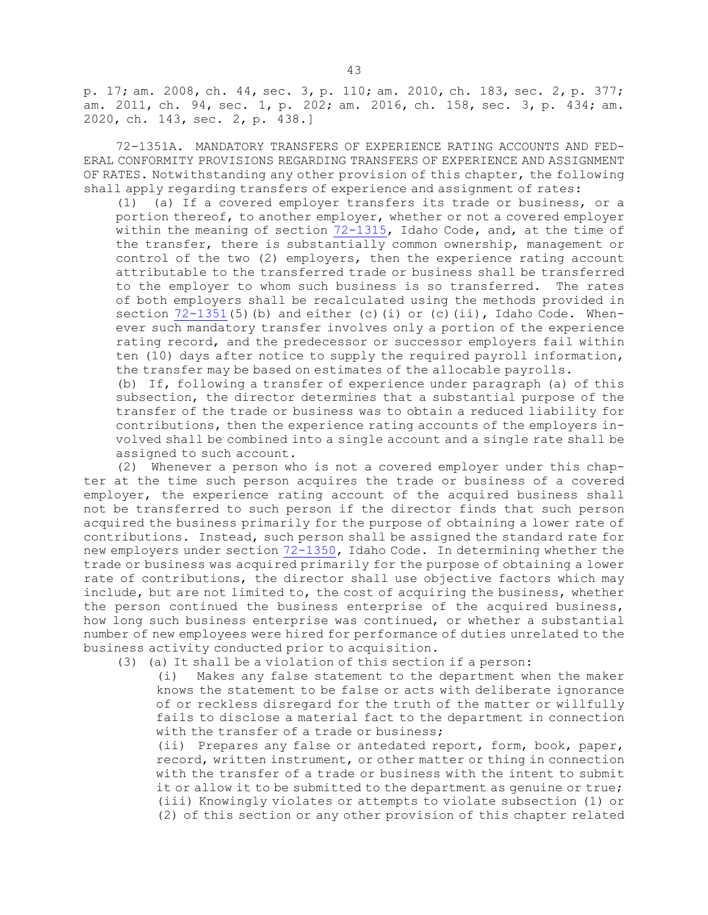p. 17; am. 2008, ch. 44, sec. 3, p. 110; am. 2010, ch. 183, sec. 2, p. 377; am. 2011, ch. 94, sec. 1, p. 202; am. 2016, ch. 158, sec. 3, p. 434; am. 2020, ch. 143, sec. 2, p. 438.]

72-1351A. MANDATORY TRANSFERS OF EXPERIENCE RATING ACCOUNTS AND FEDERAL CONFORMITY PROVISIONS REGARDING TRANSFERS OF EXPERIENCE AND ASSIGNMENT OF RATES. Notwithstanding any other provision of this chapter, the following shall apply regarding transfers of experience and assignment of rates:

(1) (a) If a covered employer transfers its trade or business, or a portion thereof, to another employer, whether or not a covered employer within the meaning of section 72-1315, Idaho Code, and, at the time of the transfer, there is substantially common ownership, management or control of the two (2) employers, then the experience rating account attributable to the transferred trade or business shall be transferred to the employer to whom such business is so transferred. The rates of both employers shall be recalculated using the methods provided in section 72-1351(5)(b) and either (c)(i) or (c)(ii), Idaho Code. Whenever such mandatory transfer involves only a portion of the experience rating record, and the predecessor or successor employers fail within ten (10) days after notice to supply the required payroll information, the transfer may be based on estimates of the allocable payrolls.

(b) If, following a transfer of experience under paragraph (a) of this subsection, the director determines that a substantial purpose of the transfer of the trade or business was to obtain a reduced liability for contributions, then the experience rating accounts of the employers involved shall be combined into a single account and a single rate shall be assigned to such account.

(2) Whenever a person who is not a covered employer under this chapter at the time such person acquires the trade or business of a covered employer, the experience rating account of the acquired business shall not be transferred to such person if the director finds that such person acquired the business primarily for the purpose of obtaining a lower rate of contributions. Instead, such person shall be assigned the standard rate for new employers under section 72-1350, Idaho Code. In determining whether the trade or business was acquired primarily for the purpose of obtaining a lower rate of contributions, the director shall use objective factors which may include, but are not limited to, the cost of acquiring the business, whether the person continued the business enterprise of the acquired business, how long such business enterprise was continued, or whether a substantial number of new employees were hired for performance of duties unrelated to the business activity conducted prior to acquisition.

(3) (a) It shall be a violation of this section if a person:

(i) Makes any false statement to the department when the maker knows the statement to be false or acts with deliberate ignorance of or reckless disregard for the truth of the matter or willfully fails to disclose a material fact to the department in connection with the transfer of a trade or business;

(ii) Prepares any false or antedated report, form, book, paper, record, written instrument, or other matter or thing in connection with the transfer of a trade or business with the intent to submit it or allow it to be submitted to the department as genuine or true;

(iii) Knowingly violates or attempts to violate subsection (1) or (2) of this section or any other provision of this chapter related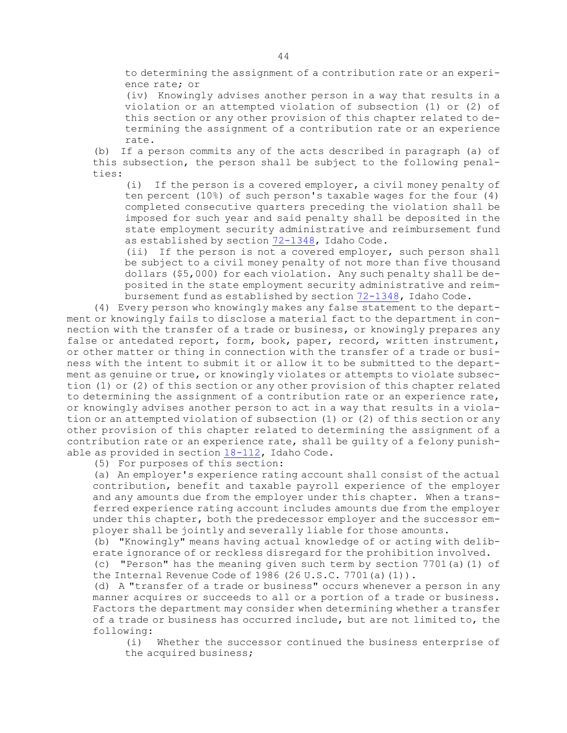to determining the assignment of a contribution rate or an experience rate; or

(iv) Knowingly advises another person in a way that results in a violation or an attempted violation of subsection (1) or (2) of this section or any other provision of this chapter related to determining the assignment of a contribution rate or an experience rate.

(b) If a person commits any of the acts described in paragraph (a) of this subsection, the person shall be subject to the following penalties:

(i) If the person is a covered employer, a civil money penalty of ten percent (10%) of such person's taxable wages for the four (4) completed consecutive quarters preceding the violation shall be imposed for such year and said penalty shall be deposited in the state employment security administrative and reimbursement fund as established by section 72-1348, Idaho Code.

(ii) If the person is not a covered employer, such person shall be subject to a civil money penalty of not more than five thousand dollars ($5,000) for each violation. Any such penalty shall be deposited in the state employment security administrative and reimbursement fund as established by section 72-1348, Idaho Code.

(4) Every person who knowingly makes any false statement to the department or knowingly fails to disclose a material fact to the department in connection with the transfer of a trade or business, or knowingly prepares any false or antedated report, form, book, paper, record, written instrument, or other matter or thing in connection with the transfer of a trade or business with the intent to submit it or allow it to be submitted to the department as genuine or true, or knowingly violates or attempts to violate subsection (1) or (2) of this section or any other provision of this chapter related to determining the assignment of a contribution rate or an experience rate, or knowingly advises another person to act in a way that results in a violation or an attempted violation of subsection (1) or (2) of this section or any other provision of this chapter related to determining the assignment of a contribution rate or an experience rate, shall be guilty of a felony punishable as provided in section 18-112, Idaho Code.

(5) For purposes of this section:

(a) An employer's experience rating account shall consist of the actual contribution, benefit and taxable payroll experience of the employer and any amounts due from the employer under this chapter. When a transferred experience rating account includes amounts due from the employer under this chapter, both the predecessor employer and the successor employer shall be jointly and severally liable for those amounts.

(b) "Knowingly" means having actual knowledge of or acting with deliberate ignorance of or reckless disregard for the prohibition involved.

(c) "Person" has the meaning given such term by section 7701(a)(1) of the Internal Revenue Code of 1986 (26 U.S.C. 7701(a)(1)).

(d) A "transfer of a trade or business" occurs whenever a person in any manner acquires or succeeds to all or a portion of a trade or business. Factors the department may consider when determining whether a transfer of a trade or business has occurred include, but are not limited to, the following:

(i) Whether the successor continued the business enterprise of the acquired business;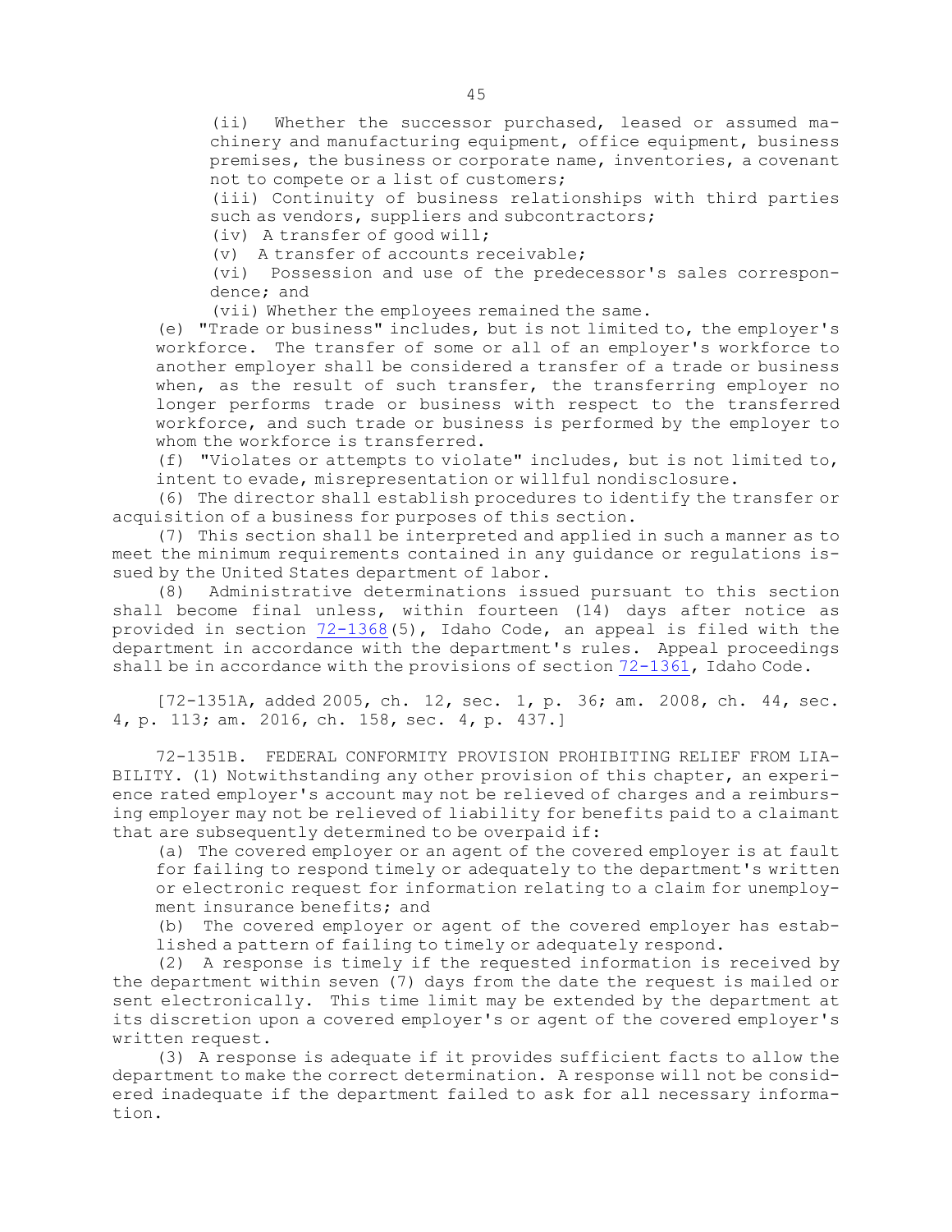(ii) Whether the successor purchased, leased or assumed machinery and manufacturing equipment, office equipment, business premises, the business or corporate name, inventories, a covenant not to compete or a list of customers;

(iii) Continuity of business relationships with third parties such as vendors, suppliers and subcontractors;

(iv) A transfer of good will;

(v) A transfer of accounts receivable;

(vi) Possession and use of the predecessor's sales correspondence; and

(vii) Whether the employees remained the same.

(e) "Trade or business" includes, but is not limited to, the employer's workforce. The transfer of some or all of an employer's workforce to another employer shall be considered a transfer of a trade or business when, as the result of such transfer, the transferring employer no longer performs trade or business with respect to the transferred workforce, and such trade or business is performed by the employer to whom the workforce is transferred.

(f) "Violates or attempts to violate" includes, but is not limited to, intent to evade, misrepresentation or willful nondisclosure.

(6) The director shall establish procedures to identify the transfer or acquisition of a business for purposes of this section.

(7) This section shall be interpreted and applied in such a manner as to meet the minimum requirements contained in any guidance or regulations issued by the United States department of labor.

(8) Administrative determinations issued pursuant to this section shall become final unless, within fourteen (14) days after notice as provided in section 72-1368(5), Idaho Code, an appeal is filed with the department in accordance with the department's rules. Appeal proceedings shall be in accordance with the provisions of section 72-1361, Idaho Code.

[72-1351A, added 2005, ch. 12, sec. 1, p. 36; am. 2008, ch. 44, sec. 4, p. 113; am. 2016, ch. 158, sec. 4, p. 437.]

72-1351B. FEDERAL CONFORMITY PROVISION PROHIBITING RELIEF FROM LIABILITY. (1) Notwithstanding any other provision of this chapter, an experience rated employer's account may not be relieved of charges and a reimbursing employer may not be relieved of liability for benefits paid to a claimant that are subsequently determined to be overpaid if:

(a) The covered employer or an agent of the covered employer is at fault for failing to respond timely or adequately to the department's written or electronic request for information relating to a claim for unemployment insurance benefits; and

(b) The covered employer or agent of the covered employer has established a pattern of failing to timely or adequately respond.

(2) A response is timely if the requested information is received by the department within seven (7) days from the date the request is mailed or sent electronically. This time limit may be extended by the department at its discretion upon a covered employer's or agent of the covered employer's written request.

(3) A response is adequate if it provides sufficient facts to allow the department to make the correct determination. A response will not be considered inadequate if the department failed to ask for all necessary information.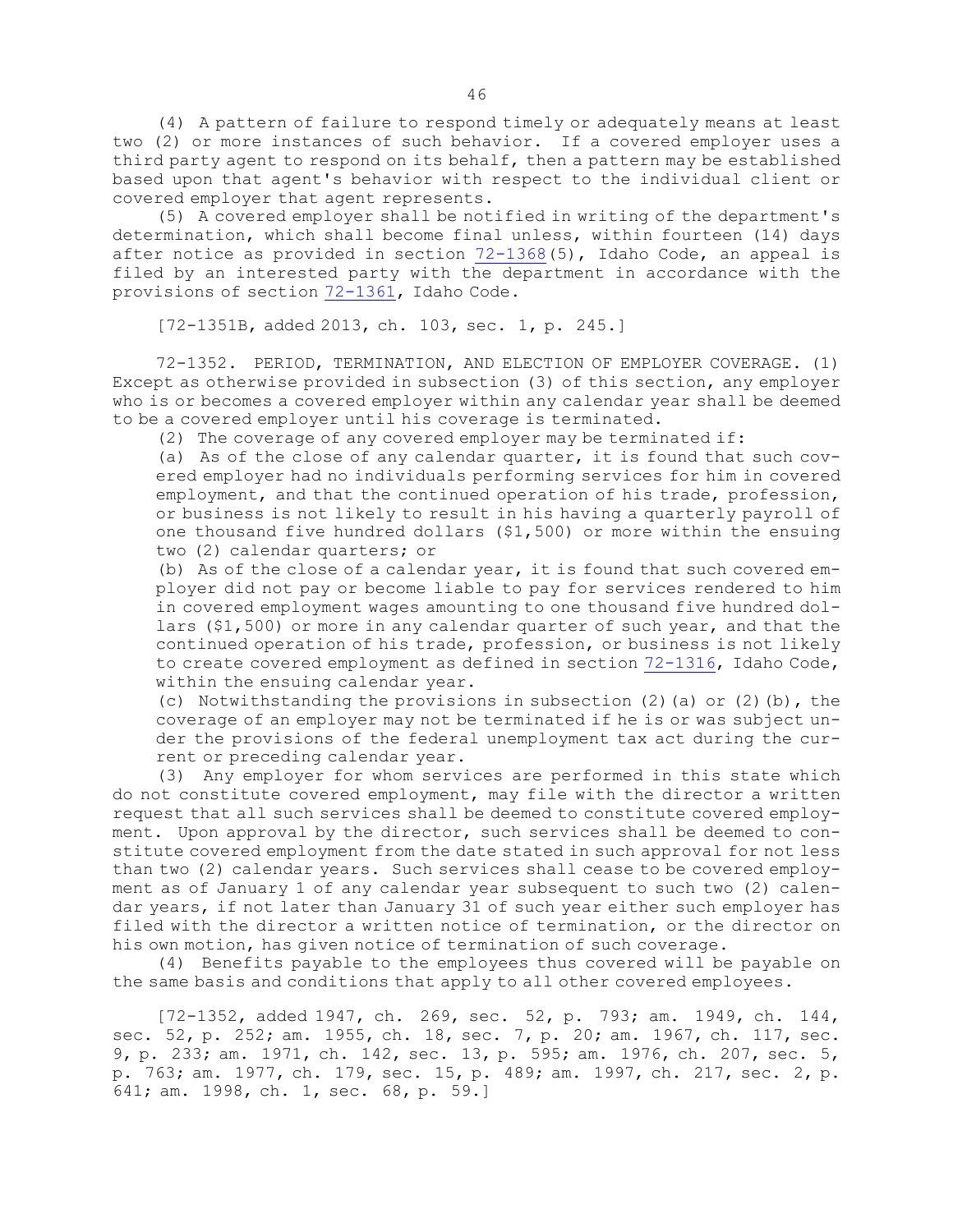(4) A pattern of failure to respond timely or adequately means at least two (2) or more instances of such behavior. If a covered employer uses a third party agent to respond on its behalf, then a pattern may be established based upon that agent's behavior with respect to the individual client or covered employer that agent represents.

(5) A covered employer shall be notified in writing of the department's determination, which shall become final unless, within fourteen (14) days after notice as provided in section 72-1368(5), Idaho Code, an appeal is filed by an interested party with the department in accordance with the provisions of section 72-1361, Idaho Code.

[72-1351B, added 2013, ch. 103, sec. 1, p. 245.]

72-1352. PERIOD, TERMINATION, AND ELECTION OF EMPLOYER COVERAGE. (1) Except as otherwise provided in subsection (3) of this section, any employer who is or becomes a covered employer within any calendar year shall be deemed to be a covered employer until his coverage is terminated.

(2) The coverage of any covered employer may be terminated if:

(a) As of the close of any calendar quarter, it is found that such covered employer had no individuals performing services for him in covered employment, and that the continued operation of his trade, profession, or business is not likely to result in his having a quarterly payroll of one thousand five hundred dollars ($1,500) or more within the ensuing two (2) calendar quarters; or

(b) As of the close of a calendar year, it is found that such covered employer did not pay or become liable to pay for services rendered to him in covered employment wages amounting to one thousand five hundred dollars ($1,500) or more in any calendar quarter of such year, and that the continued operation of his trade, profession, or business is not likely to create covered employment as defined in section 72-1316, Idaho Code, within the ensuing calendar year.

(c) Notwithstanding the provisions in subsection (2)(a) or (2)(b), the coverage of an employer may not be terminated if he is or was subject under the provisions of the federal unemployment tax act during the current or preceding calendar year.

(3) Any employer for whom services are performed in this state which do not constitute covered employment, may file with the director a written request that all such services shall be deemed to constitute covered employment. Upon approval by the director, such services shall be deemed to constitute covered employment from the date stated in such approval for not less than two (2) calendar years. Such services shall cease to be covered employment as of January 1 of any calendar year subsequent to such two (2) calendar years, if not later than January 31 of such year either such employer has filed with the director a written notice of termination, or the director on his own motion, has given notice of termination of such coverage.

(4) Benefits payable to the employees thus covered will be payable on the same basis and conditions that apply to all other covered employees.

[72-1352, added 1947, ch. 269, sec. 52, p. 793; am. 1949, ch. 144, sec. 52, p. 252; am. 1955, ch. 18, sec. 7, p. 20; am. 1967, ch. 117, sec. 9, p. 233; am. 1971, ch. 142, sec. 13, p. 595; am. 1976, ch. 207, sec. 5, p. 763; am. 1977, ch. 179, sec. 15, p. 489; am. 1997, ch. 217, sec. 2, p. 641; am. 1998, ch. 1, sec. 68, p. 59.]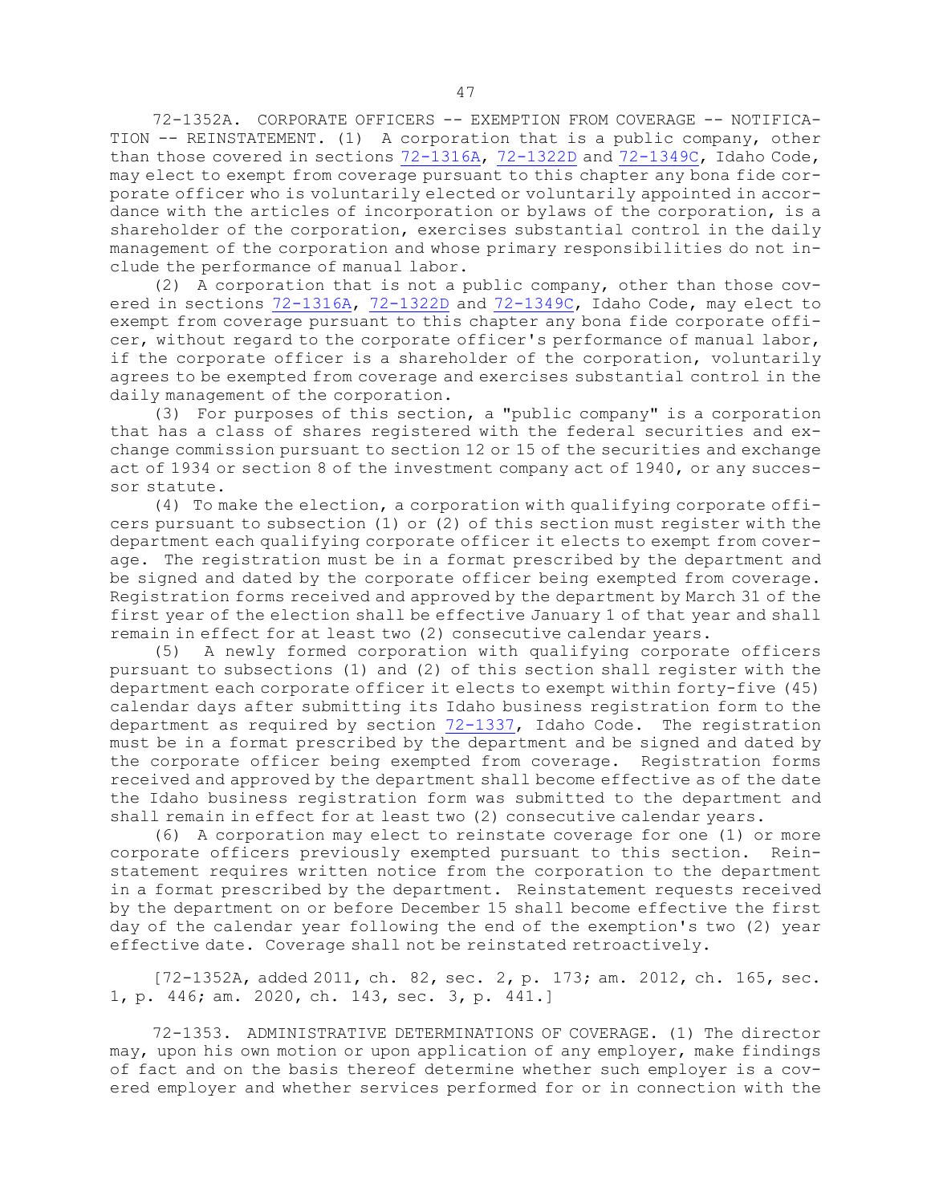72-1352A. CORPORATE OFFICERS -- EXEMPTION FROM COVERAGE -- NOTIFICATION -- REINSTATEMENT. (1) A corporation that is a public company, other than those covered in sections 72-1316A, 72-1322D and 72-1349C, Idaho Code, may elect to exempt from coverage pursuant to this chapter any bona fide corporate officer who is voluntarily elected or voluntarily appointed in accordance with the articles of incorporation or bylaws of the corporation, is a shareholder of the corporation, exercises substantial control in the daily management of the corporation and whose primary responsibilities do not include the performance of manual labor.

(2) A corporation that is not a public company, other than those covered in sections 72-1316A, 72-1322D and 72-1349C, Idaho Code, may elect to exempt from coverage pursuant to this chapter any bona fide corporate officer, without regard to the corporate officer's performance of manual labor, if the corporate officer is a shareholder of the corporation, voluntarily agrees to be exempted from coverage and exercises substantial control in the daily management of the corporation.

(3) For purposes of this section, a "public company" is a corporation that has a class of shares registered with the federal securities and exchange commission pursuant to section 12 or 15 of the securities and exchange act of 1934 or section 8 of the investment company act of 1940, or any successor statute.

(4) To make the election, a corporation with qualifying corporate officers pursuant to subsection (1) or (2) of this section must register with the department each qualifying corporate officer it elects to exempt from coverage. The registration must be in a format prescribed by the department and be signed and dated by the corporate officer being exempted from coverage. Registration forms received and approved by the department by March 31 of the first year of the election shall be effective January 1 of that year and shall remain in effect for at least two (2) consecutive calendar years.

(5) A newly formed corporation with qualifying corporate officers pursuant to subsections (1) and (2) of this section shall register with the department each corporate officer it elects to exempt within forty-five (45) calendar days after submitting its Idaho business registration form to the department as required by section 72-1337, Idaho Code. The registration must be in a format prescribed by the department and be signed and dated by the corporate officer being exempted from coverage. Registration forms received and approved by the department shall become effective as of the date the Idaho business registration form was submitted to the department and shall remain in effect for at least two (2) consecutive calendar years.

(6) A corporation may elect to reinstate coverage for one (1) or more corporate officers previously exempted pursuant to this section. Reinstatement requires written notice from the corporation to the department in a format prescribed by the department. Reinstatement requests received by the department on or before December 15 shall become effective the first day of the calendar year following the end of the exemption's two (2) year effective date. Coverage shall not be reinstated retroactively.

[72-1352A, added 2011, ch. 82, sec. 2, p. 173; am. 2012, ch. 165, sec. 1, p. 446; am. 2020, ch. 143, sec. 3, p. 441.]

72-1353. ADMINISTRATIVE DETERMINATIONS OF COVERAGE. (1) The director may, upon his own motion or upon application of any employer, make findings of fact and on the basis thereof determine whether such employer is a covered employer and whether services performed for or in connection with the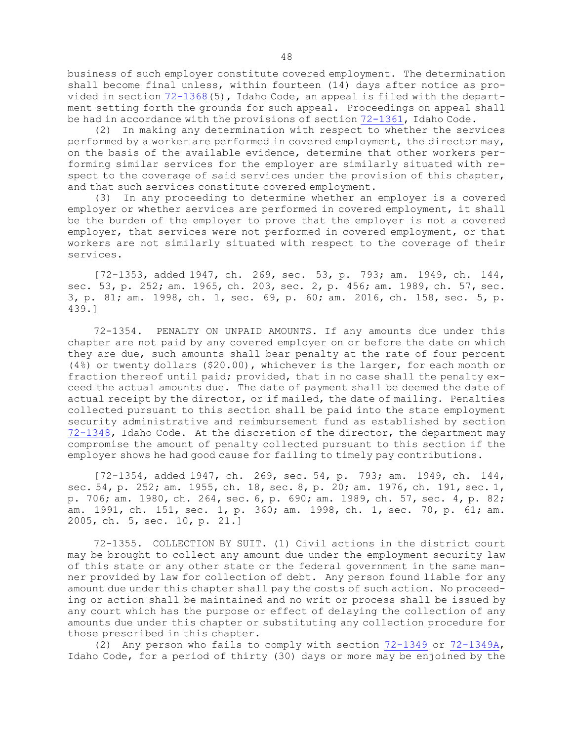business of such employer constitute covered employment. The determination shall become final unless, within fourteen (14) days after notice as provided in section 72-1368(5), Idaho Code, an appeal is filed with the department setting forth the grounds for such appeal. Proceedings on appeal shall be had in accordance with the provisions of section 72-1361, Idaho Code.

(2) In making any determination with respect to whether the services performed by a worker are performed in covered employment, the director may, on the basis of the available evidence, determine that other workers performing similar services for the employer are similarly situated with respect to the coverage of said services under the provision of this chapter, and that such services constitute covered employment.

(3) In any proceeding to determine whether an employer is a covered employer or whether services are performed in covered employment, it shall be the burden of the employer to prove that the employer is not a covered employer, that services were not performed in covered employment, or that workers are not similarly situated with respect to the coverage of their services.

[72-1353, added 1947, ch. 269, sec. 53, p. 793; am. 1949, ch. 144, sec. 53, p. 252; am. 1965, ch. 203, sec. 2, p. 456; am. 1989, ch. 57, sec. 3, p. 81; am. 1998, ch. 1, sec. 69, p. 60; am. 2016, ch. 158, sec. 5, p. 439.]

72-1354. PENALTY ON UNPAID AMOUNTS. If any amounts due under this chapter are not paid by any covered employer on or before the date on which they are due, such amounts shall bear penalty at the rate of four percent (4%) or twenty dollars ($20.00), whichever is the larger, for each month or fraction thereof until paid; provided, that in no case shall the penalty exceed the actual amounts due. The date of payment shall be deemed the date of actual receipt by the director, or if mailed, the date of mailing. Penalties collected pursuant to this section shall be paid into the state employment security administrative and reimbursement fund as established by section 72-1348, Idaho Code. At the discretion of the director, the department may compromise the amount of penalty collected pursuant to this section if the employer shows he had good cause for failing to timely pay contributions.

[72-1354, added 1947, ch. 269, sec. 54, p. 793; am. 1949, ch. 144, sec. 54, p. 252; am. 1955, ch. 18, sec. 8, p. 20; am. 1976, ch. 191, sec. 1, p. 706; am. 1980, ch. 264, sec. 6, p. 690; am. 1989, ch. 57, sec. 4, p. 82; am. 1991, ch. 151, sec. 1, p. 360; am. 1998, ch. 1, sec. 70, p. 61; am. 2005, ch. 5, sec. 10, p. 21.]

72-1355. COLLECTION BY SUIT. (1) Civil actions in the district court may be brought to collect any amount due under the employment security law of this state or any other state or the federal government in the same manner provided by law for collection of debt. Any person found liable for any amount due under this chapter shall pay the costs of such action. No proceeding or action shall be maintained and no writ or process shall be issued by any court which has the purpose or effect of delaying the collection of any amounts due under this chapter or substituting any collection procedure for those prescribed in this chapter.

(2) Any person who fails to comply with section 72-1349 or 72-1349A, Idaho Code, for a period of thirty (30) days or more may be enjoined by the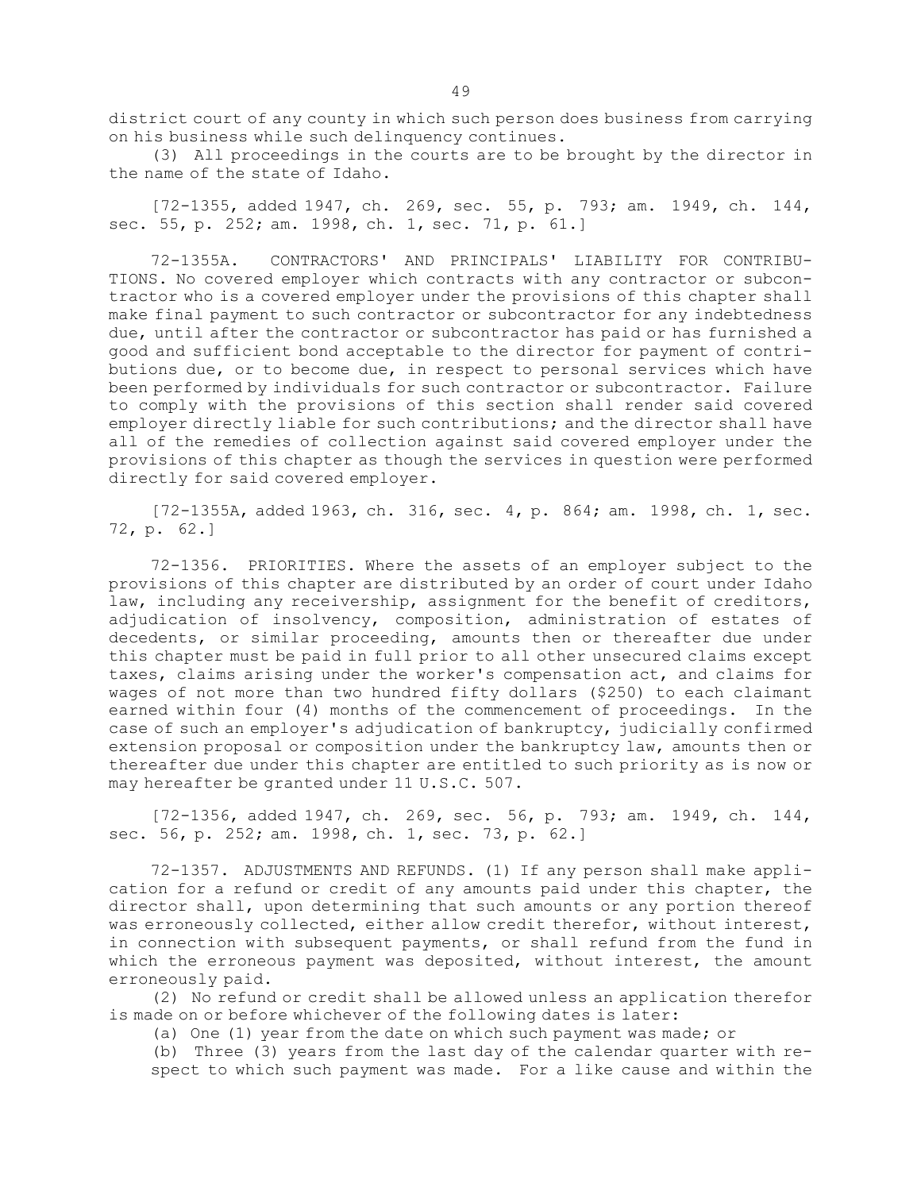district court of any county in which such person does business from carrying on his business while such delinquency continues.

(3) All proceedings in the courts are to be brought by the director in the name of the state of Idaho.

[72-1355, added 1947, ch. 269, sec. 55, p. 793; am. 1949, ch. 144, sec. 55, p. 252; am. 1998, ch. 1, sec. 71, p. 61.]

72-1355A. CONTRACTORS' AND PRINCIPALS' LIABILITY FOR CONTRIBUTIONS. No covered employer which contracts with any contractor or subcontractor who is a covered employer under the provisions of this chapter shall make final payment to such contractor or subcontractor for any indebtedness due, until after the contractor or subcontractor has paid or has furnished a good and sufficient bond acceptable to the director for payment of contributions due, or to become due, in respect to personal services which have been performed by individuals for such contractor or subcontractor. Failure to comply with the provisions of this section shall render said covered employer directly liable for such contributions; and the director shall have all of the remedies of collection against said covered employer under the provisions of this chapter as though the services in question were performed directly for said covered employer.

[72-1355A, added 1963, ch. 316, sec. 4, p. 864; am. 1998, ch. 1, sec. 72, p. 62.]

72-1356. PRIORITIES. Where the assets of an employer subject to the provisions of this chapter are distributed by an order of court under Idaho law, including any receivership, assignment for the benefit of creditors, adjudication of insolvency, composition, administration of estates of decedents, or similar proceeding, amounts then or thereafter due under this chapter must be paid in full prior to all other unsecured claims except taxes, claims arising under the worker's compensation act, and claims for wages of not more than two hundred fifty dollars ($250) to each claimant earned within four (4) months of the commencement of proceedings. In the case of such an employer's adjudication of bankruptcy, judicially confirmed extension proposal or composition under the bankruptcy law, amounts then or thereafter due under this chapter are entitled to such priority as is now or may hereafter be granted under 11 U.S.C. 507.

[72-1356, added 1947, ch. 269, sec. 56, p. 793; am. 1949, ch. 144, sec. 56, p. 252; am. 1998, ch. 1, sec. 73, p. 62.]

72-1357. ADJUSTMENTS AND REFUNDS. (1) If any person shall make application for a refund or credit of any amounts paid under this chapter, the director shall, upon determining that such amounts or any portion thereof was erroneously collected, either allow credit therefor, without interest, in connection with subsequent payments, or shall refund from the fund in which the erroneous payment was deposited, without interest, the amount erroneously paid.

(2) No refund or credit shall be allowed unless an application therefor is made on or before whichever of the following dates is later:

(a) One (1) year from the date on which such payment was made; or

(b) Three (3) years from the last day of the calendar quarter with respect to which such payment was made. For a like cause and within the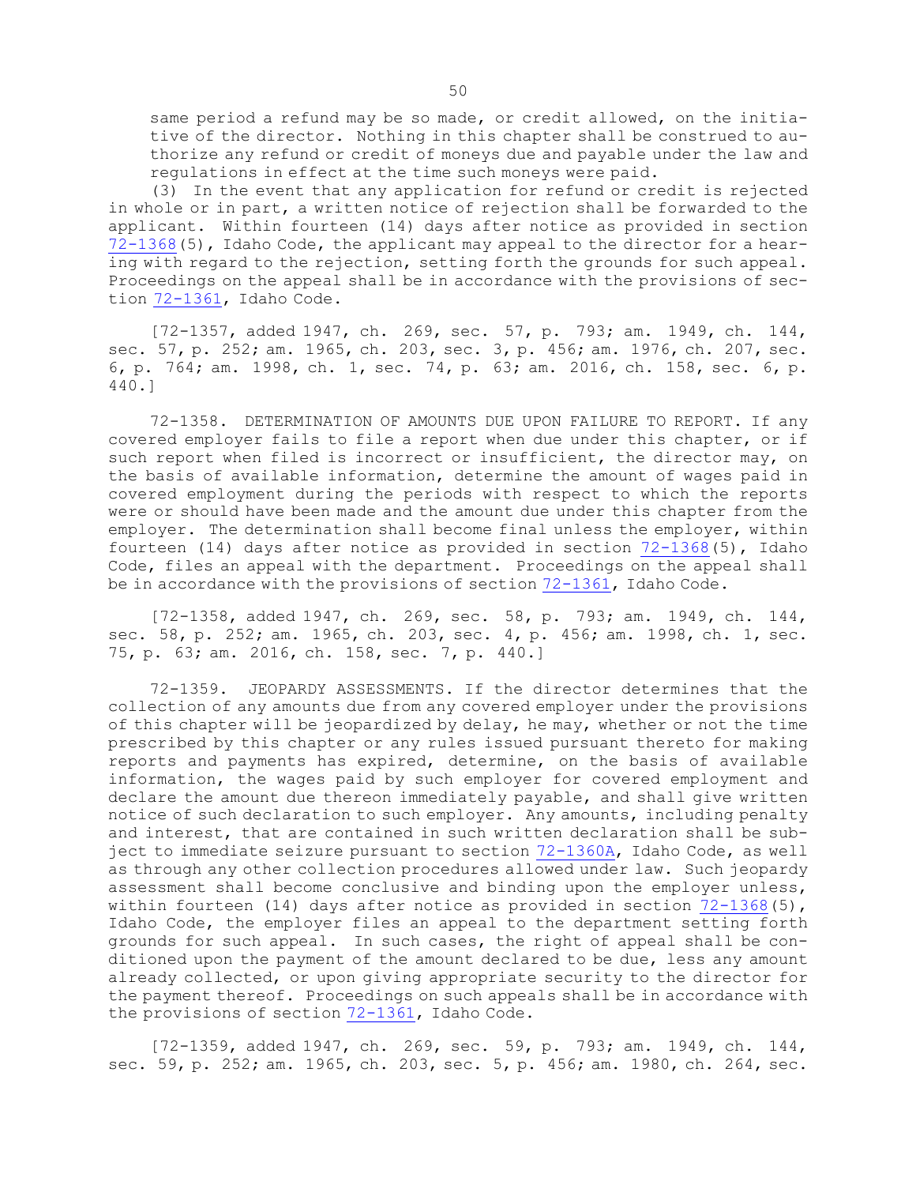same period a refund may be so made, or credit allowed, on the initiative of the director. Nothing in this chapter shall be construed to authorize any refund or credit of moneys due and payable under the law and regulations in effect at the time such moneys were paid.

(3) In the event that any application for refund or credit is rejected in whole or in part, a written notice of rejection shall be forwarded to the applicant. Within fourteen (14) days after notice as provided in section 72-1368(5), Idaho Code, the applicant may appeal to the director for a hearing with regard to the rejection, setting forth the grounds for such appeal. Proceedings on the appeal shall be in accordance with the provisions of section 72-1361, Idaho Code.

[72-1357, added 1947, ch. 269, sec. 57, p. 793; am. 1949, ch. 144, sec. 57, p. 252; am. 1965, ch. 203, sec. 3, p. 456; am. 1976, ch. 207, sec. 6, p. 764; am. 1998, ch. 1, sec. 74, p. 63; am. 2016, ch. 158, sec. 6, p. 440.]

72-1358. DETERMINATION OF AMOUNTS DUE UPON FAILURE TO REPORT. If any covered employer fails to file a report when due under this chapter, or if such report when filed is incorrect or insufficient, the director may, on the basis of available information, determine the amount of wages paid in covered employment during the periods with respect to which the reports were or should have been made and the amount due under this chapter from the employer. The determination shall become final unless the employer, within fourteen (14) days after notice as provided in section 72-1368(5), Idaho Code, files an appeal with the department. Proceedings on the appeal shall be in accordance with the provisions of section 72-1361, Idaho Code.

[72-1358, added 1947, ch. 269, sec. 58, p. 793; am. 1949, ch. 144, sec. 58, p. 252; am. 1965, ch. 203, sec. 4, p. 456; am. 1998, ch. 1, sec. 75, p. 63; am. 2016, ch. 158, sec. 7, p. 440.]

72-1359. JEOPARDY ASSESSMENTS. If the director determines that the collection of any amounts due from any covered employer under the provisions of this chapter will be jeopardized by delay, he may, whether or not the time prescribed by this chapter or any rules issued pursuant thereto for making reports and payments has expired, determine, on the basis of available information, the wages paid by such employer for covered employment and declare the amount due thereon immediately payable, and shall give written notice of such declaration to such employer. Any amounts, including penalty and interest, that are contained in such written declaration shall be subject to immediate seizure pursuant to section 72-1360A, Idaho Code, as well as through any other collection procedures allowed under law. Such jeopardy assessment shall become conclusive and binding upon the employer unless, within fourteen (14) days after notice as provided in section 72-1368(5), Idaho Code, the employer files an appeal to the department setting forth grounds for such appeal. In such cases, the right of appeal shall be conditioned upon the payment of the amount declared to be due, less any amount already collected, or upon giving appropriate security to the director for the payment thereof. Proceedings on such appeals shall be in accordance with the provisions of section 72-1361, Idaho Code.

[72-1359, added 1947, ch. 269, sec. 59, p. 793; am. 1949, ch. 144, sec. 59, p. 252; am. 1965, ch. 203, sec. 5, p. 456; am. 1980, ch. 264, sec.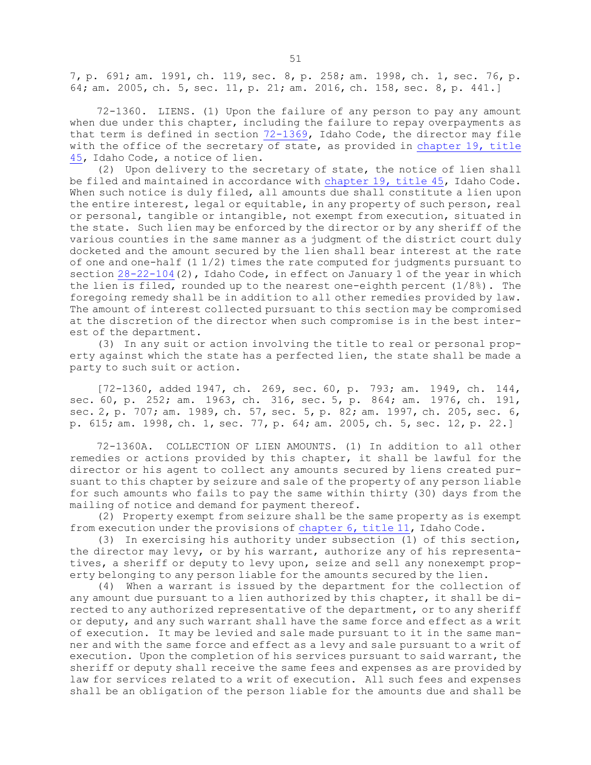7, p. 691; am. 1991, ch. 119, sec. 8, p. 258; am. 1998, ch. 1, sec. 76, p. 64; am. 2005, ch. 5, sec. 11, p. 21; am. 2016, ch. 158, sec. 8, p. 441.]

72-1360. LIENS. (1) Upon the failure of any person to pay any amount when due under this chapter, including the failure to repay overpayments as that term is defined in section 72-1369, Idaho Code, the director may file with the office of the secretary of state, as provided in chapter 19, title 45, Idaho Code, a notice of lien.

(2) Upon delivery to the secretary of state, the notice of lien shall be filed and maintained in accordance with chapter 19, title 45, Idaho Code. When such notice is duly filed, all amounts due shall constitute a lien upon the entire interest, legal or equitable, in any property of such person, real or personal, tangible or intangible, not exempt from execution, situated in the state. Such lien may be enforced by the director or by any sheriff of the various counties in the same manner as a judgment of the district court duly docketed and the amount secured by the lien shall bear interest at the rate of one and one-half (1 1/2) times the rate computed for judgments pursuant to section 28-22-104(2), Idaho Code, in effect on January 1 of the year in which the lien is filed, rounded up to the nearest one-eighth percent (1/8%). The foregoing remedy shall be in addition to all other remedies provided by law. The amount of interest collected pursuant to this section may be compromised at the discretion of the director when such compromise is in the best interest of the department.

(3) In any suit or action involving the title to real or personal property against which the state has a perfected lien, the state shall be made a party to such suit or action.

[72-1360, added 1947, ch. 269, sec. 60, p. 793; am. 1949, ch. 144, sec. 60, p. 252; am. 1963, ch. 316, sec. 5, p. 864; am. 1976, ch. 191, sec. 2, p. 707; am. 1989, ch. 57, sec. 5, p. 82; am. 1997, ch. 205, sec. 6, p. 615; am. 1998, ch. 1, sec. 77, p. 64; am. 2005, ch. 5, sec. 12, p. 22.]

72-1360A. COLLECTION OF LIEN AMOUNTS. (1) In addition to all other remedies or actions provided by this chapter, it shall be lawful for the director or his agent to collect any amounts secured by liens created pursuant to this chapter by seizure and sale of the property of any person liable for such amounts who fails to pay the same within thirty (30) days from the mailing of notice and demand for payment thereof.

(2) Property exempt from seizure shall be the same property as is exempt from execution under the provisions of chapter 6, title 11, Idaho Code.

(3) In exercising his authority under subsection (1) of this section, the director may levy, or by his warrant, authorize any of his representatives, a sheriff or deputy to levy upon, seize and sell any nonexempt property belonging to any person liable for the amounts secured by the lien.

(4) When a warrant is issued by the department for the collection of any amount due pursuant to a lien authorized by this chapter, it shall be directed to any authorized representative of the department, or to any sheriff or deputy, and any such warrant shall have the same force and effect as a writ of execution. It may be levied and sale made pursuant to it in the same manner and with the same force and effect as a levy and sale pursuant to a writ of execution. Upon the completion of his services pursuant to said warrant, the sheriff or deputy shall receive the same fees and expenses as are provided by law for services related to a writ of execution. All such fees and expenses shall be an obligation of the person liable for the amounts due and shall be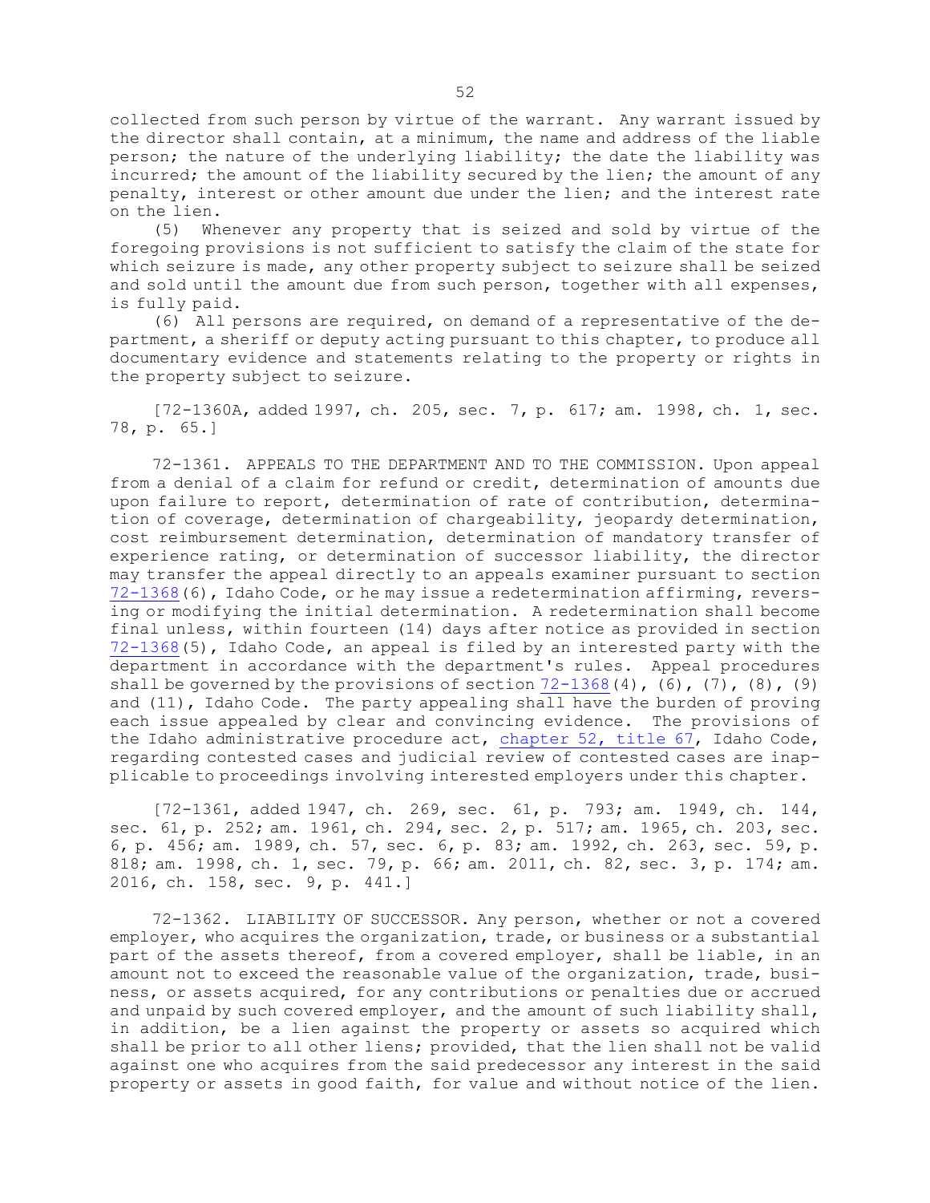collected from such person by virtue of the warrant. Any warrant issued by the director shall contain, at a minimum, the name and address of the liable person; the nature of the underlying liability; the date the liability was incurred; the amount of the liability secured by the lien; the amount of any penalty, interest or other amount due under the lien; and the interest rate on the lien.

(5) Whenever any property that is seized and sold by virtue of the foregoing provisions is not sufficient to satisfy the claim of the state for which seizure is made, any other property subject to seizure shall be seized and sold until the amount due from such person, together with all expenses, is fully paid.

(6) All persons are required, on demand of a representative of the department, a sheriff or deputy acting pursuant to this chapter, to produce all documentary evidence and statements relating to the property or rights in the property subject to seizure.

[72-1360A, added 1997, ch. 205, sec. 7, p. 617; am. 1998, ch. 1, sec. 78, p. 65.]

72-1361. APPEALS TO THE DEPARTMENT AND TO THE COMMISSION. Upon appeal from a denial of a claim for refund or credit, determination of amounts due upon failure to report, determination of rate of contribution, determination of coverage, determination of chargeability, jeopardy determination, cost reimbursement determination, determination of mandatory transfer of experience rating, or determination of successor liability, the director may transfer the appeal directly to an appeals examiner pursuant to section 72-1368(6), Idaho Code, or he may issue a redetermination affirming, reversing or modifying the initial determination. A redetermination shall become final unless, within fourteen (14) days after notice as provided in section 72-1368(5), Idaho Code, an appeal is filed by an interested party with the department in accordance with the department's rules. Appeal procedures shall be governed by the provisions of section 72-1368(4), (6), (7), (8), (9) and (11), Idaho Code. The party appealing shall have the burden of proving each issue appealed by clear and convincing evidence. The provisions of the Idaho administrative procedure act, chapter 52, title 67, Idaho Code, regarding contested cases and judicial review of contested cases are inapplicable to proceedings involving interested employers under this chapter.

[72-1361, added 1947, ch. 269, sec. 61, p. 793; am. 1949, ch. 144, sec. 61, p. 252; am. 1961, ch. 294, sec. 2, p. 517; am. 1965, ch. 203, sec. 6, p. 456; am. 1989, ch. 57, sec. 6, p. 83; am. 1992, ch. 263, sec. 59, p. 818; am. 1998, ch. 1, sec. 79, p. 66; am. 2011, ch. 82, sec. 3, p. 174; am. 2016, ch. 158, sec. 9, p. 441.]

72-1362. LIABILITY OF SUCCESSOR. Any person, whether or not a covered employer, who acquires the organization, trade, or business or a substantial part of the assets thereof, from a covered employer, shall be liable, in an amount not to exceed the reasonable value of the organization, trade, business, or assets acquired, for any contributions or penalties due or accrued and unpaid by such covered employer, and the amount of such liability shall, in addition, be a lien against the property or assets so acquired which shall be prior to all other liens; provided, that the lien shall not be valid against one who acquires from the said predecessor any interest in the said property or assets in good faith, for value and without notice of the lien.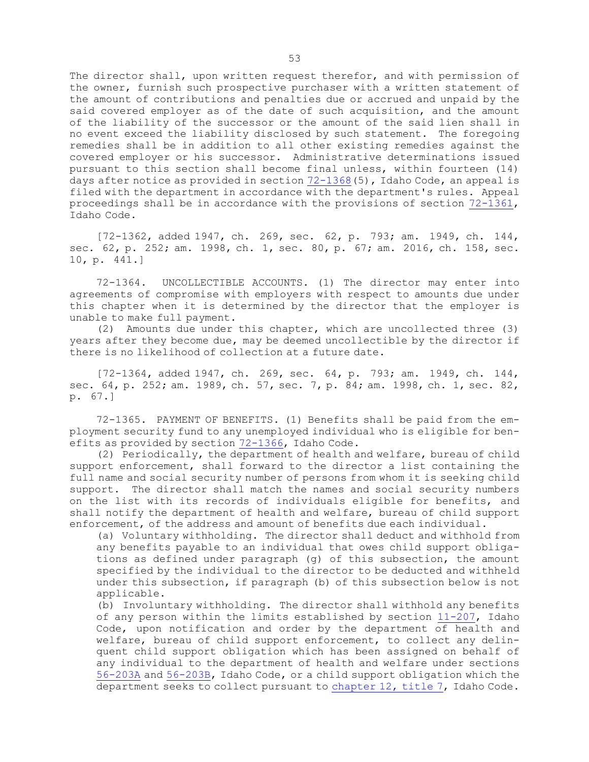The director shall, upon written request therefor, and with permission of the owner, furnish such prospective purchaser with a written statement of the amount of contributions and penalties due or accrued and unpaid by the said covered employer as of the date of such acquisition, and the amount of the liability of the successor or the amount of the said lien shall in no event exceed the liability disclosed by such statement. The foregoing remedies shall be in addition to all other existing remedies against the covered employer or his successor. Administrative determinations issued pursuant to this section shall become final unless, within fourteen (14) days after notice as provided in section 72-1368(5), Idaho Code, an appeal is filed with the department in accordance with the department's rules. Appeal proceedings shall be in accordance with the provisions of section 72-1361, Idaho Code.

[72-1362, added 1947, ch. 269, sec. 62, p. 793; am. 1949, ch. 144, sec. 62, p. 252; am. 1998, ch. 1, sec. 80, p. 67; am. 2016, ch. 158, sec. 10, p. 441.]

72-1364. UNCOLLECTIBLE ACCOUNTS. (1) The director may enter into agreements of compromise with employers with respect to amounts due under this chapter when it is determined by the director that the employer is unable to make full payment.

(2) Amounts due under this chapter, which are uncollected three (3) years after they become due, may be deemed uncollectible by the director if there is no likelihood of collection at a future date.

[72-1364, added 1947, ch. 269, sec. 64, p. 793; am. 1949, ch. 144, sec. 64, p. 252; am. 1989, ch. 57, sec. 7, p. 84; am. 1998, ch. 1, sec. 82, p. 67.]

72-1365. PAYMENT OF BENEFITS. (1) Benefits shall be paid from the employment security fund to any unemployed individual who is eligible for benefits as provided by section 72-1366, Idaho Code.

(2) Periodically, the department of health and welfare, bureau of child support enforcement, shall forward to the director a list containing the full name and social security number of persons from whom it is seeking child support. The director shall match the names and social security numbers on the list with its records of individuals eligible for benefits, and shall notify the department of health and welfare, bureau of child support enforcement, of the address and amount of benefits due each individual.

(a) Voluntary withholding. The director shall deduct and withhold from any benefits payable to an individual that owes child support obligations as defined under paragraph (g) of this subsection, the amount specified by the individual to the director to be deducted and withheld under this subsection, if paragraph (b) of this subsection below is not applicable.

(b) Involuntary withholding. The director shall withhold any benefits of any person within the limits established by section 11-207, Idaho Code, upon notification and order by the department of health and welfare, bureau of child support enforcement, to collect any delinquent child support obligation which has been assigned on behalf of any individual to the department of health and welfare under sections 56-203A and 56-203B, Idaho Code, or a child support obligation which the department seeks to collect pursuant to chapter 12, title 7, Idaho Code.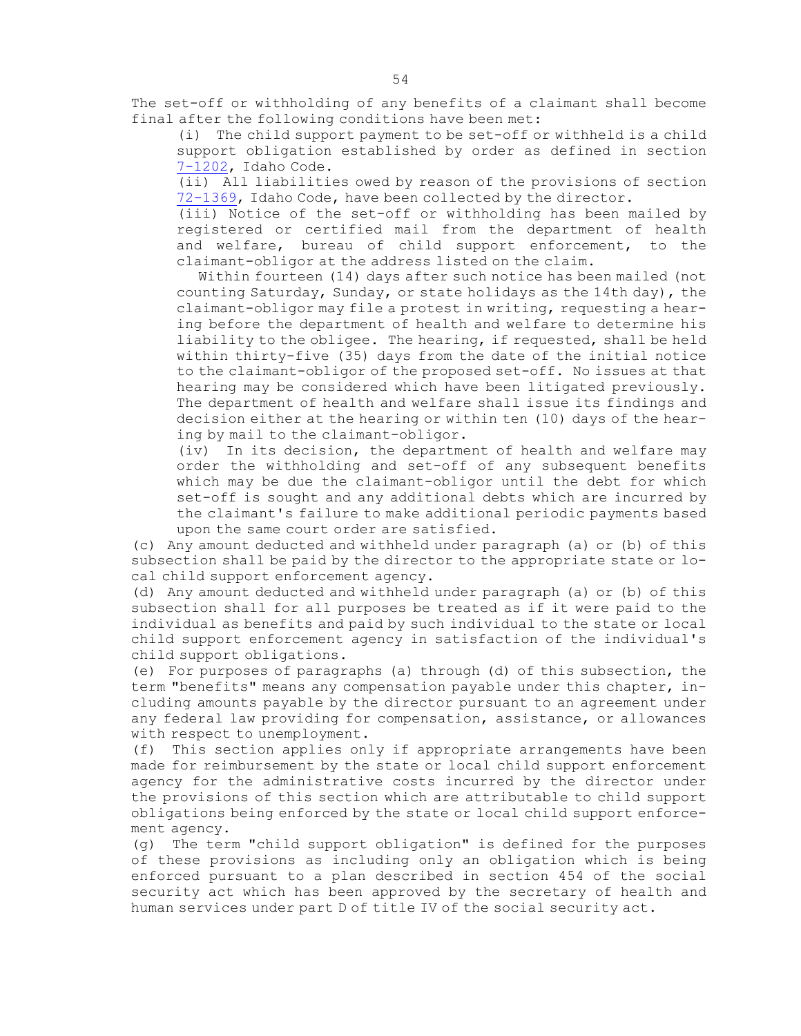The set-off or withholding of any benefits of a claimant shall become final after the following conditions have been met:

(i) The child support payment to be set-off or withheld is a child support obligation established by order as defined in section 7-1202, Idaho Code.

(ii) All liabilities owed by reason of the provisions of section 72-1369, Idaho Code, have been collected by the director.

(iii) Notice of the set-off or withholding has been mailed by registered or certified mail from the department of health and welfare, bureau of child support enforcement, to the claimant-obligor at the address listed on the claim.

Within fourteen (14) days after such notice has been mailed (not counting Saturday, Sunday, or state holidays as the 14th day), the claimant-obligor may file a protest in writing, requesting a hearing before the department of health and welfare to determine his liability to the obligee. The hearing, if requested, shall be held within thirty-five (35) days from the date of the initial notice to the claimant-obligor of the proposed set-off. No issues at that hearing may be considered which have been litigated previously. The department of health and welfare shall issue its findings and decision either at the hearing or within ten (10) days of the hearing by mail to the claimant-obligor.

(iv) In its decision, the department of health and welfare may order the withholding and set-off of any subsequent benefits which may be due the claimant-obligor until the debt for which set-off is sought and any additional debts which are incurred by the claimant's failure to make additional periodic payments based upon the same court order are satisfied.

(c) Any amount deducted and withheld under paragraph (a) or (b) of this subsection shall be paid by the director to the appropriate state or local child support enforcement agency.

(d) Any amount deducted and withheld under paragraph (a) or (b) of this subsection shall for all purposes be treated as if it were paid to the individual as benefits and paid by such individual to the state or local child support enforcement agency in satisfaction of the individual's child support obligations.

(e) For purposes of paragraphs (a) through (d) of this subsection, the term "benefits" means any compensation payable under this chapter, including amounts payable by the director pursuant to an agreement under any federal law providing for compensation, assistance, or allowances with respect to unemployment.

(f) This section applies only if appropriate arrangements have been made for reimbursement by the state or local child support enforcement agency for the administrative costs incurred by the director under the provisions of this section which are attributable to child support obligations being enforced by the state or local child support enforcement agency.

(g) The term "child support obligation" is defined for the purposes of these provisions as including only an obligation which is being enforced pursuant to a plan described in section 454 of the social security act which has been approved by the secretary of health and human services under part D of title IV of the social security act.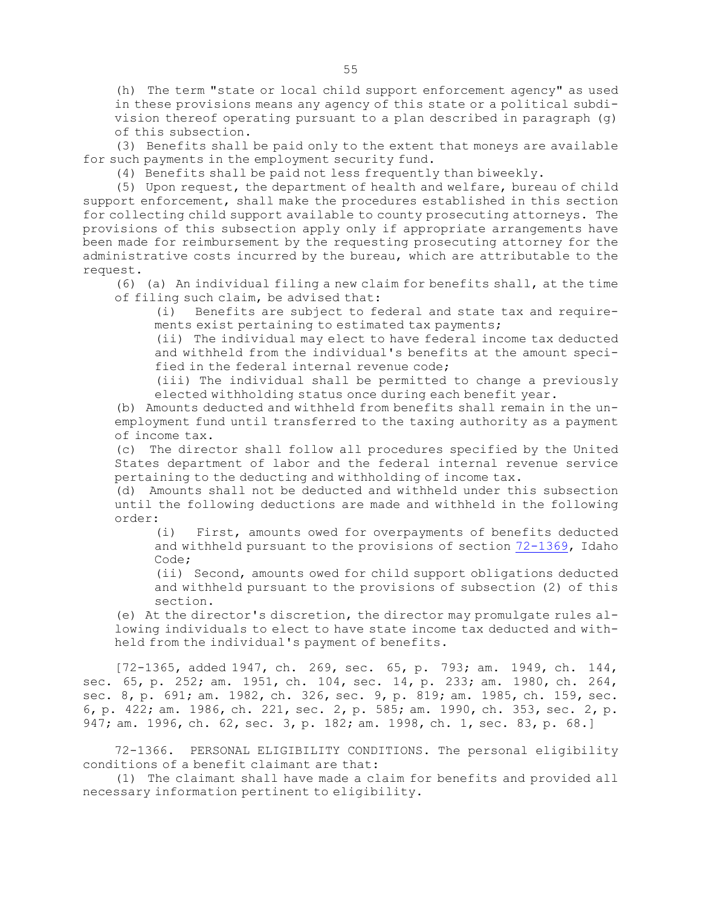(h) The term "state or local child support enforcement agency" as used in these provisions means any agency of this state or a political subdivision thereof operating pursuant to a plan described in paragraph (g) of this subsection.

(3) Benefits shall be paid only to the extent that moneys are available for such payments in the employment security fund.

(4) Benefits shall be paid not less frequently than biweekly.

(5) Upon request, the department of health and welfare, bureau of child support enforcement, shall make the procedures established in this section for collecting child support available to county prosecuting attorneys. The provisions of this subsection apply only if appropriate arrangements have been made for reimbursement by the requesting prosecuting attorney for the administrative costs incurred by the bureau, which are attributable to the request.

(6) (a) An individual filing a new claim for benefits shall, at the time of filing such claim, be advised that:

(i) Benefits are subject to federal and state tax and requirements exist pertaining to estimated tax payments;

(ii) The individual may elect to have federal income tax deducted and withheld from the individual's benefits at the amount specified in the federal internal revenue code;

(iii) The individual shall be permitted to change a previously elected withholding status once during each benefit year.

(b) Amounts deducted and withheld from benefits shall remain in the unemployment fund until transferred to the taxing authority as a payment of income tax.

(c) The director shall follow all procedures specified by the United States department of labor and the federal internal revenue service pertaining to the deducting and withholding of income tax.

(d) Amounts shall not be deducted and withheld under this subsection until the following deductions are made and withheld in the following order:

(i) First, amounts owed for overpayments of benefits deducted and withheld pursuant to the provisions of section 72-1369, Idaho Code;

(ii) Second, amounts owed for child support obligations deducted and withheld pursuant to the provisions of subsection (2) of this section.

(e) At the director's discretion, the director may promulgate rules allowing individuals to elect to have state income tax deducted and withheld from the individual's payment of benefits.

[72-1365, added 1947, ch. 269, sec. 65, p. 793; am. 1949, ch. 144, sec. 65, p. 252; am. 1951, ch. 104, sec. 14, p. 233; am. 1980, ch. 264, sec. 8, p. 691; am. 1982, ch. 326, sec. 9, p. 819; am. 1985, ch. 159, sec. 6, p. 422; am. 1986, ch. 221, sec. 2, p. 585; am. 1990, ch. 353, sec. 2, p. 947; am. 1996, ch. 62, sec. 3, p. 182; am. 1998, ch. 1, sec. 83, p. 68.]

72-1366. PERSONAL ELIGIBILITY CONDITIONS. The personal eligibility conditions of a benefit claimant are that:

(1) The claimant shall have made a claim for benefits and provided all necessary information pertinent to eligibility.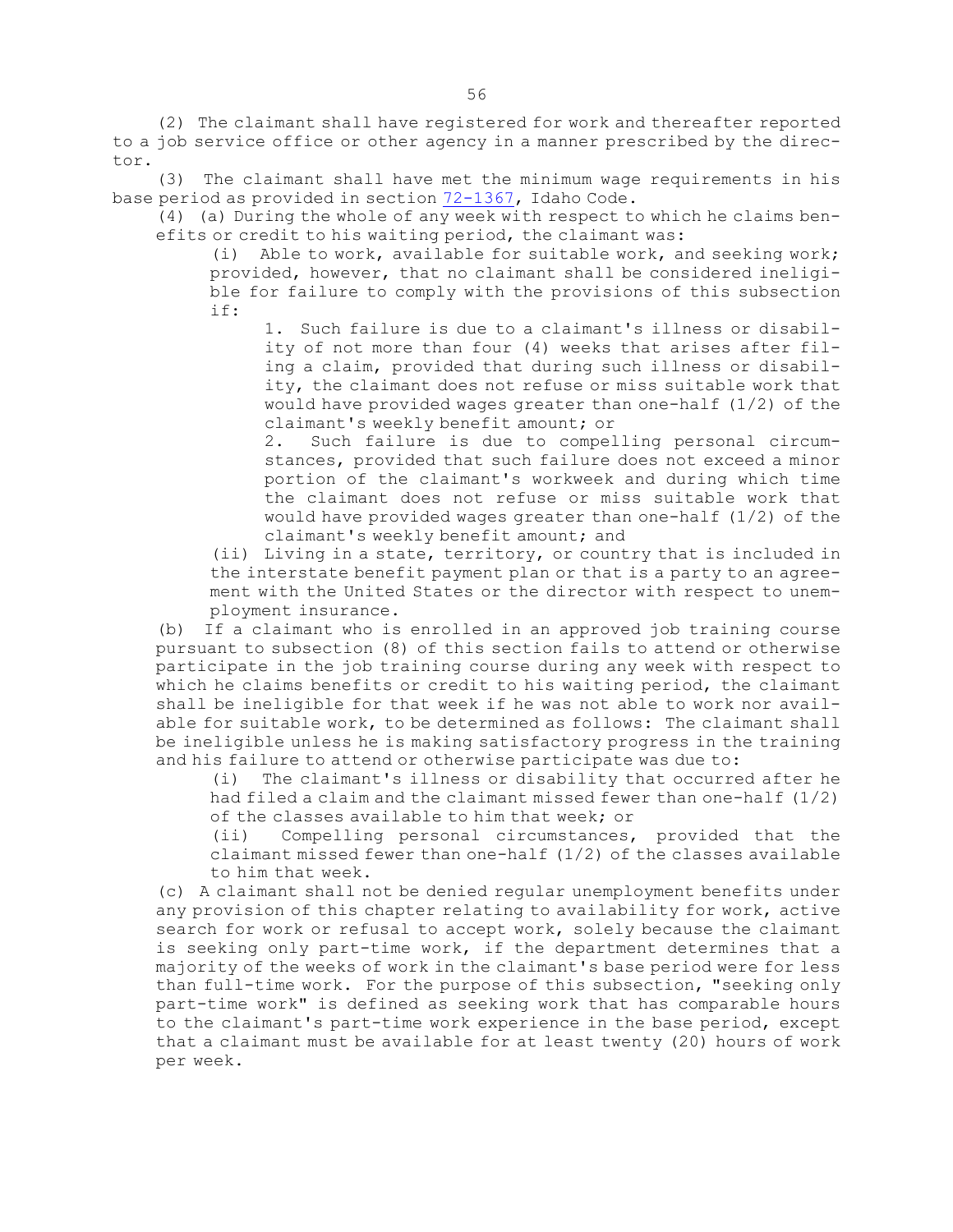(2) The claimant shall have registered for work and thereafter reported to a job service office or other agency in a manner prescribed by the director.

(3) The claimant shall have met the minimum wage requirements in his base period as provided in section 72-1367, Idaho Code.

(4) (a) During the whole of any week with respect to which he claims benefits or credit to his waiting period, the claimant was:

(i) Able to work, available for suitable work, and seeking work; provided, however, that no claimant shall be considered ineligible for failure to comply with the provisions of this subsection if:

1. Such failure is due to a claimant's illness or disability of not more than four (4) weeks that arises after filing a claim, provided that during such illness or disability, the claimant does not refuse or miss suitable work that would have provided wages greater than one-half (1/2) of the claimant's weekly benefit amount; or

2. Such failure is due to compelling personal circumstances, provided that such failure does not exceed a minor portion of the claimant's workweek and during which time the claimant does not refuse or miss suitable work that would have provided wages greater than one-half (1/2) of the claimant's weekly benefit amount; and

(ii) Living in a state, territory, or country that is included in the interstate benefit payment plan or that is a party to an agreement with the United States or the director with respect to unemployment insurance.

(b) If a claimant who is enrolled in an approved job training course pursuant to subsection (8) of this section fails to attend or otherwise participate in the job training course during any week with respect to which he claims benefits or credit to his waiting period, the claimant shall be ineligible for that week if he was not able to work nor available for suitable work, to be determined as follows: The claimant shall be ineligible unless he is making satisfactory progress in the training and his failure to attend or otherwise participate was due to:

(i) The claimant's illness or disability that occurred after he had filed a claim and the claimant missed fewer than one-half (1/2) of the classes available to him that week; or

(ii) Compelling personal circumstances, provided that the claimant missed fewer than one-half (1/2) of the classes available to him that week.

(c) A claimant shall not be denied regular unemployment benefits under any provision of this chapter relating to availability for work, active search for work or refusal to accept work, solely because the claimant is seeking only part-time work, if the department determines that a majority of the weeks of work in the claimant's base period were for less than full-time work. For the purpose of this subsection, "seeking only part-time work" is defined as seeking work that has comparable hours to the claimant's part-time work experience in the base period, except that a claimant must be available for at least twenty (20) hours of work per week.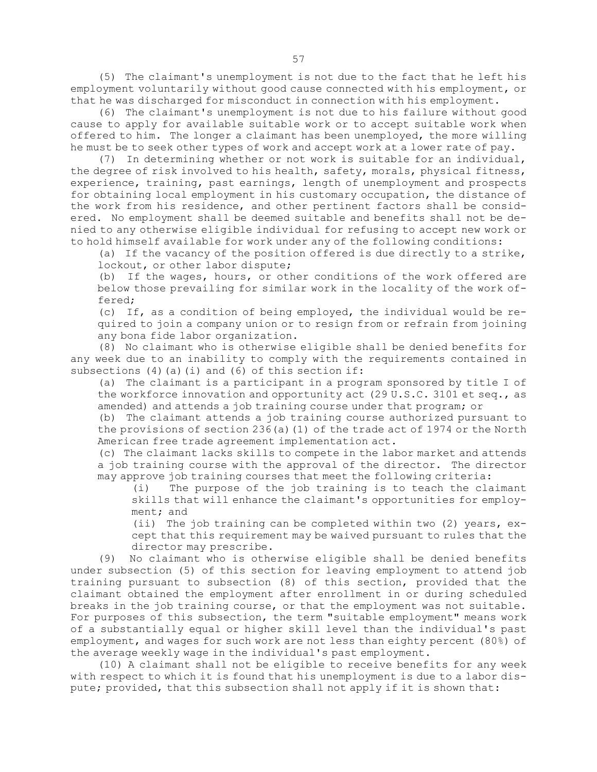(5) The claimant's unemployment is not due to the fact that he left his employment voluntarily without good cause connected with his employment, or that he was discharged for misconduct in connection with his employment.

(6) The claimant's unemployment is not due to his failure without good cause to apply for available suitable work or to accept suitable work when offered to him. The longer a claimant has been unemployed, the more willing he must be to seek other types of work and accept work at a lower rate of pay.

(7) In determining whether or not work is suitable for an individual, the degree of risk involved to his health, safety, morals, physical fitness, experience, training, past earnings, length of unemployment and prospects for obtaining local employment in his customary occupation, the distance of the work from his residence, and other pertinent factors shall be considered. No employment shall be deemed suitable and benefits shall not be denied to any otherwise eligible individual for refusing to accept new work or to hold himself available for work under any of the following conditions:

(a) If the vacancy of the position offered is due directly to a strike, lockout, or other labor dispute;

(b) If the wages, hours, or other conditions of the work offered are below those prevailing for similar work in the locality of the work offered;

(c) If, as a condition of being employed, the individual would be required to join a company union or to resign from or refrain from joining any bona fide labor organization.

(8) No claimant who is otherwise eligible shall be denied benefits for any week due to an inability to comply with the requirements contained in subsections (4)(a)(i) and (6) of this section if:

(a) The claimant is a participant in a program sponsored by title I of the workforce innovation and opportunity act (29 U.S.C. 3101 et seq., as amended) and attends a job training course under that program; or

(b) The claimant attends a job training course authorized pursuant to the provisions of section 236(a)(1) of the trade act of 1974 or the North American free trade agreement implementation act.

(c) The claimant lacks skills to compete in the labor market and attends a job training course with the approval of the director. The director may approve job training courses that meet the following criteria:

(i) The purpose of the job training is to teach the claimant skills that will enhance the claimant's opportunities for employment; and

(ii) The job training can be completed within two (2) years, except that this requirement may be waived pursuant to rules that the director may prescribe.

(9) No claimant who is otherwise eligible shall be denied benefits under subsection (5) of this section for leaving employment to attend job training pursuant to subsection (8) of this section, provided that the claimant obtained the employment after enrollment in or during scheduled breaks in the job training course, or that the employment was not suitable. For purposes of this subsection, the term "suitable employment" means work of a substantially equal or higher skill level than the individual's past employment, and wages for such work are not less than eighty percent (80%) of the average weekly wage in the individual's past employment.

(10) A claimant shall not be eligible to receive benefits for any week with respect to which it is found that his unemployment is due to a labor dispute; provided, that this subsection shall not apply if it is shown that: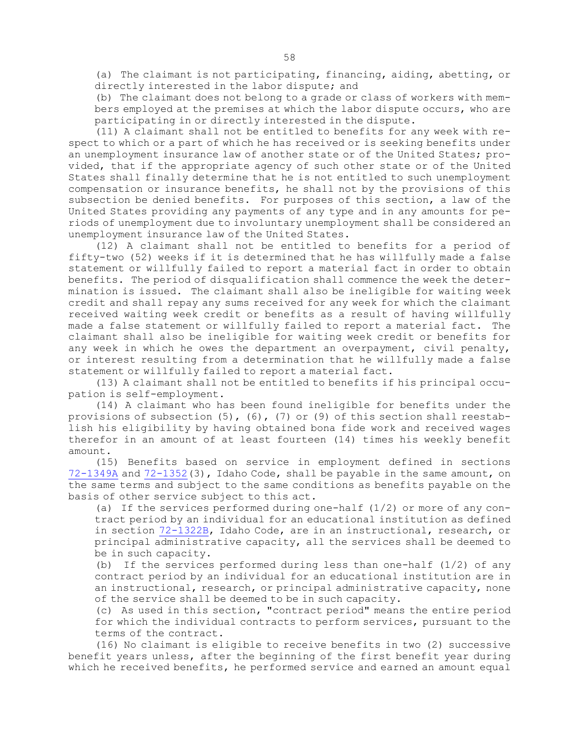(a) The claimant is not participating, financing, aiding, abetting, or directly interested in the labor dispute; and

(b) The claimant does not belong to a grade or class of workers with members employed at the premises at which the labor dispute occurs, who are participating in or directly interested in the dispute.

(11) A claimant shall not be entitled to benefits for any week with respect to which or a part of which he has received or is seeking benefits under an unemployment insurance law of another state or of the United States; provided, that if the appropriate agency of such other state or of the United States shall finally determine that he is not entitled to such unemployment compensation or insurance benefits, he shall not by the provisions of this subsection be denied benefits. For purposes of this section, a law of the United States providing any payments of any type and in any amounts for periods of unemployment due to involuntary unemployment shall be considered an unemployment insurance law of the United States.

(12) A claimant shall not be entitled to benefits for a period of fifty-two (52) weeks if it is determined that he has willfully made a false statement or willfully failed to report a material fact in order to obtain benefits. The period of disqualification shall commence the week the determination is issued. The claimant shall also be ineligible for waiting week credit and shall repay any sums received for any week for which the claimant received waiting week credit or benefits as a result of having willfully made a false statement or willfully failed to report a material fact. The claimant shall also be ineligible for waiting week credit or benefits for any week in which he owes the department an overpayment, civil penalty, or interest resulting from a determination that he willfully made a false statement or willfully failed to report a material fact.

(13) A claimant shall not be entitled to benefits if his principal occupation is self-employment.

(14) A claimant who has been found ineligible for benefits under the provisions of subsection (5), (6), (7) or (9) of this section shall reestablish his eligibility by having obtained bona fide work and received wages therefor in an amount of at least fourteen (14) times his weekly benefit amount.

(15) Benefits based on service in employment defined in sections 72-1349A and 72-1352(3), Idaho Code, shall be payable in the same amount, on the same terms and subject to the same conditions as benefits payable on the basis of other service subject to this act.

(a) If the services performed during one-half (1/2) or more of any contract period by an individual for an educational institution as defined in section 72-1322B, Idaho Code, are in an instructional, research, or principal administrative capacity, all the services shall be deemed to be in such capacity.

(b) If the services performed during less than one-half (1/2) of any contract period by an individual for an educational institution are in an instructional, research, or principal administrative capacity, none of the service shall be deemed to be in such capacity.

(c) As used in this section, "contract period" means the entire period for which the individual contracts to perform services, pursuant to the terms of the contract.

(16) No claimant is eligible to receive benefits in two (2) successive benefit years unless, after the beginning of the first benefit year during which he received benefits, he performed service and earned an amount equal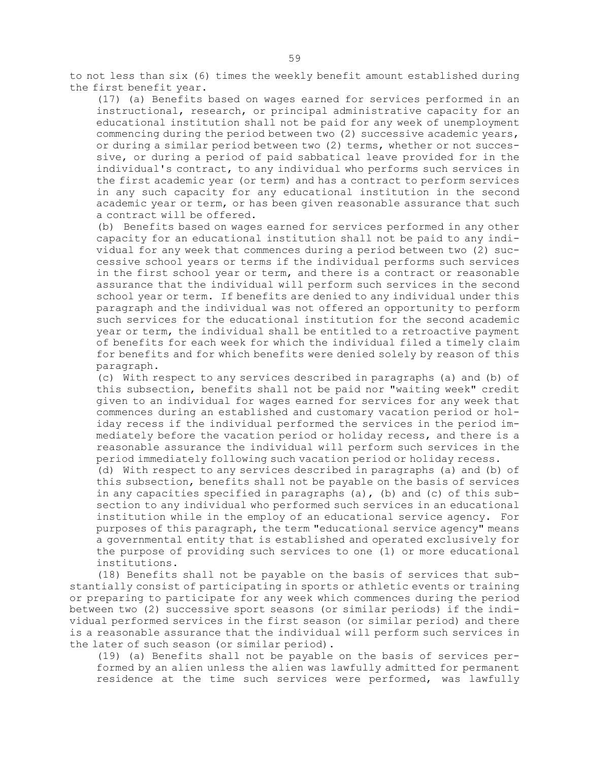to not less than six (6) times the weekly benefit amount established during the first benefit year.

(17) (a) Benefits based on wages earned for services performed in an instructional, research, or principal administrative capacity for an educational institution shall not be paid for any week of unemployment commencing during the period between two (2) successive academic years, or during a similar period between two (2) terms, whether or not successive, or during a period of paid sabbatical leave provided for in the individual's contract, to any individual who performs such services in the first academic year (or term) and has a contract to perform services in any such capacity for any educational institution in the second academic year or term, or has been given reasonable assurance that such a contract will be offered.

(b) Benefits based on wages earned for services performed in any other capacity for an educational institution shall not be paid to any individual for any week that commences during a period between two (2) successive school years or terms if the individual performs such services in the first school year or term, and there is a contract or reasonable assurance that the individual will perform such services in the second school year or term. If benefits are denied to any individual under this paragraph and the individual was not offered an opportunity to perform such services for the educational institution for the second academic year or term, the individual shall be entitled to a retroactive payment of benefits for each week for which the individual filed a timely claim for benefits and for which benefits were denied solely by reason of this paragraph.

(c) With respect to any services described in paragraphs (a) and (b) of this subsection, benefits shall not be paid nor "waiting week" credit given to an individual for wages earned for services for any week that commences during an established and customary vacation period or holiday recess if the individual performed the services in the period immediately before the vacation period or holiday recess, and there is a reasonable assurance the individual will perform such services in the period immediately following such vacation period or holiday recess.

(d) With respect to any services described in paragraphs (a) and (b) of this subsection, benefits shall not be payable on the basis of services in any capacities specified in paragraphs (a), (b) and (c) of this subsection to any individual who performed such services in an educational institution while in the employ of an educational service agency. For purposes of this paragraph, the term "educational service agency" means a governmental entity that is established and operated exclusively for the purpose of providing such services to one (1) or more educational institutions.

(18) Benefits shall not be payable on the basis of services that substantially consist of participating in sports or athletic events or training or preparing to participate for any week which commences during the period between two (2) successive sport seasons (or similar periods) if the individual performed services in the first season (or similar period) and there is a reasonable assurance that the individual will perform such services in the later of such season (or similar period).

(19) (a) Benefits shall not be payable on the basis of services performed by an alien unless the alien was lawfully admitted for permanent residence at the time such services were performed, was lawfully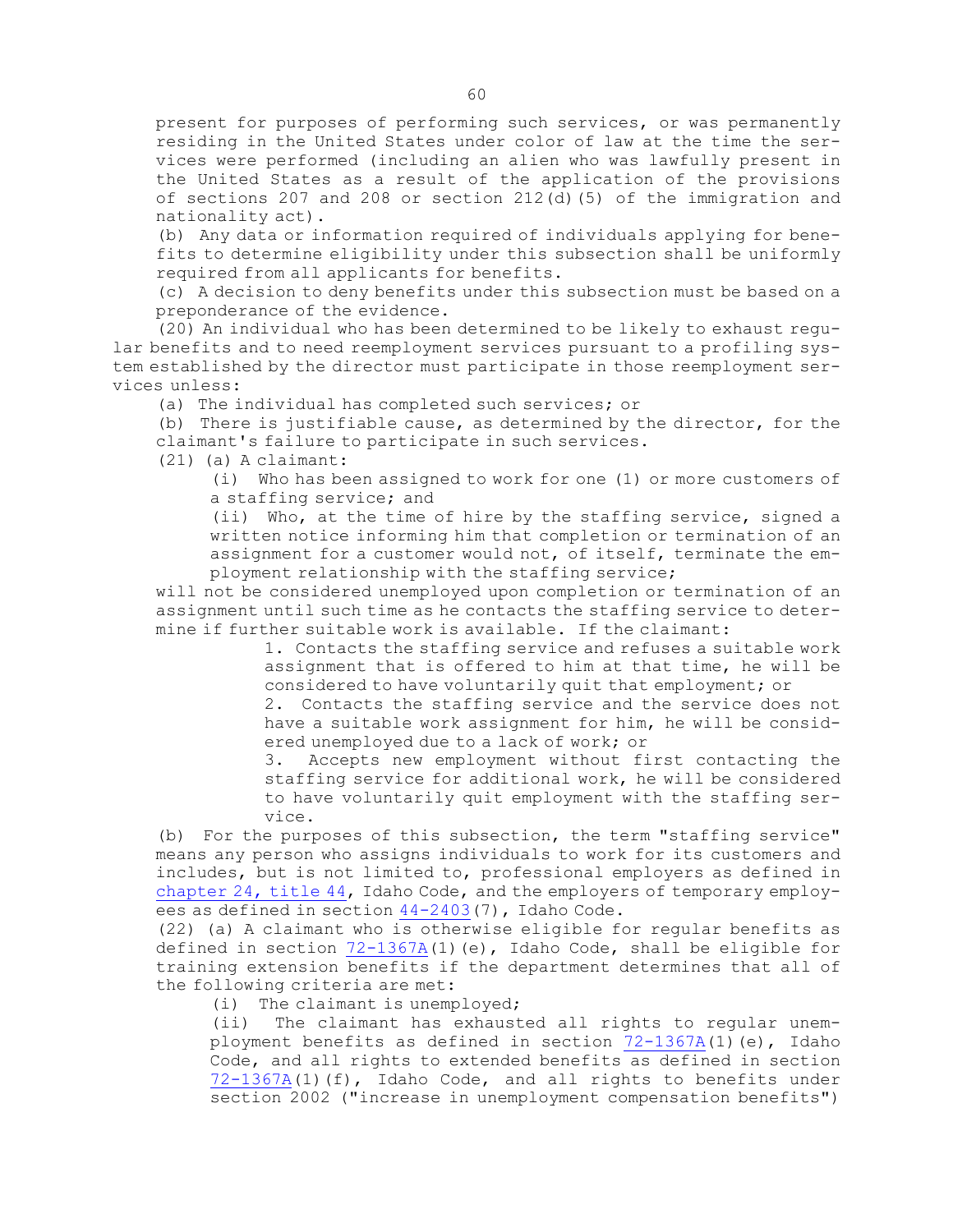present for purposes of performing such services, or was permanently residing in the United States under color of law at the time the services were performed (including an alien who was lawfully present in the United States as a result of the application of the provisions of sections 207 and 208 or section 212(d)(5) of the immigration and nationality act).

(b) Any data or information required of individuals applying for benefits to determine eligibility under this subsection shall be uniformly required from all applicants for benefits.

(c) A decision to deny benefits under this subsection must be based on a preponderance of the evidence.

(20) An individual who has been determined to be likely to exhaust regular benefits and to need reemployment services pursuant to a profiling system established by the director must participate in those reemployment services unless:

(a) The individual has completed such services; or

(b) There is justifiable cause, as determined by the director, for the claimant's failure to participate in such services.

(21) (a) A claimant:

(i) Who has been assigned to work for one (1) or more customers of a staffing service; and

(ii) Who, at the time of hire by the staffing service, signed a written notice informing him that completion or termination of an assignment for a customer would not, of itself, terminate the employment relationship with the staffing service;

will not be considered unemployed upon completion or termination of an assignment until such time as he contacts the staffing service to determine if further suitable work is available. If the claimant:

1. Contacts the staffing service and refuses a suitable work assignment that is offered to him at that time, he will be considered to have voluntarily quit that employment; or

2. Contacts the staffing service and the service does not have a suitable work assignment for him, he will be considered unemployed due to a lack of work; or

3. Accepts new employment without first contacting the staffing service for additional work, he will be considered to have voluntarily quit employment with the staffing service.

(b) For the purposes of this subsection, the term "staffing service" means any person who assigns individuals to work for its customers and includes, but is not limited to, professional employers as defined in chapter 24, title 44, Idaho Code, and the employers of temporary employees as defined in section 44-2403(7), Idaho Code.

(22) (a) A claimant who is otherwise eligible for regular benefits as defined in section 72-1367A(1)(e), Idaho Code, shall be eligible for training extension benefits if the department determines that all of the following criteria are met:

(i) The claimant is unemployed;

(ii) The claimant has exhausted all rights to regular unemployment benefits as defined in section 72-1367A(1)(e), Idaho Code, and all rights to extended benefits as defined in section 72-1367A(1)(f), Idaho Code, and all rights to benefits under section 2002 ("increase in unemployment compensation benefits")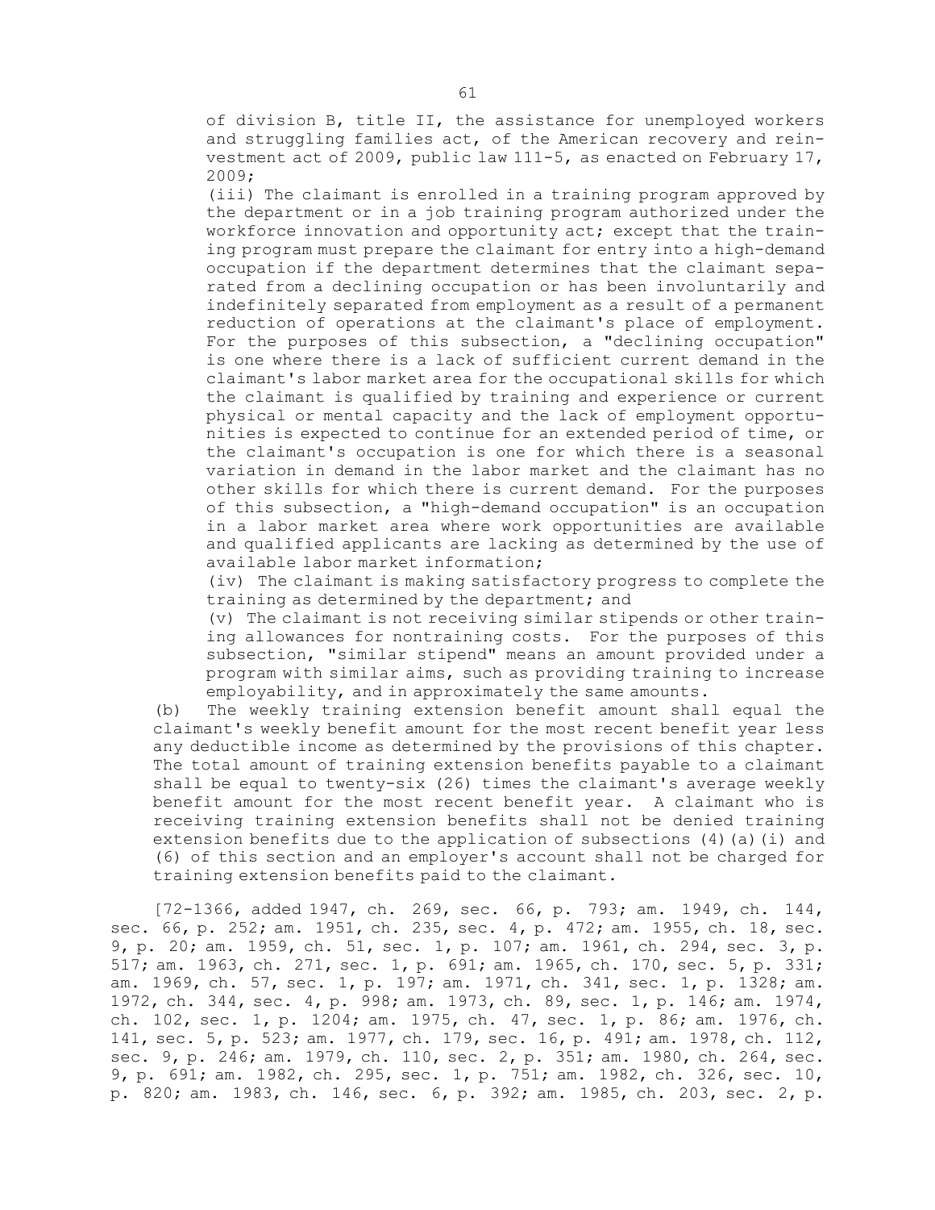of division B, title II, the assistance for unemployed workers and struggling families act, of the American recovery and reinvestment act of 2009, public law 111-5, as enacted on February 17, 2009;

(iii) The claimant is enrolled in a training program approved by the department or in a job training program authorized under the workforce innovation and opportunity act; except that the training program must prepare the claimant for entry into a high-demand occupation if the department determines that the claimant separated from a declining occupation or has been involuntarily and indefinitely separated from employment as a result of a permanent reduction of operations at the claimant's place of employment. For the purposes of this subsection, a "declining occupation" is one where there is a lack of sufficient current demand in the claimant's labor market area for the occupational skills for which the claimant is qualified by training and experience or current physical or mental capacity and the lack of employment opportunities is expected to continue for an extended period of time, or the claimant's occupation is one for which there is a seasonal variation in demand in the labor market and the claimant has no other skills for which there is current demand. For the purposes of this subsection, a "high-demand occupation" is an occupation in a labor market area where work opportunities are available and qualified applicants are lacking as determined by the use of available labor market information;

(iv) The claimant is making satisfactory progress to complete the training as determined by the department; and

(v) The claimant is not receiving similar stipends or other training allowances for nontraining costs. For the purposes of this subsection, "similar stipend" means an amount provided under a program with similar aims, such as providing training to increase employability, and in approximately the same amounts.

(b) The weekly training extension benefit amount shall equal the claimant's weekly benefit amount for the most recent benefit year less any deductible income as determined by the provisions of this chapter. The total amount of training extension benefits payable to a claimant shall be equal to twenty-six (26) times the claimant's average weekly benefit amount for the most recent benefit year. A claimant who is receiving training extension benefits shall not be denied training extension benefits due to the application of subsections (4)(a)(i) and (6) of this section and an employer's account shall not be charged for training extension benefits paid to the claimant.

[72-1366, added 1947, ch. 269, sec. 66, p. 793; am. 1949, ch. 144, sec. 66, p. 252; am. 1951, ch. 235, sec. 4, p. 472; am. 1955, ch. 18, sec. 9, p. 20; am. 1959, ch. 51, sec. 1, p. 107; am. 1961, ch. 294, sec. 3, p. 517; am. 1963, ch. 271, sec. 1, p. 691; am. 1965, ch. 170, sec. 5, p. 331; am. 1969, ch. 57, sec. 1, p. 197; am. 1971, ch. 341, sec. 1, p. 1328; am. 1972, ch. 344, sec. 4, p. 998; am. 1973, ch. 89, sec. 1, p. 146; am. 1974, ch. 102, sec. 1, p. 1204; am. 1975, ch. 47, sec. 1, p. 86; am. 1976, ch. 141, sec. 5, p. 523; am. 1977, ch. 179, sec. 16, p. 491; am. 1978, ch. 112, sec. 9, p. 246; am. 1979, ch. 110, sec. 2, p. 351; am. 1980, ch. 264, sec. 9, p. 691; am. 1982, ch. 295, sec. 1, p. 751; am. 1982, ch. 326, sec. 10, p. 820; am. 1983, ch. 146, sec. 6, p. 392; am. 1985, ch. 203, sec. 2, p.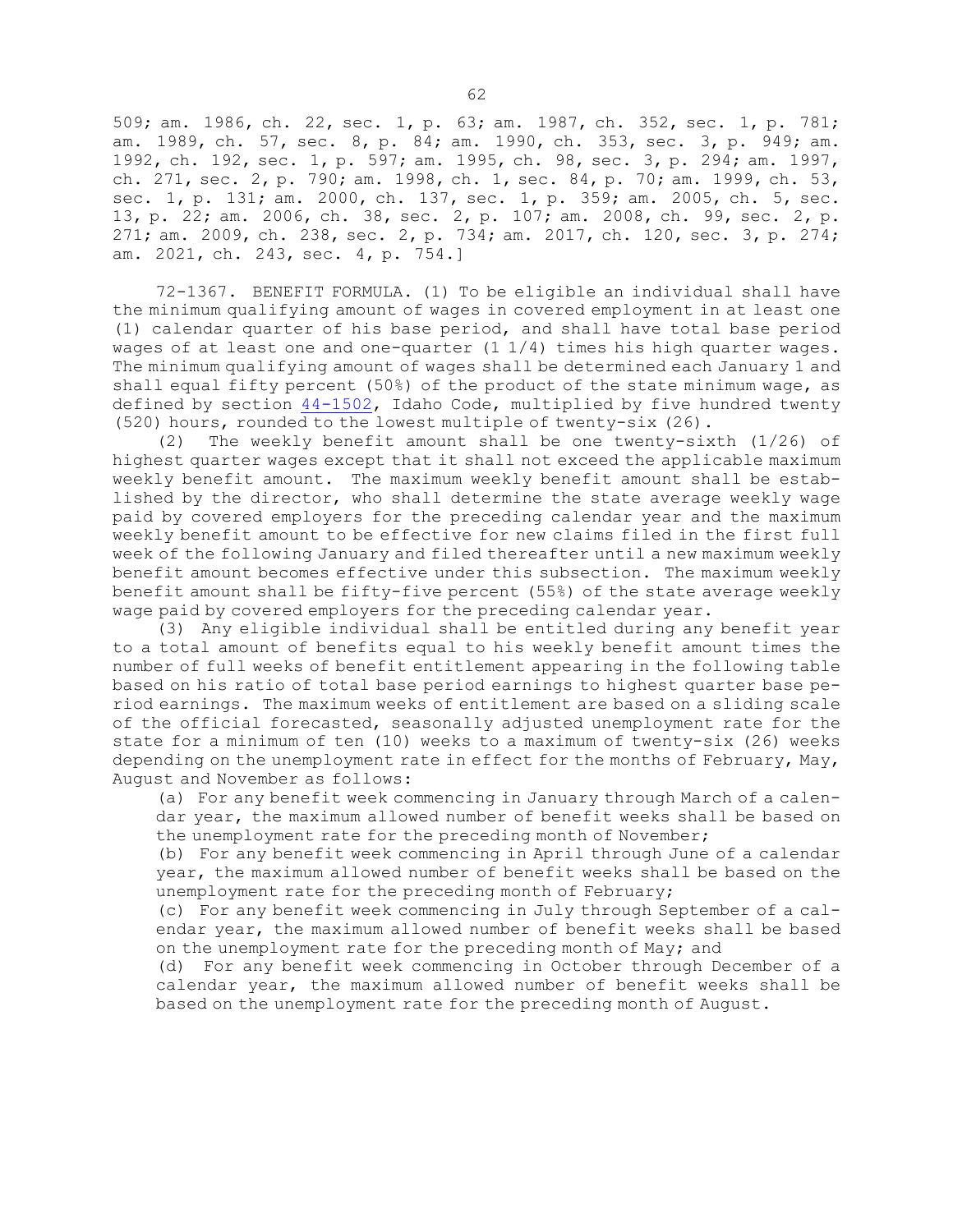509; am. 1986, ch. 22, sec. 1, p. 63; am. 1987, ch. 352, sec. 1, p. 781; am. 1989, ch. 57, sec. 8, p. 84; am. 1990, ch. 353, sec. 3, p. 949; am. 1992, ch. 192, sec. 1, p. 597; am. 1995, ch. 98, sec. 3, p. 294; am. 1997, ch. 271, sec. 2, p. 790; am. 1998, ch. 1, sec. 84, p. 70; am. 1999, ch. 53, sec. 1, p. 131; am. 2000, ch. 137, sec. 1, p. 359; am. 2005, ch. 5, sec. 13, p. 22; am. 2006, ch. 38, sec. 2, p. 107; am. 2008, ch. 99, sec. 2, p. 271; am. 2009, ch. 238, sec. 2, p. 734; am. 2017, ch. 120, sec. 3, p. 274; am. 2021, ch. 243, sec. 4, p. 754.]

72-1367. BENEFIT FORMULA. (1) To be eligible an individual shall have the minimum qualifying amount of wages in covered employment in at least one (1) calendar quarter of his base period, and shall have total base period wages of at least one and one-quarter (1 1/4) times his high quarter wages. The minimum qualifying amount of wages shall be determined each January 1 and shall equal fifty percent (50%) of the product of the state minimum wage, as defined by section 44-1502, Idaho Code, multiplied by five hundred twenty (520) hours, rounded to the lowest multiple of twenty-six (26).

(2) The weekly benefit amount shall be one twenty-sixth (1/26) of highest quarter wages except that it shall not exceed the applicable maximum weekly benefit amount. The maximum weekly benefit amount shall be established by the director, who shall determine the state average weekly wage paid by covered employers for the preceding calendar year and the maximum weekly benefit amount to be effective for new claims filed in the first full week of the following January and filed thereafter until a new maximum weekly benefit amount becomes effective under this subsection. The maximum weekly benefit amount shall be fifty-five percent (55%) of the state average weekly wage paid by covered employers for the preceding calendar year.

(3) Any eligible individual shall be entitled during any benefit year to a total amount of benefits equal to his weekly benefit amount times the number of full weeks of benefit entitlement appearing in the following table based on his ratio of total base period earnings to highest quarter base period earnings. The maximum weeks of entitlement are based on a sliding scale of the official forecasted, seasonally adjusted unemployment rate for the state for a minimum of ten (10) weeks to a maximum of twenty-six (26) weeks depending on the unemployment rate in effect for the months of February, May, August and November as follows:

(a) For any benefit week commencing in January through March of a calendar year, the maximum allowed number of benefit weeks shall be based on the unemployment rate for the preceding month of November;

(b) For any benefit week commencing in April through June of a calendar year, the maximum allowed number of benefit weeks shall be based on the unemployment rate for the preceding month of February;

(c) For any benefit week commencing in July through September of a calendar year, the maximum allowed number of benefit weeks shall be based on the unemployment rate for the preceding month of May; and

(d) For any benefit week commencing in October through December of a calendar year, the maximum allowed number of benefit weeks shall be based on the unemployment rate for the preceding month of August.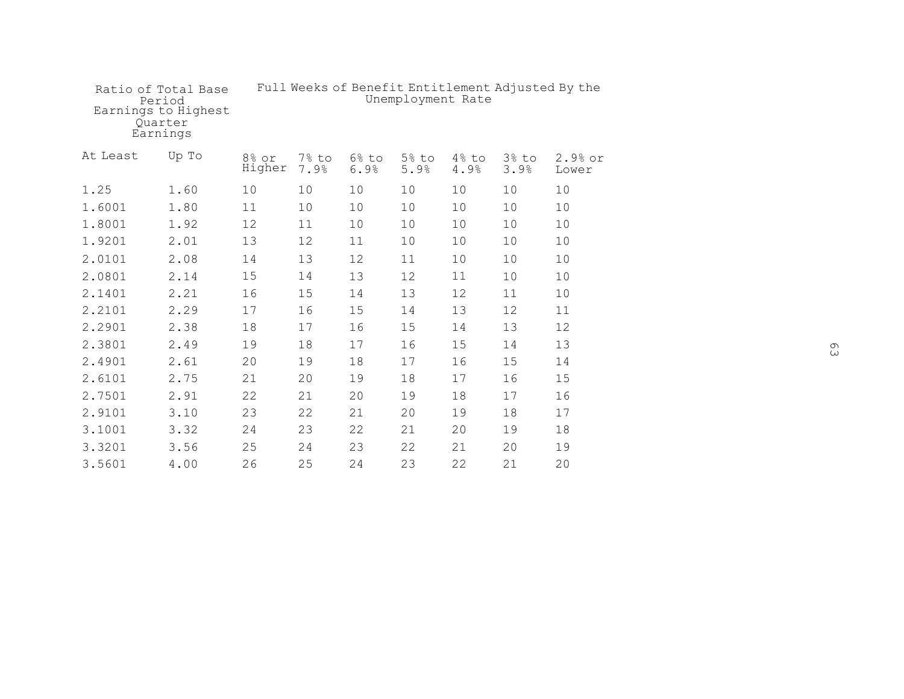| Ratio of Total Base Period Earnings to Highest Quarter Earnings | | Full Weeks of Benefit Entitlement Adjusted By the Unemployment Rate | | | | | | |
|---|---|---|---|---|---|---|---|---|
| At Least | Up To | 8% or Higher | 7% to 7.9% | 6% to 6.9% | 5% to 5.9% | 4% to 4.9% | 3% to 3.9% | 2.9% or Lower |
| 1.25 | 1.60 | 10 | 10 | 10 | 10 | 10 | 10 | 10 |
| 1.6001 | 1.80 | 11 | 10 | 10 | 10 | 10 | 10 | 10 |
| 1.8001 | 1.92 | 12 | 11 | 10 | 10 | 10 | 10 | 10 |
| 1.9201 | 2.01 | 13 | 12 | 11 | 10 | 10 | 10 | 10 |
| 2.0101 | 2.08 | 14 | 13 | 12 | 11 | 10 | 10 | 10 |
| 2.0801 | 2.14 | 15 | 14 | 13 | 12 | 11 | 10 | 10 |
| 2.1401 | 2.21 | 16 | 15 | 14 | 13 | 12 | 11 | 10 |
| 2.2101 | 2.29 | 17 | 16 | 15 | 14 | 13 | 12 | 11 |
| 2.2901 | 2.38 | 18 | 17 | 16 | 15 | 14 | 13 | 12 |
| 2.3801 | 2.49 | 19 | 18 | 17 | 16 | 15 | 14 | 13 |
| 2.4901 | 2.61 | 20 | 19 | 18 | 17 | 16 | 15 | 14 |
| 2.6101 | 2.75 | 21 | 20 | 19 | 18 | 17 | 16 | 15 |
| 2.7501 | 2.91 | 22 | 21 | 20 | 19 | 18 | 17 | 16 |
| 2.9101 | 3.10 | 23 | 22 | 21 | 20 | 19 | 18 | 17 |
| 3.1001 | 3.32 | 24 | 23 | 22 | 21 | 20 | 19 | 18 |
| 3.3201 | 3.56 | 25 | 24 | 23 | 22 | 21 | 20 | 19 |
| 3.5601 | 4.00 | 26 | 25 | 24 | 23 | 22 | 21 | 20 |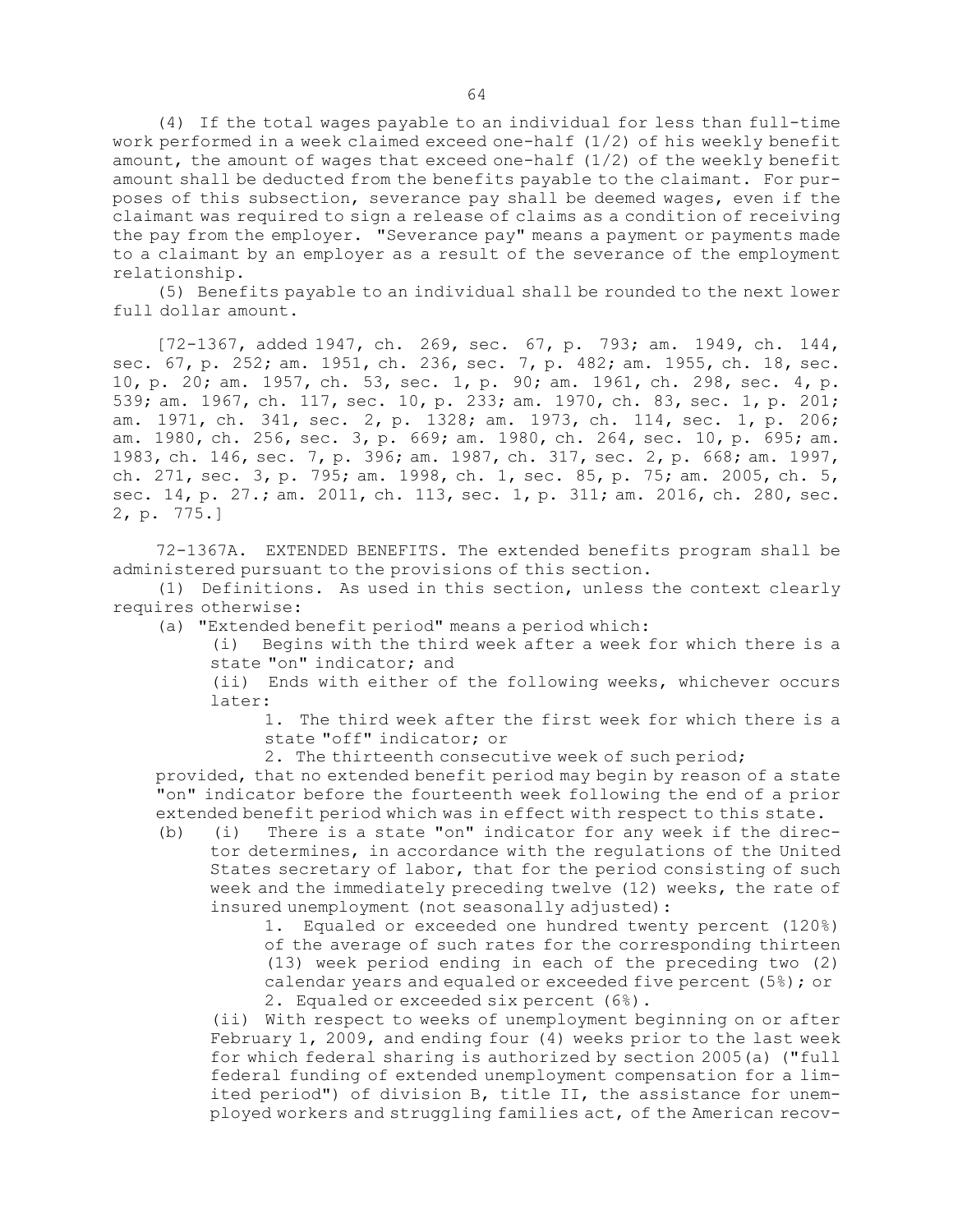(4) If the total wages payable to an individual for less than full-time work performed in a week claimed exceed one-half (1/2) of his weekly benefit amount, the amount of wages that exceed one-half (1/2) of the weekly benefit amount shall be deducted from the benefits payable to the claimant. For purposes of this subsection, severance pay shall be deemed wages, even if the claimant was required to sign a release of claims as a condition of receiving the pay from the employer. "Severance pay" means a payment or payments made to a claimant by an employer as a result of the severance of the employment relationship.

(5) Benefits payable to an individual shall be rounded to the next lower full dollar amount.

[72-1367, added 1947, ch. 269, sec. 67, p. 793; am. 1949, ch. 144, sec. 67, p. 252; am. 1951, ch. 236, sec. 7, p. 482; am. 1955, ch. 18, sec. 10, p. 20; am. 1957, ch. 53, sec. 1, p. 90; am. 1961, ch. 298, sec. 4, p. 539; am. 1967, ch. 117, sec. 10, p. 233; am. 1970, ch. 83, sec. 1, p. 201; am. 1971, ch. 341, sec. 2, p. 1328; am. 1973, ch. 114, sec. 1, p. 206; am. 1980, ch. 256, sec. 3, p. 669; am. 1980, ch. 264, sec. 10, p. 695; am. 1983, ch. 146, sec. 7, p. 396; am. 1987, ch. 317, sec. 2, p. 668; am. 1997, ch. 271, sec. 3, p. 795; am. 1998, ch. 1, sec. 85, p. 75; am. 2005, ch. 5, sec. 14, p. 27.; am. 2011, ch. 113, sec. 1, p. 311; am. 2016, ch. 280, sec. 2, p. 775.]

72-1367A. EXTENDED BENEFITS. The extended benefits program shall be administered pursuant to the provisions of this section.

(1) Definitions. As used in this section, unless the context clearly requires otherwise:

(a) "Extended benefit period" means a period which:

(i) Begins with the third week after a week for which there is a state "on" indicator; and

(ii) Ends with either of the following weeks, whichever occurs later:

1. The third week after the first week for which there is a state "off" indicator; or

2. The thirteenth consecutive week of such period;

provided, that no extended benefit period may begin by reason of a state "on" indicator before the fourteenth week following the end of a prior extended benefit period which was in effect with respect to this state.

(b) (i) There is a state "on" indicator for any week if the director determines, in accordance with the regulations of the United States secretary of labor, that for the period consisting of such week and the immediately preceding twelve (12) weeks, the rate of insured unemployment (not seasonally adjusted):

1. Equaled or exceeded one hundred twenty percent (120%) of the average of such rates for the corresponding thirteen (13) week period ending in each of the preceding two (2) calendar years and equaled or exceeded five percent (5%); or

2. Equaled or exceeded six percent (6%).

(ii) With respect to weeks of unemployment beginning on or after February 1, 2009, and ending four (4) weeks prior to the last week for which federal sharing is authorized by section 2005(a) ("full federal funding of extended unemployment compensation for a limited period") of division B, title II, the assistance for unemployed workers and struggling families act, of the American recov-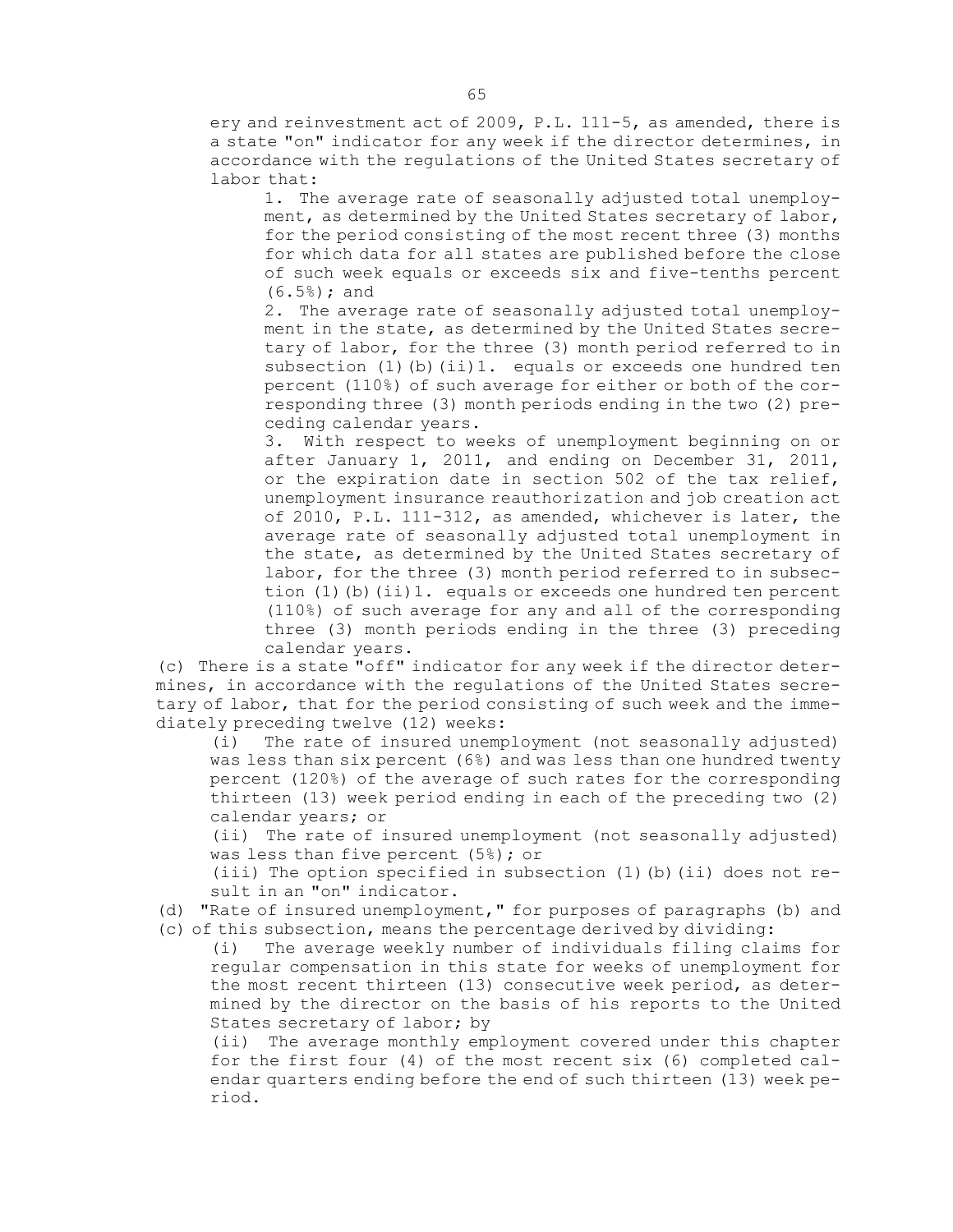ery and reinvestment act of 2009, P.L. 111-5, as amended, there is a state "on" indicator for any week if the director determines, in accordance with the regulations of the United States secretary of labor that:

1. The average rate of seasonally adjusted total unemployment, as determined by the United States secretary of labor, for the period consisting of the most recent three (3) months for which data for all states are published before the close of such week equals or exceeds six and five-tenths percent (6.5%); and

2. The average rate of seasonally adjusted total unemployment in the state, as determined by the United States secretary of labor, for the three (3) month period referred to in subsection (1)(b)(ii)1. equals or exceeds one hundred ten percent (110%) of such average for either or both of the corresponding three (3) month periods ending in the two (2) preceding calendar years.

3. With respect to weeks of unemployment beginning on or after January 1, 2011, and ending on December 31, 2011, or the expiration date in section 502 of the tax relief, unemployment insurance reauthorization and job creation act of 2010, P.L. 111-312, as amended, whichever is later, the average rate of seasonally adjusted total unemployment in the state, as determined by the United States secretary of labor, for the three (3) month period referred to in subsection (1)(b)(ii)1. equals or exceeds one hundred ten percent (110%) of such average for any and all of the corresponding three (3) month periods ending in the three (3) preceding calendar years.

(c) There is a state "off" indicator for any week if the director determines, in accordance with the regulations of the United States secretary of labor, that for the period consisting of such week and the immediately preceding twelve (12) weeks:

(i) The rate of insured unemployment (not seasonally adjusted) was less than six percent (6%) and was less than one hundred twenty percent (120%) of the average of such rates for the corresponding thirteen (13) week period ending in each of the preceding two (2) calendar years; or

(ii) The rate of insured unemployment (not seasonally adjusted) was less than five percent (5%); or

(iii) The option specified in subsection (1)(b)(ii) does not result in an "on" indicator.

(d) "Rate of insured unemployment," for purposes of paragraphs (b) and (c) of this subsection, means the percentage derived by dividing:

(i) The average weekly number of individuals filing claims for regular compensation in this state for weeks of unemployment for the most recent thirteen (13) consecutive week period, as determined by the director on the basis of his reports to the United States secretary of labor; by

(ii) The average monthly employment covered under this chapter for the first four (4) of the most recent six (6) completed calendar quarters ending before the end of such thirteen (13) week period.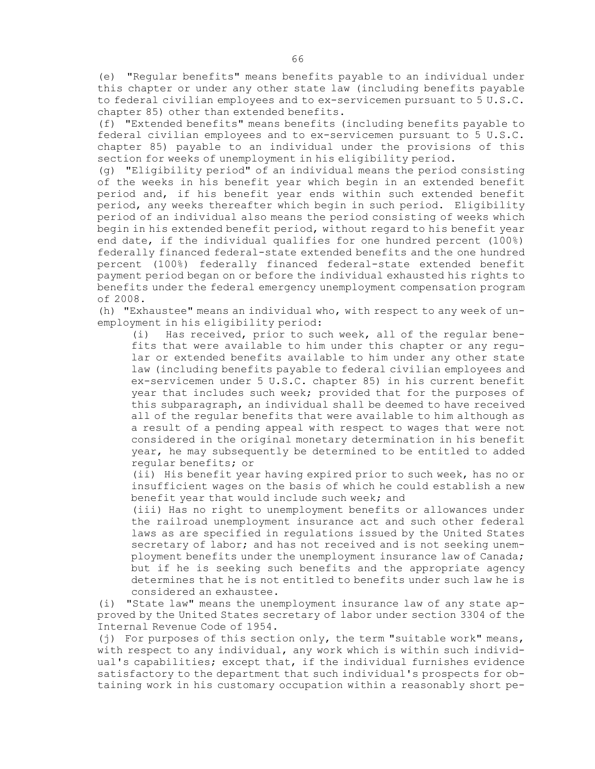(e) "Regular benefits" means benefits payable to an individual under this chapter or under any other state law (including benefits payable to federal civilian employees and to ex-servicemen pursuant to 5 U.S.C. chapter 85) other than extended benefits.

(f) "Extended benefits" means benefits (including benefits payable to federal civilian employees and to ex-servicemen pursuant to 5 U.S.C. chapter 85) payable to an individual under the provisions of this section for weeks of unemployment in his eligibility period.

(g) "Eligibility period" of an individual means the period consisting of the weeks in his benefit year which begin in an extended benefit period and, if his benefit year ends within such extended benefit period, any weeks thereafter which begin in such period. Eligibility period of an individual also means the period consisting of weeks which begin in his extended benefit period, without regard to his benefit year end date, if the individual qualifies for one hundred percent (100%) federally financed federal-state extended benefits and the one hundred percent (100%) federally financed federal-state extended benefit payment period began on or before the individual exhausted his rights to benefits under the federal emergency unemployment compensation program of 2008.

(h) "Exhaustee" means an individual who, with respect to any week of unemployment in his eligibility period:

(i) Has received, prior to such week, all of the regular benefits that were available to him under this chapter or any regular or extended benefits available to him under any other state law (including benefits payable to federal civilian employees and ex-servicemen under 5 U.S.C. chapter 85) in his current benefit year that includes such week; provided that for the purposes of this subparagraph, an individual shall be deemed to have received all of the regular benefits that were available to him although as a result of a pending appeal with respect to wages that were not considered in the original monetary determination in his benefit year, he may subsequently be determined to be entitled to added regular benefits; or

(ii) His benefit year having expired prior to such week, has no or insufficient wages on the basis of which he could establish a new benefit year that would include such week; and

(iii) Has no right to unemployment benefits or allowances under the railroad unemployment insurance act and such other federal laws as are specified in regulations issued by the United States secretary of labor; and has not received and is not seeking unemployment benefits under the unemployment insurance law of Canada; but if he is seeking such benefits and the appropriate agency determines that he is not entitled to benefits under such law he is considered an exhaustee.

(i) "State law" means the unemployment insurance law of any state approved by the United States secretary of labor under section 3304 of the Internal Revenue Code of 1954.

(j) For purposes of this section only, the term "suitable work" means, with respect to any individual, any work which is within such individual's capabilities; except that, if the individual furnishes evidence satisfactory to the department that such individual's prospects for obtaining work in his customary occupation within a reasonably short pe-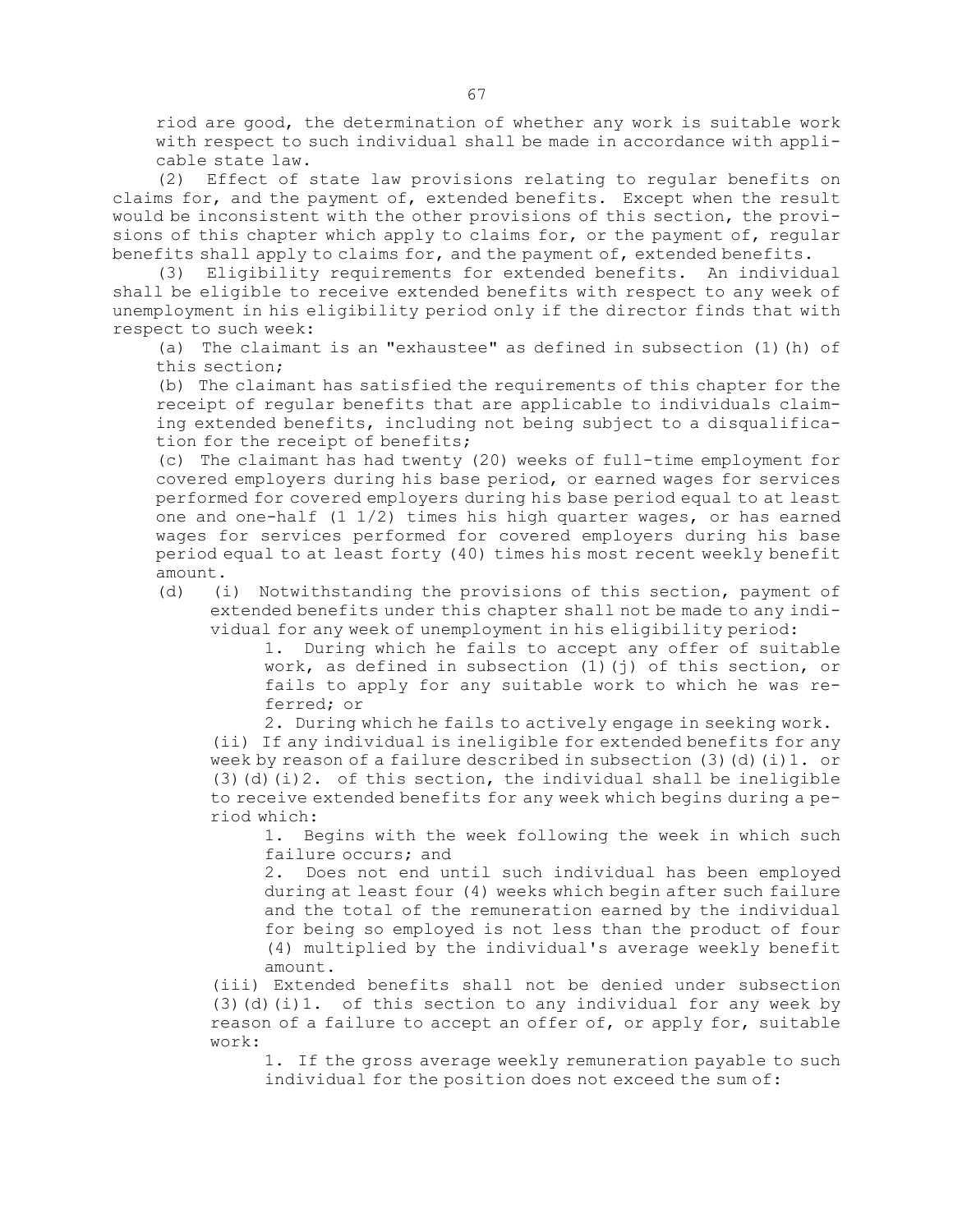riod are good, the determination of whether any work is suitable work with respect to such individual shall be made in accordance with applicable state law.

(2) Effect of state law provisions relating to regular benefits on claims for, and the payment of, extended benefits. Except when the result would be inconsistent with the other provisions of this section, the provisions of this chapter which apply to claims for, or the payment of, regular benefits shall apply to claims for, and the payment of, extended benefits.

(3) Eligibility requirements for extended benefits. An individual shall be eligible to receive extended benefits with respect to any week of unemployment in his eligibility period only if the director finds that with respect to such week:

(a) The claimant is an "exhaustee" as defined in subsection (1)(h) of this section;

(b) The claimant has satisfied the requirements of this chapter for the receipt of regular benefits that are applicable to individuals claiming extended benefits, including not being subject to a disqualification for the receipt of benefits;

(c) The claimant has had twenty (20) weeks of full-time employment for covered employers during his base period, or earned wages for services performed for covered employers during his base period equal to at least one and one-half (1 1/2) times his high quarter wages, or has earned wages for services performed for covered employers during his base period equal to at least forty (40) times his most recent weekly benefit amount.

(d) (i) Notwithstanding the provisions of this section, payment of extended benefits under this chapter shall not be made to any individual for any week of unemployment in his eligibility period:

1. During which he fails to accept any offer of suitable work, as defined in subsection (1)(j) of this section, or fails to apply for any suitable work to which he was referred; or

2. During which he fails to actively engage in seeking work.

(ii) If any individual is ineligible for extended benefits for any week by reason of a failure described in subsection (3)(d)(i)1. or (3)(d)(i)2. of this section, the individual shall be ineligible to receive extended benefits for any week which begins during a period which:

1. Begins with the week following the week in which such failure occurs; and

2. Does not end until such individual has been employed during at least four (4) weeks which begin after such failure and the total of the remuneration earned by the individual for being so employed is not less than the product of four (4) multiplied by the individual's average weekly benefit amount.

(iii) Extended benefits shall not be denied under subsection (3)(d)(i)1. of this section to any individual for any week by reason of a failure to accept an offer of, or apply for, suitable work:

1. If the gross average weekly remuneration payable to such individual for the position does not exceed the sum of: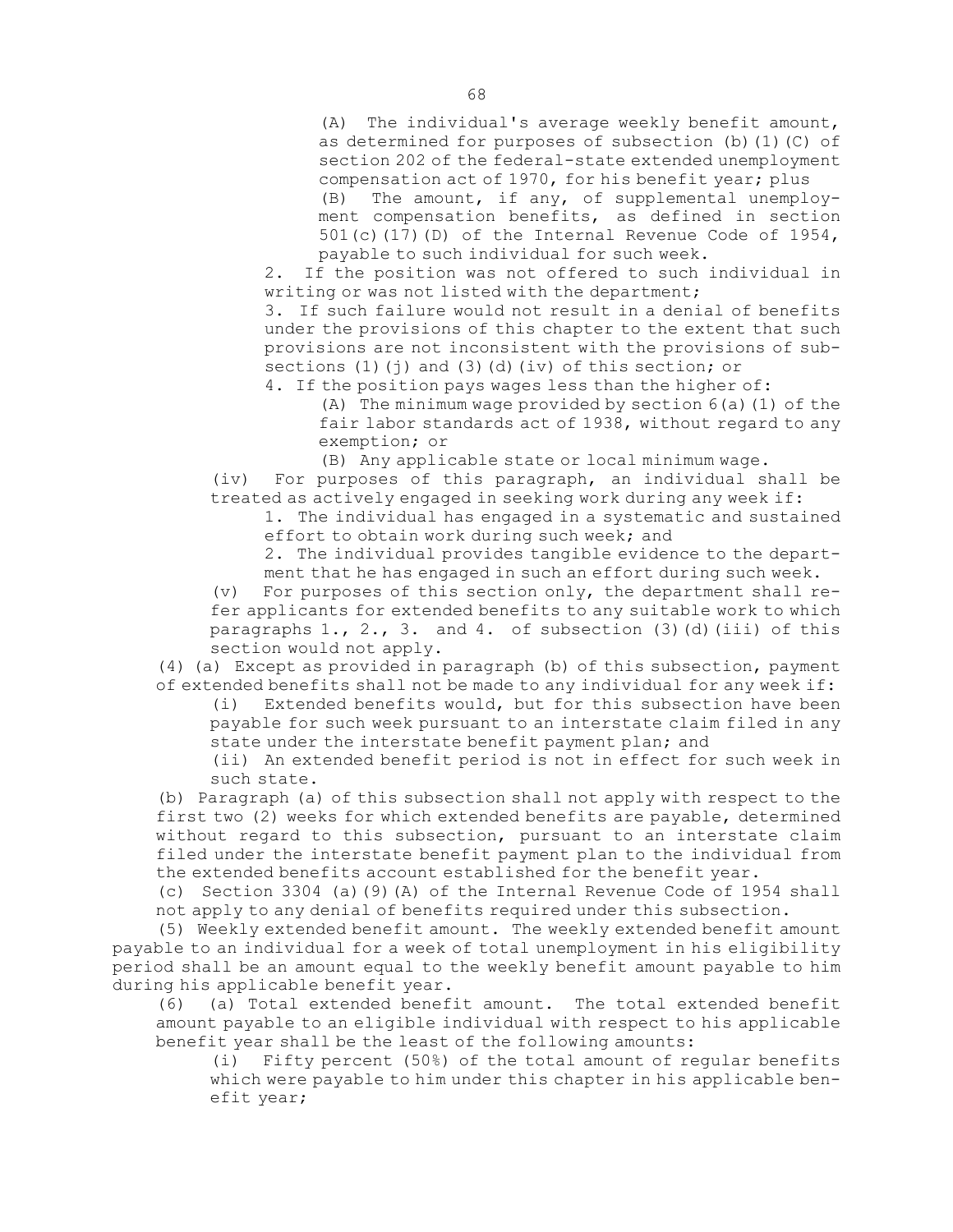(A) The individual's average weekly benefit amount, as determined for purposes of subsection (b)(1)(C) of section 202 of the federal-state extended unemployment compensation act of 1970, for his benefit year; plus

(B) The amount, if any, of supplemental unemployment compensation benefits, as defined in section 501(c)(17)(D) of the Internal Revenue Code of 1954, payable to such individual for such week.

2. If the position was not offered to such individual in writing or was not listed with the department;

3. If such failure would not result in a denial of benefits under the provisions of this chapter to the extent that such provisions are not inconsistent with the provisions of subsections (1)(j) and (3)(d)(iv) of this section; or

4. If the position pays wages less than the higher of:

(A) The minimum wage provided by section 6(a)(1) of the fair labor standards act of 1938, without regard to any exemption; or

(B) Any applicable state or local minimum wage.

(iv) For purposes of this paragraph, an individual shall be treated as actively engaged in seeking work during any week if:

1. The individual has engaged in a systematic and sustained effort to obtain work during such week; and

2. The individual provides tangible evidence to the department that he has engaged in such an effort during such week.

(v) For purposes of this section only, the department shall refer applicants for extended benefits to any suitable work to which paragraphs 1., 2., 3. and 4. of subsection (3)(d)(iii) of this section would not apply.

(4) (a) Except as provided in paragraph (b) of this subsection, payment of extended benefits shall not be made to any individual for any week if:

(i) Extended benefits would, but for this subsection have been payable for such week pursuant to an interstate claim filed in any state under the interstate benefit payment plan; and

(ii) An extended benefit period is not in effect for such week in such state.

(b) Paragraph (a) of this subsection shall not apply with respect to the first two (2) weeks for which extended benefits are payable, determined without regard to this subsection, pursuant to an interstate claim filed under the interstate benefit payment plan to the individual from the extended benefits account established for the benefit year.

(c) Section 3304 (a)(9)(A) of the Internal Revenue Code of 1954 shall not apply to any denial of benefits required under this subsection.

(5) Weekly extended benefit amount. The weekly extended benefit amount payable to an individual for a week of total unemployment in his eligibility period shall be an amount equal to the weekly benefit amount payable to him during his applicable benefit year.

(6) (a) Total extended benefit amount. The total extended benefit amount payable to an eligible individual with respect to his applicable benefit year shall be the least of the following amounts:

(i) Fifty percent (50%) of the total amount of regular benefits which were payable to him under this chapter in his applicable benefit year;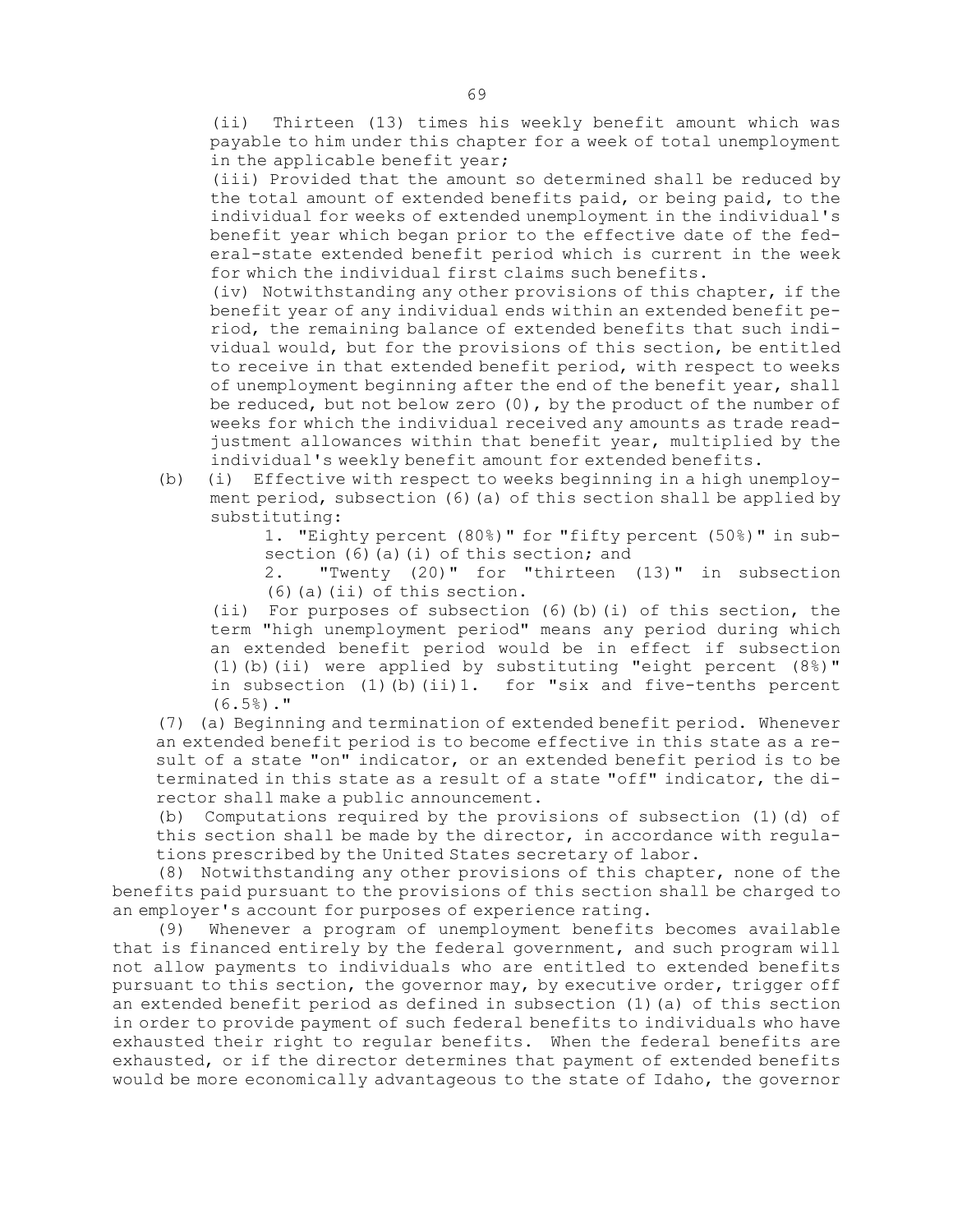(ii) Thirteen (13) times his weekly benefit amount which was payable to him under this chapter for a week of total unemployment in the applicable benefit year;

(iii) Provided that the amount so determined shall be reduced by the total amount of extended benefits paid, or being paid, to the individual for weeks of extended unemployment in the individual's benefit year which began prior to the effective date of the federal-state extended benefit period which is current in the week for which the individual first claims such benefits.

(iv) Notwithstanding any other provisions of this chapter, if the benefit year of any individual ends within an extended benefit period, the remaining balance of extended benefits that such individual would, but for the provisions of this section, be entitled to receive in that extended benefit period, with respect to weeks of unemployment beginning after the end of the benefit year, shall be reduced, but not below zero (0), by the product of the number of weeks for which the individual received any amounts as trade readjustment allowances within that benefit year, multiplied by the individual's weekly benefit amount for extended benefits.

(b) (i) Effective with respect to weeks beginning in a high unemployment period, subsection (6)(a) of this section shall be applied by substituting:

1. "Eighty percent (80%)" for "fifty percent (50%)" in subsection (6)(a)(i) of this section; and

2. "Twenty (20)" for "thirteen (13)" in subsection (6)(a)(ii) of this section.

(ii) For purposes of subsection (6)(b)(i) of this section, the term "high unemployment period" means any period during which an extended benefit period would be in effect if subsection (1)(b)(ii) were applied by substituting "eight percent (8%)" in subsection (1)(b)(ii)1. for "six and five-tenths percent (6.5%)."

(7) (a) Beginning and termination of extended benefit period. Whenever an extended benefit period is to become effective in this state as a result of a state "on" indicator, or an extended benefit period is to be terminated in this state as a result of a state "off" indicator, the director shall make a public announcement.

(b) Computations required by the provisions of subsection (1)(d) of this section shall be made by the director, in accordance with regulations prescribed by the United States secretary of labor.

(8) Notwithstanding any other provisions of this chapter, none of the benefits paid pursuant to the provisions of this section shall be charged to an employer's account for purposes of experience rating.

(9) Whenever a program of unemployment benefits becomes available that is financed entirely by the federal government, and such program will not allow payments to individuals who are entitled to extended benefits pursuant to this section, the governor may, by executive order, trigger off an extended benefit period as defined in subsection (1)(a) of this section in order to provide payment of such federal benefits to individuals who have exhausted their right to regular benefits. When the federal benefits are exhausted, or if the director determines that payment of extended benefits would be more economically advantageous to the state of Idaho, the governor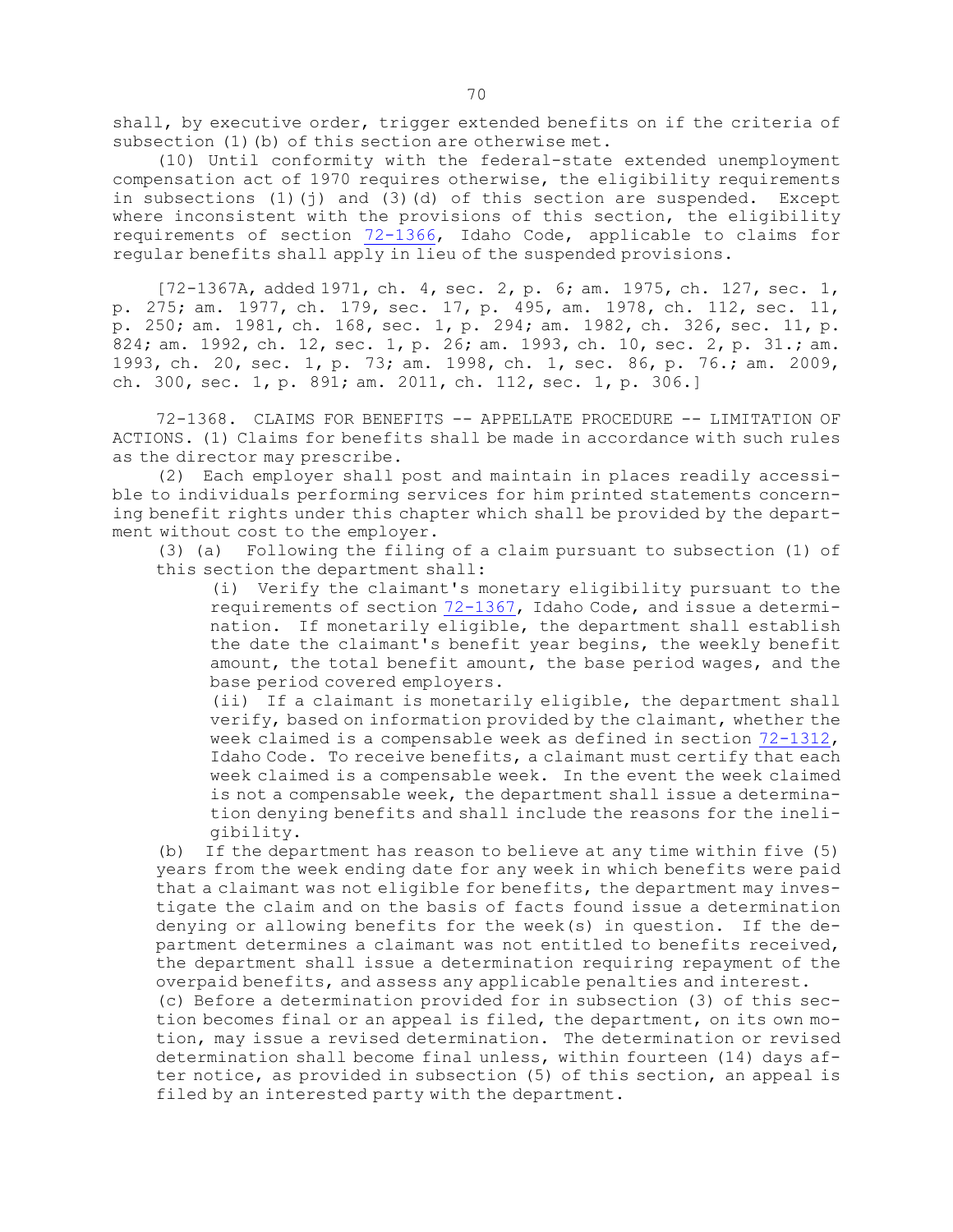shall, by executive order, trigger extended benefits on if the criteria of subsection (1)(b) of this section are otherwise met.

(10) Until conformity with the federal-state extended unemployment compensation act of 1970 requires otherwise, the eligibility requirements in subsections (1)(j) and (3)(d) of this section are suspended. Except where inconsistent with the provisions of this section, the eligibility requirements of section 72-1366, Idaho Code, applicable to claims for regular benefits shall apply in lieu of the suspended provisions.

[72-1367A, added 1971, ch. 4, sec. 2, p. 6; am. 1975, ch. 127, sec. 1, p. 275; am. 1977, ch. 179, sec. 17, p. 495, am. 1978, ch. 112, sec. 11, p. 250; am. 1981, ch. 168, sec. 1, p. 294; am. 1982, ch. 326, sec. 11, p. 824; am. 1992, ch. 12, sec. 1, p. 26; am. 1993, ch. 10, sec. 2, p. 31.; am. 1993, ch. 20, sec. 1, p. 73; am. 1998, ch. 1, sec. 86, p. 76.; am. 2009, ch. 300, sec. 1, p. 891; am. 2011, ch. 112, sec. 1, p. 306.]

72-1368. CLAIMS FOR BENEFITS -- APPELLATE PROCEDURE -- LIMITATION OF ACTIONS. (1) Claims for benefits shall be made in accordance with such rules as the director may prescribe.

(2) Each employer shall post and maintain in places readily accessible to individuals performing services for him printed statements concerning benefit rights under this chapter which shall be provided by the department without cost to the employer.

(3) (a) Following the filing of a claim pursuant to subsection (1) of this section the department shall:

(i) Verify the claimant's monetary eligibility pursuant to the requirements of section 72-1367, Idaho Code, and issue a determination. If monetarily eligible, the department shall establish the date the claimant's benefit year begins, the weekly benefit amount, the total benefit amount, the base period wages, and the base period covered employers.

(ii) If a claimant is monetarily eligible, the department shall verify, based on information provided by the claimant, whether the week claimed is a compensable week as defined in section 72-1312, Idaho Code. To receive benefits, a claimant must certify that each week claimed is a compensable week. In the event the week claimed is not a compensable week, the department shall issue a determination denying benefits and shall include the reasons for the ineligibility.

(b) If the department has reason to believe at any time within five (5) years from the week ending date for any week in which benefits were paid that a claimant was not eligible for benefits, the department may investigate the claim and on the basis of facts found issue a determination denying or allowing benefits for the week(s) in question. If the department determines a claimant was not entitled to benefits received, the department shall issue a determination requiring repayment of the overpaid benefits, and assess any applicable penalties and interest.

(c) Before a determination provided for in subsection (3) of this section becomes final or an appeal is filed, the department, on its own motion, may issue a revised determination. The determination or revised determination shall become final unless, within fourteen (14) days after notice, as provided in subsection (5) of this section, an appeal is filed by an interested party with the department.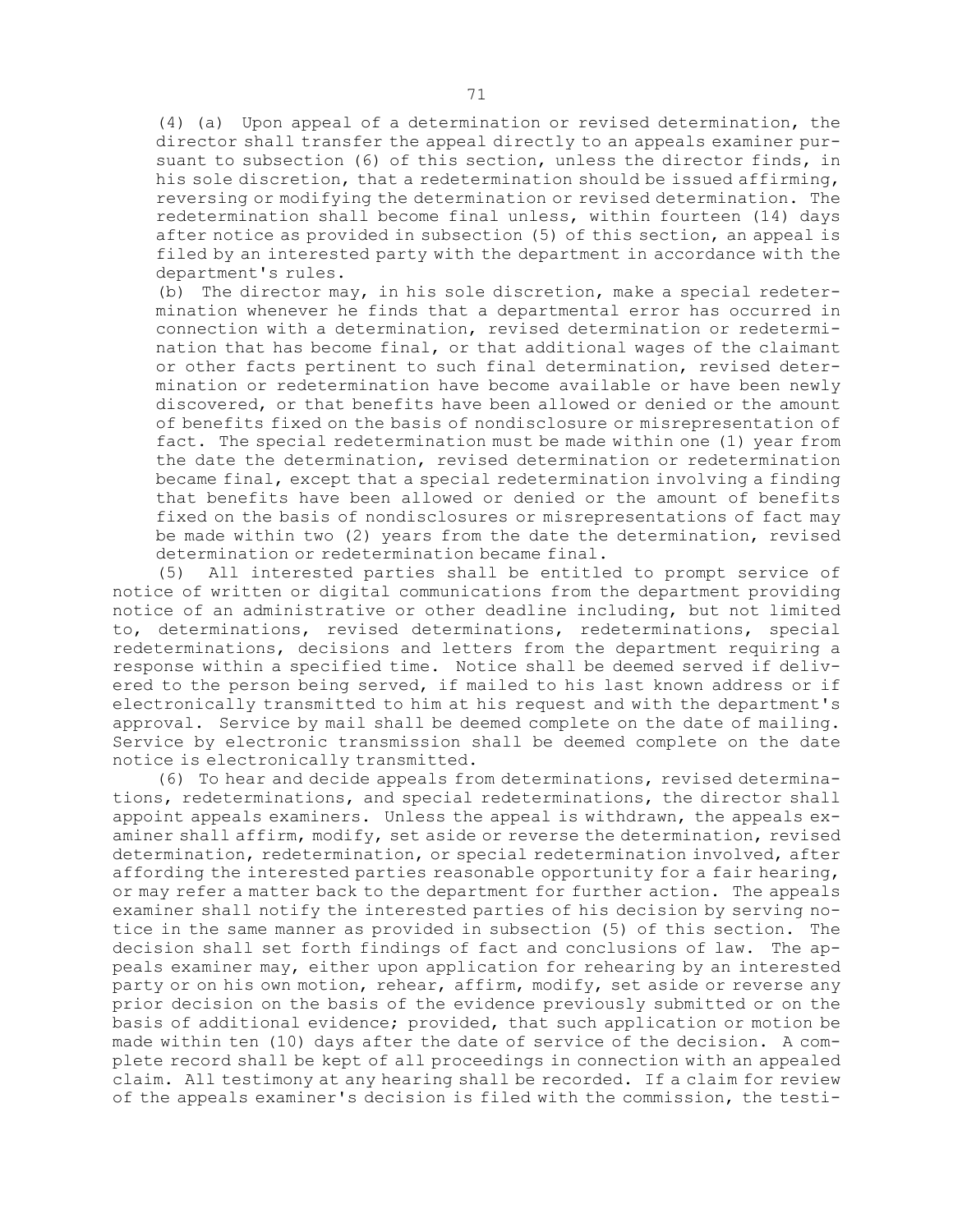(4) (a) Upon appeal of a determination or revised determination, the director shall transfer the appeal directly to an appeals examiner pursuant to subsection (6) of this section, unless the director finds, in his sole discretion, that a redetermination should be issued affirming, reversing or modifying the determination or revised determination. The redetermination shall become final unless, within fourteen (14) days after notice as provided in subsection (5) of this section, an appeal is filed by an interested party with the department in accordance with the department's rules.

(b) The director may, in his sole discretion, make a special redetermination whenever he finds that a departmental error has occurred in connection with a determination, revised determination or redetermination that has become final, or that additional wages of the claimant or other facts pertinent to such final determination, revised determination or redetermination have become available or have been newly discovered, or that benefits have been allowed or denied or the amount of benefits fixed on the basis of nondisclosure or misrepresentation of fact. The special redetermination must be made within one (1) year from the date the determination, revised determination or redetermination became final, except that a special redetermination involving a finding that benefits have been allowed or denied or the amount of benefits fixed on the basis of nondisclosures or misrepresentations of fact may be made within two (2) years from the date the determination, revised determination or redetermination became final.

(5) All interested parties shall be entitled to prompt service of notice of written or digital communications from the department providing notice of an administrative or other deadline including, but not limited to, determinations, revised determinations, redeterminations, special redeterminations, decisions and letters from the department requiring a response within a specified time. Notice shall be deemed served if delivered to the person being served, if mailed to his last known address or if electronically transmitted to him at his request and with the department's approval. Service by mail shall be deemed complete on the date of mailing. Service by electronic transmission shall be deemed complete on the date notice is electronically transmitted.

(6) To hear and decide appeals from determinations, revised determinations, redeterminations, and special redeterminations, the director shall appoint appeals examiners. Unless the appeal is withdrawn, the appeals examiner shall affirm, modify, set aside or reverse the determination, revised determination, redetermination, or special redetermination involved, after affording the interested parties reasonable opportunity for a fair hearing, or may refer a matter back to the department for further action. The appeals examiner shall notify the interested parties of his decision by serving notice in the same manner as provided in subsection (5) of this section. The decision shall set forth findings of fact and conclusions of law. The appeals examiner may, either upon application for rehearing by an interested party or on his own motion, rehear, affirm, modify, set aside or reverse any prior decision on the basis of the evidence previously submitted or on the basis of additional evidence; provided, that such application or motion be made within ten (10) days after the date of service of the decision. A complete record shall be kept of all proceedings in connection with an appealed claim. All testimony at any hearing shall be recorded. If a claim for review of the appeals examiner's decision is filed with the commission, the testi-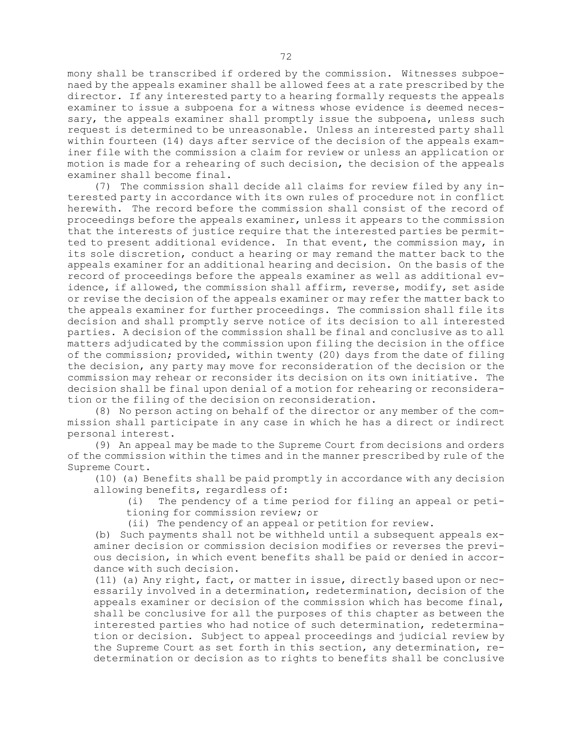mony shall be transcribed if ordered by the commission. Witnesses subpoenaed by the appeals examiner shall be allowed fees at a rate prescribed by the director. If any interested party to a hearing formally requests the appeals examiner to issue a subpoena for a witness whose evidence is deemed necessary, the appeals examiner shall promptly issue the subpoena, unless such request is determined to be unreasonable. Unless an interested party shall within fourteen (14) days after service of the decision of the appeals examiner file with the commission a claim for review or unless an application or motion is made for a rehearing of such decision, the decision of the appeals examiner shall become final.

(7) The commission shall decide all claims for review filed by any interested party in accordance with its own rules of procedure not in conflict herewith. The record before the commission shall consist of the record of proceedings before the appeals examiner, unless it appears to the commission that the interests of justice require that the interested parties be permitted to present additional evidence. In that event, the commission may, in its sole discretion, conduct a hearing or may remand the matter back to the appeals examiner for an additional hearing and decision. On the basis of the record of proceedings before the appeals examiner as well as additional evidence, if allowed, the commission shall affirm, reverse, modify, set aside or revise the decision of the appeals examiner or may refer the matter back to the appeals examiner for further proceedings. The commission shall file its decision and shall promptly serve notice of its decision to all interested parties. A decision of the commission shall be final and conclusive as to all matters adjudicated by the commission upon filing the decision in the office of the commission; provided, within twenty (20) days from the date of filing the decision, any party may move for reconsideration of the decision or the commission may rehear or reconsider its decision on its own initiative. The decision shall be final upon denial of a motion for rehearing or reconsideration or the filing of the decision on reconsideration.

(8) No person acting on behalf of the director or any member of the commission shall participate in any case in which he has a direct or indirect personal interest.

(9) An appeal may be made to the Supreme Court from decisions and orders of the commission within the times and in the manner prescribed by rule of the Supreme Court.

(10) (a) Benefits shall be paid promptly in accordance with any decision allowing benefits, regardless of:

(i) The pendency of a time period for filing an appeal or petitioning for commission review; or

(ii) The pendency of an appeal or petition for review.

(b) Such payments shall not be withheld until a subsequent appeals examiner decision or commission decision modifies or reverses the previous decision, in which event benefits shall be paid or denied in accordance with such decision.

(11) (a) Any right, fact, or matter in issue, directly based upon or necessarily involved in a determination, redetermination, decision of the appeals examiner or decision of the commission which has become final, shall be conclusive for all the purposes of this chapter as between the interested parties who had notice of such determination, redetermination or decision. Subject to appeal proceedings and judicial review by the Supreme Court as set forth in this section, any determination, redetermination or decision as to rights to benefits shall be conclusive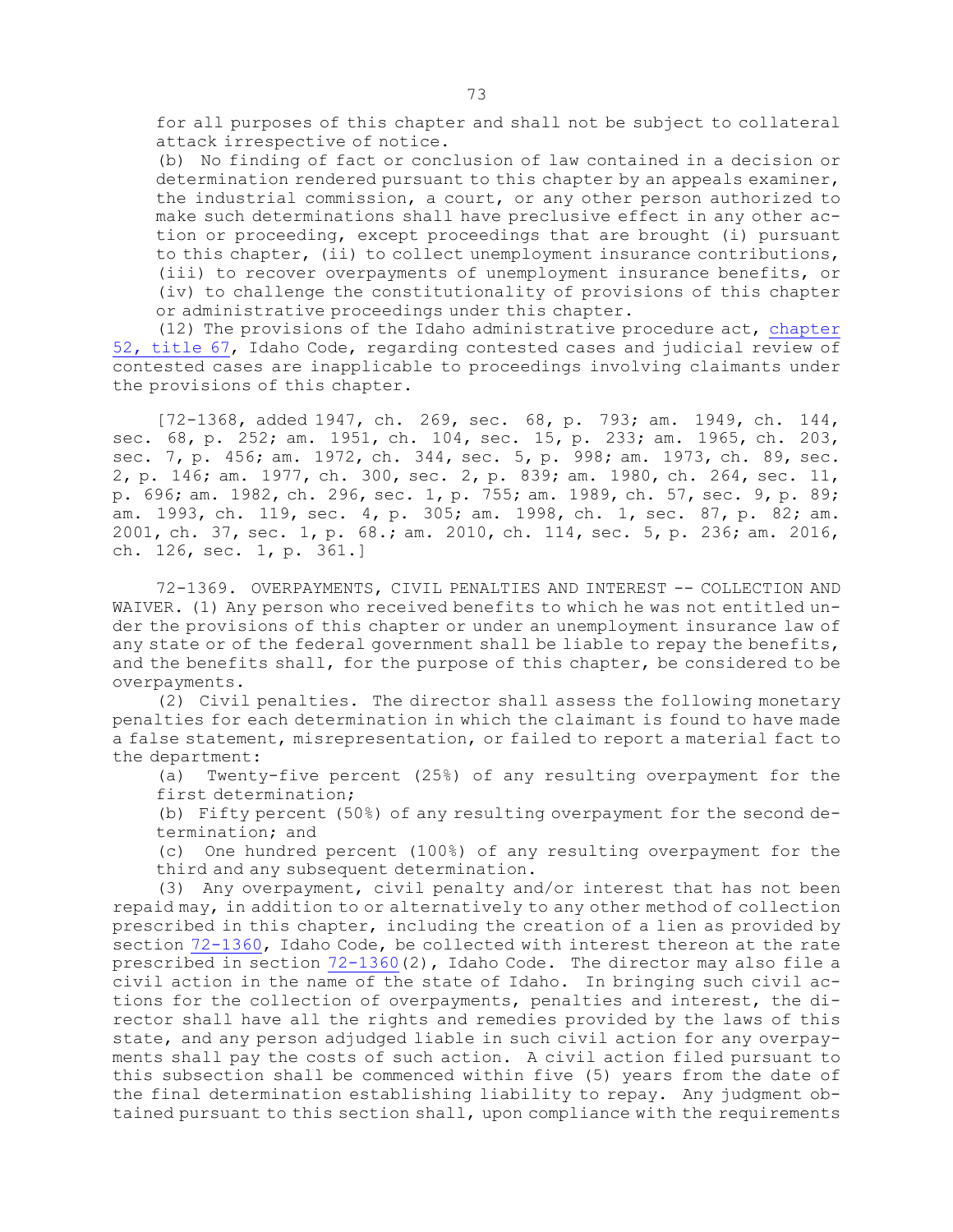for all purposes of this chapter and shall not be subject to collateral attack irrespective of notice.

(b) No finding of fact or conclusion of law contained in a decision or determination rendered pursuant to this chapter by an appeals examiner, the industrial commission, a court, or any other person authorized to make such determinations shall have preclusive effect in any other action or proceeding, except proceedings that are brought (i) pursuant to this chapter, (ii) to collect unemployment insurance contributions, (iii) to recover overpayments of unemployment insurance benefits, or (iv) to challenge the constitutionality of provisions of this chapter or administrative proceedings under this chapter.

(12) The provisions of the Idaho administrative procedure act, chapter 52, title 67, Idaho Code, regarding contested cases and judicial review of contested cases are inapplicable to proceedings involving claimants under the provisions of this chapter.

[72-1368, added 1947, ch. 269, sec. 68, p. 793; am. 1949, ch. 144, sec. 68, p. 252; am. 1951, ch. 104, sec. 15, p. 233; am. 1965, ch. 203, sec. 7, p. 456; am. 1972, ch. 344, sec. 5, p. 998; am. 1973, ch. 89, sec. 2, p. 146; am. 1977, ch. 300, sec. 2, p. 839; am. 1980, ch. 264, sec. 11, p. 696; am. 1982, ch. 296, sec. 1, p. 755; am. 1989, ch. 57, sec. 9, p. 89; am. 1993, ch. 119, sec. 4, p. 305; am. 1998, ch. 1, sec. 87, p. 82; am. 2001, ch. 37, sec. 1, p. 68.; am. 2010, ch. 114, sec. 5, p. 236; am. 2016, ch. 126, sec. 1, p. 361.]

72-1369. OVERPAYMENTS, CIVIL PENALTIES AND INTEREST -- COLLECTION AND WAIVER. (1) Any person who received benefits to which he was not entitled under the provisions of this chapter or under an unemployment insurance law of any state or of the federal government shall be liable to repay the benefits, and the benefits shall, for the purpose of this chapter, be considered to be overpayments.

(2) Civil penalties. The director shall assess the following monetary penalties for each determination in which the claimant is found to have made a false statement, misrepresentation, or failed to report a material fact to the department:

(a) Twenty-five percent (25%) of any resulting overpayment for the first determination;

(b) Fifty percent (50%) of any resulting overpayment for the second determination; and

(c) One hundred percent (100%) of any resulting overpayment for the third and any subsequent determination.

(3) Any overpayment, civil penalty and/or interest that has not been repaid may, in addition to or alternatively to any other method of collection prescribed in this chapter, including the creation of a lien as provided by section 72-1360, Idaho Code, be collected with interest thereon at the rate prescribed in section 72-1360(2), Idaho Code. The director may also file a civil action in the name of the state of Idaho. In bringing such civil actions for the collection of overpayments, penalties and interest, the director shall have all the rights and remedies provided by the laws of this state, and any person adjudged liable in such civil action for any overpayments shall pay the costs of such action. A civil action filed pursuant to this subsection shall be commenced within five (5) years from the date of the final determination establishing liability to repay. Any judgment obtained pursuant to this section shall, upon compliance with the requirements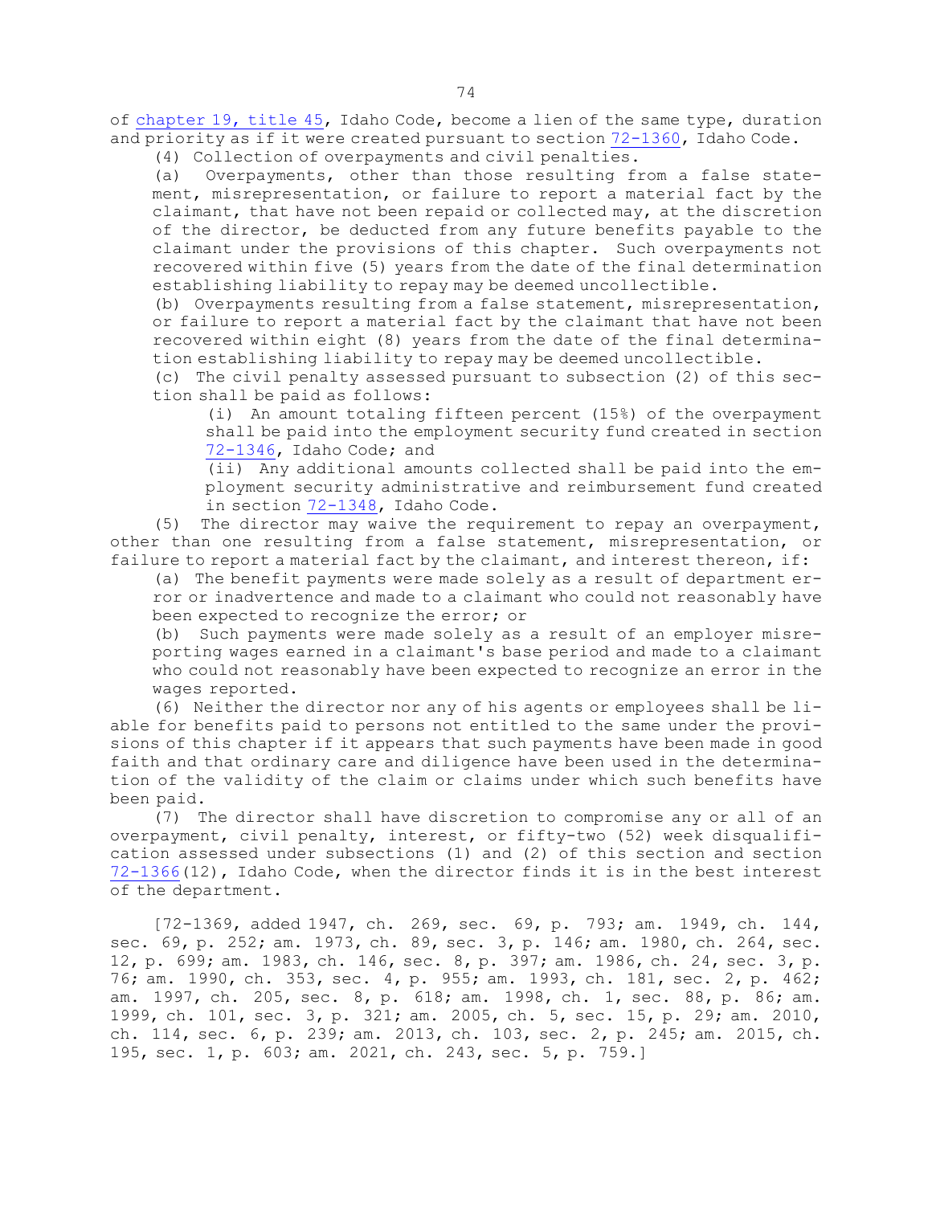of chapter 19, title 45, Idaho Code, become a lien of the same type, duration and priority as if it were created pursuant to section 72-1360, Idaho Code.

(4) Collection of overpayments and civil penalties.

(a) Overpayments, other than those resulting from a false statement, misrepresentation, or failure to report a material fact by the claimant, that have not been repaid or collected may, at the discretion of the director, be deducted from any future benefits payable to the claimant under the provisions of this chapter. Such overpayments not recovered within five (5) years from the date of the final determination establishing liability to repay may be deemed uncollectible.

(b) Overpayments resulting from a false statement, misrepresentation, or failure to report a material fact by the claimant that have not been recovered within eight (8) years from the date of the final determination establishing liability to repay may be deemed uncollectible.

(c) The civil penalty assessed pursuant to subsection (2) of this section shall be paid as follows:

(i) An amount totaling fifteen percent (15%) of the overpayment shall be paid into the employment security fund created in section 72-1346, Idaho Code; and

(ii) Any additional amounts collected shall be paid into the employment security administrative and reimbursement fund created in section 72-1348, Idaho Code.

(5) The director may waive the requirement to repay an overpayment, other than one resulting from a false statement, misrepresentation, or failure to report a material fact by the claimant, and interest thereon, if:

(a) The benefit payments were made solely as a result of department error or inadvertence and made to a claimant who could not reasonably have been expected to recognize the error; or

(b) Such payments were made solely as a result of an employer misreporting wages earned in a claimant's base period and made to a claimant who could not reasonably have been expected to recognize an error in the wages reported.

(6) Neither the director nor any of his agents or employees shall be liable for benefits paid to persons not entitled to the same under the provisions of this chapter if it appears that such payments have been made in good faith and that ordinary care and diligence have been used in the determination of the validity of the claim or claims under which such benefits have been paid.

(7) The director shall have discretion to compromise any or all of an overpayment, civil penalty, interest, or fifty-two (52) week disqualification assessed under subsections (1) and (2) of this section and section 72-1366(12), Idaho Code, when the director finds it is in the best interest of the department.

[72-1369, added 1947, ch. 269, sec. 69, p. 793; am. 1949, ch. 144, sec. 69, p. 252; am. 1973, ch. 89, sec. 3, p. 146; am. 1980, ch. 264, sec. 12, p. 699; am. 1983, ch. 146, sec. 8, p. 397; am. 1986, ch. 24, sec. 3, p. 76; am. 1990, ch. 353, sec. 4, p. 955; am. 1993, ch. 181, sec. 2, p. 462; am. 1997, ch. 205, sec. 8, p. 618; am. 1998, ch. 1, sec. 88, p. 86; am. 1999, ch. 101, sec. 3, p. 321; am. 2005, ch. 5, sec. 15, p. 29; am. 2010, ch. 114, sec. 6, p. 239; am. 2013, ch. 103, sec. 2, p. 245; am. 2015, ch. 195, sec. 1, p. 603; am. 2021, ch. 243, sec. 5, p. 759.]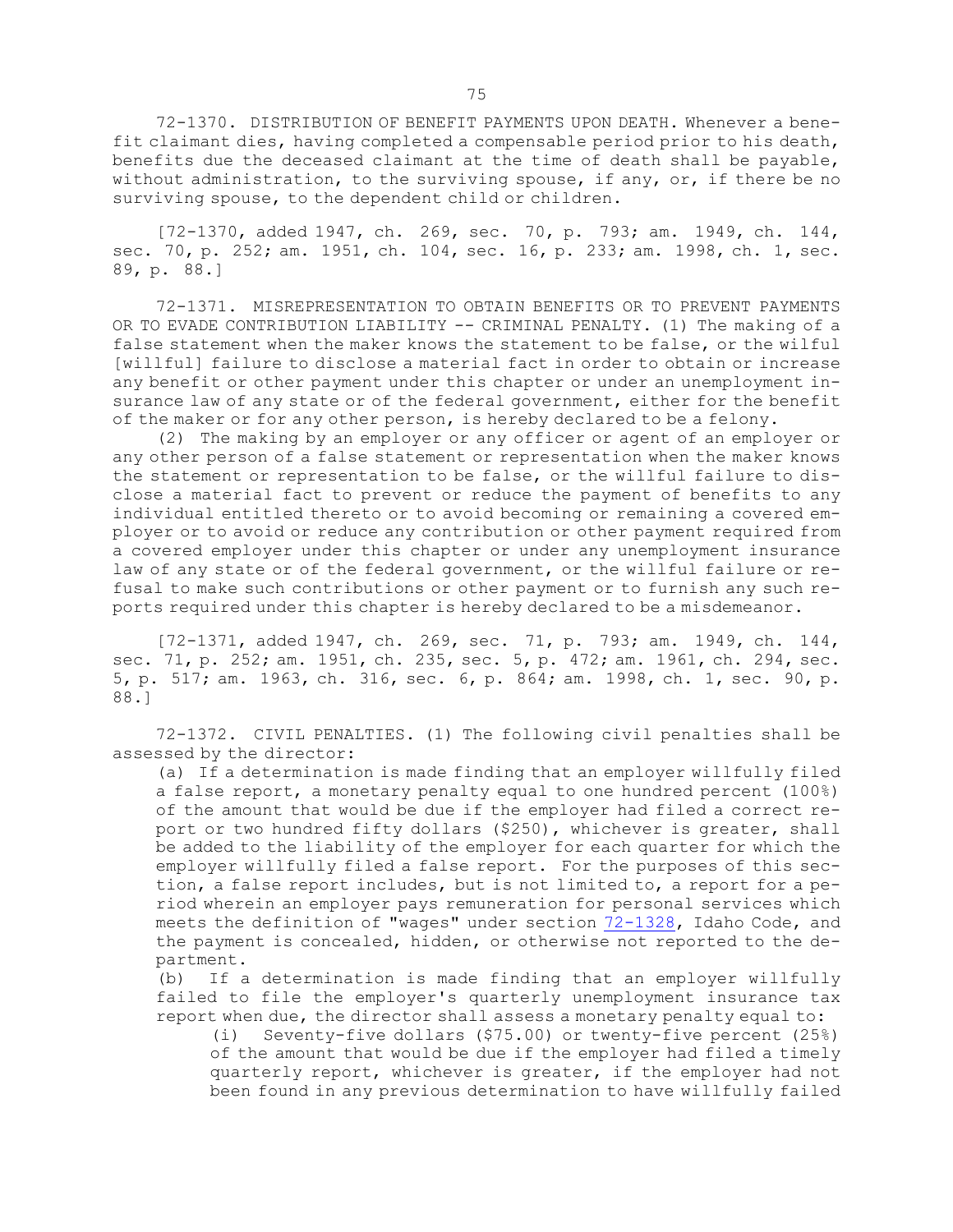72-1370. DISTRIBUTION OF BENEFIT PAYMENTS UPON DEATH. Whenever a benefit claimant dies, having completed a compensable period prior to his death, benefits due the deceased claimant at the time of death shall be payable, without administration, to the surviving spouse, if any, or, if there be no surviving spouse, to the dependent child or children.

[72-1370, added 1947, ch. 269, sec. 70, p. 793; am. 1949, ch. 144, sec. 70, p. 252; am. 1951, ch. 104, sec. 16, p. 233; am. 1998, ch. 1, sec. 89, p. 88.]

72-1371. MISREPRESENTATION TO OBTAIN BENEFITS OR TO PREVENT PAYMENTS OR TO EVADE CONTRIBUTION LIABILITY -- CRIMINAL PENALTY. (1) The making of a false statement when the maker knows the statement to be false, or the wilful [willful] failure to disclose a material fact in order to obtain or increase any benefit or other payment under this chapter or under an unemployment insurance law of any state or of the federal government, either for the benefit of the maker or for any other person, is hereby declared to be a felony.

(2) The making by an employer or any officer or agent of an employer or any other person of a false statement or representation when the maker knows the statement or representation to be false, or the willful failure to disclose a material fact to prevent or reduce the payment of benefits to any individual entitled thereto or to avoid becoming or remaining a covered employer or to avoid or reduce any contribution or other payment required from a covered employer under this chapter or under any unemployment insurance law of any state or of the federal government, or the willful failure or refusal to make such contributions or other payment or to furnish any such reports required under this chapter is hereby declared to be a misdemeanor.

[72-1371, added 1947, ch. 269, sec. 71, p. 793; am. 1949, ch. 144, sec. 71, p. 252; am. 1951, ch. 235, sec. 5, p. 472; am. 1961, ch. 294, sec. 5, p. 517; am. 1963, ch. 316, sec. 6, p. 864; am. 1998, ch. 1, sec. 90, p. 88.]

72-1372. CIVIL PENALTIES. (1) The following civil penalties shall be assessed by the director:

(a) If a determination is made finding that an employer willfully filed a false report, a monetary penalty equal to one hundred percent (100%) of the amount that would be due if the employer had filed a correct report or two hundred fifty dollars ($250), whichever is greater, shall be added to the liability of the employer for each quarter for which the employer willfully filed a false report. For the purposes of this section, a false report includes, but is not limited to, a report for a period wherein an employer pays remuneration for personal services which meets the definition of "wages" under section 72-1328, Idaho Code, and the payment is concealed, hidden, or otherwise not reported to the department.

(b) If a determination is made finding that an employer willfully failed to file the employer's quarterly unemployment insurance tax report when due, the director shall assess a monetary penalty equal to:

(i) Seventy-five dollars ($75.00) or twenty-five percent (25%) of the amount that would be due if the employer had filed a timely quarterly report, whichever is greater, if the employer had not been found in any previous determination to have willfully failed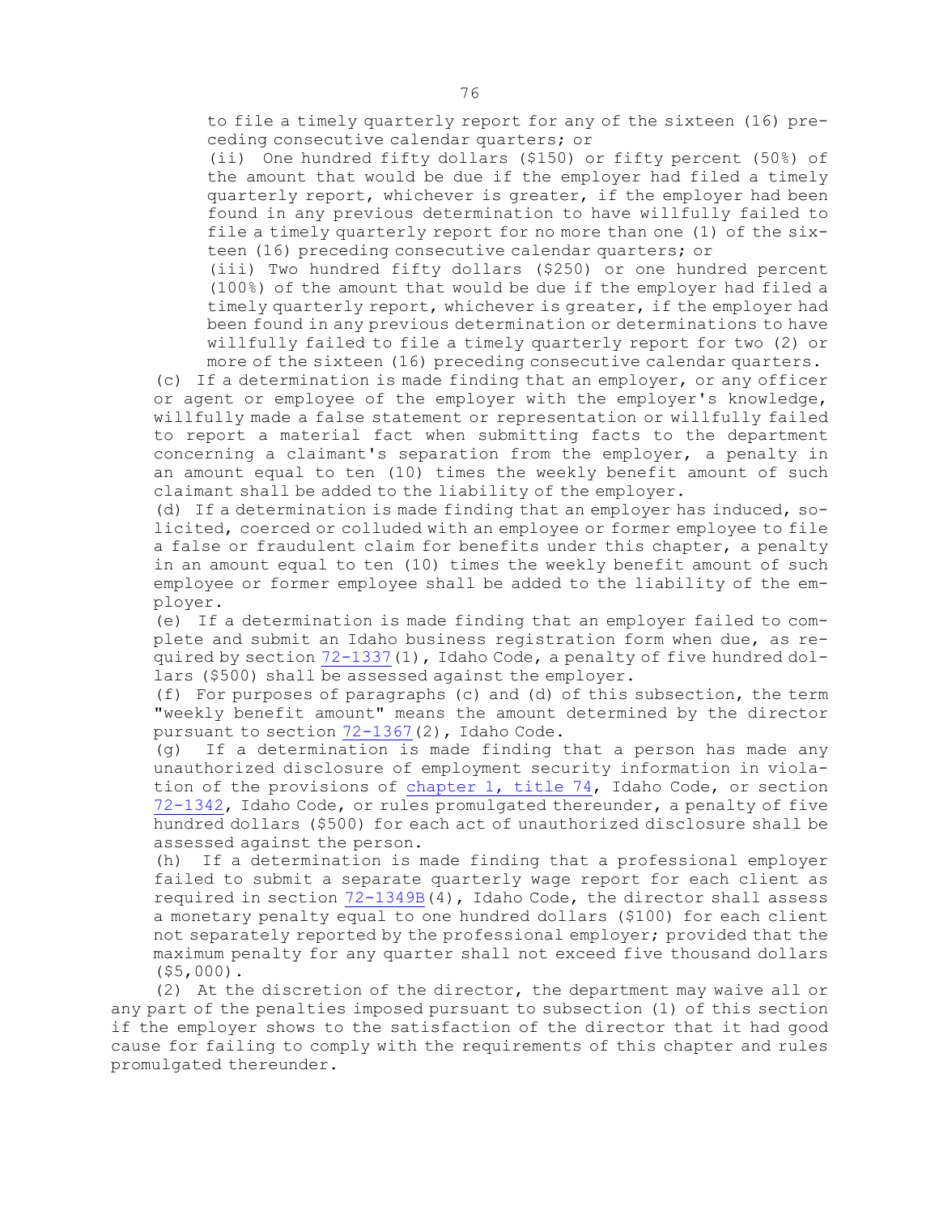to file a timely quarterly report for any of the sixteen (16) preceding consecutive calendar quarters; or

(ii) One hundred fifty dollars ($150) or fifty percent (50%) of the amount that would be due if the employer had filed a timely quarterly report, whichever is greater, if the employer had been found in any previous determination to have willfully failed to file a timely quarterly report for no more than one (1) of the sixteen (16) preceding consecutive calendar quarters; or

(iii) Two hundred fifty dollars ($250) or one hundred percent (100%) of the amount that would be due if the employer had filed a timely quarterly report, whichever is greater, if the employer had been found in any previous determination or determinations to have willfully failed to file a timely quarterly report for two (2) or more of the sixteen (16) preceding consecutive calendar quarters.

(c) If a determination is made finding that an employer, or any officer or agent or employee of the employer with the employer's knowledge, willfully made a false statement or representation or willfully failed to report a material fact when submitting facts to the department concerning a claimant's separation from the employer, a penalty in an amount equal to ten (10) times the weekly benefit amount of such claimant shall be added to the liability of the employer.

(d) If a determination is made finding that an employer has induced, solicited, coerced or colluded with an employee or former employee to file a false or fraudulent claim for benefits under this chapter, a penalty in an amount equal to ten (10) times the weekly benefit amount of such employee or former employee shall be added to the liability of the employer.

(e) If a determination is made finding that an employer failed to complete and submit an Idaho business registration form when due, as required by section 72-1337(1), Idaho Code, a penalty of five hundred dollars ($500) shall be assessed against the employer.

(f) For purposes of paragraphs (c) and (d) of this subsection, the term "weekly benefit amount" means the amount determined by the director pursuant to section 72-1367(2), Idaho Code.

(g) If a determination is made finding that a person has made any unauthorized disclosure of employment security information in violation of the provisions of chapter 1, title 74, Idaho Code, or section 72-1342, Idaho Code, or rules promulgated thereunder, a penalty of five hundred dollars ($500) for each act of unauthorized disclosure shall be assessed against the person.

(h) If a determination is made finding that a professional employer failed to submit a separate quarterly wage report for each client as required in section 72-1349B(4), Idaho Code, the director shall assess a monetary penalty equal to one hundred dollars ($100) for each client not separately reported by the professional employer; provided that the maximum penalty for any quarter shall not exceed five thousand dollars ($5,000).

(2) At the discretion of the director, the department may waive all or any part of the penalties imposed pursuant to subsection (1) of this section if the employer shows to the satisfaction of the director that it had good cause for failing to comply with the requirements of this chapter and rules promulgated thereunder.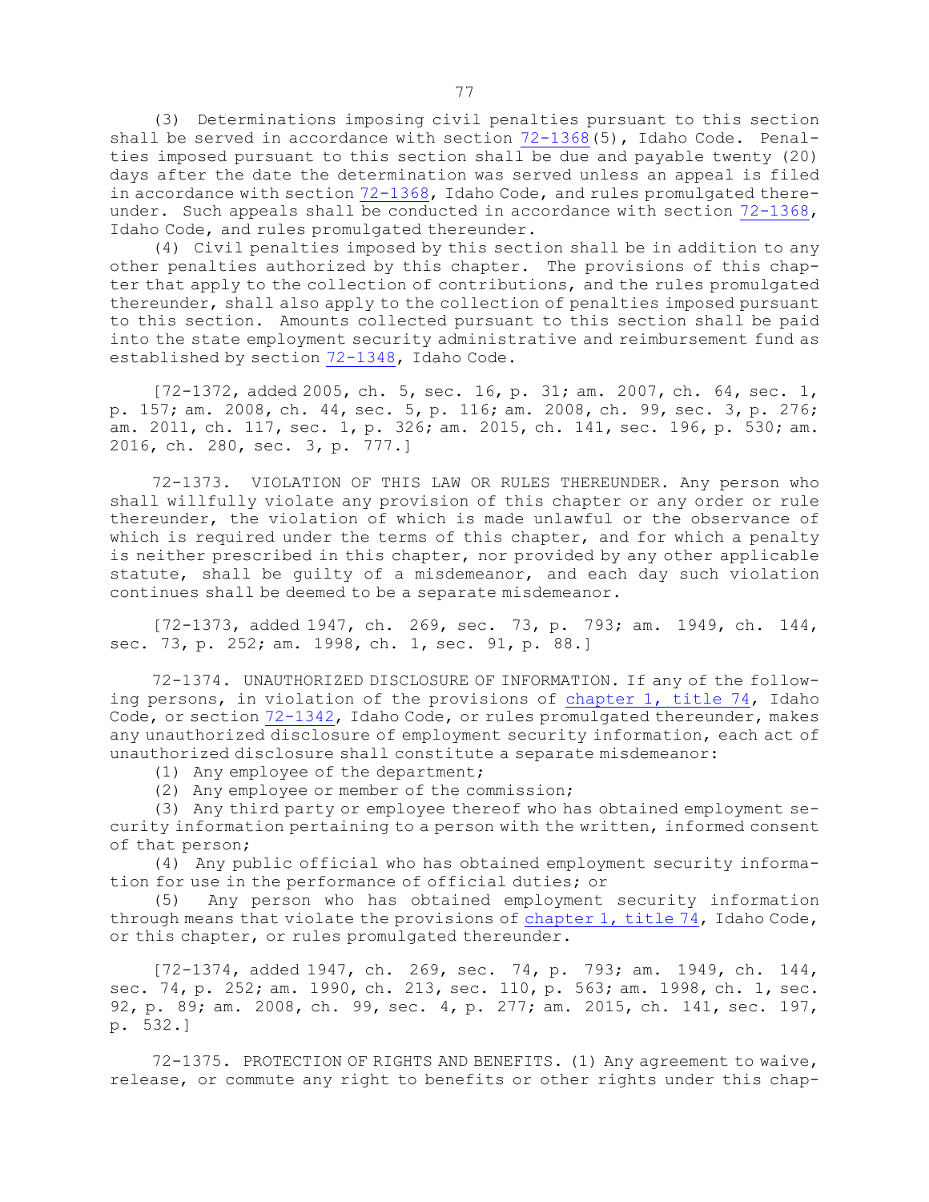(3) Determinations imposing civil penalties pursuant to this section shall be served in accordance with section 72-1368(5), Idaho Code. Penalties imposed pursuant to this section shall be due and payable twenty (20) days after the date the determination was served unless an appeal is filed in accordance with section 72-1368, Idaho Code, and rules promulgated thereunder. Such appeals shall be conducted in accordance with section 72-1368, Idaho Code, and rules promulgated thereunder.

(4) Civil penalties imposed by this section shall be in addition to any other penalties authorized by this chapter. The provisions of this chapter that apply to the collection of contributions, and the rules promulgated thereunder, shall also apply to the collection of penalties imposed pursuant to this section. Amounts collected pursuant to this section shall be paid into the state employment security administrative and reimbursement fund as established by section 72-1348, Idaho Code.

[72-1372, added 2005, ch. 5, sec. 16, p. 31; am. 2007, ch. 64, sec. 1, p. 157; am. 2008, ch. 44, sec. 5, p. 116; am. 2008, ch. 99, sec. 3, p. 276; am. 2011, ch. 117, sec. 1, p. 326; am. 2015, ch. 141, sec. 196, p. 530; am. 2016, ch. 280, sec. 3, p. 777.]

72-1373. VIOLATION OF THIS LAW OR RULES THEREUNDER. Any person who shall willfully violate any provision of this chapter or any order or rule thereunder, the violation of which is made unlawful or the observance of which is required under the terms of this chapter, and for which a penalty is neither prescribed in this chapter, nor provided by any other applicable statute, shall be guilty of a misdemeanor, and each day such violation continues shall be deemed to be a separate misdemeanor.

[72-1373, added 1947, ch. 269, sec. 73, p. 793; am. 1949, ch. 144, sec. 73, p. 252; am. 1998, ch. 1, sec. 91, p. 88.]

72-1374. UNAUTHORIZED DISCLOSURE OF INFORMATION. If any of the following persons, in violation of the provisions of chapter 1, title 74, Idaho Code, or section 72-1342, Idaho Code, or rules promulgated thereunder, makes any unauthorized disclosure of employment security information, each act of unauthorized disclosure shall constitute a separate misdemeanor:

(1) Any employee of the department;

(2) Any employee or member of the commission;

(3) Any third party or employee thereof who has obtained employment security information pertaining to a person with the written, informed consent of that person;

(4) Any public official who has obtained employment security information for use in the performance of official duties; or

(5) Any person who has obtained employment security information through means that violate the provisions of chapter 1, title 74, Idaho Code, or this chapter, or rules promulgated thereunder.

[72-1374, added 1947, ch. 269, sec. 74, p. 793; am. 1949, ch. 144, sec. 74, p. 252; am. 1990, ch. 213, sec. 110, p. 563; am. 1998, ch. 1, sec. 92, p. 89; am. 2008, ch. 99, sec. 4, p. 277; am. 2015, ch. 141, sec. 197, p. 532.]

72-1375. PROTECTION OF RIGHTS AND BENEFITS. (1) Any agreement to waive, release, or commute any right to benefits or other rights under this chap-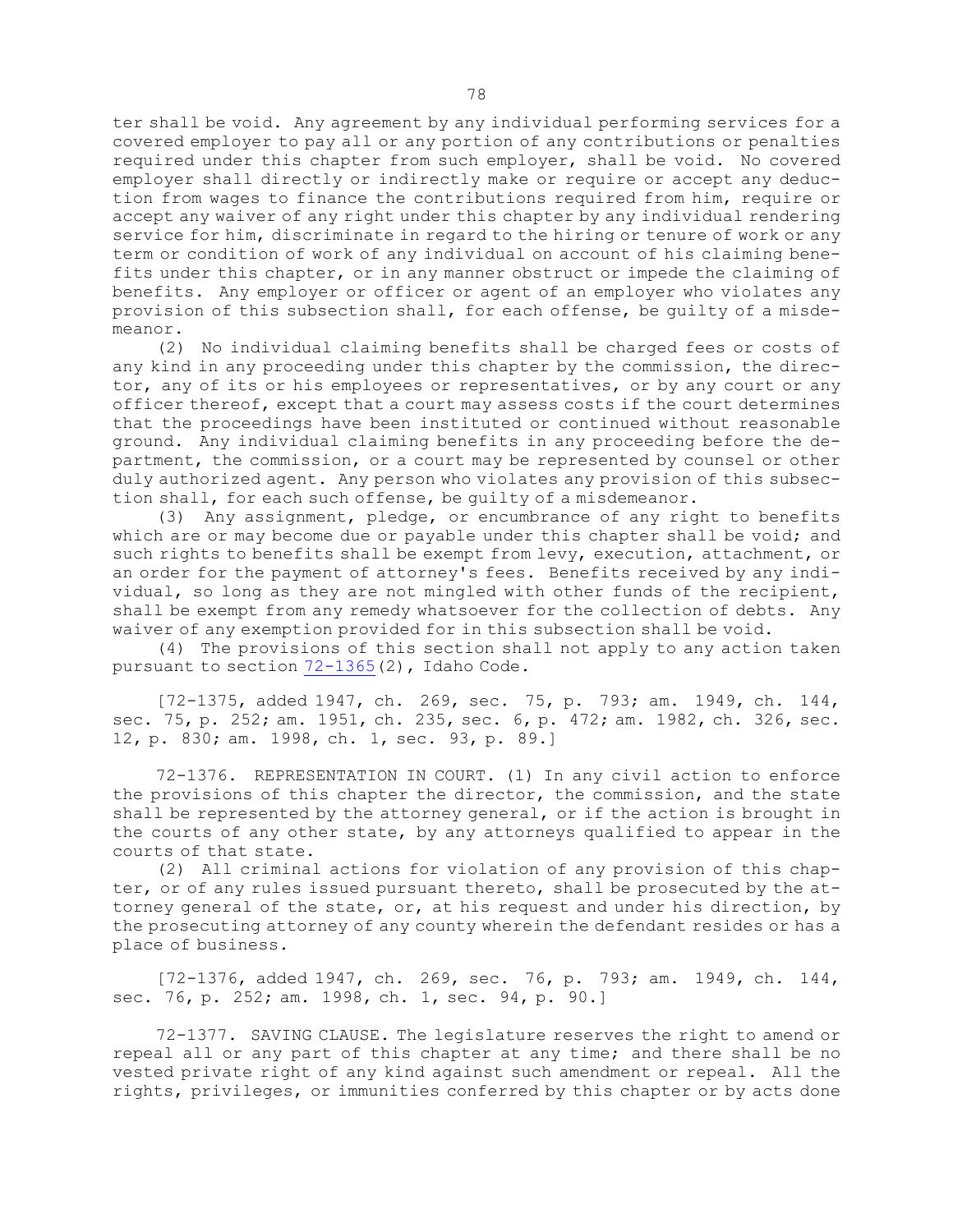ter shall be void. Any agreement by any individual performing services for a covered employer to pay all or any portion of any contributions or penalties required under this chapter from such employer, shall be void. No covered employer shall directly or indirectly make or require or accept any deduction from wages to finance the contributions required from him, require or accept any waiver of any right under this chapter by any individual rendering service for him, discriminate in regard to the hiring or tenure of work or any term or condition of work of any individual on account of his claiming benefits under this chapter, or in any manner obstruct or impede the claiming of benefits. Any employer or officer or agent of an employer who violates any provision of this subsection shall, for each offense, be guilty of a misdemeanor.

(2) No individual claiming benefits shall be charged fees or costs of any kind in any proceeding under this chapter by the commission, the director, any of its or his employees or representatives, or by any court or any officer thereof, except that a court may assess costs if the court determines that the proceedings have been instituted or continued without reasonable ground. Any individual claiming benefits in any proceeding before the department, the commission, or a court may be represented by counsel or other duly authorized agent. Any person who violates any provision of this subsection shall, for each such offense, be guilty of a misdemeanor.

(3) Any assignment, pledge, or encumbrance of any right to benefits which are or may become due or payable under this chapter shall be void; and such rights to benefits shall be exempt from levy, execution, attachment, or an order for the payment of attorney's fees. Benefits received by any individual, so long as they are not mingled with other funds of the recipient, shall be exempt from any remedy whatsoever for the collection of debts. Any waiver of any exemption provided for in this subsection shall be void.

(4) The provisions of this section shall not apply to any action taken pursuant to section 72-1365(2), Idaho Code.

[72-1375, added 1947, ch. 269, sec. 75, p. 793; am. 1949, ch. 144, sec. 75, p. 252; am. 1951, ch. 235, sec. 6, p. 472; am. 1982, ch. 326, sec. 12, p. 830; am. 1998, ch. 1, sec. 93, p. 89.]

72-1376. REPRESENTATION IN COURT. (1) In any civil action to enforce the provisions of this chapter the director, the commission, and the state shall be represented by the attorney general, or if the action is brought in the courts of any other state, by any attorneys qualified to appear in the courts of that state.

(2) All criminal actions for violation of any provision of this chapter, or of any rules issued pursuant thereto, shall be prosecuted by the attorney general of the state, or, at his request and under his direction, by the prosecuting attorney of any county wherein the defendant resides or has a place of business.

[72-1376, added 1947, ch. 269, sec. 76, p. 793; am. 1949, ch. 144, sec. 76, p. 252; am. 1998, ch. 1, sec. 94, p. 90.]

72-1377. SAVING CLAUSE. The legislature reserves the right to amend or repeal all or any part of this chapter at any time; and there shall be no vested private right of any kind against such amendment or repeal. All the rights, privileges, or immunities conferred by this chapter or by acts done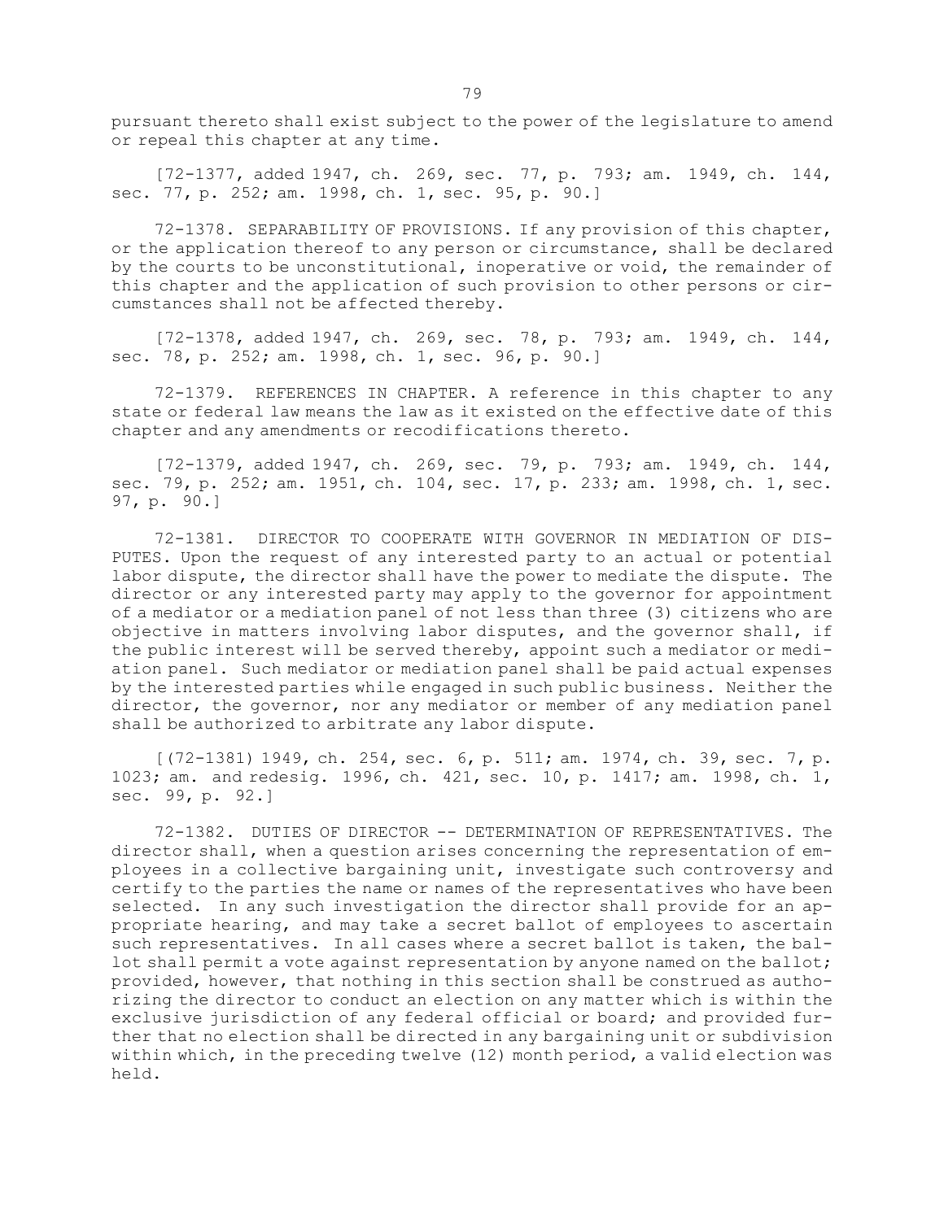pursuant thereto shall exist subject to the power of the legislature to amend or repeal this chapter at any time.

[72-1377, added 1947, ch. 269, sec. 77, p. 793; am. 1949, ch. 144, sec. 77, p. 252; am. 1998, ch. 1, sec. 95, p. 90.]

72-1378. SEPARABILITY OF PROVISIONS. If any provision of this chapter, or the application thereof to any person or circumstance, shall be declared by the courts to be unconstitutional, inoperative or void, the remainder of this chapter and the application of such provision to other persons or circumstances shall not be affected thereby.

[72-1378, added 1947, ch. 269, sec. 78, p. 793; am. 1949, ch. 144, sec. 78, p. 252; am. 1998, ch. 1, sec. 96, p. 90.]

72-1379. REFERENCES IN CHAPTER. A reference in this chapter to any state or federal law means the law as it existed on the effective date of this chapter and any amendments or recodifications thereto.

[72-1379, added 1947, ch. 269, sec. 79, p. 793; am. 1949, ch. 144, sec. 79, p. 252; am. 1951, ch. 104, sec. 17, p. 233; am. 1998, ch. 1, sec. 97, p. 90.]

72-1381. DIRECTOR TO COOPERATE WITH GOVERNOR IN MEDIATION OF DISPUTES. Upon the request of any interested party to an actual or potential labor dispute, the director shall have the power to mediate the dispute. The director or any interested party may apply to the governor for appointment of a mediator or a mediation panel of not less than three (3) citizens who are objective in matters involving labor disputes, and the governor shall, if the public interest will be served thereby, appoint such a mediator or mediation panel. Such mediator or mediation panel shall be paid actual expenses by the interested parties while engaged in such public business. Neither the director, the governor, nor any mediator or member of any mediation panel shall be authorized to arbitrate any labor dispute.

[(72-1381) 1949, ch. 254, sec. 6, p. 511; am. 1974, ch. 39, sec. 7, p. 1023; am. and redesig. 1996, ch. 421, sec. 10, p. 1417; am. 1998, ch. 1, sec. 99, p. 92.]

72-1382. DUTIES OF DIRECTOR -- DETERMINATION OF REPRESENTATIVES. The director shall, when a question arises concerning the representation of employees in a collective bargaining unit, investigate such controversy and certify to the parties the name or names of the representatives who have been selected. In any such investigation the director shall provide for an appropriate hearing, and may take a secret ballot of employees to ascertain such representatives. In all cases where a secret ballot is taken, the ballot shall permit a vote against representation by anyone named on the ballot; provided, however, that nothing in this section shall be construed as authorizing the director to conduct an election on any matter which is within the exclusive jurisdiction of any federal official or board; and provided further that no election shall be directed in any bargaining unit or subdivision within which, in the preceding twelve (12) month period, a valid election was held.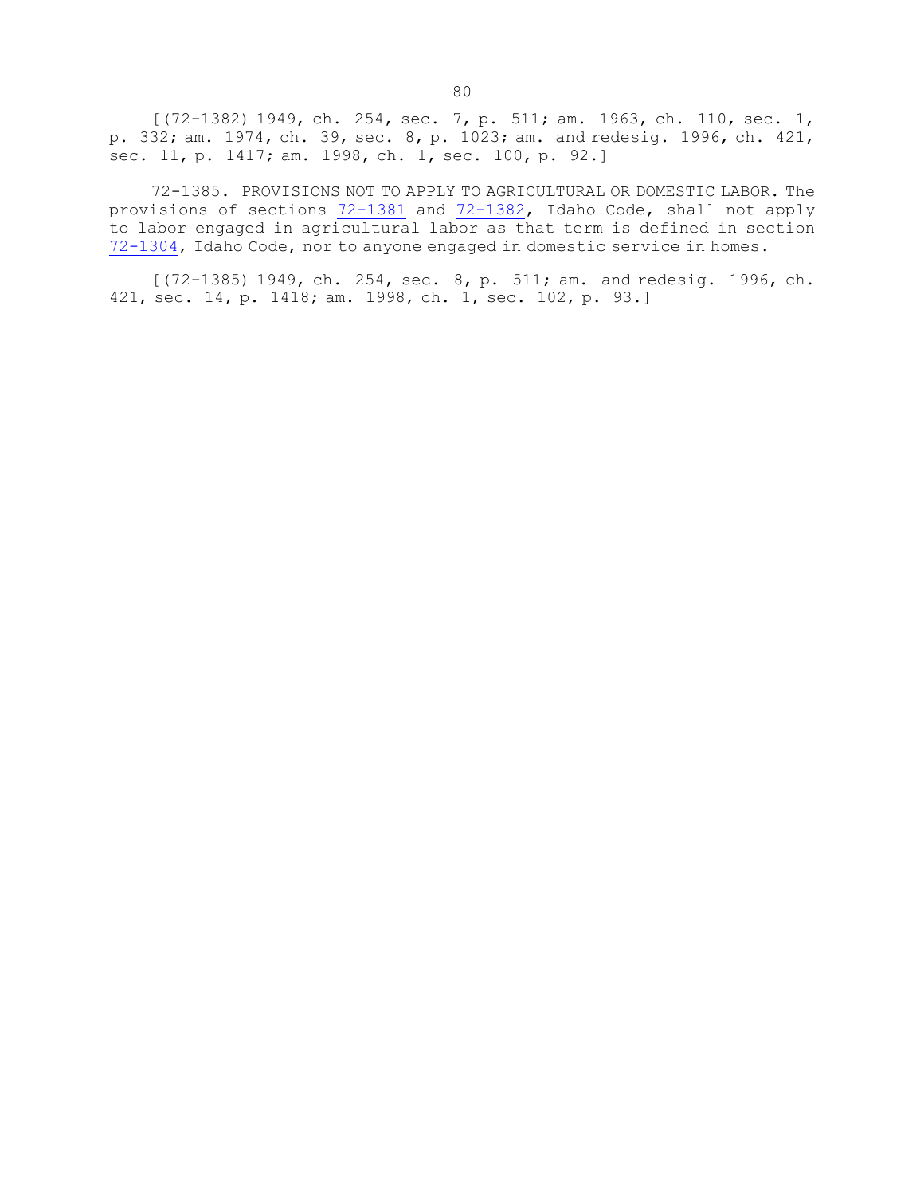[(72-1382) 1949, ch. 254, sec. 7, p. 511; am. 1963, ch. 110, sec. 1, p. 332; am. 1974, ch. 39, sec. 8, p. 1023; am. and redesig. 1996, ch. 421, sec. 11, p. 1417; am. 1998, ch. 1, sec. 100, p. 92.]

72-1385. PROVISIONS NOT TO APPLY TO AGRICULTURAL OR DOMESTIC LABOR. The provisions of sections 72-1381 and 72-1382, Idaho Code, shall not apply to labor engaged in agricultural labor as that term is defined in section 72-1304, Idaho Code, nor to anyone engaged in domestic service in homes.

[(72-1385) 1949, ch. 254, sec. 8, p. 511; am. and redesig. 1996, ch. 421, sec. 14, p. 1418; am. 1998, ch. 1, sec. 102, p. 93.]